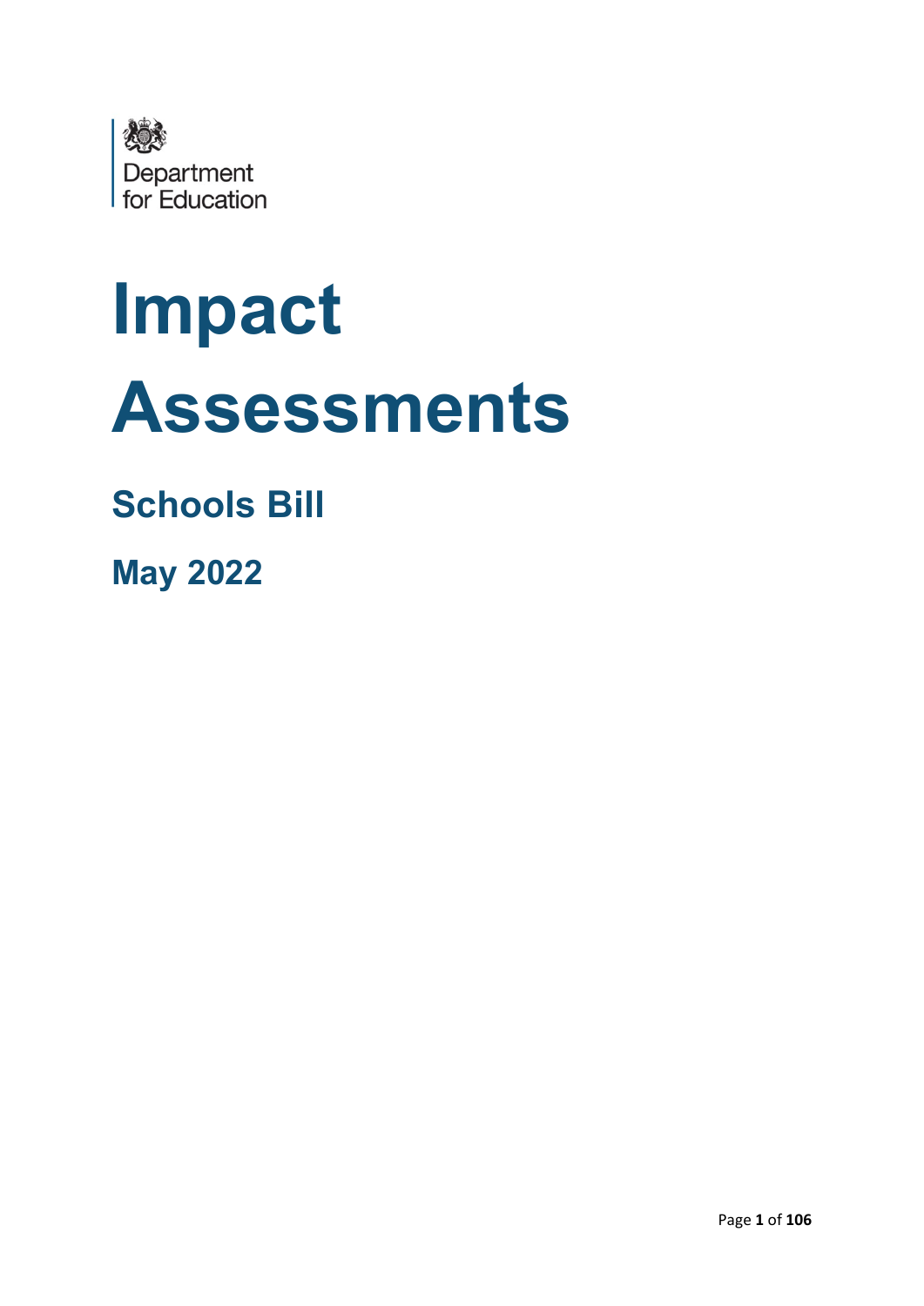Department for Education

# Impact Assessments

## Schools Bill

## May 2022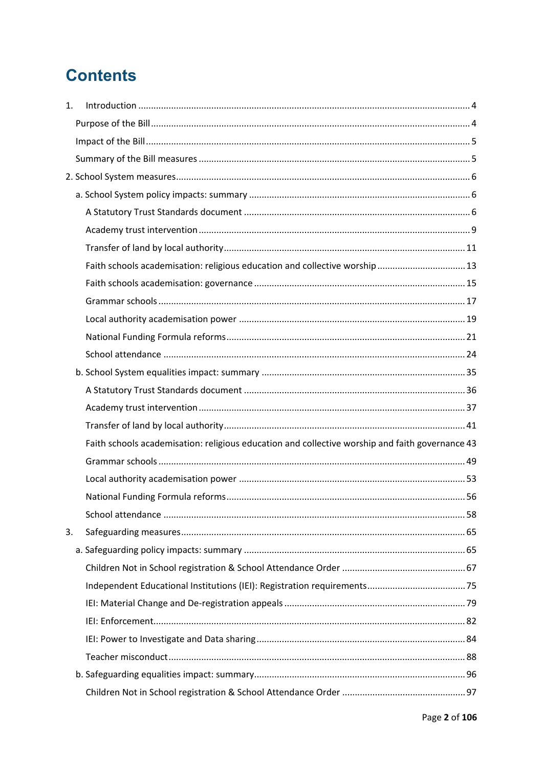# Contents

1. Introduction ..... 4
   - Purpose of the Bill ..... 4
   - Impact of the Bill ..... 5
   - Summary of the Bill measures ..... 5
2. School System measures ..... 6
   - a. School System policy impacts: summary ..... 6
     - A Statutory Trust Standards document ..... 6
     - Academy trust intervention ..... 9
     - Transfer of land by local authority ..... 11
     - Faith schools academisation: religious education and collective worship ..... 13
     - Faith schools academisation: governance ..... 15
     - Grammar schools ..... 17
     - Local authority academisation power ..... 19
     - National Funding Formula reforms ..... 21
     - School attendance ..... 24
   - b. School System equalities impact: summary ..... 35
     - A Statutory Trust Standards document ..... 36
     - Academy trust intervention ..... 37
     - Transfer of land by local authority ..... 41
     - Faith schools academisation: religious education and collective worship and faith governance ..... 43
     - Grammar schools ..... 49
     - Local authority academisation power ..... 53
     - National Funding Formula reforms ..... 56
     - School attendance ..... 58
3. Safeguarding measures ..... 65
   - a. Safeguarding policy impacts: summary ..... 65
     - Children Not in School registration & School Attendance Order ..... 67
     - Independent Educational Institutions (IEI): Registration requirements ..... 75
     - IEI: Material Change and De-registration appeals ..... 79
     - IEI: Enforcement ..... 82
     - IEI: Power to Investigate and Data sharing ..... 84
     - Teacher misconduct ..... 88
   - b. Safeguarding equalities impact: summary ..... 96
     - Children Not in School registration & School Attendance Order ..... 97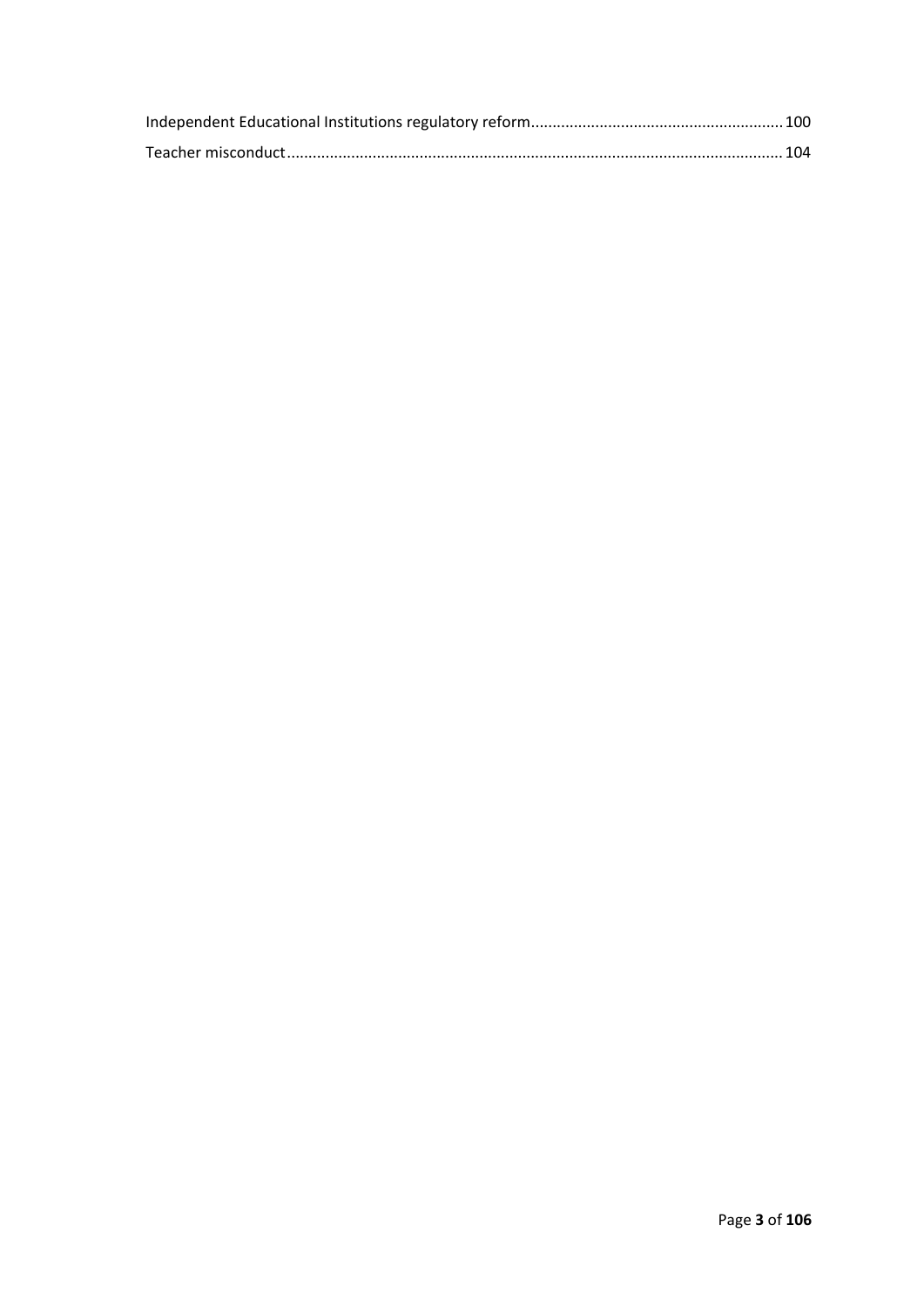Independent Educational Institutions regulatory reform........................................................100

Teacher misconduct..................................................................................................................104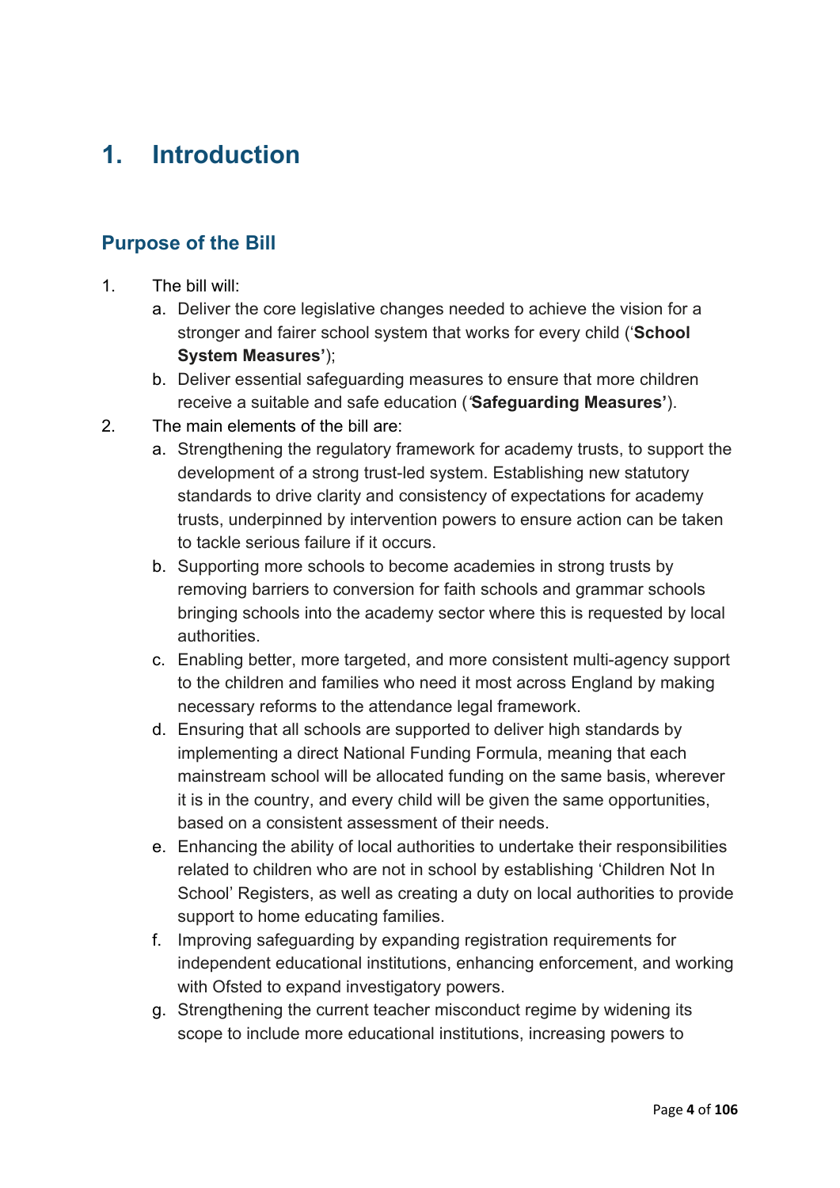# 1. Introduction

## Purpose of the Bill

1. The bill will:
    a. Deliver the core legislative changes needed to achieve the vision for a stronger and fairer school system that works for every child ('**School System Measures'**);
    b. Deliver essential safeguarding measures to ensure that more children receive a suitable and safe education (*'***Safeguarding Measures'**).
2. The main elements of the bill are:
    a. Strengthening the regulatory framework for academy trusts, to support the development of a strong trust-led system. Establishing new statutory standards to drive clarity and consistency of expectations for academy trusts, underpinned by intervention powers to ensure action can be taken to tackle serious failure if it occurs.
    b. Supporting more schools to become academies in strong trusts by removing barriers to conversion for faith schools and grammar schools bringing schools into the academy sector where this is requested by local authorities.
    c. Enabling better, more targeted, and more consistent multi-agency support to the children and families who need it most across England by making necessary reforms to the attendance legal framework.
    d. Ensuring that all schools are supported to deliver high standards by implementing a direct National Funding Formula, meaning that each mainstream school will be allocated funding on the same basis, wherever it is in the country, and every child will be given the same opportunities, based on a consistent assessment of their needs.
    e. Enhancing the ability of local authorities to undertake their responsibilities related to children who are not in school by establishing 'Children Not In School' Registers, as well as creating a duty on local authorities to provide support to home educating families.
    f. Improving safeguarding by expanding registration requirements for independent educational institutions, enhancing enforcement, and working with Ofsted to expand investigatory powers.
    g. Strengthening the current teacher misconduct regime by widening its scope to include more educational institutions, increasing powers to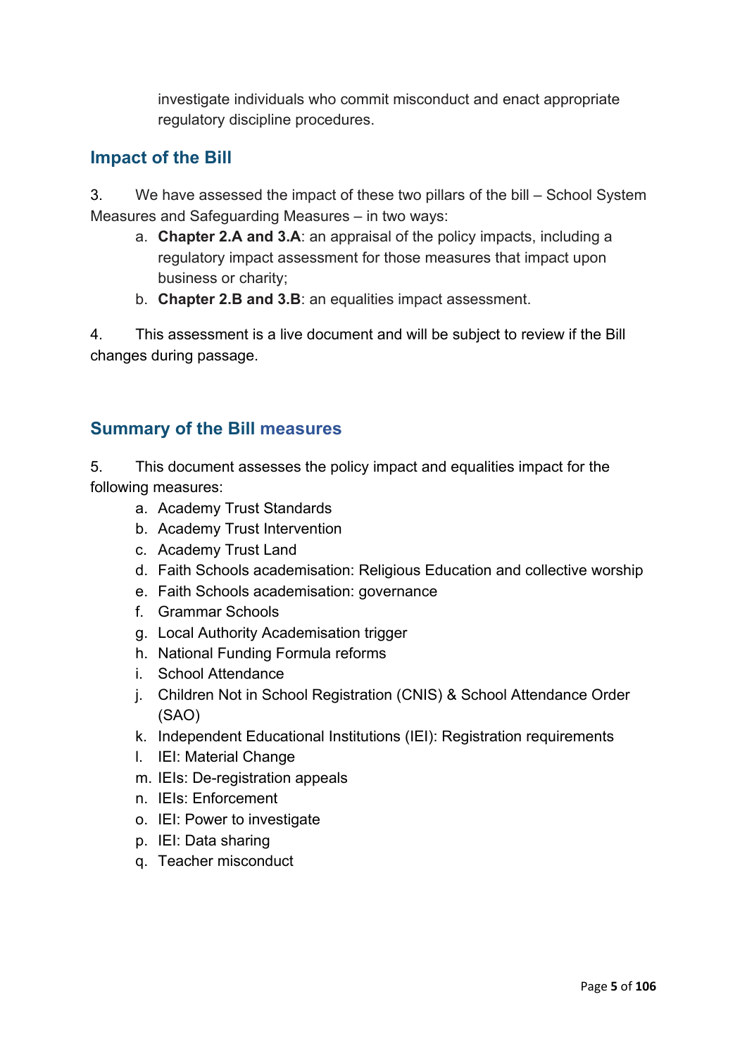investigate individuals who commit misconduct and enact appropriate regulatory discipline procedures.

## Impact of the Bill

3. We have assessed the impact of these two pillars of the bill – School System Measures and Safeguarding Measures – in two ways:

   a. **Chapter 2.A and 3.A**: an appraisal of the policy impacts, including a regulatory impact assessment for those measures that impact upon business or charity;
   b. **Chapter 2.B and 3.B**: an equalities impact assessment.

4. This assessment is a live document and will be subject to review if the Bill changes during passage.

## Summary of the Bill measures

5. This document assesses the policy impact and equalities impact for the following measures:

   a. Academy Trust Standards
   b. Academy Trust Intervention
   c. Academy Trust Land
   d. Faith Schools academisation: Religious Education and collective worship
   e. Faith Schools academisation: governance
   f. Grammar Schools
   g. Local Authority Academisation trigger
   h. National Funding Formula reforms
   i. School Attendance
   j. Children Not in School Registration (CNIS) & School Attendance Order (SAO)
   k. Independent Educational Institutions (IEI): Registration requirements
   l. IEI: Material Change
   m. IEIs: De-registration appeals
   n. IEIs: Enforcement
   o. IEI: Power to investigate
   p. IEI: Data sharing
   q. Teacher misconduct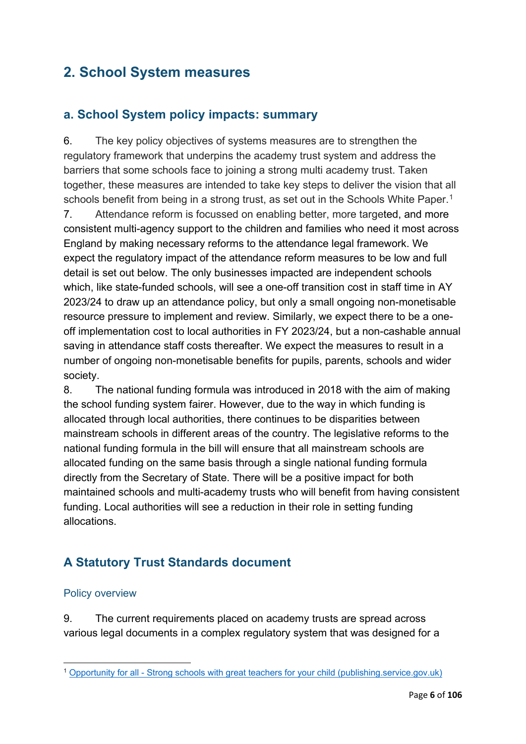## 2. School System measures

### a. School System policy impacts: summary

6. The key policy objectives of systems measures are to strengthen the regulatory framework that underpins the academy trust system and address the barriers that some schools face to joining a strong multi academy trust. Taken together, these measures are intended to take key steps to deliver the vision that all schools benefit from being in a strong trust, as set out in the Schools White Paper.[1]

7. Attendance reform is focussed on enabling better, more targeted, and more consistent multi-agency support to the children and families who need it most across England by making necessary reforms to the attendance legal framework. We expect the regulatory impact of the attendance reform measures to be low and full detail is set out below. The only businesses impacted are independent schools which, like state-funded schools, will see a one-off transition cost in staff time in AY 2023/24 to draw up an attendance policy, but only a small ongoing non-monetisable resource pressure to implement and review. Similarly, we expect there to be a one-off implementation cost to local authorities in FY 2023/24, but a non-cashable annual saving in attendance staff costs thereafter. We expect the measures to result in a number of ongoing non-monetisable benefits for pupils, parents, schools and wider society.

8. The national funding formula was introduced in 2018 with the aim of making the school funding system fairer. However, due to the way in which funding is allocated through local authorities, there continues to be disparities between mainstream schools in different areas of the country. The legislative reforms to the national funding formula in the bill will ensure that all mainstream schools are allocated funding on the same basis through a single national funding formula directly from the Secretary of State. There will be a positive impact for both maintained schools and multi-academy trusts who will benefit from having consistent funding. Local authorities will see a reduction in their role in setting funding allocations.

### A Statutory Trust Standards document

#### Policy overview

9. The current requirements placed on academy trusts are spread across various legal documents in a complex regulatory system that was designed for a

[1] Opportunity for all - Strong schools with great teachers for your child (publishing.service.gov.uk)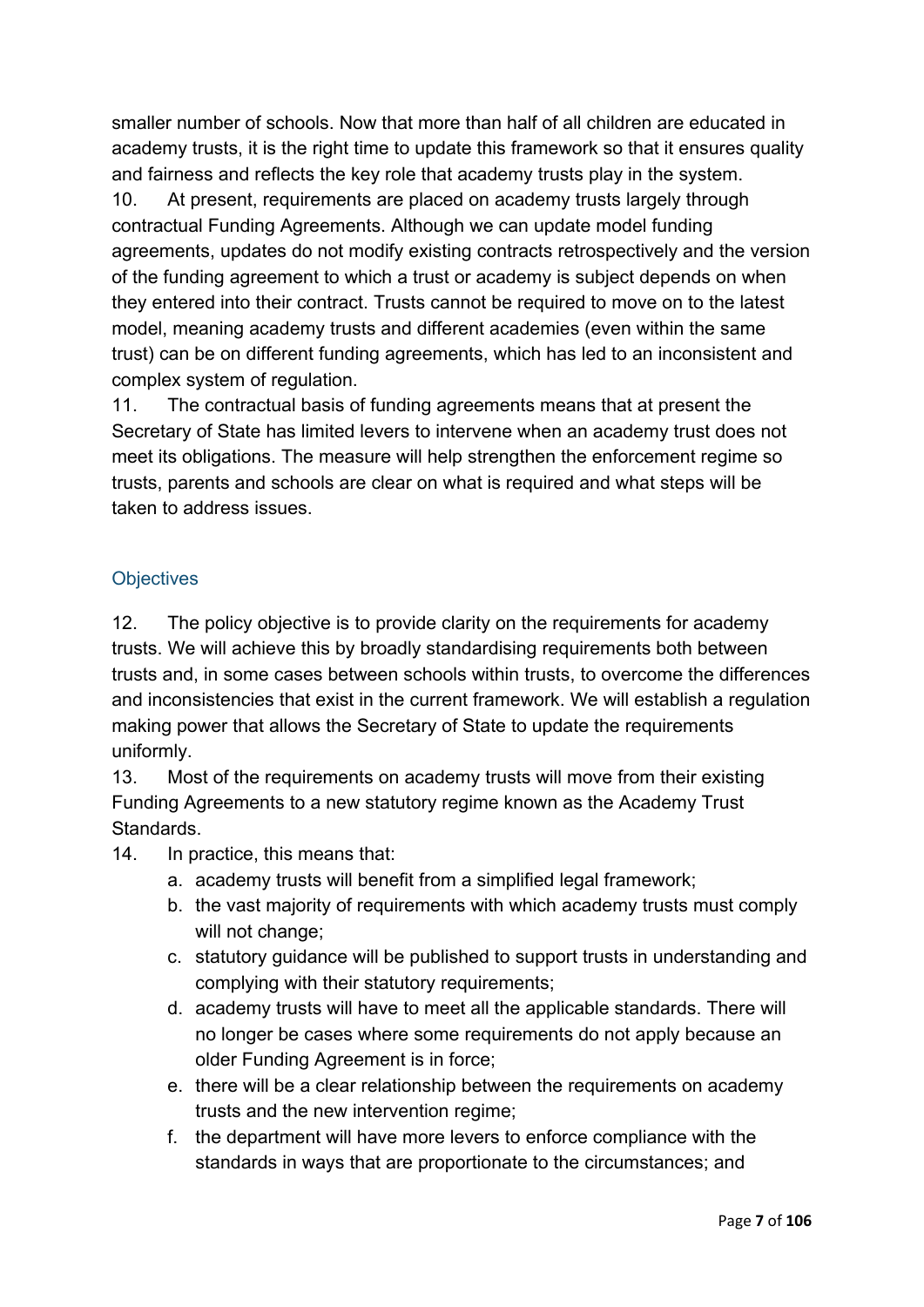smaller number of schools. Now that more than half of all children are educated in academy trusts, it is the right time to update this framework so that it ensures quality and fairness and reflects the key role that academy trusts play in the system.

10. At present, requirements are placed on academy trusts largely through contractual Funding Agreements. Although we can update model funding agreements, updates do not modify existing contracts retrospectively and the version of the funding agreement to which a trust or academy is subject depends on when they entered into their contract. Trusts cannot be required to move on to the latest model, meaning academy trusts and different academies (even within the same trust) can be on different funding agreements, which has led to an inconsistent and complex system of regulation.

11. The contractual basis of funding agreements means that at present the Secretary of State has limited levers to intervene when an academy trust does not meet its obligations. The measure will help strengthen the enforcement regime so trusts, parents and schools are clear on what is required and what steps will be taken to address issues.

## Objectives

12. The policy objective is to provide clarity on the requirements for academy trusts. We will achieve this by broadly standardising requirements both between trusts and, in some cases between schools within trusts, to overcome the differences and inconsistencies that exist in the current framework. We will establish a regulation making power that allows the Secretary of State to update the requirements uniformly.

13. Most of the requirements on academy trusts will move from their existing Funding Agreements to a new statutory regime known as the Academy Trust Standards.

14. In practice, this means that:

   a. academy trusts will benefit from a simplified legal framework;
   b. the vast majority of requirements with which academy trusts must comply will not change;
   c. statutory guidance will be published to support trusts in understanding and complying with their statutory requirements;
   d. academy trusts will have to meet all the applicable standards. There will no longer be cases where some requirements do not apply because an older Funding Agreement is in force;
   e. there will be a clear relationship between the requirements on academy trusts and the new intervention regime;
   f. the department will have more levers to enforce compliance with the standards in ways that are proportionate to the circumstances; and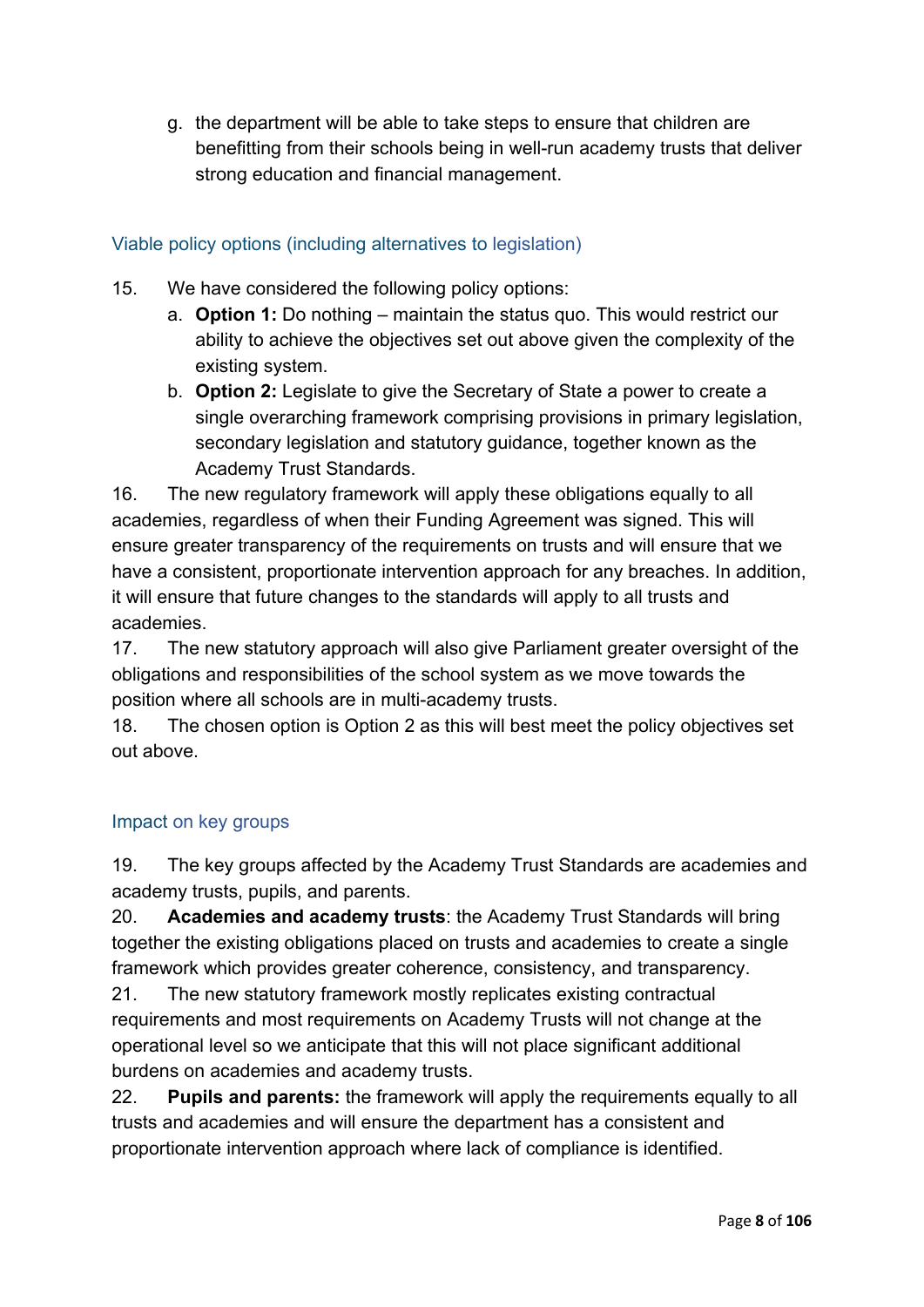g. the department will be able to take steps to ensure that children are benefitting from their schools being in well-run academy trusts that deliver strong education and financial management.

### Viable policy options (including alternatives to legislation)

15. We have considered the following policy options:
    a. **Option 1:** Do nothing – maintain the status quo. This would restrict our ability to achieve the objectives set out above given the complexity of the existing system.
    b. **Option 2:** Legislate to give the Secretary of State a power to create a single overarching framework comprising provisions in primary legislation, secondary legislation and statutory guidance, together known as the Academy Trust Standards.

16. The new regulatory framework will apply these obligations equally to all academies, regardless of when their Funding Agreement was signed. This will ensure greater transparency of the requirements on trusts and will ensure that we have a consistent, proportionate intervention approach for any breaches. In addition, it will ensure that future changes to the standards will apply to all trusts and academies.

17. The new statutory approach will also give Parliament greater oversight of the obligations and responsibilities of the school system as we move towards the position where all schools are in multi-academy trusts.

18. The chosen option is Option 2 as this will best meet the policy objectives set out above.

### Impact on key groups

19. The key groups affected by the Academy Trust Standards are academies and academy trusts, pupils, and parents.

20. **Academies and academy trusts**: the Academy Trust Standards will bring together the existing obligations placed on trusts and academies to create a single framework which provides greater coherence, consistency, and transparency.

21. The new statutory framework mostly replicates existing contractual requirements and most requirements on Academy Trusts will not change at the operational level so we anticipate that this will not place significant additional burdens on academies and academy trusts.

22. **Pupils and parents:** the framework will apply the requirements equally to all trusts and academies and will ensure the department has a consistent and proportionate intervention approach where lack of compliance is identified.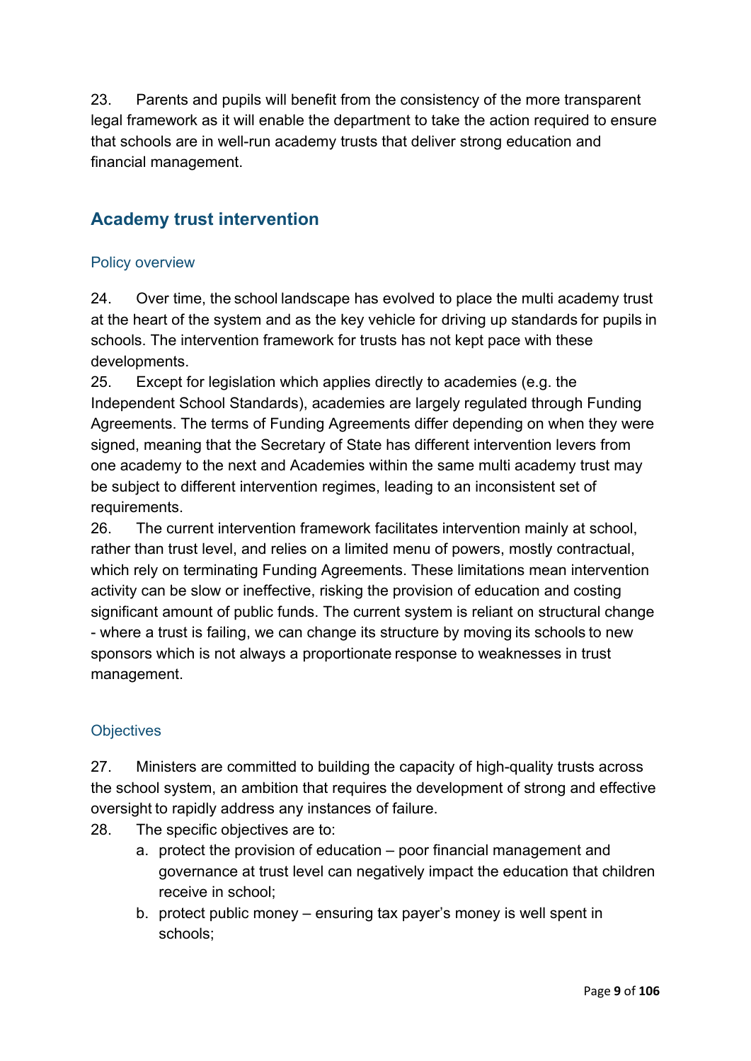23. Parents and pupils will benefit from the consistency of the more transparent legal framework as it will enable the department to take the action required to ensure that schools are in well-run academy trusts that deliver strong education and financial management.

## Academy trust intervention

### Policy overview

24. Over time, the school landscape has evolved to place the multi academy trust at the heart of the system and as the key vehicle for driving up standards for pupils in schools. The intervention framework for trusts has not kept pace with these developments.

25. Except for legislation which applies directly to academies (e.g. the Independent School Standards), academies are largely regulated through Funding Agreements. The terms of Funding Agreements differ depending on when they were signed, meaning that the Secretary of State has different intervention levers from one academy to the next and Academies within the same multi academy trust may be subject to different intervention regimes, leading to an inconsistent set of requirements.

26. The current intervention framework facilitates intervention mainly at school, rather than trust level, and relies on a limited menu of powers, mostly contractual, which rely on terminating Funding Agreements. These limitations mean intervention activity can be slow or ineffective, risking the provision of education and costing significant amount of public funds. The current system is reliant on structural change - where a trust is failing, we can change its structure by moving its schools to new sponsors which is not always a proportionate response to weaknesses in trust management.

### Objectives

27. Ministers are committed to building the capacity of high-quality trusts across the school system, an ambition that requires the development of strong and effective oversight to rapidly address any instances of failure.

28. The specific objectives are to:

   a. protect the provision of education – poor financial management and governance at trust level can negatively impact the education that children receive in school;

   b. protect public money – ensuring tax payer's money is well spent in schools;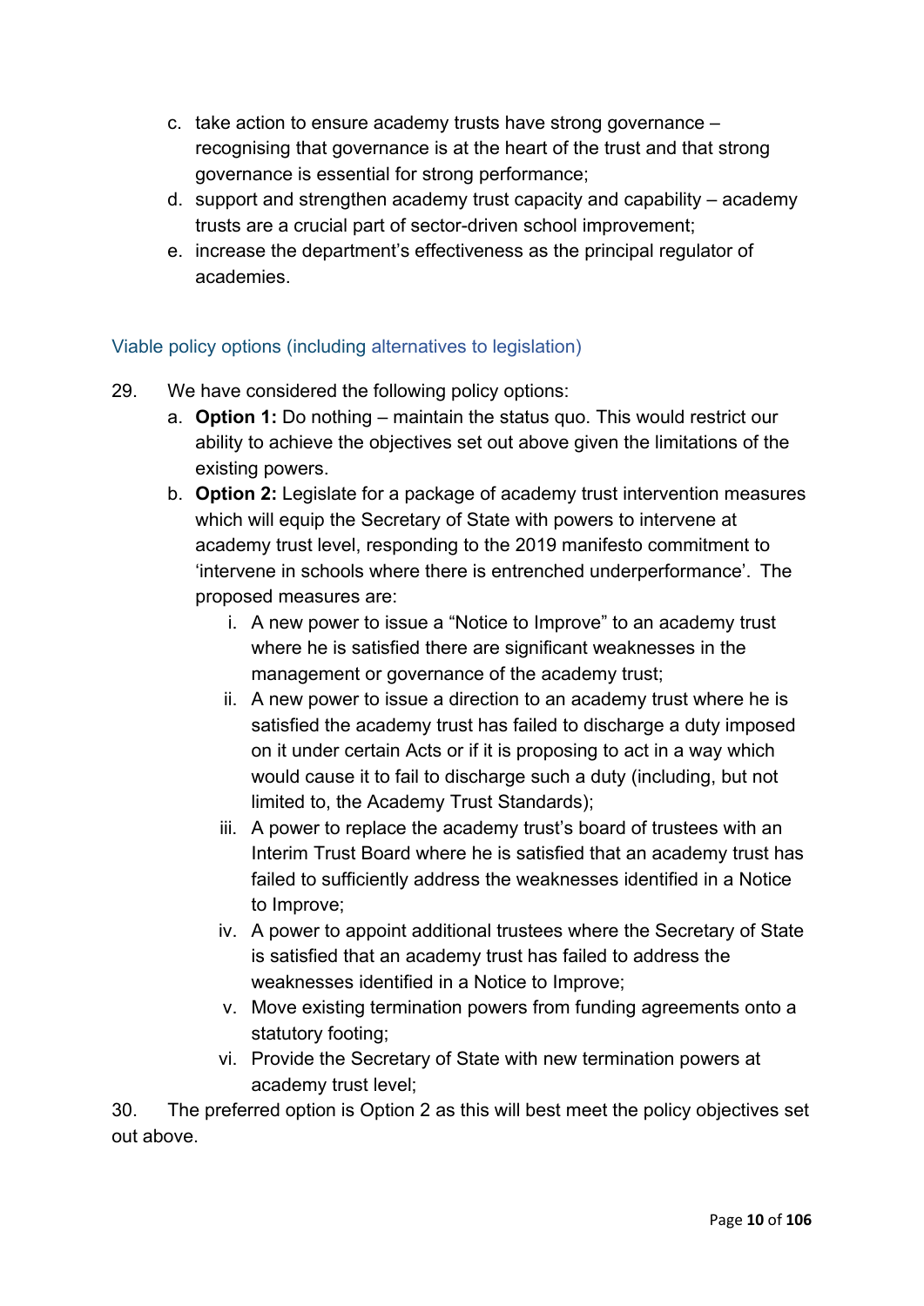c. take action to ensure academy trusts have strong governance – recognising that governance is at the heart of the trust and that strong governance is essential for strong performance;
d. support and strengthen academy trust capacity and capability – academy trusts are a crucial part of sector-driven school improvement;
e. increase the department's effectiveness as the principal regulator of academies.

## Viable policy options (including alternatives to legislation)

29. We have considered the following policy options:
   a. **Option 1:** Do nothing – maintain the status quo. This would restrict our ability to achieve the objectives set out above given the limitations of the existing powers.
   b. **Option 2:** Legislate for a package of academy trust intervention measures which will equip the Secretary of State with powers to intervene at academy trust level, responding to the 2019 manifesto commitment to 'intervene in schools where there is entrenched underperformance'. The proposed measures are:
      i. A new power to issue a "Notice to Improve" to an academy trust where he is satisfied there are significant weaknesses in the management or governance of the academy trust;
      ii. A new power to issue a direction to an academy trust where he is satisfied the academy trust has failed to discharge a duty imposed on it under certain Acts or if it is proposing to act in a way which would cause it to fail to discharge such a duty (including, but not limited to, the Academy Trust Standards);
      iii. A power to replace the academy trust's board of trustees with an Interim Trust Board where he is satisfied that an academy trust has failed to sufficiently address the weaknesses identified in a Notice to Improve;
      iv. A power to appoint additional trustees where the Secretary of State is satisfied that an academy trust has failed to address the weaknesses identified in a Notice to Improve;
      v. Move existing termination powers from funding agreements onto a statutory footing;
      vi. Provide the Secretary of State with new termination powers at academy trust level;

30. The preferred option is Option 2 as this will best meet the policy objectives set out above.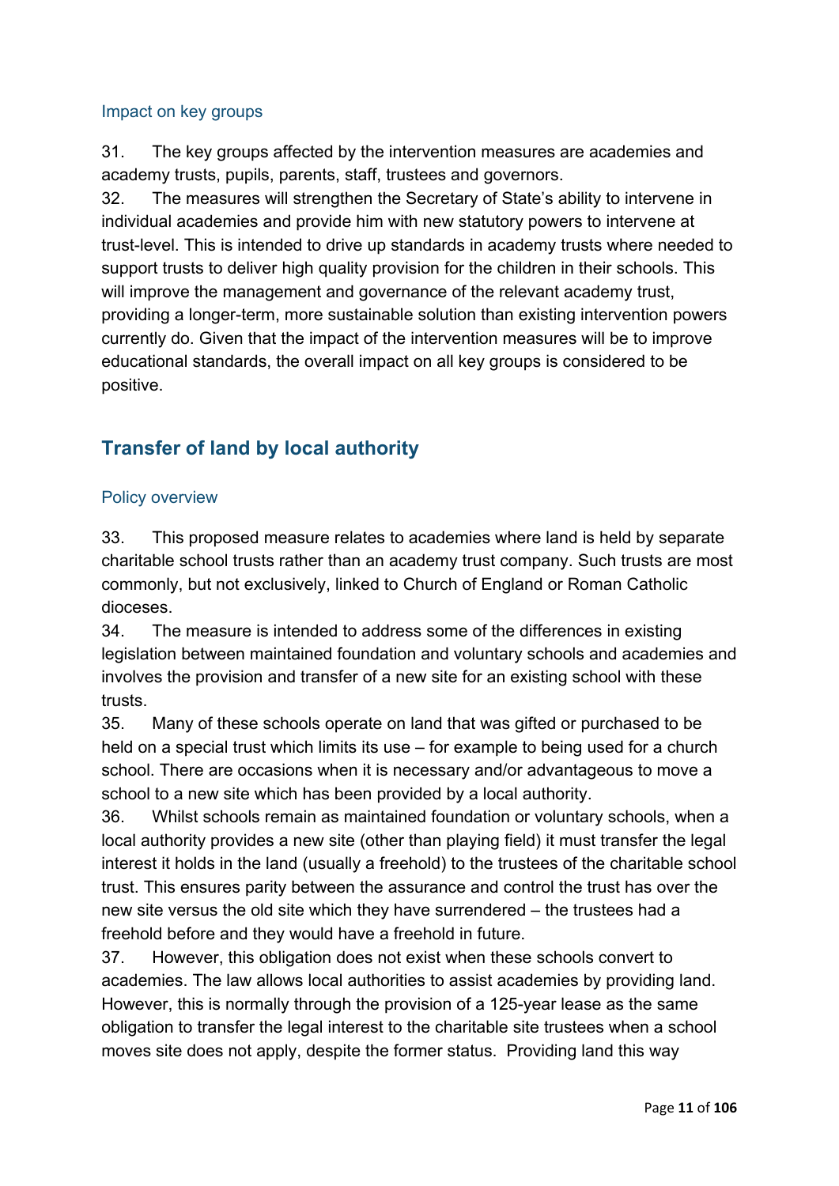### Impact on key groups

31. The key groups affected by the intervention measures are academies and academy trusts, pupils, parents, staff, trustees and governors.

32. The measures will strengthen the Secretary of State's ability to intervene in individual academies and provide him with new statutory powers to intervene at trust-level. This is intended to drive up standards in academy trusts where needed to support trusts to deliver high quality provision for the children in their schools. This will improve the management and governance of the relevant academy trust, providing a longer-term, more sustainable solution than existing intervention powers currently do. Given that the impact of the intervention measures will be to improve educational standards, the overall impact on all key groups is considered to be positive.

## Transfer of land by local authority

### Policy overview

33. This proposed measure relates to academies where land is held by separate charitable school trusts rather than an academy trust company. Such trusts are most commonly, but not exclusively, linked to Church of England or Roman Catholic dioceses.

34. The measure is intended to address some of the differences in existing legislation between maintained foundation and voluntary schools and academies and involves the provision and transfer of a new site for an existing school with these trusts.

35. Many of these schools operate on land that was gifted or purchased to be held on a special trust which limits its use – for example to being used for a church school. There are occasions when it is necessary and/or advantageous to move a school to a new site which has been provided by a local authority.

36. Whilst schools remain as maintained foundation or voluntary schools, when a local authority provides a new site (other than playing field) it must transfer the legal interest it holds in the land (usually a freehold) to the trustees of the charitable school trust. This ensures parity between the assurance and control the trust has over the new site versus the old site which they have surrendered – the trustees had a freehold before and they would have a freehold in future.

37. However, this obligation does not exist when these schools convert to academies. The law allows local authorities to assist academies by providing land. However, this is normally through the provision of a 125-year lease as the same obligation to transfer the legal interest to the charitable site trustees when a school moves site does not apply, despite the former status. Providing land this way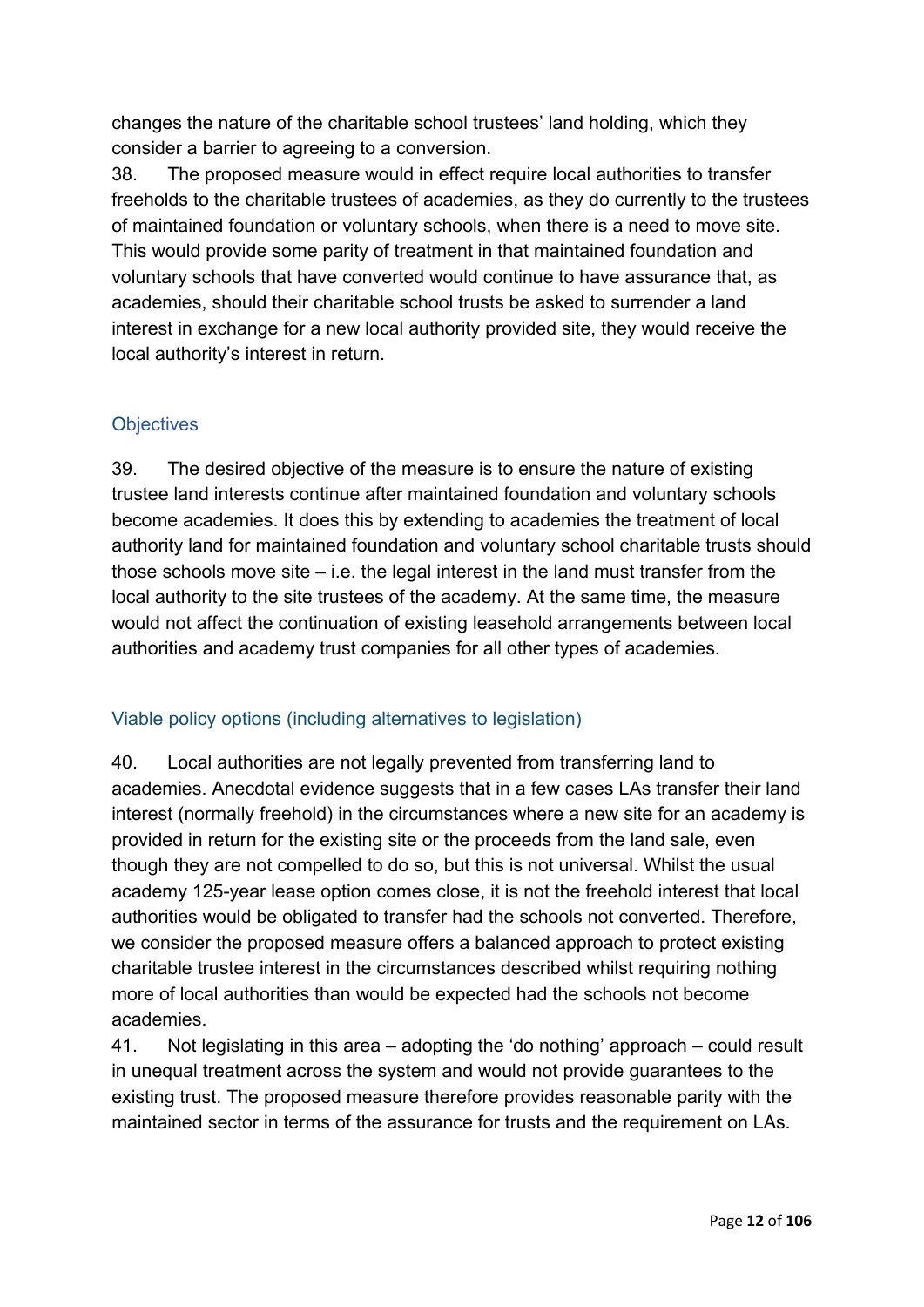changes the nature of the charitable school trustees' land holding, which they consider a barrier to agreeing to a conversion.

38. The proposed measure would in effect require local authorities to transfer freeholds to the charitable trustees of academies, as they do currently to the trustees of maintained foundation or voluntary schools, when there is a need to move site. This would provide some parity of treatment in that maintained foundation and voluntary schools that have converted would continue to have assurance that, as academies, should their charitable school trusts be asked to surrender a land interest in exchange for a new local authority provided site, they would receive the local authority's interest in return.

### Objectives

39. The desired objective of the measure is to ensure the nature of existing trustee land interests continue after maintained foundation and voluntary schools become academies. It does this by extending to academies the treatment of local authority land for maintained foundation and voluntary school charitable trusts should those schools move site – i.e. the legal interest in the land must transfer from the local authority to the site trustees of the academy. At the same time, the measure would not affect the continuation of existing leasehold arrangements between local authorities and academy trust companies for all other types of academies.

### Viable policy options (including alternatives to legislation)

40. Local authorities are not legally prevented from transferring land to academies. Anecdotal evidence suggests that in a few cases LAs transfer their land interest (normally freehold) in the circumstances where a new site for an academy is provided in return for the existing site or the proceeds from the land sale, even though they are not compelled to do so, but this is not universal. Whilst the usual academy 125-year lease option comes close, it is not the freehold interest that local authorities would be obligated to transfer had the schools not converted. Therefore, we consider the proposed measure offers a balanced approach to protect existing charitable trustee interest in the circumstances described whilst requiring nothing more of local authorities than would be expected had the schools not become academies.

41. Not legislating in this area – adopting the 'do nothing' approach – could result in unequal treatment across the system and would not provide guarantees to the existing trust. The proposed measure therefore provides reasonable parity with the maintained sector in terms of the assurance for trusts and the requirement on LAs.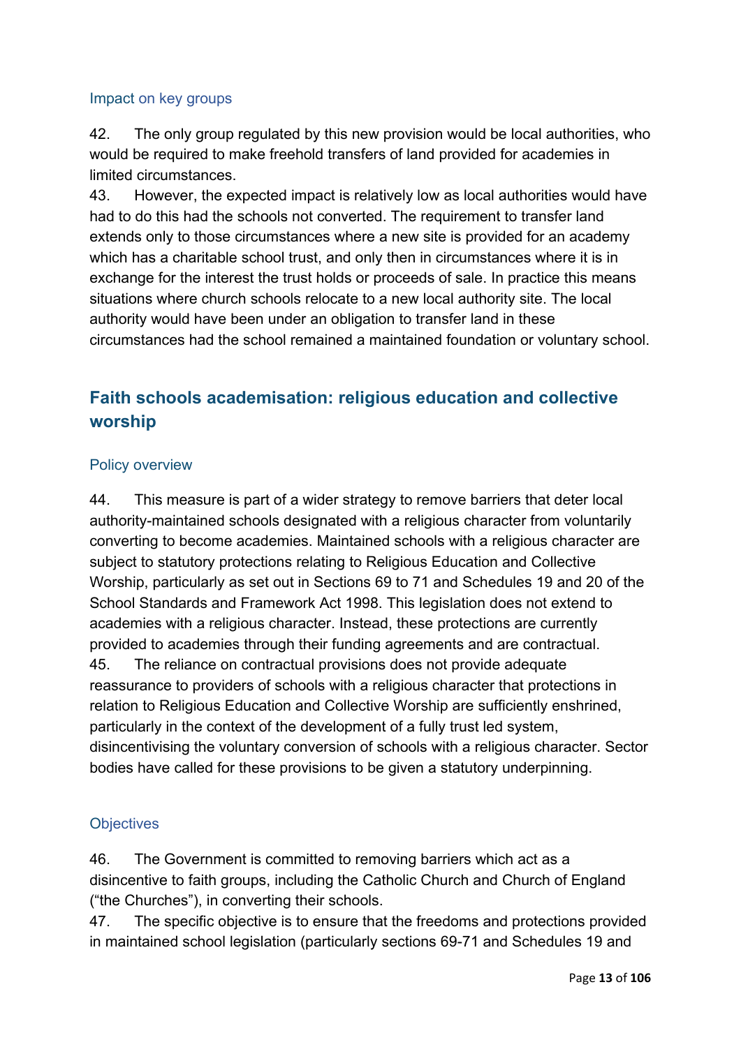### Impact on key groups

42. The only group regulated by this new provision would be local authorities, who would be required to make freehold transfers of land provided for academies in limited circumstances.

43. However, the expected impact is relatively low as local authorities would have had to do this had the schools not converted. The requirement to transfer land extends only to those circumstances where a new site is provided for an academy which has a charitable school trust, and only then in circumstances where it is in exchange for the interest the trust holds or proceeds of sale. In practice this means situations where church schools relocate to a new local authority site. The local authority would have been under an obligation to transfer land in these circumstances had the school remained a maintained foundation or voluntary school.

## Faith schools academisation: religious education and collective worship

### Policy overview

44. This measure is part of a wider strategy to remove barriers that deter local authority-maintained schools designated with a religious character from voluntarily converting to become academies. Maintained schools with a religious character are subject to statutory protections relating to Religious Education and Collective Worship, particularly as set out in Sections 69 to 71 and Schedules 19 and 20 of the School Standards and Framework Act 1998. This legislation does not extend to academies with a religious character. Instead, these protections are currently provided to academies through their funding agreements and are contractual.

45. The reliance on contractual provisions does not provide adequate reassurance to providers of schools with a religious character that protections in relation to Religious Education and Collective Worship are sufficiently enshrined, particularly in the context of the development of a fully trust led system, disincentivising the voluntary conversion of schools with a religious character. Sector bodies have called for these provisions to be given a statutory underpinning.

### Objectives

46. The Government is committed to removing barriers which act as a disincentive to faith groups, including the Catholic Church and Church of England ("the Churches"), in converting their schools.

47. The specific objective is to ensure that the freedoms and protections provided in maintained school legislation (particularly sections 69-71 and Schedules 19 and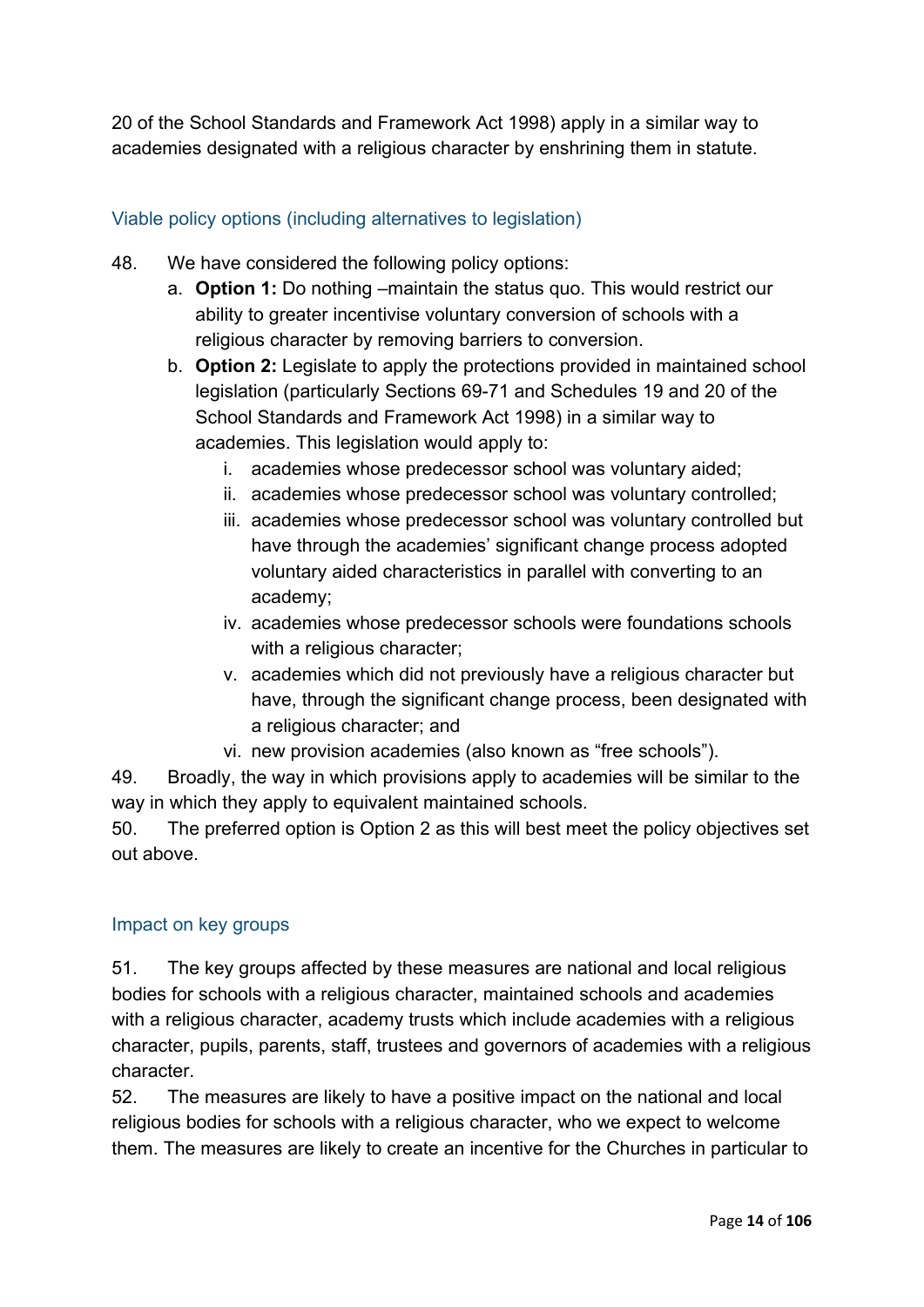20 of the School Standards and Framework Act 1998) apply in a similar way to academies designated with a religious character by enshrining them in statute.

## Viable policy options (including alternatives to legislation)

48. We have considered the following policy options:
    a. **Option 1:** Do nothing –maintain the status quo. This would restrict our ability to greater incentivise voluntary conversion of schools with a religious character by removing barriers to conversion.
    b. **Option 2:** Legislate to apply the protections provided in maintained school legislation (particularly Sections 69-71 and Schedules 19 and 20 of the School Standards and Framework Act 1998) in a similar way to academies. This legislation would apply to:
        i. academies whose predecessor school was voluntary aided;
        ii. academies whose predecessor school was voluntary controlled;
        iii. academies whose predecessor school was voluntary controlled but have through the academies' significant change process adopted voluntary aided characteristics in parallel with converting to an academy;
        iv. academies whose predecessor schools were foundations schools with a religious character;
        v. academies which did not previously have a religious character but have, through the significant change process, been designated with a religious character; and
        vi. new provision academies (also known as "free schools").

49. Broadly, the way in which provisions apply to academies will be similar to the way in which they apply to equivalent maintained schools.

50. The preferred option is Option 2 as this will best meet the policy objectives set out above.

## Impact on key groups

51. The key groups affected by these measures are national and local religious bodies for schools with a religious character, maintained schools and academies with a religious character, academy trusts which include academies with a religious character, pupils, parents, staff, trustees and governors of academies with a religious character.

52. The measures are likely to have a positive impact on the national and local religious bodies for schools with a religious character, who we expect to welcome them. The measures are likely to create an incentive for the Churches in particular to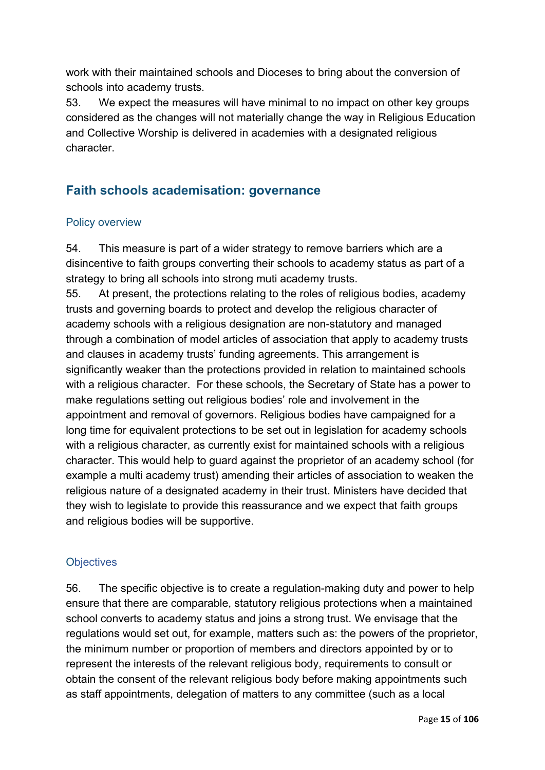work with their maintained schools and Dioceses to bring about the conversion of schools into academy trusts.

53. We expect the measures will have minimal to no impact on other key groups considered as the changes will not materially change the way in Religious Education and Collective Worship is delivered in academies with a designated religious character.

## Faith schools academisation: governance

### Policy overview

54. This measure is part of a wider strategy to remove barriers which are a disincentive to faith groups converting their schools to academy status as part of a strategy to bring all schools into strong muti academy trusts.

55. At present, the protections relating to the roles of religious bodies, academy trusts and governing boards to protect and develop the religious character of academy schools with a religious designation are non-statutory and managed through a combination of model articles of association that apply to academy trusts and clauses in academy trusts' funding agreements. This arrangement is significantly weaker than the protections provided in relation to maintained schools with a religious character. For these schools, the Secretary of State has a power to make regulations setting out religious bodies' role and involvement in the appointment and removal of governors. Religious bodies have campaigned for a long time for equivalent protections to be set out in legislation for academy schools with a religious character, as currently exist for maintained schools with a religious character. This would help to guard against the proprietor of an academy school (for example a multi academy trust) amending their articles of association to weaken the religious nature of a designated academy in their trust. Ministers have decided that they wish to legislate to provide this reassurance and we expect that faith groups and religious bodies will be supportive.

### Objectives

56. The specific objective is to create a regulation-making duty and power to help ensure that there are comparable, statutory religious protections when a maintained school converts to academy status and joins a strong trust. We envisage that the regulations would set out, for example, matters such as: the powers of the proprietor, the minimum number or proportion of members and directors appointed by or to represent the interests of the relevant religious body, requirements to consult or obtain the consent of the relevant religious body before making appointments such as staff appointments, delegation of matters to any committee (such as a local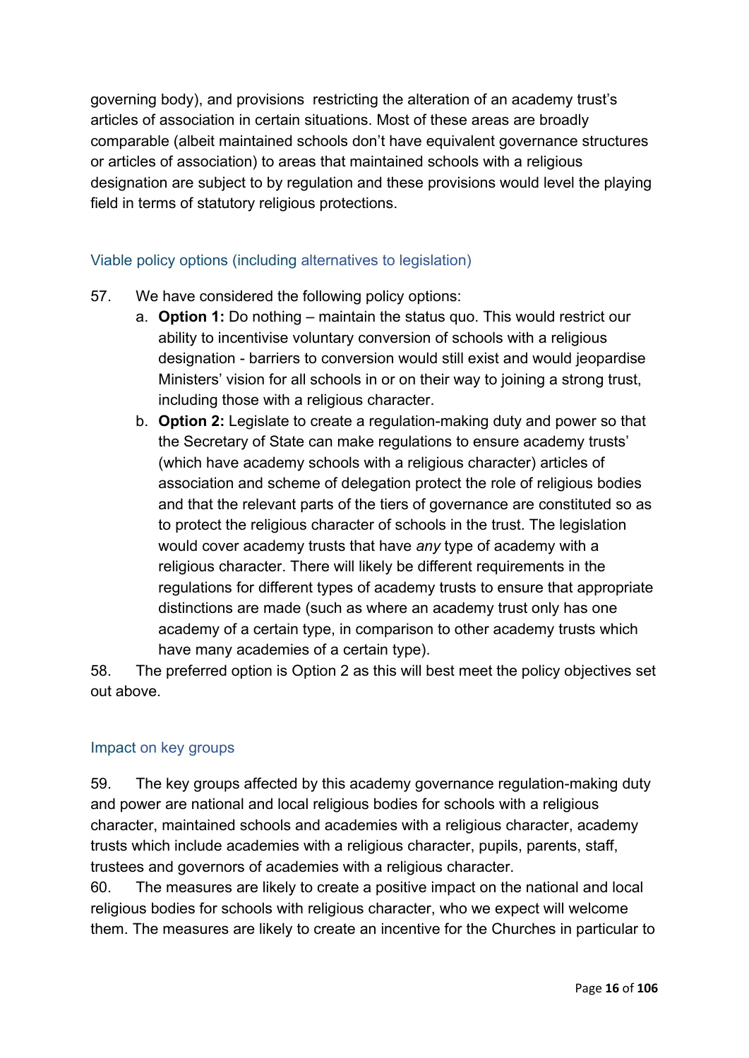governing body), and provisions restricting the alteration of an academy trust's articles of association in certain situations. Most of these areas are broadly comparable (albeit maintained schools don't have equivalent governance structures or articles of association) to areas that maintained schools with a religious designation are subject to by regulation and these provisions would level the playing field in terms of statutory religious protections.

### Viable policy options (including alternatives to legislation)

57. We have considered the following policy options:
    a. **Option 1:** Do nothing – maintain the status quo. This would restrict our ability to incentivise voluntary conversion of schools with a religious designation - barriers to conversion would still exist and would jeopardise Ministers' vision for all schools in or on their way to joining a strong trust, including those with a religious character.
    b. **Option 2:** Legislate to create a regulation-making duty and power so that the Secretary of State can make regulations to ensure academy trusts' (which have academy schools with a religious character) articles of association and scheme of delegation protect the role of religious bodies and that the relevant parts of the tiers of governance are constituted so as to protect the religious character of schools in the trust. The legislation would cover academy trusts that have *any* type of academy with a religious character. There will likely be different requirements in the regulations for different types of academy trusts to ensure that appropriate distinctions are made (such as where an academy trust only has one academy of a certain type, in comparison to other academy trusts which have many academies of a certain type).

58. The preferred option is Option 2 as this will best meet the policy objectives set out above.

### Impact on key groups

59. The key groups affected by this academy governance regulation-making duty and power are national and local religious bodies for schools with a religious character, maintained schools and academies with a religious character, academy trusts which include academies with a religious character, pupils, parents, staff, trustees and governors of academies with a religious character.

60. The measures are likely to create a positive impact on the national and local religious bodies for schools with religious character, who we expect will welcome them. The measures are likely to create an incentive for the Churches in particular to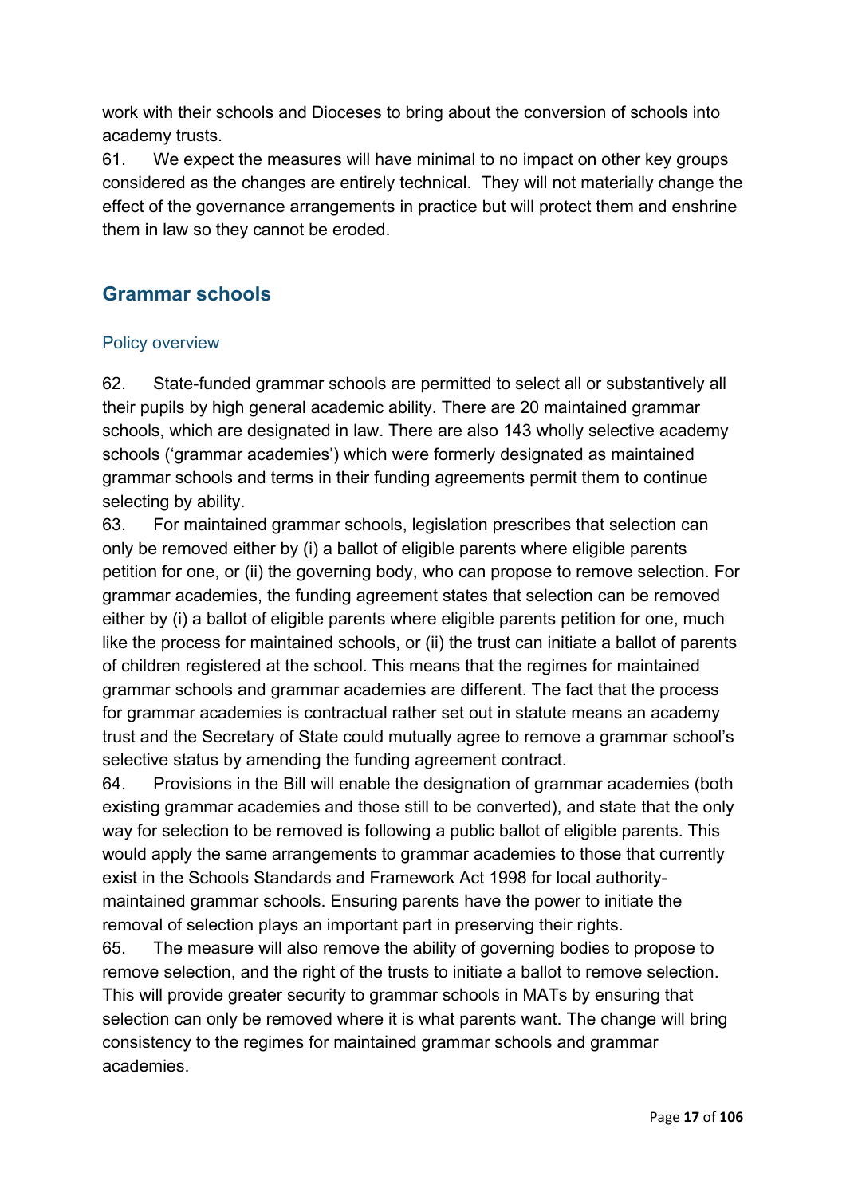work with their schools and Dioceses to bring about the conversion of schools into academy trusts.

61. We expect the measures will have minimal to no impact on other key groups considered as the changes are entirely technical. They will not materially change the effect of the governance arrangements in practice but will protect them and enshrine them in law so they cannot be eroded.

## Grammar schools

### Policy overview

62. State-funded grammar schools are permitted to select all or substantively all their pupils by high general academic ability. There are 20 maintained grammar schools, which are designated in law. There are also 143 wholly selective academy schools ('grammar academies') which were formerly designated as maintained grammar schools and terms in their funding agreements permit them to continue selecting by ability.

63. For maintained grammar schools, legislation prescribes that selection can only be removed either by (i) a ballot of eligible parents where eligible parents petition for one, or (ii) the governing body, who can propose to remove selection. For grammar academies, the funding agreement states that selection can be removed either by (i) a ballot of eligible parents where eligible parents petition for one, much like the process for maintained schools, or (ii) the trust can initiate a ballot of parents of children registered at the school. This means that the regimes for maintained grammar schools and grammar academies are different. The fact that the process for grammar academies is contractual rather set out in statute means an academy trust and the Secretary of State could mutually agree to remove a grammar school's selective status by amending the funding agreement contract.

64. Provisions in the Bill will enable the designation of grammar academies (both existing grammar academies and those still to be converted), and state that the only way for selection to be removed is following a public ballot of eligible parents. This would apply the same arrangements to grammar academies to those that currently exist in the Schools Standards and Framework Act 1998 for local authority-maintained grammar schools. Ensuring parents have the power to initiate the removal of selection plays an important part in preserving their rights.

65. The measure will also remove the ability of governing bodies to propose to remove selection, and the right of the trusts to initiate a ballot to remove selection. This will provide greater security to grammar schools in MATs by ensuring that selection can only be removed where it is what parents want. The change will bring consistency to the regimes for maintained grammar schools and grammar academies.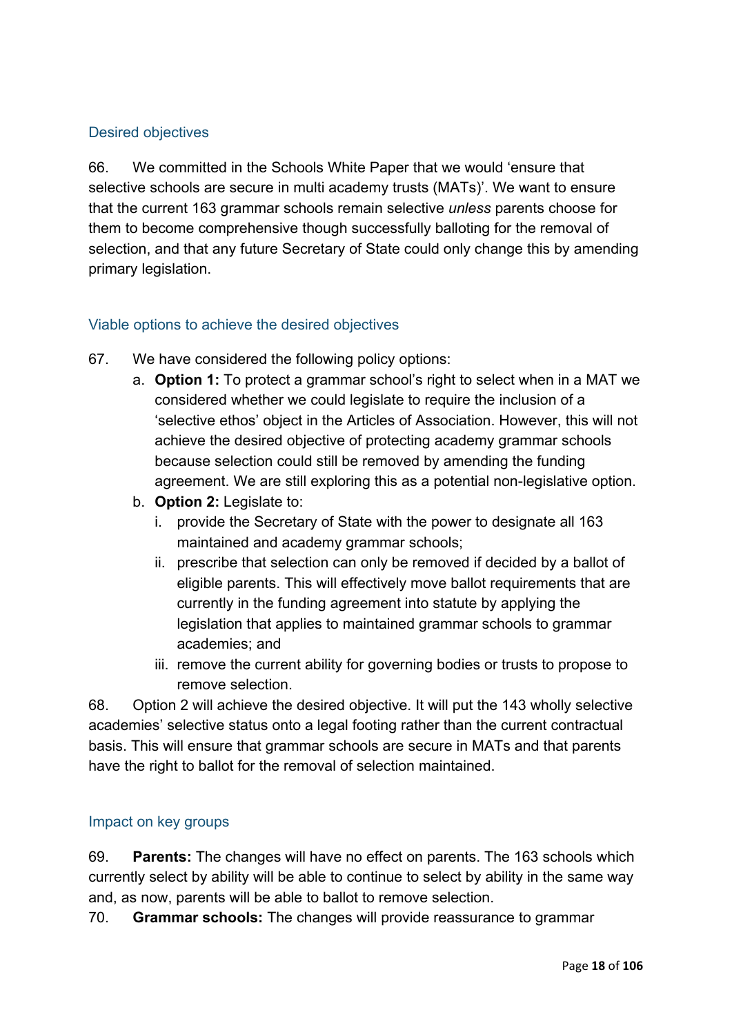### Desired objectives

66. We committed in the Schools White Paper that we would 'ensure that selective schools are secure in multi academy trusts (MATs)'. We want to ensure that the current 163 grammar schools remain selective *unless* parents choose for them to become comprehensive though successfully balloting for the removal of selection, and that any future Secretary of State could only change this by amending primary legislation.

### Viable options to achieve the desired objectives

67. We have considered the following policy options:
    a. **Option 1:** To protect a grammar school's right to select when in a MAT we considered whether we could legislate to require the inclusion of a 'selective ethos' object in the Articles of Association. However, this will not achieve the desired objective of protecting academy grammar schools because selection could still be removed by amending the funding agreement. We are still exploring this as a potential non-legislative option.
    b. **Option 2:** Legislate to:
        i. provide the Secretary of State with the power to designate all 163 maintained and academy grammar schools;
        ii. prescribe that selection can only be removed if decided by a ballot of eligible parents. This will effectively move ballot requirements that are currently in the funding agreement into statute by applying the legislation that applies to maintained grammar schools to grammar academies; and
        iii. remove the current ability for governing bodies or trusts to propose to remove selection.

68. Option 2 will achieve the desired objective. It will put the 143 wholly selective academies' selective status onto a legal footing rather than the current contractual basis. This will ensure that grammar schools are secure in MATs and that parents have the right to ballot for the removal of selection maintained.

### Impact on key groups

69. **Parents:** The changes will have no effect on parents. The 163 schools which currently select by ability will be able to continue to select by ability in the same way and, as now, parents will be able to ballot to remove selection.

70. **Grammar schools:** The changes will provide reassurance to grammar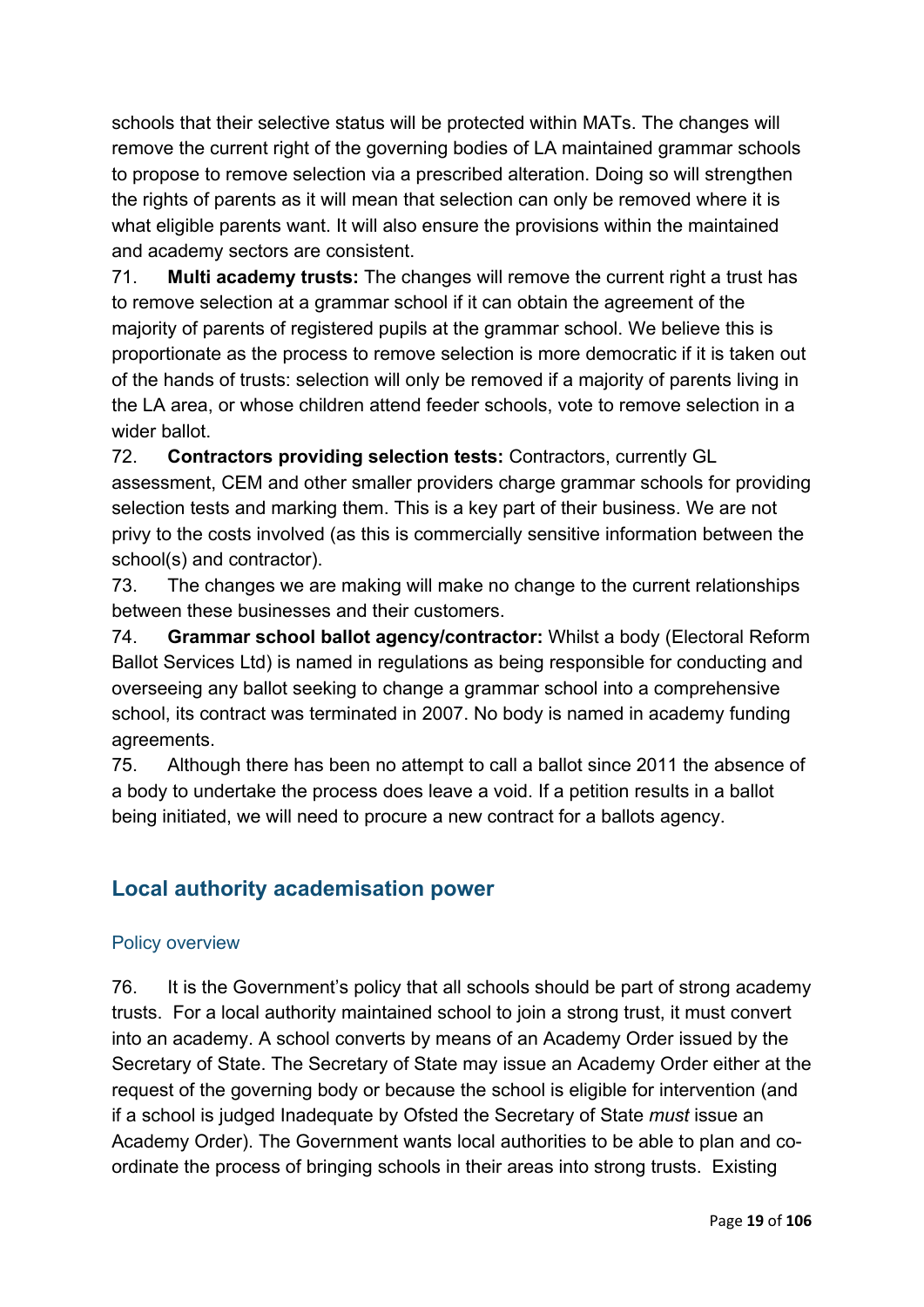schools that their selective status will be protected within MATs. The changes will remove the current right of the governing bodies of LA maintained grammar schools to propose to remove selection via a prescribed alteration. Doing so will strengthen the rights of parents as it will mean that selection can only be removed where it is what eligible parents want. It will also ensure the provisions within the maintained and academy sectors are consistent.

71. **Multi academy trusts:** The changes will remove the current right a trust has to remove selection at a grammar school if it can obtain the agreement of the majority of parents of registered pupils at the grammar school. We believe this is proportionate as the process to remove selection is more democratic if it is taken out of the hands of trusts: selection will only be removed if a majority of parents living in the LA area, or whose children attend feeder schools, vote to remove selection in a wider ballot.

72. **Contractors providing selection tests:** Contractors, currently GL assessment, CEM and other smaller providers charge grammar schools for providing selection tests and marking them. This is a key part of their business. We are not privy to the costs involved (as this is commercially sensitive information between the school(s) and contractor).

73. The changes we are making will make no change to the current relationships between these businesses and their customers.

74. **Grammar school ballot agency/contractor:** Whilst a body (Electoral Reform Ballot Services Ltd) is named in regulations as being responsible for conducting and overseeing any ballot seeking to change a grammar school into a comprehensive school, its contract was terminated in 2007. No body is named in academy funding agreements.

75. Although there has been no attempt to call a ballot since 2011 the absence of a body to undertake the process does leave a void. If a petition results in a ballot being initiated, we will need to procure a new contract for a ballots agency.

## Local authority academisation power

### Policy overview

76. It is the Government's policy that all schools should be part of strong academy trusts. For a local authority maintained school to join a strong trust, it must convert into an academy. A school converts by means of an Academy Order issued by the Secretary of State. The Secretary of State may issue an Academy Order either at the request of the governing body or because the school is eligible for intervention (and if a school is judged Inadequate by Ofsted the Secretary of State *must* issue an Academy Order). The Government wants local authorities to be able to plan and co-ordinate the process of bringing schools in their areas into strong trusts. Existing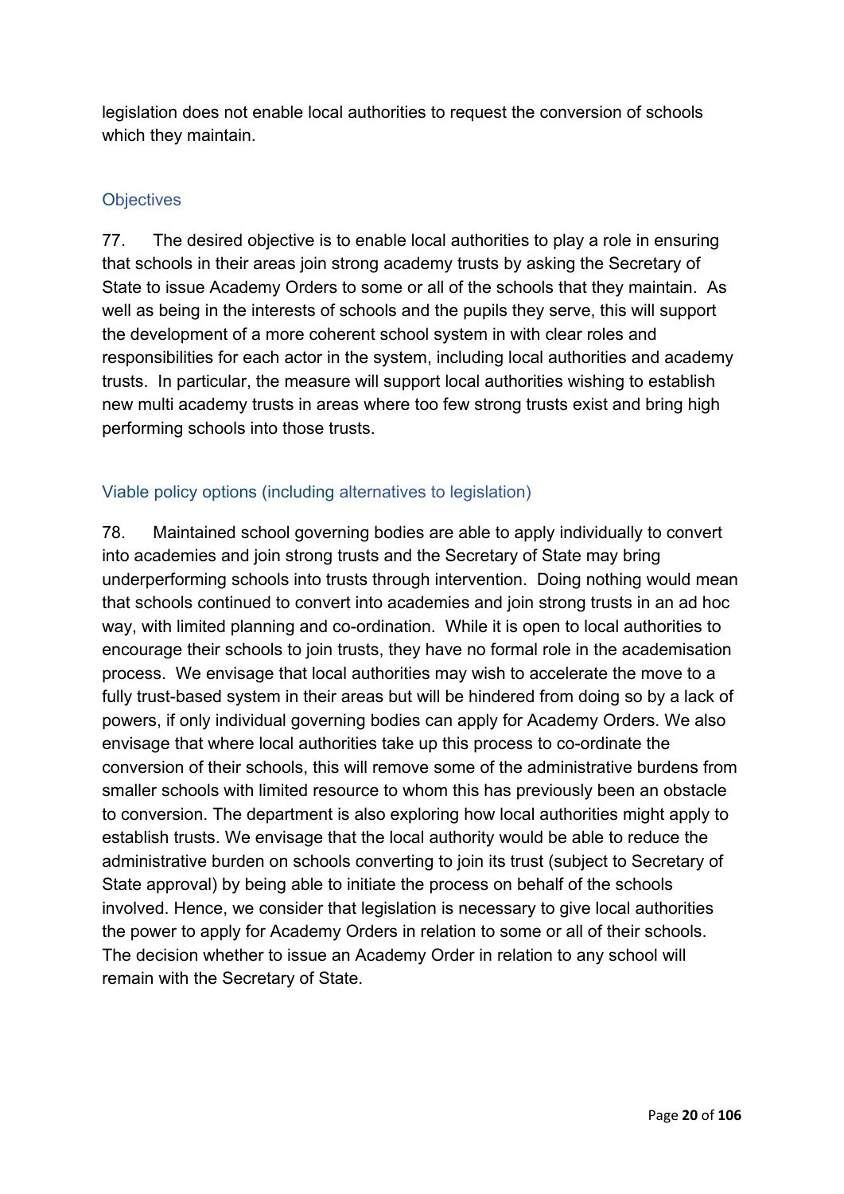legislation does not enable local authorities to request the conversion of schools which they maintain.

### Objectives

77. The desired objective is to enable local authorities to play a role in ensuring that schools in their areas join strong academy trusts by asking the Secretary of State to issue Academy Orders to some or all of the schools that they maintain. As well as being in the interests of schools and the pupils they serve, this will support the development of a more coherent school system in with clear roles and responsibilities for each actor in the system, including local authorities and academy trusts. In particular, the measure will support local authorities wishing to establish new multi academy trusts in areas where too few strong trusts exist and bring high performing schools into those trusts.

### Viable policy options (including alternatives to legislation)

78. Maintained school governing bodies are able to apply individually to convert into academies and join strong trusts and the Secretary of State may bring underperforming schools into trusts through intervention. Doing nothing would mean that schools continued to convert into academies and join strong trusts in an ad hoc way, with limited planning and co-ordination. While it is open to local authorities to encourage their schools to join trusts, they have no formal role in the academisation process. We envisage that local authorities may wish to accelerate the move to a fully trust-based system in their areas but will be hindered from doing so by a lack of powers, if only individual governing bodies can apply for Academy Orders. We also envisage that where local authorities take up this process to co-ordinate the conversion of their schools, this will remove some of the administrative burdens from smaller schools with limited resource to whom this has previously been an obstacle to conversion. The department is also exploring how local authorities might apply to establish trusts. We envisage that the local authority would be able to reduce the administrative burden on schools converting to join its trust (subject to Secretary of State approval) by being able to initiate the process on behalf of the schools involved. Hence, we consider that legislation is necessary to give local authorities the power to apply for Academy Orders in relation to some or all of their schools. The decision whether to issue an Academy Order in relation to any school will remain with the Secretary of State.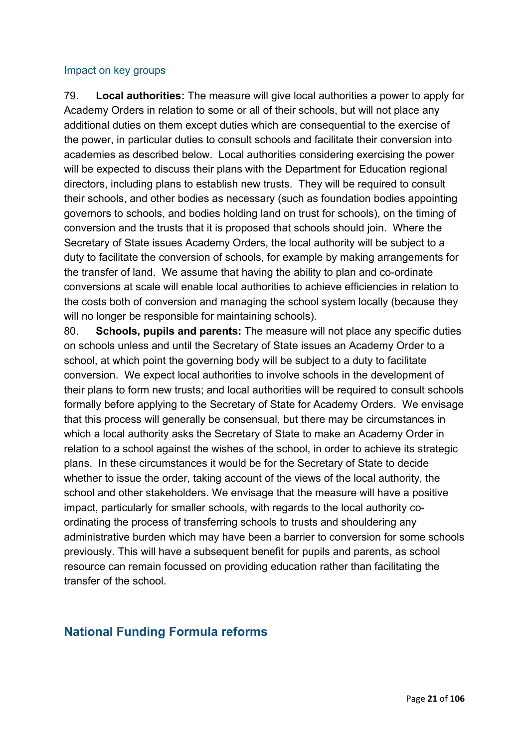### Impact on key groups

79. **Local authorities:** The measure will give local authorities a power to apply for Academy Orders in relation to some or all of their schools, but will not place any additional duties on them except duties which are consequential to the exercise of the power, in particular duties to consult schools and facilitate their conversion into academies as described below. Local authorities considering exercising the power will be expected to discuss their plans with the Department for Education regional directors, including plans to establish new trusts. They will be required to consult their schools, and other bodies as necessary (such as foundation bodies appointing governors to schools, and bodies holding land on trust for schools), on the timing of conversion and the trusts that it is proposed that schools should join. Where the Secretary of State issues Academy Orders, the local authority will be subject to a duty to facilitate the conversion of schools, for example by making arrangements for the transfer of land. We assume that having the ability to plan and co-ordinate conversions at scale will enable local authorities to achieve efficiencies in relation to the costs both of conversion and managing the school system locally (because they will no longer be responsible for maintaining schools).

80. **Schools, pupils and parents:** The measure will not place any specific duties on schools unless and until the Secretary of State issues an Academy Order to a school, at which point the governing body will be subject to a duty to facilitate conversion. We expect local authorities to involve schools in the development of their plans to form new trusts; and local authorities will be required to consult schools formally before applying to the Secretary of State for Academy Orders. We envisage that this process will generally be consensual, but there may be circumstances in which a local authority asks the Secretary of State to make an Academy Order in relation to a school against the wishes of the school, in order to achieve its strategic plans. In these circumstances it would be for the Secretary of State to decide whether to issue the order, taking account of the views of the local authority, the school and other stakeholders. We envisage that the measure will have a positive impact, particularly for smaller schools, with regards to the local authority co-ordinating the process of transferring schools to trusts and shouldering any administrative burden which may have been a barrier to conversion for some schools previously. This will have a subsequent benefit for pupils and parents, as school resource can remain focussed on providing education rather than facilitating the transfer of the school.

## National Funding Formula reforms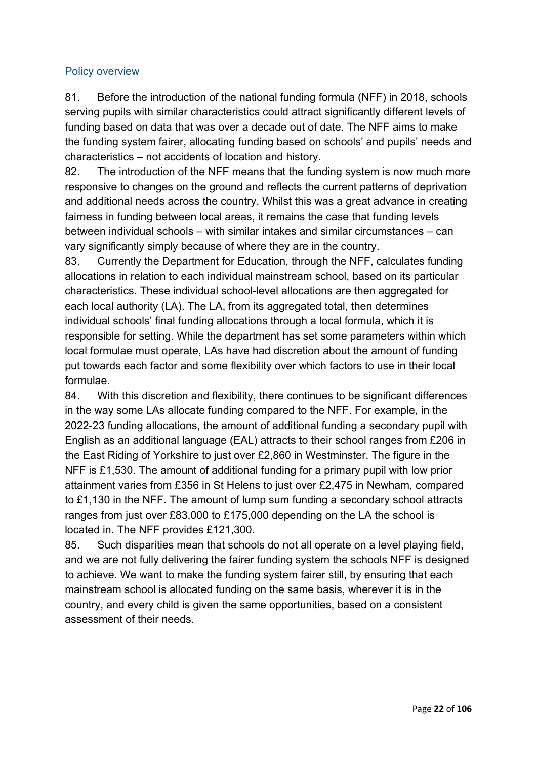## Policy overview

81. Before the introduction of the national funding formula (NFF) in 2018, schools serving pupils with similar characteristics could attract significantly different levels of funding based on data that was over a decade out of date. The NFF aims to make the funding system fairer, allocating funding based on schools' and pupils' needs and characteristics – not accidents of location and history.

82. The introduction of the NFF means that the funding system is now much more responsive to changes on the ground and reflects the current patterns of deprivation and additional needs across the country. Whilst this was a great advance in creating fairness in funding between local areas, it remains the case that funding levels between individual schools – with similar intakes and similar circumstances – can vary significantly simply because of where they are in the country.

83. Currently the Department for Education, through the NFF, calculates funding allocations in relation to each individual mainstream school, based on its particular characteristics. These individual school-level allocations are then aggregated for each local authority (LA). The LA, from its aggregated total, then determines individual schools' final funding allocations through a local formula, which it is responsible for setting. While the department has set some parameters within which local formulae must operate, LAs have had discretion about the amount of funding put towards each factor and some flexibility over which factors to use in their local formulae.

84. With this discretion and flexibility, there continues to be significant differences in the way some LAs allocate funding compared to the NFF. For example, in the 2022-23 funding allocations, the amount of additional funding a secondary pupil with English as an additional language (EAL) attracts to their school ranges from £206 in the East Riding of Yorkshire to just over £2,860 in Westminster. The figure in the NFF is £1,530. The amount of additional funding for a primary pupil with low prior attainment varies from £356 in St Helens to just over £2,475 in Newham, compared to £1,130 in the NFF. The amount of lump sum funding a secondary school attracts ranges from just over £83,000 to £175,000 depending on the LA the school is located in. The NFF provides £121,300.

85. Such disparities mean that schools do not all operate on a level playing field, and we are not fully delivering the fairer funding system the schools NFF is designed to achieve. We want to make the funding system fairer still, by ensuring that each mainstream school is allocated funding on the same basis, wherever it is in the country, and every child is given the same opportunities, based on a consistent assessment of their needs.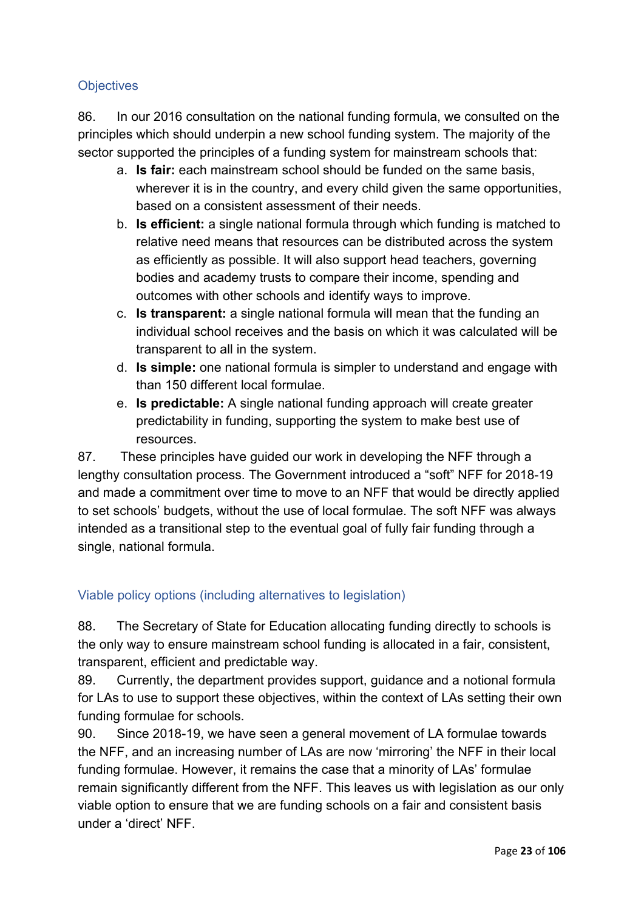## Objectives

86. In our 2016 consultation on the national funding formula, we consulted on the principles which should underpin a new school funding system. The majority of the sector supported the principles of a funding system for mainstream schools that:

   a. **Is fair:** each mainstream school should be funded on the same basis, wherever it is in the country, and every child given the same opportunities, based on a consistent assessment of their needs.
   b. **Is efficient:** a single national formula through which funding is matched to relative need means that resources can be distributed across the system as efficiently as possible. It will also support head teachers, governing bodies and academy trusts to compare their income, spending and outcomes with other schools and identify ways to improve.
   c. **Is transparent:** a single national formula will mean that the funding an individual school receives and the basis on which it was calculated will be transparent to all in the system.
   d. **Is simple:** one national formula is simpler to understand and engage with than 150 different local formulae.
   e. **Is predictable:** A single national funding approach will create greater predictability in funding, supporting the system to make best use of resources.

87. These principles have guided our work in developing the NFF through a lengthy consultation process. The Government introduced a "soft" NFF for 2018-19 and made a commitment over time to move to an NFF that would be directly applied to set schools' budgets, without the use of local formulae. The soft NFF was always intended as a transitional step to the eventual goal of fully fair funding through a single, national formula.

## Viable policy options (including alternatives to legislation)

88. The Secretary of State for Education allocating funding directly to schools is the only way to ensure mainstream school funding is allocated in a fair, consistent, transparent, efficient and predictable way.

89. Currently, the department provides support, guidance and a notional formula for LAs to use to support these objectives, within the context of LAs setting their own funding formulae for schools.

90. Since 2018-19, we have seen a general movement of LA formulae towards the NFF, and an increasing number of LAs are now 'mirroring' the NFF in their local funding formulae. However, it remains the case that a minority of LAs' formulae remain significantly different from the NFF. This leaves us with legislation as our only viable option to ensure that we are funding schools on a fair and consistent basis under a 'direct' NFF.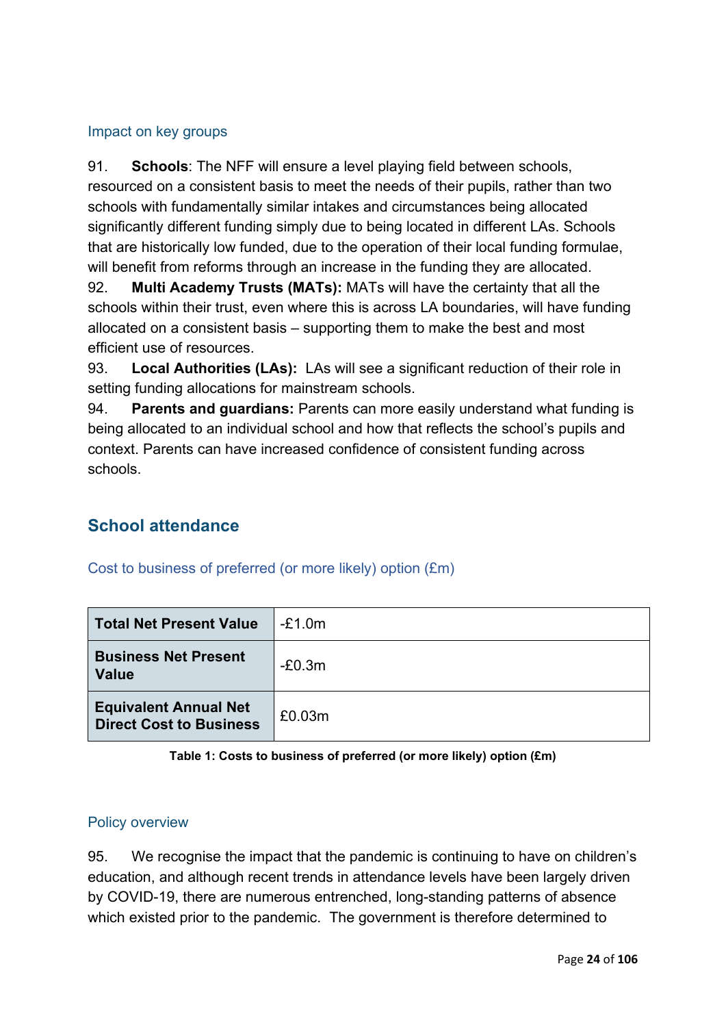### Impact on key groups

91. **Schools**: The NFF will ensure a level playing field between schools, resourced on a consistent basis to meet the needs of their pupils, rather than two schools with fundamentally similar intakes and circumstances being allocated significantly different funding simply due to being located in different LAs. Schools that are historically low funded, due to the operation of their local funding formulae, will benefit from reforms through an increase in the funding they are allocated.

92. **Multi Academy Trusts (MATs):** MATs will have the certainty that all the schools within their trust, even where this is across LA boundaries, will have funding allocated on a consistent basis – supporting them to make the best and most efficient use of resources.

93. **Local Authorities (LAs):** LAs will see a significant reduction of their role in setting funding allocations for mainstream schools.

94. **Parents and guardians:** Parents can more easily understand what funding is being allocated to an individual school and how that reflects the school's pupils and context. Parents can have increased confidence of consistent funding across schools.

## School attendance

### Cost to business of preferred (or more likely) option (£m)

| | |
|---|---|
| **Total Net Present Value** | -£1.0m |
| **Business Net Present Value** | -£0.3m |
| **Equivalent Annual Net Direct Cost to Business** | £0.03m |

**Table 1: Costs to business of preferred (or more likely) option (£m)**

### Policy overview

95. We recognise the impact that the pandemic is continuing to have on children's education, and although recent trends in attendance levels have been largely driven by COVID-19, there are numerous entrenched, long-standing patterns of absence which existed prior to the pandemic. The government is therefore determined to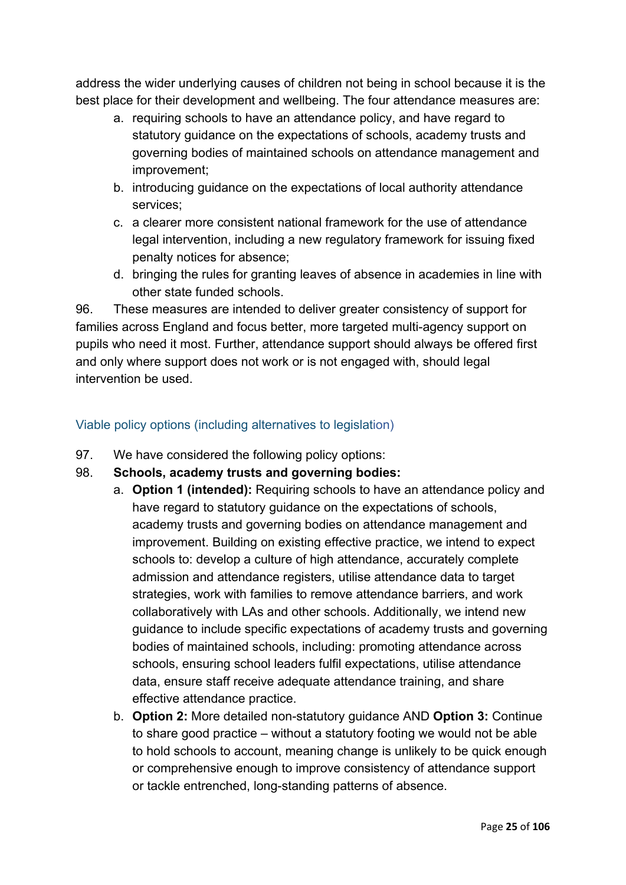address the wider underlying causes of children not being in school because it is the best place for their development and wellbeing. The four attendance measures are:

a. requiring schools to have an attendance policy, and have regard to statutory guidance on the expectations of schools, academy trusts and governing bodies of maintained schools on attendance management and improvement;
b. introducing guidance on the expectations of local authority attendance services;
c. a clearer more consistent national framework for the use of attendance legal intervention, including a new regulatory framework for issuing fixed penalty notices for absence;
d. bringing the rules for granting leaves of absence in academies in line with other state funded schools.

96. These measures are intended to deliver greater consistency of support for families across England and focus better, more targeted multi-agency support on pupils who need it most. Further, attendance support should always be offered first and only where support does not work or is not engaged with, should legal intervention be used.

### Viable policy options (including alternatives to legislation)

97. We have considered the following policy options:

98. **Schools, academy trusts and governing bodies:**

a. **Option 1 (intended):** Requiring schools to have an attendance policy and have regard to statutory guidance on the expectations of schools, academy trusts and governing bodies on attendance management and improvement. Building on existing effective practice, we intend to expect schools to: develop a culture of high attendance, accurately complete admission and attendance registers, utilise attendance data to target strategies, work with families to remove attendance barriers, and work collaboratively with LAs and other schools. Additionally, we intend new guidance to include specific expectations of academy trusts and governing bodies of maintained schools, including: promoting attendance across schools, ensuring school leaders fulfil expectations, utilise attendance data, ensure staff receive adequate attendance training, and share effective attendance practice.
b. **Option 2:** More detailed non-statutory guidance AND **Option 3:** Continue to share good practice – without a statutory footing we would not be able to hold schools to account, meaning change is unlikely to be quick enough or comprehensive enough to improve consistency of attendance support or tackle entrenched, long-standing patterns of absence.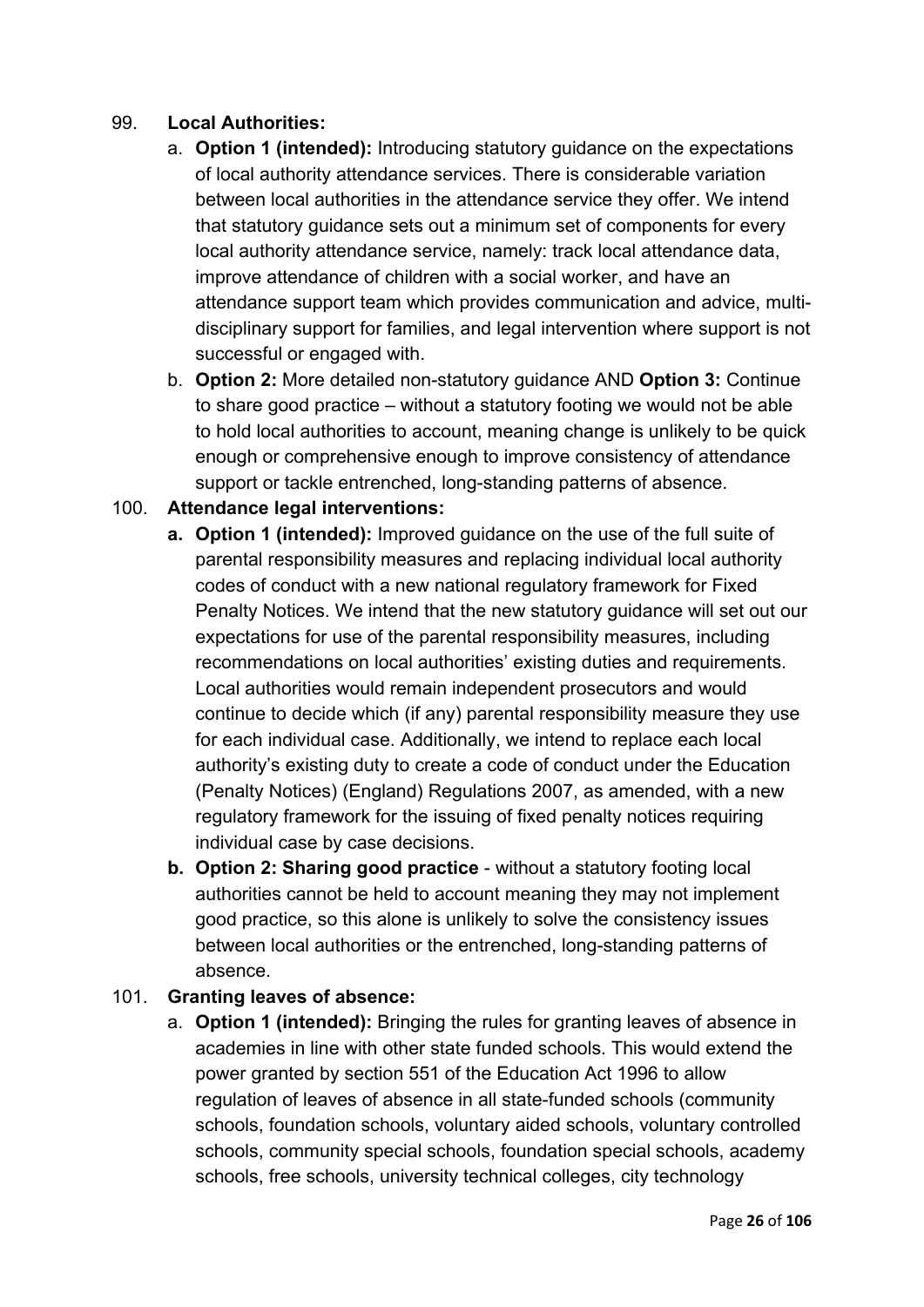99. **Local Authorities:**
    a. **Option 1 (intended):** Introducing statutory guidance on the expectations of local authority attendance services. There is considerable variation between local authorities in the attendance service they offer. We intend that statutory guidance sets out a minimum set of components for every local authority attendance service, namely: track local attendance data, improve attendance of children with a social worker, and have an attendance support team which provides communication and advice, multi-disciplinary support for families, and legal intervention where support is not successful or engaged with.
    b. **Option 2:** More detailed non-statutory guidance AND **Option 3:** Continue to share good practice – without a statutory footing we would not be able to hold local authorities to account, meaning change is unlikely to be quick enough or comprehensive enough to improve consistency of attendance support or tackle entrenched, long-standing patterns of absence.

100. **Attendance legal interventions:**
    **a. Option 1 (intended):** Improved guidance on the use of the full suite of parental responsibility measures and replacing individual local authority codes of conduct with a new national regulatory framework for Fixed Penalty Notices. We intend that the new statutory guidance will set out our expectations for use of the parental responsibility measures, including recommendations on local authorities' existing duties and requirements. Local authorities would remain independent prosecutors and would continue to decide which (if any) parental responsibility measure they use for each individual case. Additionally, we intend to replace each local authority's existing duty to create a code of conduct under the Education (Penalty Notices) (England) Regulations 2007, as amended, with a new regulatory framework for the issuing of fixed penalty notices requiring individual case by case decisions.
    **b. Option 2: Sharing good practice** - without a statutory footing local authorities cannot be held to account meaning they may not implement good practice, so this alone is unlikely to solve the consistency issues between local authorities or the entrenched, long-standing patterns of absence.

101. **Granting leaves of absence:**
    a. **Option 1 (intended):** Bringing the rules for granting leaves of absence in academies in line with other state funded schools. This would extend the power granted by section 551 of the Education Act 1996 to allow regulation of leaves of absence in all state-funded schools (community schools, foundation schools, voluntary aided schools, voluntary controlled schools, community special schools, foundation special schools, academy schools, free schools, university technical colleges, city technology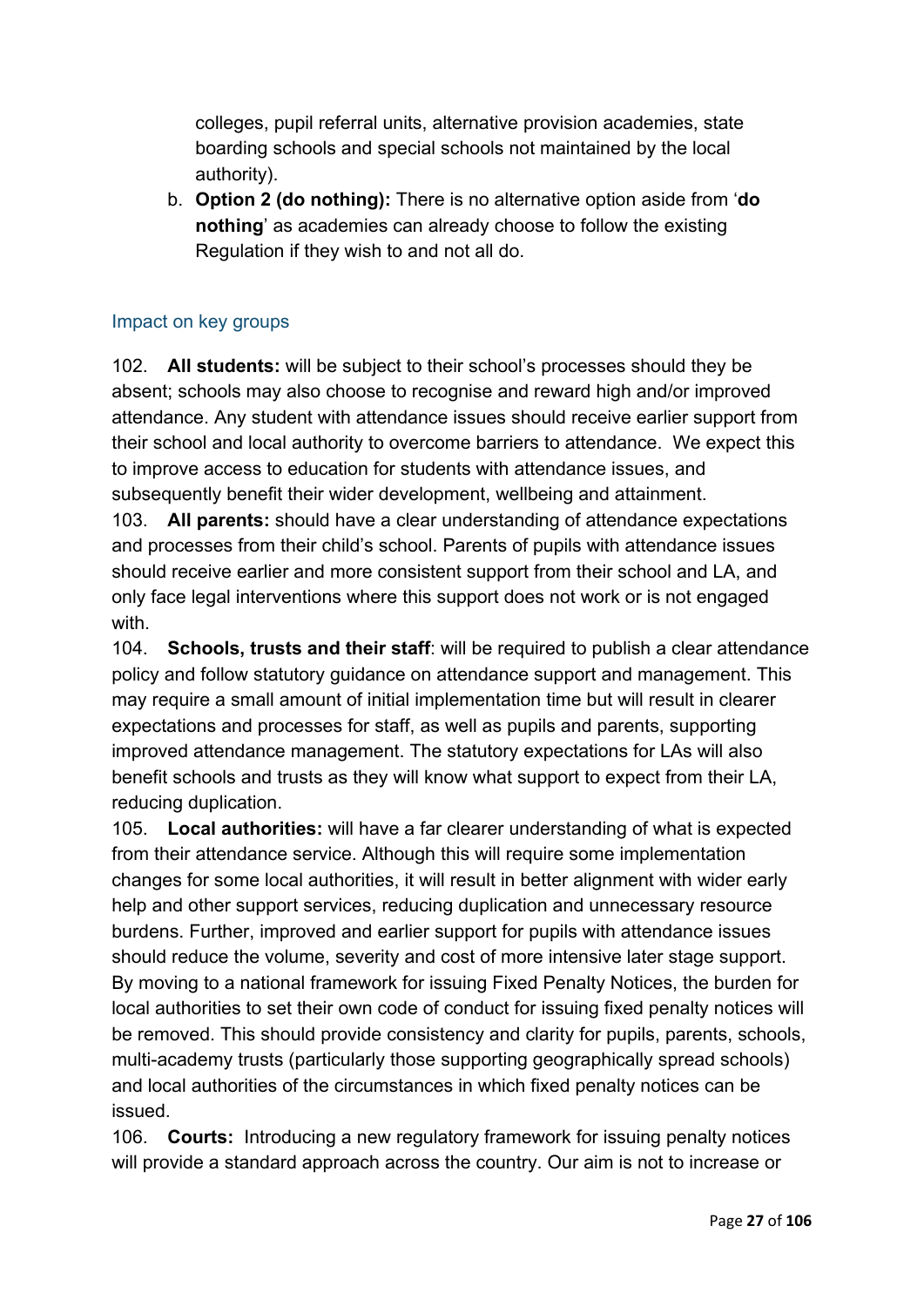colleges, pupil referral units, alternative provision academies, state boarding schools and special schools not maintained by the local authority).

b. **Option 2 (do nothing):** There is no alternative option aside from '**do nothing**' as academies can already choose to follow the existing Regulation if they wish to and not all do.

### Impact on key groups

102. **All students:** will be subject to their school's processes should they be absent; schools may also choose to recognise and reward high and/or improved attendance. Any student with attendance issues should receive earlier support from their school and local authority to overcome barriers to attendance. We expect this to improve access to education for students with attendance issues, and subsequently benefit their wider development, wellbeing and attainment.

103. **All parents:** should have a clear understanding of attendance expectations and processes from their child's school. Parents of pupils with attendance issues should receive earlier and more consistent support from their school and LA, and only face legal interventions where this support does not work or is not engaged with.

104. **Schools, trusts and their staff**: will be required to publish a clear attendance policy and follow statutory guidance on attendance support and management. This may require a small amount of initial implementation time but will result in clearer expectations and processes for staff, as well as pupils and parents, supporting improved attendance management. The statutory expectations for LAs will also benefit schools and trusts as they will know what support to expect from their LA, reducing duplication.

105. **Local authorities:** will have a far clearer understanding of what is expected from their attendance service. Although this will require some implementation changes for some local authorities, it will result in better alignment with wider early help and other support services, reducing duplication and unnecessary resource burdens. Further, improved and earlier support for pupils with attendance issues should reduce the volume, severity and cost of more intensive later stage support. By moving to a national framework for issuing Fixed Penalty Notices, the burden for local authorities to set their own code of conduct for issuing fixed penalty notices will be removed. This should provide consistency and clarity for pupils, parents, schools, multi-academy trusts (particularly those supporting geographically spread schools) and local authorities of the circumstances in which fixed penalty notices can be issued.

106. **Courts:** Introducing a new regulatory framework for issuing penalty notices will provide a standard approach across the country. Our aim is not to increase or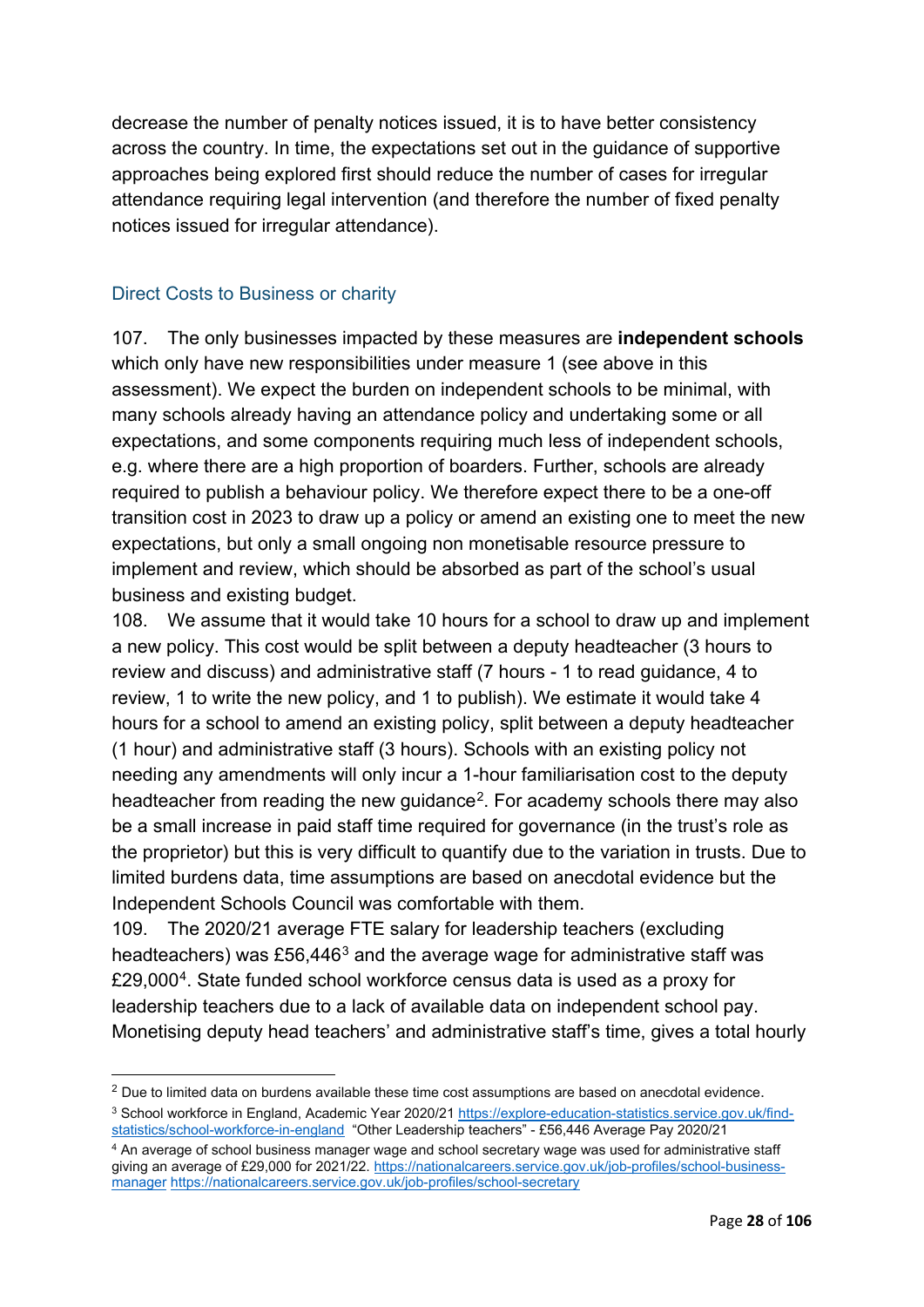decrease the number of penalty notices issued, it is to have better consistency across the country. In time, the expectations set out in the guidance of supportive approaches being explored first should reduce the number of cases for irregular attendance requiring legal intervention (and therefore the number of fixed penalty notices issued for irregular attendance).

### Direct Costs to Business or charity

107. The only businesses impacted by these measures are **independent schools** which only have new responsibilities under measure 1 (see above in this assessment). We expect the burden on independent schools to be minimal, with many schools already having an attendance policy and undertaking some or all expectations, and some components requiring much less of independent schools, e.g. where there are a high proportion of boarders. Further, schools are already required to publish a behaviour policy. We therefore expect there to be a one-off transition cost in 2023 to draw up a policy or amend an existing one to meet the new expectations, but only a small ongoing non monetisable resource pressure to implement and review, which should be absorbed as part of the school's usual business and existing budget.

108. We assume that it would take 10 hours for a school to draw up and implement a new policy. This cost would be split between a deputy headteacher (3 hours to review and discuss) and administrative staff (7 hours - 1 to read guidance, 4 to review, 1 to write the new policy, and 1 to publish). We estimate it would take 4 hours for a school to amend an existing policy, split between a deputy headteacher (1 hour) and administrative staff (3 hours). Schools with an existing policy not needing any amendments will only incur a 1-hour familiarisation cost to the deputy headteacher from reading the new guidance[2]. For academy schools there may also be a small increase in paid staff time required for governance (in the trust's role as the proprietor) but this is very difficult to quantify due to the variation in trusts. Due to limited burdens data, time assumptions are based on anecdotal evidence but the Independent Schools Council was comfortable with them.

109. The 2020/21 average FTE salary for leadership teachers (excluding headteachers) was £56,446[3] and the average wage for administrative staff was £29,000[4]. State funded school workforce census data is used as a proxy for leadership teachers due to a lack of available data on independent school pay. Monetising deputy head teachers' and administrative staff's time, gives a total hourly

---

[2] Due to limited data on burdens available these time cost assumptions are based on anecdotal evidence.

[3] School workforce in England, Academic Year 2020/21 https://explore-education-statistics.service.gov.uk/find-statistics/school-workforce-in-england "Other Leadership teachers" - £56,446 Average Pay 2020/21

[4] An average of school business manager wage and school secretary wage was used for administrative staff giving an average of £29,000 for 2021/22. https://nationalcareers.service.gov.uk/job-profiles/school-business-manager https://nationalcareers.service.gov.uk/job-profiles/school-secretary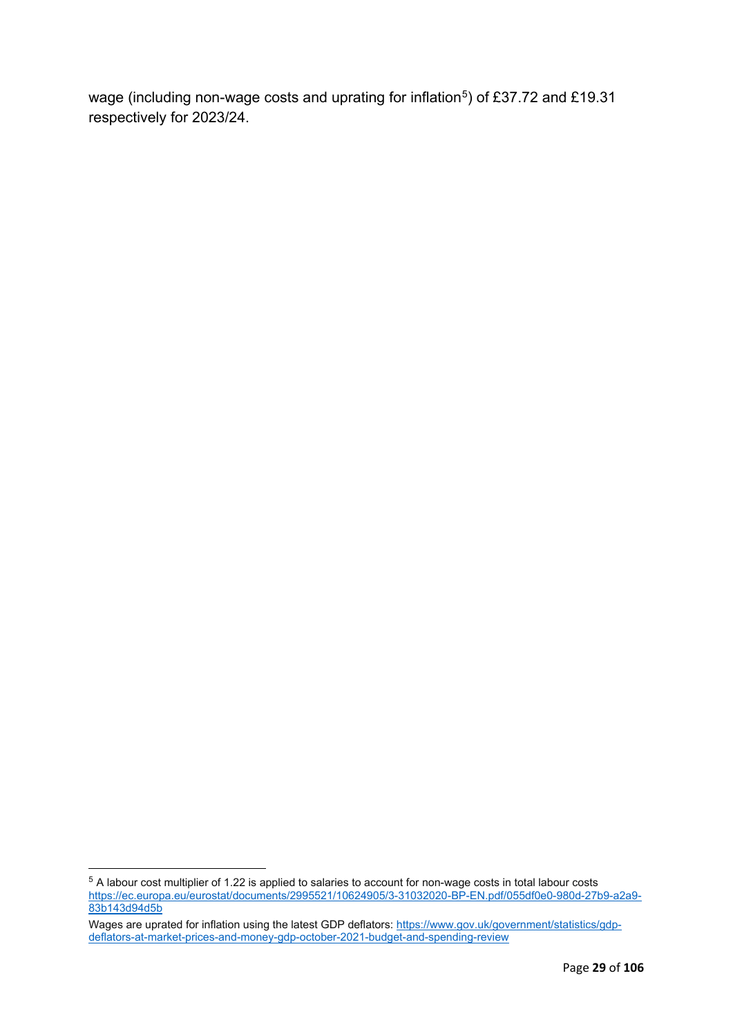wage (including non-wage costs and uprating for inflation[5]) of £37.72 and £19.31 respectively for 2023/24.

---

[5] A labour cost multiplier of 1.22 is applied to salaries to account for non-wage costs in total labour costs https://ec.europa.eu/eurostat/documents/2995521/10624905/3-31032020-BP-EN.pdf/055df0e0-980d-27b9-a2a9-83b143d94d5b

Wages are uprated for inflation using the latest GDP deflators: https://www.gov.uk/government/statistics/gdp-deflators-at-market-prices-and-money-gdp-october-2021-budget-and-spending-review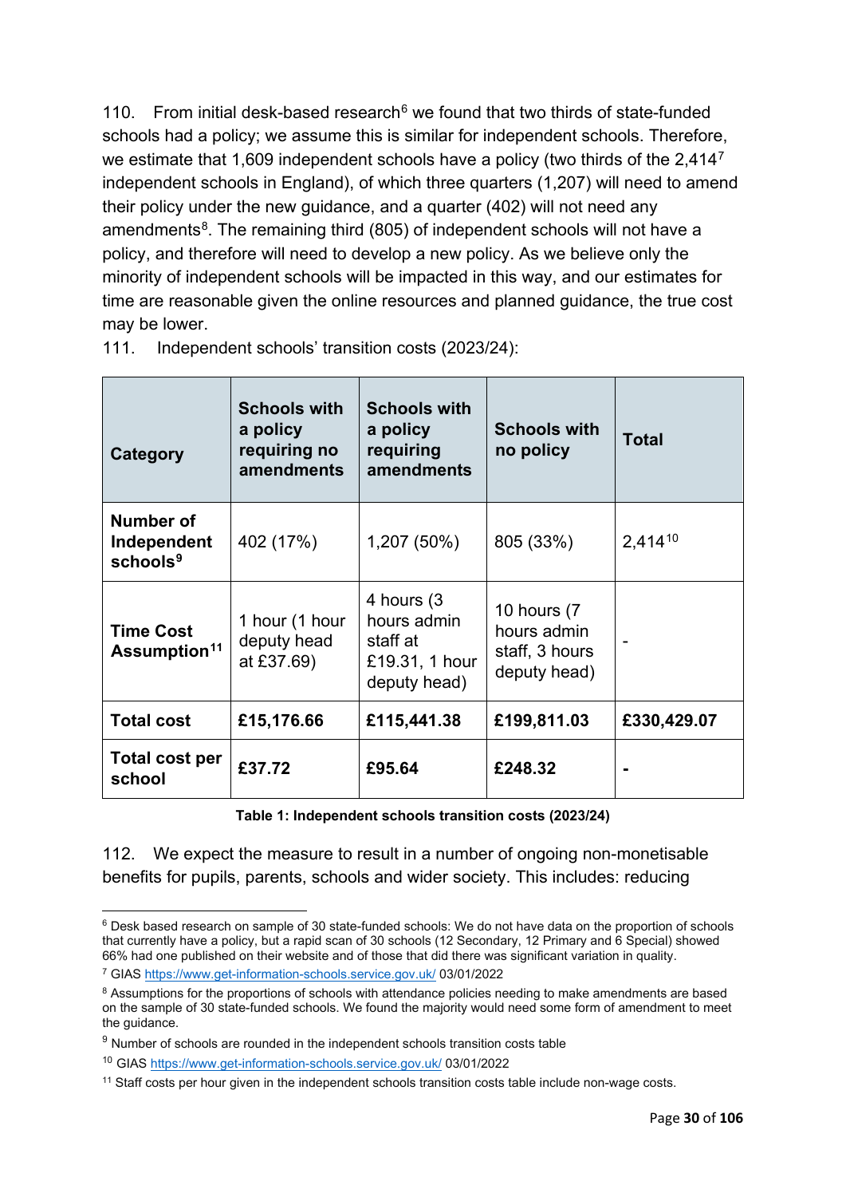110. From initial desk-based research[6] we found that two thirds of state-funded schools had a policy; we assume this is similar for independent schools. Therefore, we estimate that 1,609 independent schools have a policy (two thirds of the 2,414[7] independent schools in England), of which three quarters (1,207) will need to amend their policy under the new guidance, and a quarter (402) will not need any amendments[8]. The remaining third (805) of independent schools will not have a policy, and therefore will need to develop a new policy. As we believe only the minority of independent schools will be impacted in this way, and our estimates for time are reasonable given the online resources and planned guidance, the true cost may be lower.

111. Independent schools' transition costs (2023/24):

| Category | Schools with a policy requiring no amendments | Schools with a policy requiring amendments | Schools with no policy | Total |
|---|---|---|---|---|
| **Number of Independent schools[9]** | 402 (17%) | 1,207 (50%) | 805 (33%) | 2,414[10] |
| **Time Cost Assumption[11]** | 1 hour (1 hour deputy head at £37.69) | 4 hours (3 hours admin staff at £19.31, 1 hour deputy head) | 10 hours (7 hours admin staff, 3 hours deputy head) | - |
| **Total cost** | **£15,176.66** | **£115,441.38** | **£199,811.03** | **£330,429.07** |
| **Total cost per school** | **£37.72** | **£95.64** | **£248.32** | **-** |

**Table 1: Independent schools transition costs (2023/24)**

112. We expect the measure to result in a number of ongoing non-monetisable benefits for pupils, parents, schools and wider society. This includes: reducing

[6] Desk based research on sample of 30 state-funded schools: We do not have data on the proportion of schools that currently have a policy, but a rapid scan of 30 schools (12 Secondary, 12 Primary and 6 Special) showed 66% had one published on their website and of those that did there was significant variation in quality.

[7] GIAS https://www.get-information-schools.service.gov.uk/ 03/01/2022

[8] Assumptions for the proportions of schools with attendance policies needing to make amendments are based on the sample of 30 state-funded schools. We found the majority would need some form of amendment to meet the guidance.

[9] Number of schools are rounded in the independent schools transition costs table

[10] GIAS https://www.get-information-schools.service.gov.uk/ 03/01/2022

[11] Staff costs per hour given in the independent schools transition costs table include non-wage costs.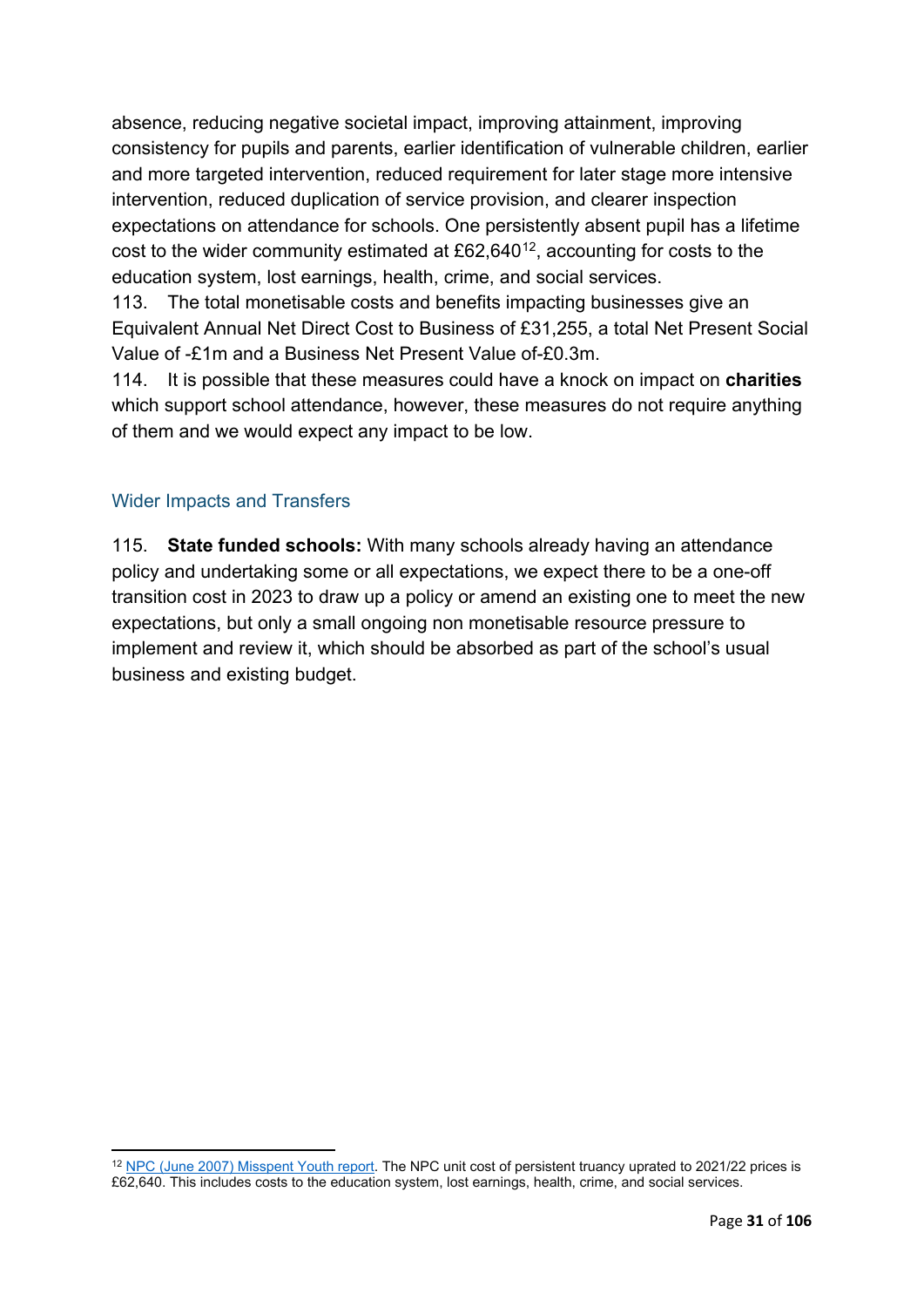absence, reducing negative societal impact, improving attainment, improving consistency for pupils and parents, earlier identification of vulnerable children, earlier and more targeted intervention, reduced requirement for later stage more intensive intervention, reduced duplication of service provision, and clearer inspection expectations on attendance for schools. One persistently absent pupil has a lifetime cost to the wider community estimated at £62,640[12], accounting for costs to the education system, lost earnings, health, crime, and social services.

113. The total monetisable costs and benefits impacting businesses give an Equivalent Annual Net Direct Cost to Business of £31,255, a total Net Present Social Value of -£1m and a Business Net Present Value of-£0.3m.

114. It is possible that these measures could have a knock on impact on **charities** which support school attendance, however, these measures do not require anything of them and we would expect any impact to be low.

### Wider Impacts and Transfers

115. **State funded schools:** With many schools already having an attendance policy and undertaking some or all expectations, we expect there to be a one-off transition cost in 2023 to draw up a policy or amend an existing one to meet the new expectations, but only a small ongoing non monetisable resource pressure to implement and review it, which should be absorbed as part of the school's usual business and existing budget.

---

[12] NPC (June 2007) Misspent Youth report. The NPC unit cost of persistent truancy uprated to 2021/22 prices is £62,640. This includes costs to the education system, lost earnings, health, crime, and social services.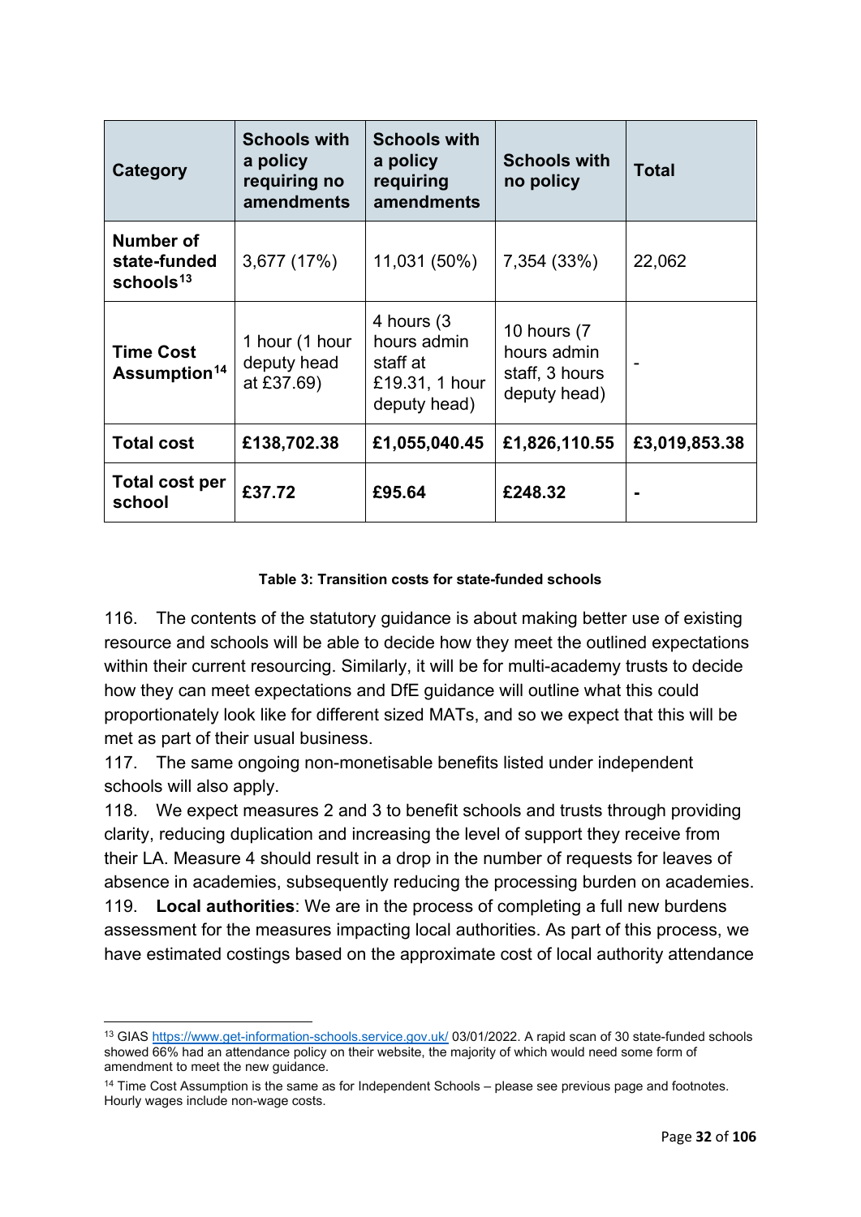| Category | Schools with a policy requiring no amendments | Schools with a policy requiring amendments | Schools with no policy | Total |
|---|---|---|---|---|
| **Number of state-funded schools**[13] | 3,677 (17%) | 11,031 (50%) | 7,354 (33%) | 22,062 |
| **Time Cost Assumption**[14] | 1 hour (1 hour deputy head at £37.69) | 4 hours (3 hours admin staff at £19.31, 1 hour deputy head) | 10 hours (7 hours admin staff, 3 hours deputy head) | - |
| **Total cost** | **£138,702.38** | **£1,055,040.45** | **£1,826,110.55** | **£3,019,853.38** |
| **Total cost per school** | **£37.72** | **£95.64** | **£248.32** | **-** |

**Table 3: Transition costs for state-funded schools**

116. The contents of the statutory guidance is about making better use of existing resource and schools will be able to decide how they meet the outlined expectations within their current resourcing. Similarly, it will be for multi-academy trusts to decide how they can meet expectations and DfE guidance will outline what this could proportionately look like for different sized MATs, and so we expect that this will be met as part of their usual business.

117. The same ongoing non-monetisable benefits listed under independent schools will also apply.

118. We expect measures 2 and 3 to benefit schools and trusts through providing clarity, reducing duplication and increasing the level of support they receive from their LA. Measure 4 should result in a drop in the number of requests for leaves of absence in academies, subsequently reducing the processing burden on academies.

119. **Local authorities**: We are in the process of completing a full new burdens assessment for the measures impacting local authorities. As part of this process, we have estimated costings based on the approximate cost of local authority attendance

[13] GIAS https://www.get-information-schools.service.gov.uk/ 03/01/2022. A rapid scan of 30 state-funded schools showed 66% had an attendance policy on their website, the majority of which would need some form of amendment to meet the new guidance.

[14] Time Cost Assumption is the same as for Independent Schools – please see previous page and footnotes. Hourly wages include non-wage costs.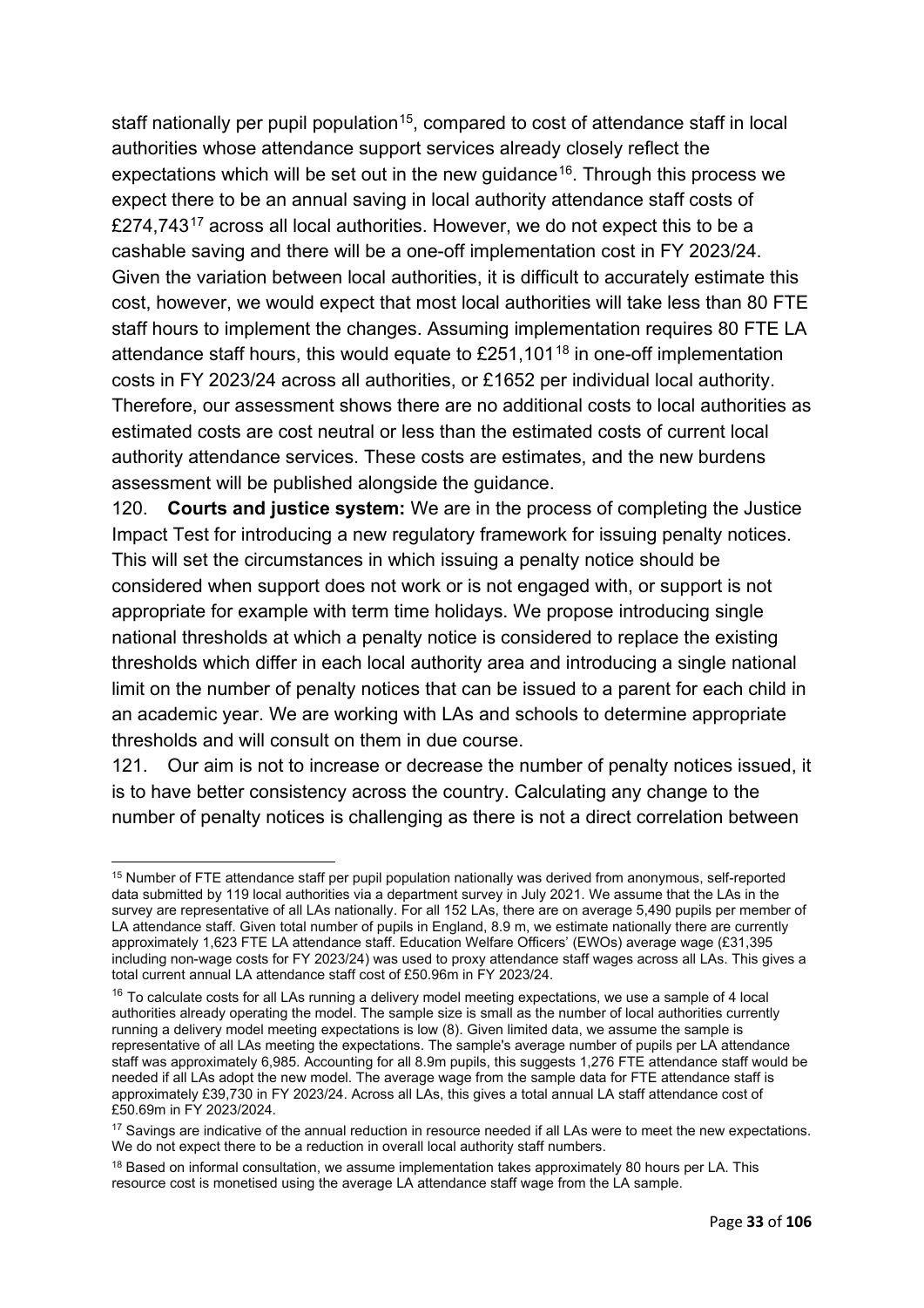staff nationally per pupil population[15], compared to cost of attendance staff in local authorities whose attendance support services already closely reflect the expectations which will be set out in the new guidance[16]. Through this process we expect there to be an annual saving in local authority attendance staff costs of £274,743[17] across all local authorities. However, we do not expect this to be a cashable saving and there will be a one-off implementation cost in FY 2023/24. Given the variation between local authorities, it is difficult to accurately estimate this cost, however, we would expect that most local authorities will take less than 80 FTE staff hours to implement the changes. Assuming implementation requires 80 FTE LA attendance staff hours, this would equate to £251,101[18] in one-off implementation costs in FY 2023/24 across all authorities, or £1652 per individual local authority. Therefore, our assessment shows there are no additional costs to local authorities as estimated costs are cost neutral or less than the estimated costs of current local authority attendance services. These costs are estimates, and the new burdens assessment will be published alongside the guidance.

120. **Courts and justice system:** We are in the process of completing the Justice Impact Test for introducing a new regulatory framework for issuing penalty notices. This will set the circumstances in which issuing a penalty notice should be considered when support does not work or is not engaged with, or support is not appropriate for example with term time holidays. We propose introducing single national thresholds at which a penalty notice is considered to replace the existing thresholds which differ in each local authority area and introducing a single national limit on the number of penalty notices that can be issued to a parent for each child in an academic year. We are working with LAs and schools to determine appropriate thresholds and will consult on them in due course.

121. Our aim is not to increase or decrease the number of penalty notices issued, it is to have better consistency across the country. Calculating any change to the number of penalty notices is challenging as there is not a direct correlation between

---

[15] Number of FTE attendance staff per pupil population nationally was derived from anonymous, self-reported data submitted by 119 local authorities via a department survey in July 2021. We assume that the LAs in the survey are representative of all LAs nationally. For all 152 LAs, there are on average 5,490 pupils per member of LA attendance staff. Given total number of pupils in England, 8.9 m, we estimate nationally there are currently approximately 1,623 FTE LA attendance staff. Education Welfare Officers' (EWOs) average wage (£31,395 including non-wage costs for FY 2023/24) was used to proxy attendance staff wages across all LAs. This gives a total current annual LA attendance staff cost of £50.96m in FY 2023/24.

[16] To calculate costs for all LAs running a delivery model meeting expectations, we use a sample of 4 local authorities already operating the model. The sample size is small as the number of local authorities currently running a delivery model meeting expectations is low (8). Given limited data, we assume the sample is representative of all LAs meeting the expectations. The sample's average number of pupils per LA attendance staff was approximately 6,985. Accounting for all 8.9m pupils, this suggests 1,276 FTE attendance staff would be needed if all LAs adopt the new model. The average wage from the sample data for FTE attendance staff is approximately £39,730 in FY 2023/24. Across all LAs, this gives a total annual LA staff attendance cost of £50.69m in FY 2023/2024.

[17] Savings are indicative of the annual reduction in resource needed if all LAs were to meet the new expectations. We do not expect there to be a reduction in overall local authority staff numbers.

[18] Based on informal consultation, we assume implementation takes approximately 80 hours per LA. This resource cost is monetised using the average LA attendance staff wage from the LA sample.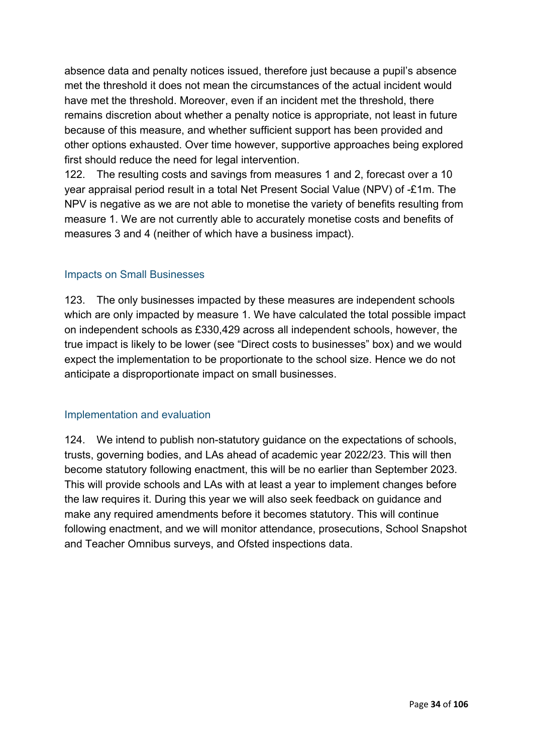absence data and penalty notices issued, therefore just because a pupil's absence met the threshold it does not mean the circumstances of the actual incident would have met the threshold. Moreover, even if an incident met the threshold, there remains discretion about whether a penalty notice is appropriate, not least in future because of this measure, and whether sufficient support has been provided and other options exhausted. Over time however, supportive approaches being explored first should reduce the need for legal intervention.

122. The resulting costs and savings from measures 1 and 2, forecast over a 10 year appraisal period result in a total Net Present Social Value (NPV) of -£1m. The NPV is negative as we are not able to monetise the variety of benefits resulting from measure 1. We are not currently able to accurately monetise costs and benefits of measures 3 and 4 (neither of which have a business impact).

### Impacts on Small Businesses

123. The only businesses impacted by these measures are independent schools which are only impacted by measure 1. We have calculated the total possible impact on independent schools as £330,429 across all independent schools, however, the true impact is likely to be lower (see "Direct costs to businesses" box) and we would expect the implementation to be proportionate to the school size. Hence we do not anticipate a disproportionate impact on small businesses.

### Implementation and evaluation

124. We intend to publish non-statutory guidance on the expectations of schools, trusts, governing bodies, and LAs ahead of academic year 2022/23. This will then become statutory following enactment, this will be no earlier than September 2023. This will provide schools and LAs with at least a year to implement changes before the law requires it. During this year we will also seek feedback on guidance and make any required amendments before it becomes statutory. This will continue following enactment, and we will monitor attendance, prosecutions, School Snapshot and Teacher Omnibus surveys, and Ofsted inspections data.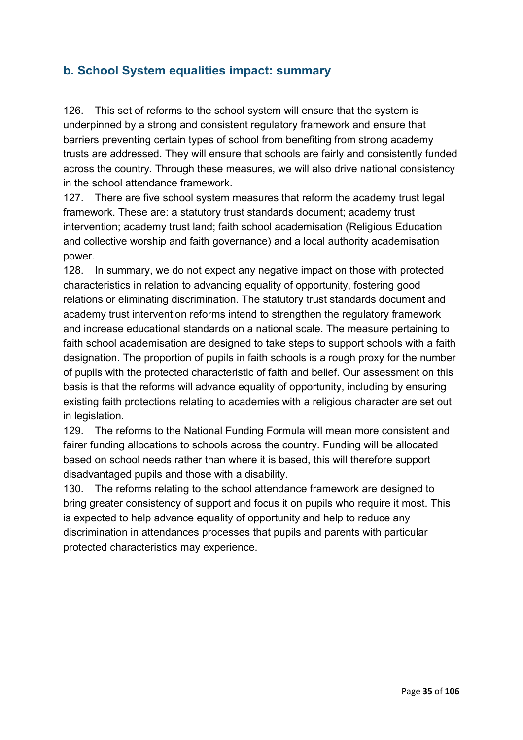## b. School System equalities impact: summary

126. This set of reforms to the school system will ensure that the system is underpinned by a strong and consistent regulatory framework and ensure that barriers preventing certain types of school from benefiting from strong academy trusts are addressed. They will ensure that schools are fairly and consistently funded across the country. Through these measures, we will also drive national consistency in the school attendance framework.

127. There are five school system measures that reform the academy trust legal framework. These are: a statutory trust standards document; academy trust intervention; academy trust land; faith school academisation (Religious Education and collective worship and faith governance) and a local authority academisation power.

128. In summary, we do not expect any negative impact on those with protected characteristics in relation to advancing equality of opportunity, fostering good relations or eliminating discrimination. The statutory trust standards document and academy trust intervention reforms intend to strengthen the regulatory framework and increase educational standards on a national scale. The measure pertaining to faith school academisation are designed to take steps to support schools with a faith designation. The proportion of pupils in faith schools is a rough proxy for the number of pupils with the protected characteristic of faith and belief. Our assessment on this basis is that the reforms will advance equality of opportunity, including by ensuring existing faith protections relating to academies with a religious character are set out in legislation.

129. The reforms to the National Funding Formula will mean more consistent and fairer funding allocations to schools across the country. Funding will be allocated based on school needs rather than where it is based, this will therefore support disadvantaged pupils and those with a disability.

130. The reforms relating to the school attendance framework are designed to bring greater consistency of support and focus it on pupils who require it most. This is expected to help advance equality of opportunity and help to reduce any discrimination in attendances processes that pupils and parents with particular protected characteristics may experience.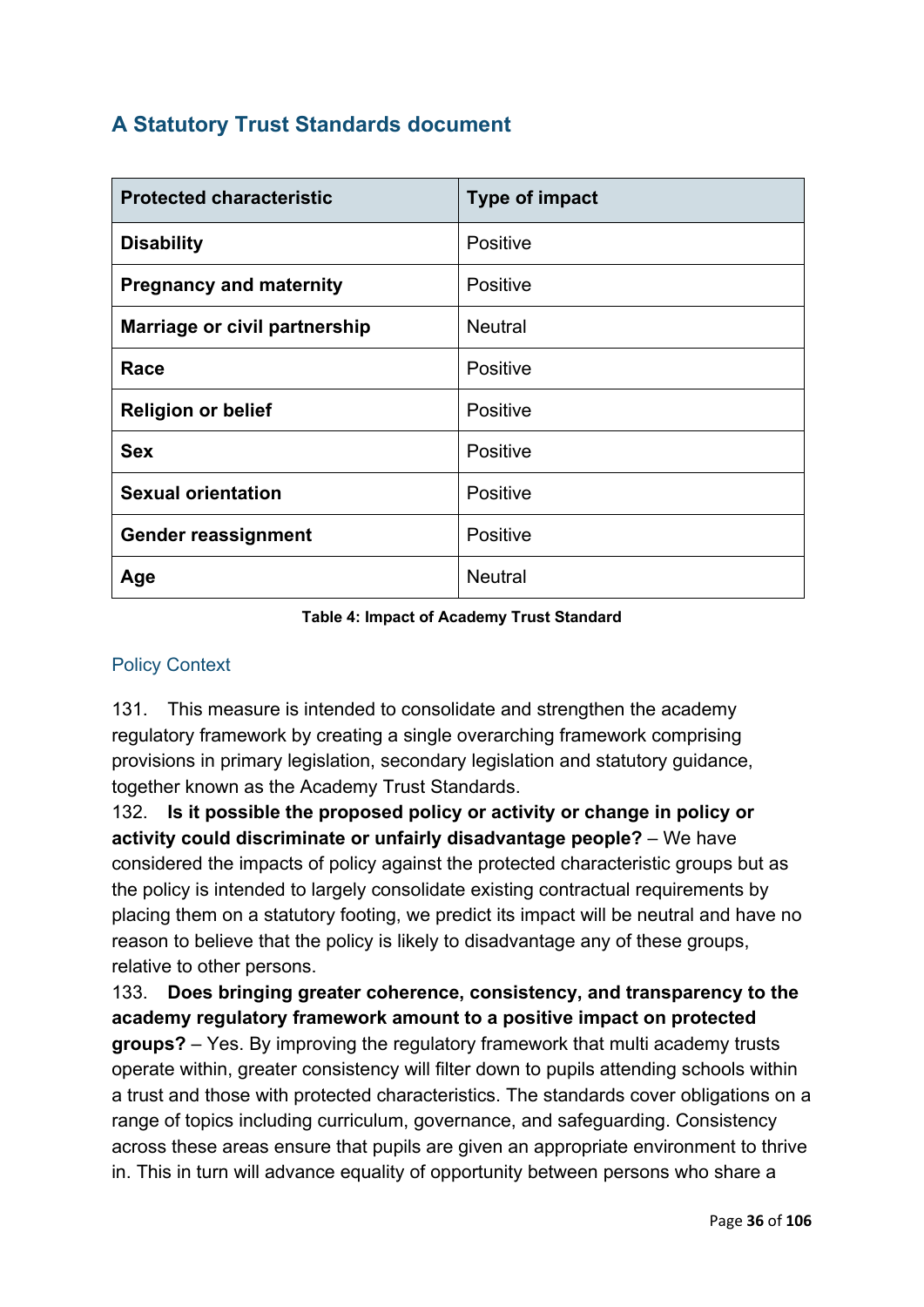## A Statutory Trust Standards document

| Protected characteristic | Type of impact |
| --- | --- |
| **Disability** | Positive |
| **Pregnancy and maternity** | Positive |
| **Marriage or civil partnership** | Neutral |
| **Race** | Positive |
| **Religion or belief** | Positive |
| **Sex** | Positive |
| **Sexual orientation** | Positive |
| **Gender reassignment** | Positive |
| **Age** | Neutral |

**Table 4: Impact of Academy Trust Standard**

### Policy Context

131. This measure is intended to consolidate and strengthen the academy regulatory framework by creating a single overarching framework comprising provisions in primary legislation, secondary legislation and statutory guidance, together known as the Academy Trust Standards.

132. **Is it possible the proposed policy or activity or change in policy or activity could discriminate or unfairly disadvantage people?** – We have considered the impacts of policy against the protected characteristic groups but as the policy is intended to largely consolidate existing contractual requirements by placing them on a statutory footing, we predict its impact will be neutral and have no reason to believe that the policy is likely to disadvantage any of these groups, relative to other persons.

133. **Does bringing greater coherence, consistency, and transparency to the academy regulatory framework amount to a positive impact on protected groups?** – Yes. By improving the regulatory framework that multi academy trusts operate within, greater consistency will filter down to pupils attending schools within a trust and those with protected characteristics. The standards cover obligations on a range of topics including curriculum, governance, and safeguarding. Consistency across these areas ensure that pupils are given an appropriate environment to thrive in. This in turn will advance equality of opportunity between persons who share a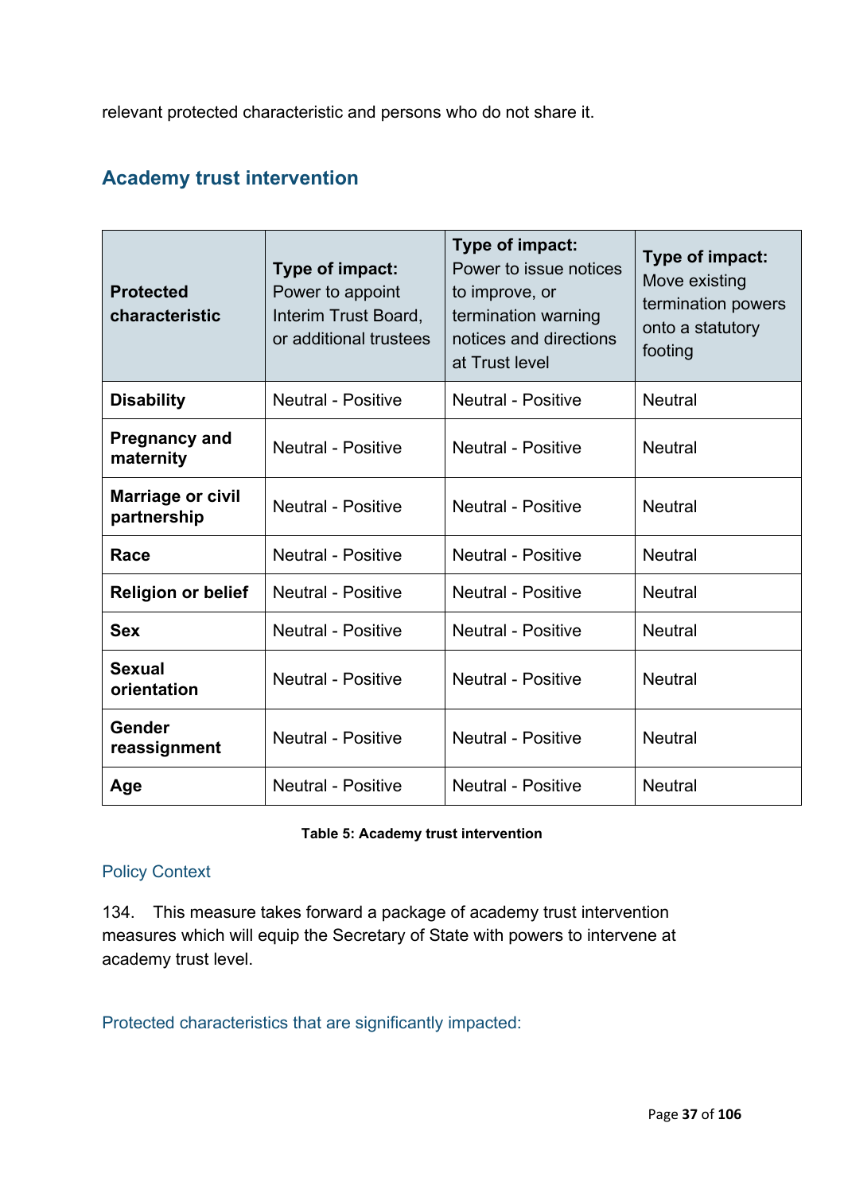relevant protected characteristic and persons who do not share it.

## Academy trust intervention

| Protected characteristic | **Type of impact:** Power to appoint Interim Trust Board, or additional trustees | **Type of impact:** Power to issue notices to improve, or termination warning notices and directions at Trust level | **Type of impact:** Move existing termination powers onto a statutory footing |
|---|---|---|---|
| **Disability** | Neutral - Positive | Neutral - Positive | Neutral |
| **Pregnancy and maternity** | Neutral - Positive | Neutral - Positive | Neutral |
| **Marriage or civil partnership** | Neutral - Positive | Neutral - Positive | Neutral |
| **Race** | Neutral - Positive | Neutral - Positive | Neutral |
| **Religion or belief** | Neutral - Positive | Neutral - Positive | Neutral |
| **Sex** | Neutral - Positive | Neutral - Positive | Neutral |
| **Sexual orientation** | Neutral - Positive | Neutral - Positive | Neutral |
| **Gender reassignment** | Neutral - Positive | Neutral - Positive | Neutral |
| **Age** | Neutral - Positive | Neutral - Positive | Neutral |

**Table 5: Academy trust intervention**

### Policy Context

134. This measure takes forward a package of academy trust intervention measures which will equip the Secretary of State with powers to intervene at academy trust level.

### Protected characteristics that are significantly impacted: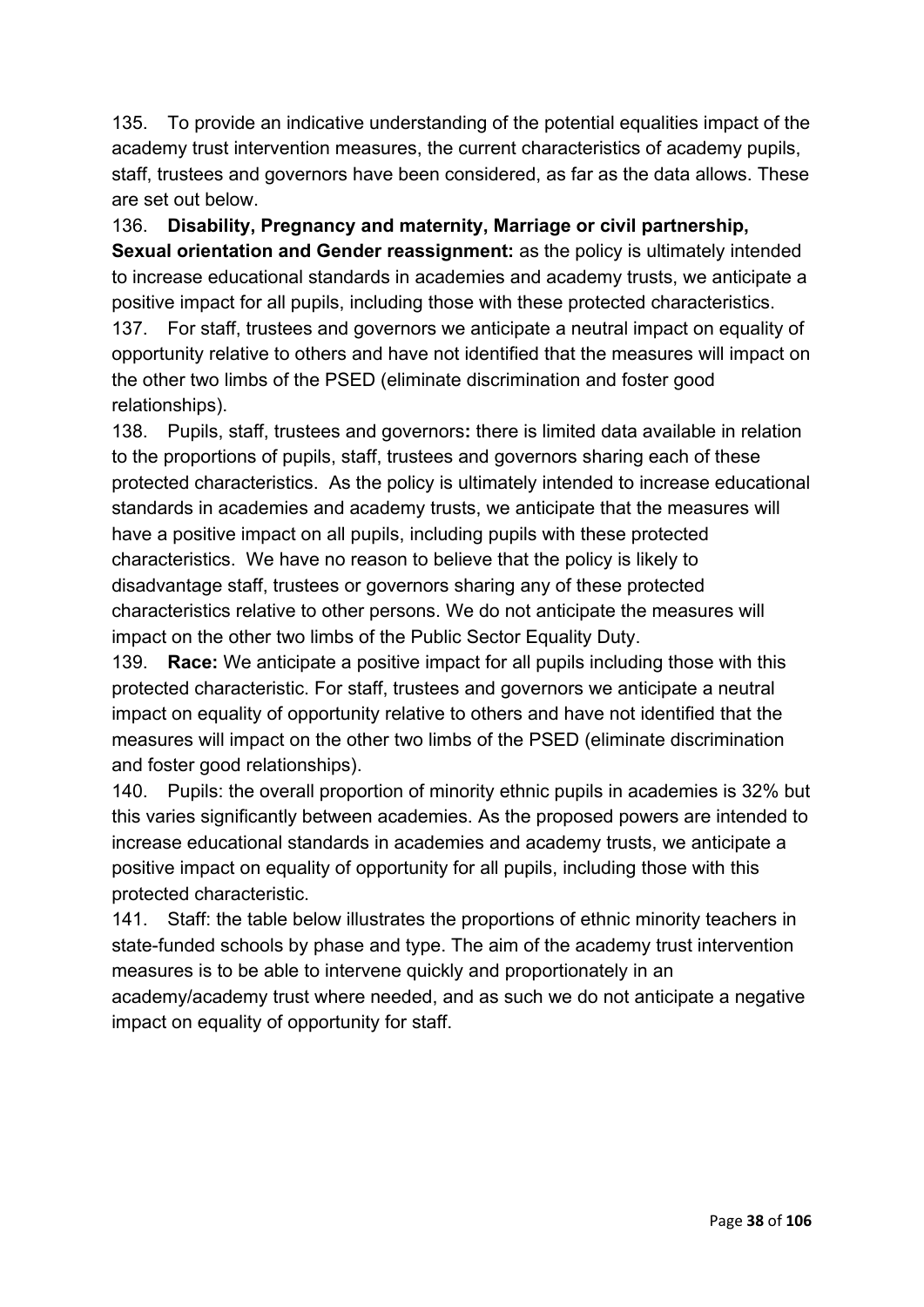135. To provide an indicative understanding of the potential equalities impact of the academy trust intervention measures, the current characteristics of academy pupils, staff, trustees and governors have been considered, as far as the data allows. These are set out below.

136. **Disability, Pregnancy and maternity, Marriage or civil partnership, Sexual orientation and Gender reassignment:** as the policy is ultimately intended to increase educational standards in academies and academy trusts, we anticipate a positive impact for all pupils, including those with these protected characteristics.

137. For staff, trustees and governors we anticipate a neutral impact on equality of opportunity relative to others and have not identified that the measures will impact on the other two limbs of the PSED (eliminate discrimination and foster good relationships).

138. Pupils, staff, trustees and governors**:** there is limited data available in relation to the proportions of pupils, staff, trustees and governors sharing each of these protected characteristics. As the policy is ultimately intended to increase educational standards in academies and academy trusts, we anticipate that the measures will have a positive impact on all pupils, including pupils with these protected characteristics. We have no reason to believe that the policy is likely to disadvantage staff, trustees or governors sharing any of these protected characteristics relative to other persons. We do not anticipate the measures will impact on the other two limbs of the Public Sector Equality Duty.

139. **Race:** We anticipate a positive impact for all pupils including those with this protected characteristic. For staff, trustees and governors we anticipate a neutral impact on equality of opportunity relative to others and have not identified that the measures will impact on the other two limbs of the PSED (eliminate discrimination and foster good relationships).

140. Pupils: the overall proportion of minority ethnic pupils in academies is 32% but this varies significantly between academies. As the proposed powers are intended to increase educational standards in academies and academy trusts, we anticipate a positive impact on equality of opportunity for all pupils, including those with this protected characteristic.

141. Staff: the table below illustrates the proportions of ethnic minority teachers in state-funded schools by phase and type. The aim of the academy trust intervention measures is to be able to intervene quickly and proportionately in an academy/academy trust where needed, and as such we do not anticipate a negative impact on equality of opportunity for staff.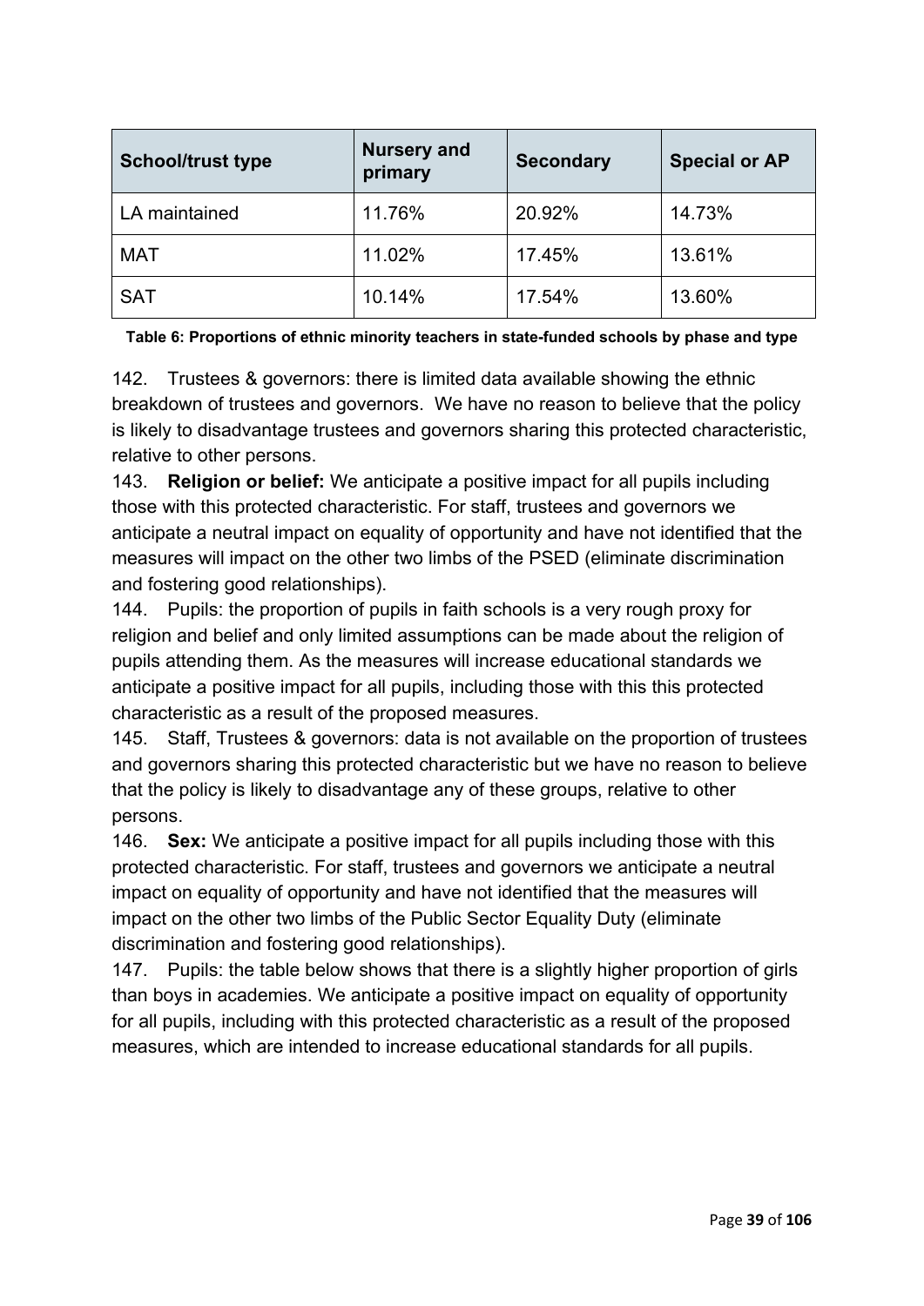| School/trust type | Nursery and primary | Secondary | Special or AP |
| --- | --- | --- | --- |
| LA maintained | 11.76% | 20.92% | 14.73% |
| MAT | 11.02% | 17.45% | 13.61% |
| SAT | 10.14% | 17.54% | 13.60% |

**Table 6: Proportions of ethnic minority teachers in state-funded schools by phase and type**

142. Trustees & governors: there is limited data available showing the ethnic breakdown of trustees and governors. We have no reason to believe that the policy is likely to disadvantage trustees and governors sharing this protected characteristic, relative to other persons.

143. **Religion or belief:** We anticipate a positive impact for all pupils including those with this protected characteristic. For staff, trustees and governors we anticipate a neutral impact on equality of opportunity and have not identified that the measures will impact on the other two limbs of the PSED (eliminate discrimination and fostering good relationships).

144. Pupils: the proportion of pupils in faith schools is a very rough proxy for religion and belief and only limited assumptions can be made about the religion of pupils attending them. As the measures will increase educational standards we anticipate a positive impact for all pupils, including those with this this protected characteristic as a result of the proposed measures.

145. Staff, Trustees & governors: data is not available on the proportion of trustees and governors sharing this protected characteristic but we have no reason to believe that the policy is likely to disadvantage any of these groups, relative to other persons.

146. **Sex:** We anticipate a positive impact for all pupils including those with this protected characteristic. For staff, trustees and governors we anticipate a neutral impact on equality of opportunity and have not identified that the measures will impact on the other two limbs of the Public Sector Equality Duty (eliminate discrimination and fostering good relationships).

147. Pupils: the table below shows that there is a slightly higher proportion of girls than boys in academies. We anticipate a positive impact on equality of opportunity for all pupils, including with this protected characteristic as a result of the proposed measures, which are intended to increase educational standards for all pupils.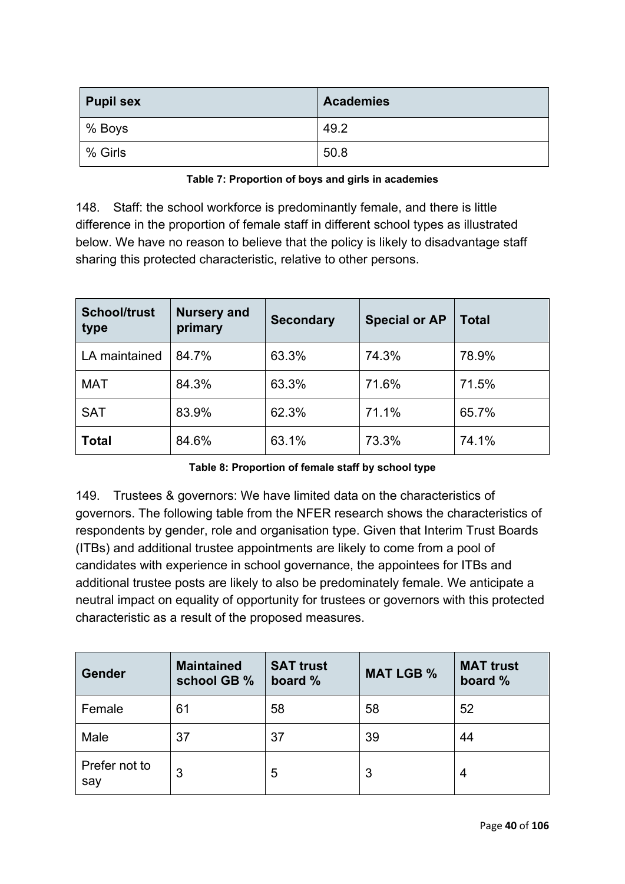| Pupil sex | Academies |
| --- | --- |
| % Boys | 49.2 |
| % Girls | 50.8 |

**Table 7: Proportion of boys and girls in academies**

148. Staff: the school workforce is predominantly female, and there is little difference in the proportion of female staff in different school types as illustrated below. We have no reason to believe that the policy is likely to disadvantage staff sharing this protected characteristic, relative to other persons.

| School/trust type | Nursery and primary | Secondary | Special or AP | Total |
| --- | --- | --- | --- | --- |
| LA maintained | 84.7% | 63.3% | 74.3% | 78.9% |
| MAT | 84.3% | 63.3% | 71.6% | 71.5% |
| SAT | 83.9% | 62.3% | 71.1% | 65.7% |
| **Total** | 84.6% | 63.1% | 73.3% | 74.1% |

**Table 8: Proportion of female staff by school type**

149. Trustees & governors: We have limited data on the characteristics of governors. The following table from the NFER research shows the characteristics of respondents by gender, role and organisation type. Given that Interim Trust Boards (ITBs) and additional trustee appointments are likely to come from a pool of candidates with experience in school governance, the appointees for ITBs and additional trustee posts are likely to also be predominately female. We anticipate a neutral impact on equality of opportunity for trustees or governors with this protected characteristic as a result of the proposed measures.

| Gender | Maintained school GB % | SAT trust board % | MAT LGB % | MAT trust board % |
| --- | --- | --- | --- | --- |
| Female | 61 | 58 | 58 | 52 |
| Male | 37 | 37 | 39 | 44 |
| Prefer not to say | 3 | 5 | 3 | 4 |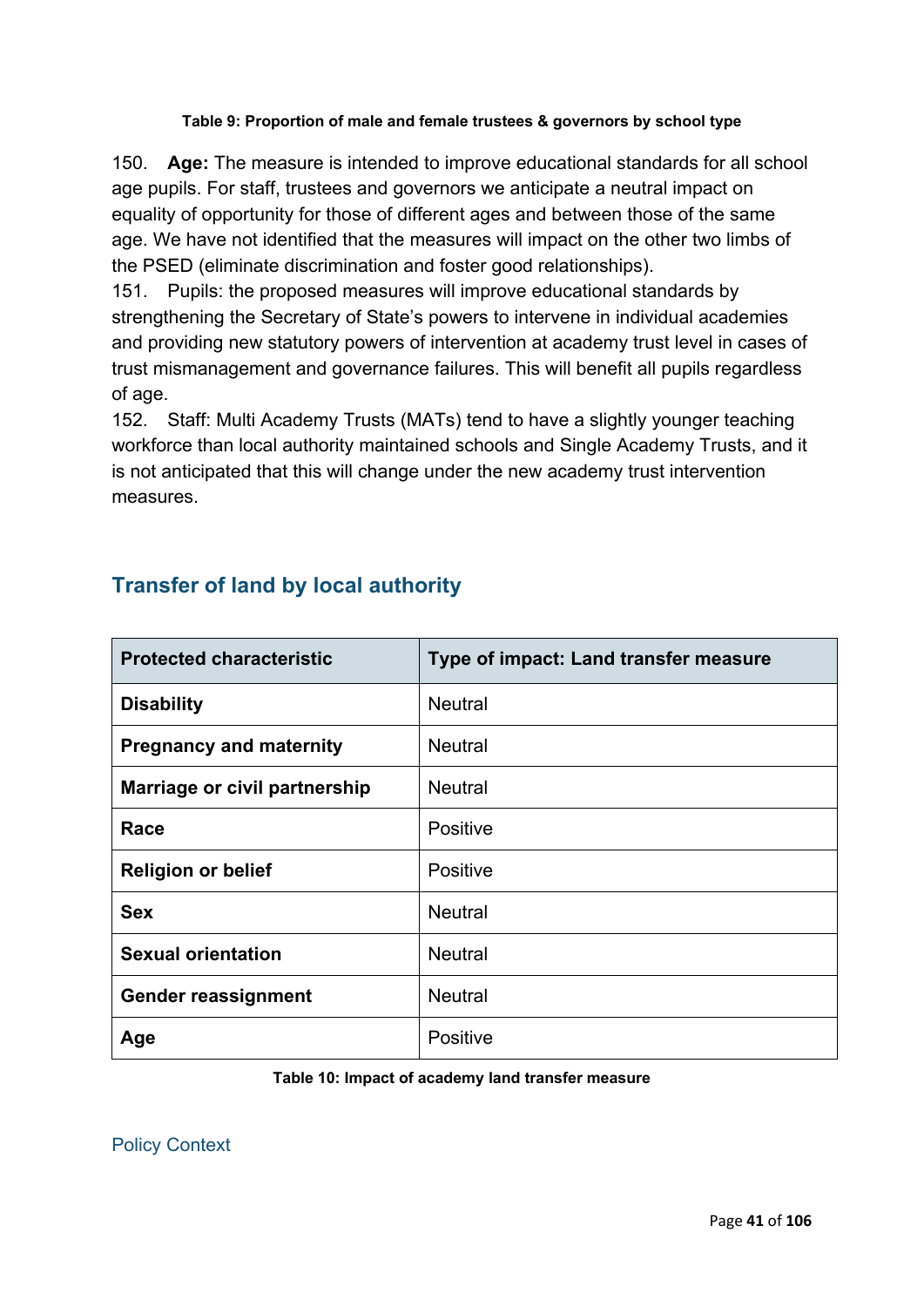**Table 9: Proportion of male and female trustees & governors by school type**

150. **Age:** The measure is intended to improve educational standards for all school age pupils. For staff, trustees and governors we anticipate a neutral impact on equality of opportunity for those of different ages and between those of the same age. We have not identified that the measures will impact on the other two limbs of the PSED (eliminate discrimination and foster good relationships).

151. Pupils: the proposed measures will improve educational standards by strengthening the Secretary of State's powers to intervene in individual academies and providing new statutory powers of intervention at academy trust level in cases of trust mismanagement and governance failures. This will benefit all pupils regardless of age.

152. Staff: Multi Academy Trusts (MATs) tend to have a slightly younger teaching workforce than local authority maintained schools and Single Academy Trusts, and it is not anticipated that this will change under the new academy trust intervention measures.

## Transfer of land by local authority

| Protected characteristic | Type of impact: Land transfer measure |
|---|---|
| **Disability** | Neutral |
| **Pregnancy and maternity** | Neutral |
| **Marriage or civil partnership** | Neutral |
| **Race** | Positive |
| **Religion or belief** | Positive |
| **Sex** | Neutral |
| **Sexual orientation** | Neutral |
| **Gender reassignment** | Neutral |
| **Age** | Positive |

**Table 10: Impact of academy land transfer measure**

### Policy Context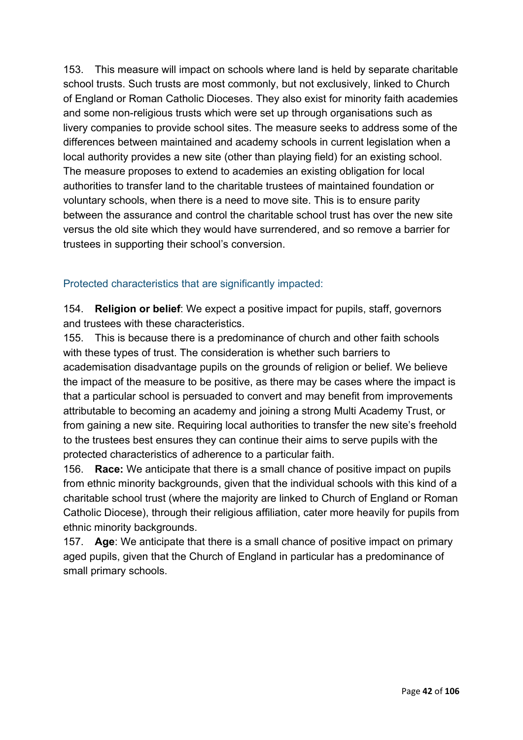153. This measure will impact on schools where land is held by separate charitable school trusts. Such trusts are most commonly, but not exclusively, linked to Church of England or Roman Catholic Dioceses. They also exist for minority faith academies and some non-religious trusts which were set up through organisations such as livery companies to provide school sites. The measure seeks to address some of the differences between maintained and academy schools in current legislation when a local authority provides a new site (other than playing field) for an existing school. The measure proposes to extend to academies an existing obligation for local authorities to transfer land to the charitable trustees of maintained foundation or voluntary schools, when there is a need to move site. This is to ensure parity between the assurance and control the charitable school trust has over the new site versus the old site which they would have surrendered, and so remove a barrier for trustees in supporting their school's conversion.

### Protected characteristics that are significantly impacted:

154. **Religion or belief**: We expect a positive impact for pupils, staff, governors and trustees with these characteristics.

155. This is because there is a predominance of church and other faith schools with these types of trust. The consideration is whether such barriers to academisation disadvantage pupils on the grounds of religion or belief. We believe the impact of the measure to be positive, as there may be cases where the impact is that a particular school is persuaded to convert and may benefit from improvements attributable to becoming an academy and joining a strong Multi Academy Trust, or from gaining a new site. Requiring local authorities to transfer the new site's freehold to the trustees best ensures they can continue their aims to serve pupils with the protected characteristics of adherence to a particular faith.

156. **Race:** We anticipate that there is a small chance of positive impact on pupils from ethnic minority backgrounds, given that the individual schools with this kind of a charitable school trust (where the majority are linked to Church of England or Roman Catholic Diocese), through their religious affiliation, cater more heavily for pupils from ethnic minority backgrounds.

157. **Age**: We anticipate that there is a small chance of positive impact on primary aged pupils, given that the Church of England in particular has a predominance of small primary schools.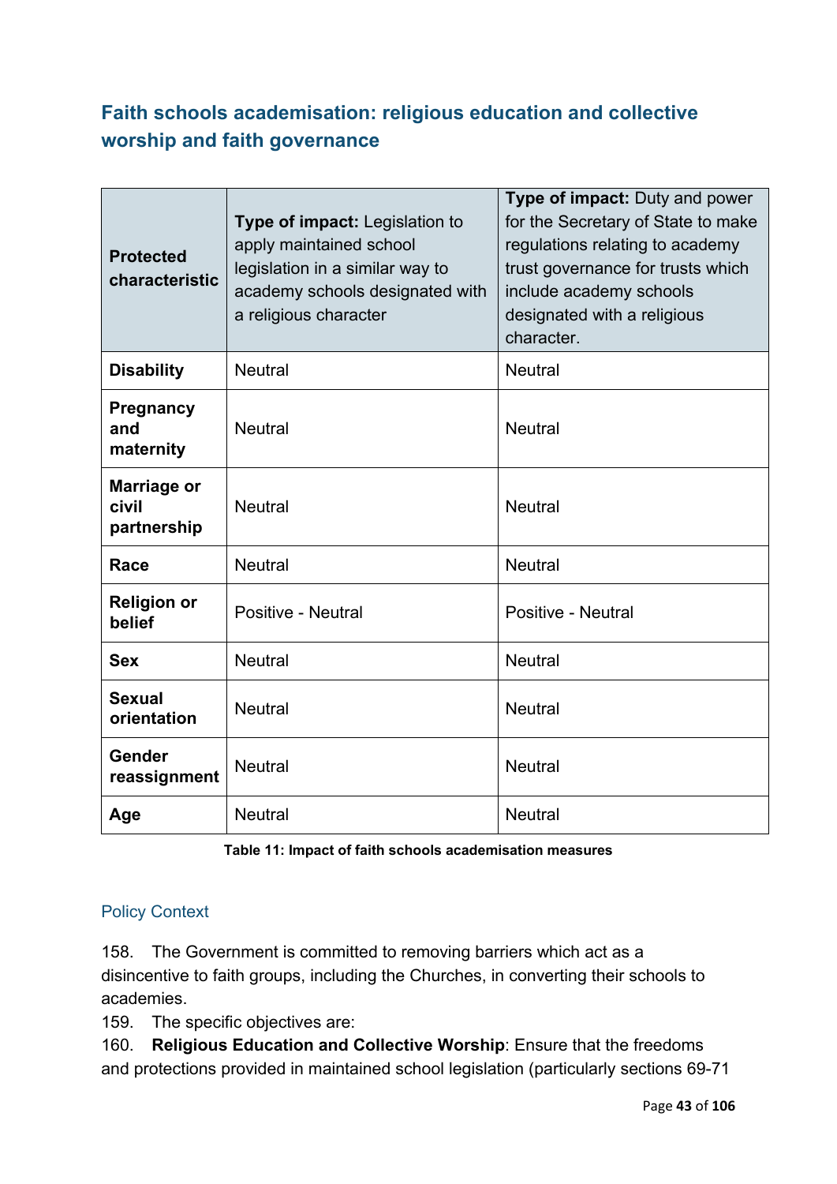## Faith schools academisation: religious education and collective worship and faith governance

| Protected characteristic | **Type of impact:** Legislation to apply maintained school legislation in a similar way to academy schools designated with a religious character | **Type of impact:** Duty and power for the Secretary of State to make regulations relating to academy trust governance for trusts which include academy schools designated with a religious character. |
|---|---|---|
| **Disability** | Neutral | Neutral |
| **Pregnancy and maternity** | Neutral | Neutral |
| **Marriage or civil partnership** | Neutral | Neutral |
| **Race** | Neutral | Neutral |
| **Religion or belief** | Positive - Neutral | Positive - Neutral |
| **Sex** | Neutral | Neutral |
| **Sexual orientation** | Neutral | Neutral |
| **Gender reassignment** | Neutral | Neutral |
| **Age** | Neutral | Neutral |

**Table 11: Impact of faith schools academisation measures**

### Policy Context

158. The Government is committed to removing barriers which act as a disincentive to faith groups, including the Churches, in converting their schools to academies.

159. The specific objectives are:

160. **Religious Education and Collective Worship**: Ensure that the freedoms and protections provided in maintained school legislation (particularly sections 69-71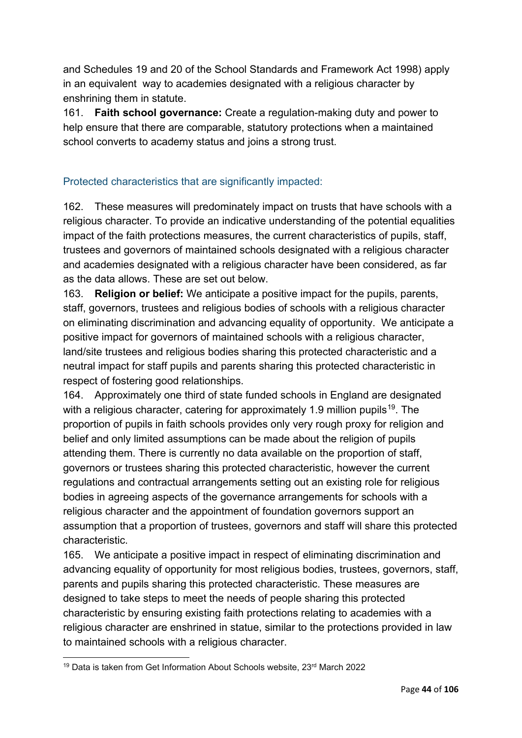and Schedules 19 and 20 of the School Standards and Framework Act 1998) apply in an equivalent way to academies designated with a religious character by enshrining them in statute.

161. **Faith school governance:** Create a regulation-making duty and power to help ensure that there are comparable, statutory protections when a maintained school converts to academy status and joins a strong trust.

### Protected characteristics that are significantly impacted:

162. These measures will predominately impact on trusts that have schools with a religious character. To provide an indicative understanding of the potential equalities impact of the faith protections measures, the current characteristics of pupils, staff, trustees and governors of maintained schools designated with a religious character and academies designated with a religious character have been considered, as far as the data allows. These are set out below.

163. **Religion or belief:** We anticipate a positive impact for the pupils, parents, staff, governors, trustees and religious bodies of schools with a religious character on eliminating discrimination and advancing equality of opportunity. We anticipate a positive impact for governors of maintained schools with a religious character, land/site trustees and religious bodies sharing this protected characteristic and a neutral impact for staff pupils and parents sharing this protected characteristic in respect of fostering good relationships.

164. Approximately one third of state funded schools in England are designated with a religious character, catering for approximately 1.9 million pupils[19]. The proportion of pupils in faith schools provides only very rough proxy for religion and belief and only limited assumptions can be made about the religion of pupils attending them. There is currently no data available on the proportion of staff, governors or trustees sharing this protected characteristic, however the current regulations and contractual arrangements setting out an existing role for religious bodies in agreeing aspects of the governance arrangements for schools with a religious character and the appointment of foundation governors support an assumption that a proportion of trustees, governors and staff will share this protected characteristic.

165. We anticipate a positive impact in respect of eliminating discrimination and advancing equality of opportunity for most religious bodies, trustees, governors, staff, parents and pupils sharing this protected characteristic. These measures are designed to take steps to meet the needs of people sharing this protected characteristic by ensuring existing faith protections relating to academies with a religious character are enshrined in statue, similar to the protections provided in law to maintained schools with a religious character.

---

[19] Data is taken from Get Information About Schools website, 23rd March 2022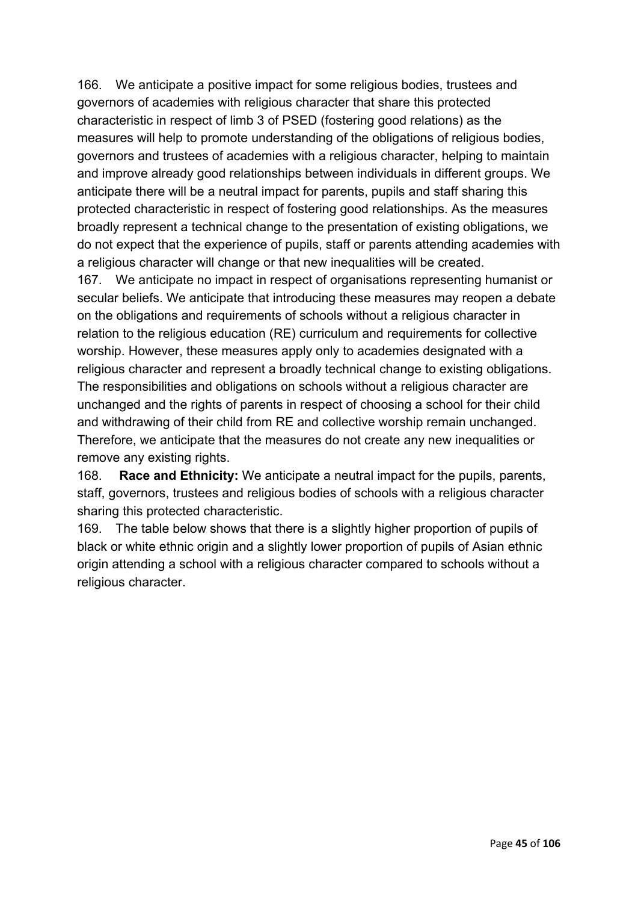166. We anticipate a positive impact for some religious bodies, trustees and governors of academies with religious character that share this protected characteristic in respect of limb 3 of PSED (fostering good relations) as the measures will help to promote understanding of the obligations of religious bodies, governors and trustees of academies with a religious character, helping to maintain and improve already good relationships between individuals in different groups. We anticipate there will be a neutral impact for parents, pupils and staff sharing this protected characteristic in respect of fostering good relationships. As the measures broadly represent a technical change to the presentation of existing obligations, we do not expect that the experience of pupils, staff or parents attending academies with a religious character will change or that new inequalities will be created.

167. We anticipate no impact in respect of organisations representing humanist or secular beliefs. We anticipate that introducing these measures may reopen a debate on the obligations and requirements of schools without a religious character in relation to the religious education (RE) curriculum and requirements for collective worship. However, these measures apply only to academies designated with a religious character and represent a broadly technical change to existing obligations. The responsibilities and obligations on schools without a religious character are unchanged and the rights of parents in respect of choosing a school for their child and withdrawing of their child from RE and collective worship remain unchanged. Therefore, we anticipate that the measures do not create any new inequalities or remove any existing rights.

168. **Race and Ethnicity:** We anticipate a neutral impact for the pupils, parents, staff, governors, trustees and religious bodies of schools with a religious character sharing this protected characteristic.

169. The table below shows that there is a slightly higher proportion of pupils of black or white ethnic origin and a slightly lower proportion of pupils of Asian ethnic origin attending a school with a religious character compared to schools without a religious character.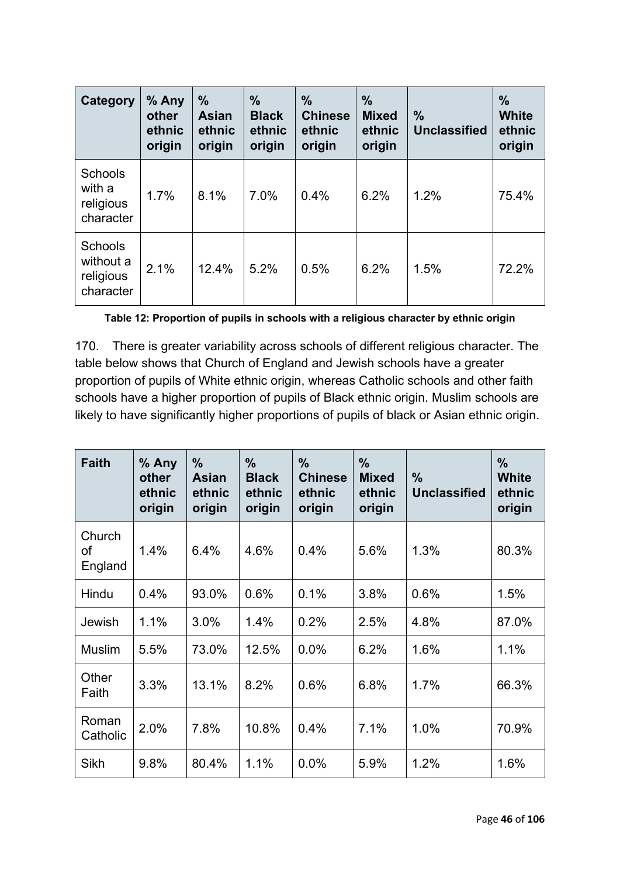| Category | % Any other ethnic origin | % Asian ethnic origin | % Black ethnic origin | % Chinese ethnic origin | % Mixed ethnic origin | % Unclassified | % White ethnic origin |
|---|---|---|---|---|---|---|---|
| Schools with a religious character | 1.7% | 8.1% | 7.0% | 0.4% | 6.2% | 1.2% | 75.4% |
| Schools without a religious character | 2.1% | 12.4% | 5.2% | 0.5% | 6.2% | 1.5% | 72.2% |

**Table 12: Proportion of pupils in schools with a religious character by ethnic origin**

170. There is greater variability across schools of different religious character. The table below shows that Church of England and Jewish schools have a greater proportion of pupils of White ethnic origin, whereas Catholic schools and other faith schools have a higher proportion of pupils of Black ethnic origin. Muslim schools are likely to have significantly higher proportions of pupils of black or Asian ethnic origin.

| Faith | % Any other ethnic origin | % Asian ethnic origin | % Black ethnic origin | % Chinese ethnic origin | % Mixed ethnic origin | % Unclassified | % White ethnic origin |
|---|---|---|---|---|---|---|---|
| Church of England | 1.4% | 6.4% | 4.6% | 0.4% | 5.6% | 1.3% | 80.3% |
| Hindu | 0.4% | 93.0% | 0.6% | 0.1% | 3.8% | 0.6% | 1.5% |
| Jewish | 1.1% | 3.0% | 1.4% | 0.2% | 2.5% | 4.8% | 87.0% |
| Muslim | 5.5% | 73.0% | 12.5% | 0.0% | 6.2% | 1.6% | 1.1% |
| Other Faith | 3.3% | 13.1% | 8.2% | 0.6% | 6.8% | 1.7% | 66.3% |
| Roman Catholic | 2.0% | 7.8% | 10.8% | 0.4% | 7.1% | 1.0% | 70.9% |
| Sikh | 9.8% | 80.4% | 1.1% | 0.0% | 5.9% | 1.2% | 1.6% |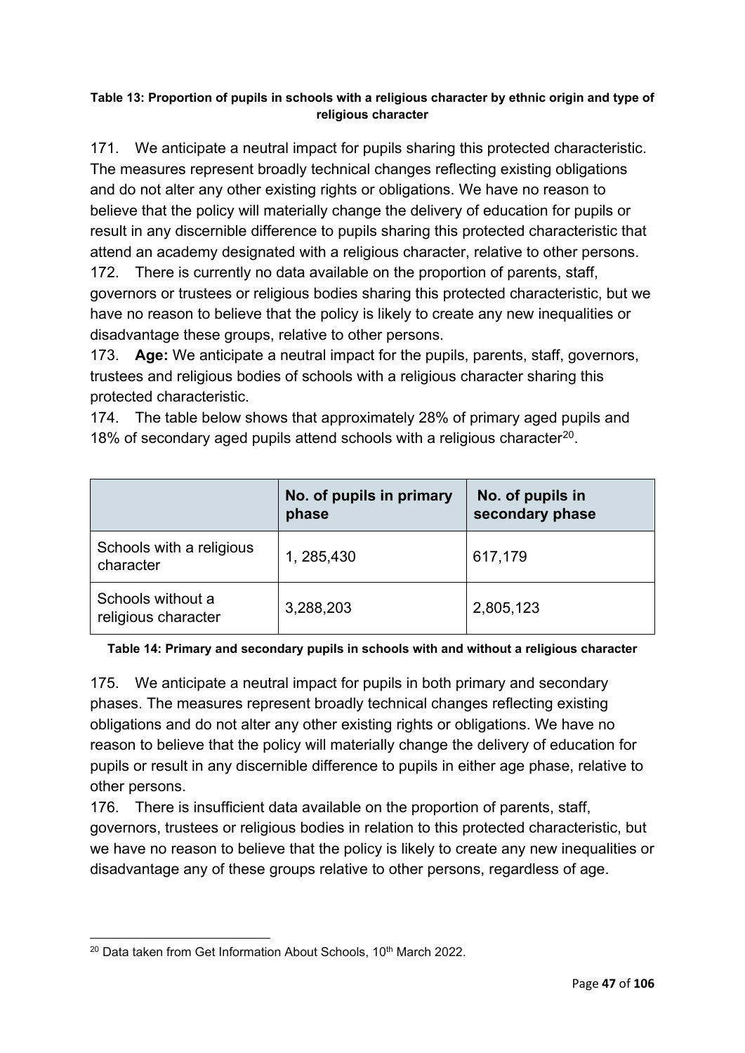**Table 13: Proportion of pupils in schools with a religious character by ethnic origin and type of religious character**

171. We anticipate a neutral impact for pupils sharing this protected characteristic. The measures represent broadly technical changes reflecting existing obligations and do not alter any other existing rights or obligations. We have no reason to believe that the policy will materially change the delivery of education for pupils or result in any discernible difference to pupils sharing this protected characteristic that attend an academy designated with a religious character, relative to other persons.

172. There is currently no data available on the proportion of parents, staff, governors or trustees or religious bodies sharing this protected characteristic, but we have no reason to believe that the policy is likely to create any new inequalities or disadvantage these groups, relative to other persons.

173. **Age:** We anticipate a neutral impact for the pupils, parents, staff, governors, trustees and religious bodies of schools with a religious character sharing this protected characteristic.

174. The table below shows that approximately 28% of primary aged pupils and 18% of secondary aged pupils attend schools with a religious character[20].

| | No. of pupils in primary phase | No. of pupils in secondary phase |
|---|---|---|
| Schools with a religious character | 1, 285,430 | 617,179 |
| Schools without a religious character | 3,288,203 | 2,805,123 |

**Table 14: Primary and secondary pupils in schools with and without a religious character**

175. We anticipate a neutral impact for pupils in both primary and secondary phases. The measures represent broadly technical changes reflecting existing obligations and do not alter any other existing rights or obligations. We have no reason to believe that the policy will materially change the delivery of education for pupils or result in any discernible difference to pupils in either age phase, relative to other persons.

176. There is insufficient data available on the proportion of parents, staff, governors, trustees or religious bodies in relation to this protected characteristic, but we have no reason to believe that the policy is likely to create any new inequalities or disadvantage any of these groups relative to other persons, regardless of age.

[20] Data taken from Get Information About Schools, 10th March 2022.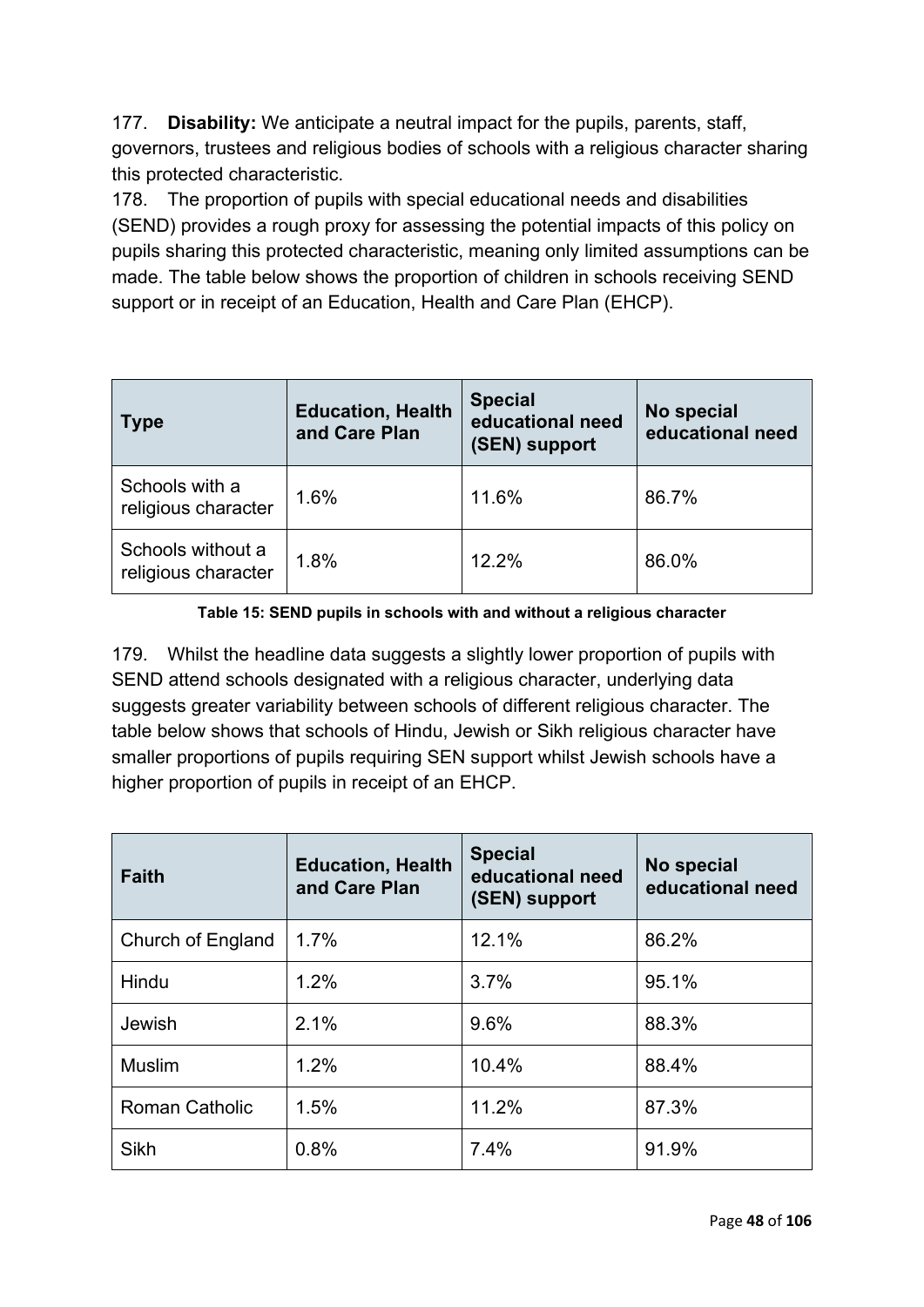177. **Disability:** We anticipate a neutral impact for the pupils, parents, staff, governors, trustees and religious bodies of schools with a religious character sharing this protected characteristic.

178. The proportion of pupils with special educational needs and disabilities (SEND) provides a rough proxy for assessing the potential impacts of this policy on pupils sharing this protected characteristic, meaning only limited assumptions can be made. The table below shows the proportion of children in schools receiving SEND support or in receipt of an Education, Health and Care Plan (EHCP).

| Type | Education, Health and Care Plan | Special educational need (SEN) support | No special educational need |
|---|---|---|---|
| Schools with a religious character | 1.6% | 11.6% | 86.7% |
| Schools without a religious character | 1.8% | 12.2% | 86.0% |

**Table 15: SEND pupils in schools with and without a religious character**

179. Whilst the headline data suggests a slightly lower proportion of pupils with SEND attend schools designated with a religious character, underlying data suggests greater variability between schools of different religious character. The table below shows that schools of Hindu, Jewish or Sikh religious character have smaller proportions of pupils requiring SEN support whilst Jewish schools have a higher proportion of pupils in receipt of an EHCP.

| Faith | Education, Health and Care Plan | Special educational need (SEN) support | No special educational need |
|---|---|---|---|
| Church of England | 1.7% | 12.1% | 86.2% |
| Hindu | 1.2% | 3.7% | 95.1% |
| Jewish | 2.1% | 9.6% | 88.3% |
| Muslim | 1.2% | 10.4% | 88.4% |
| Roman Catholic | 1.5% | 11.2% | 87.3% |
| Sikh | 0.8% | 7.4% | 91.9% |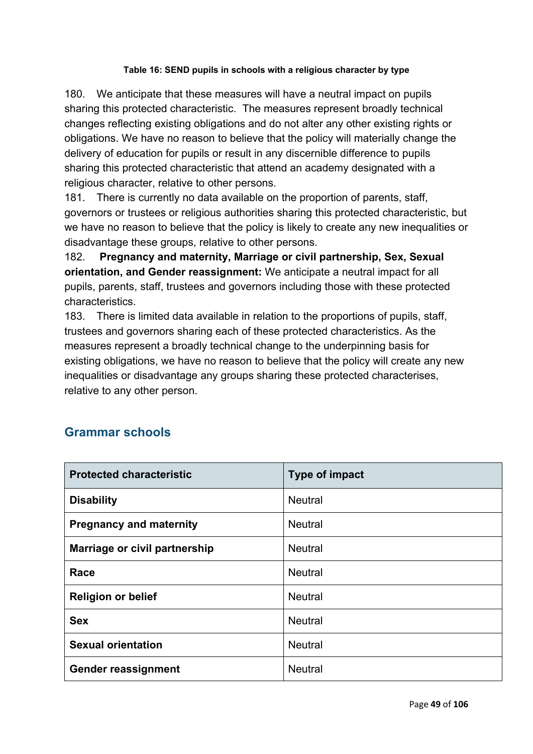**Table 16: SEND pupils in schools with a religious character by type**

180. We anticipate that these measures will have a neutral impact on pupils sharing this protected characteristic. The measures represent broadly technical changes reflecting existing obligations and do not alter any other existing rights or obligations. We have no reason to believe that the policy will materially change the delivery of education for pupils or result in any discernible difference to pupils sharing this protected characteristic that attend an academy designated with a religious character, relative to other persons.

181. There is currently no data available on the proportion of parents, staff, governors or trustees or religious authorities sharing this protected characteristic, but we have no reason to believe that the policy is likely to create any new inequalities or disadvantage these groups, relative to other persons.

182. **Pregnancy and maternity, Marriage or civil partnership, Sex, Sexual orientation, and Gender reassignment:** We anticipate a neutral impact for all pupils, parents, staff, trustees and governors including those with these protected characteristics.

183. There is limited data available in relation to the proportions of pupils, staff, trustees and governors sharing each of these protected characteristics. As the measures represent a broadly technical change to the underpinning basis for existing obligations, we have no reason to believe that the policy will create any new inequalities or disadvantage any groups sharing these protected characterises, relative to any other person.

## Grammar schools

| Protected characteristic | Type of impact |
|---|---|
| **Disability** | Neutral |
| **Pregnancy and maternity** | Neutral |
| **Marriage or civil partnership** | Neutral |
| **Race** | Neutral |
| **Religion or belief** | Neutral |
| **Sex** | Neutral |
| **Sexual orientation** | Neutral |
| **Gender reassignment** | Neutral |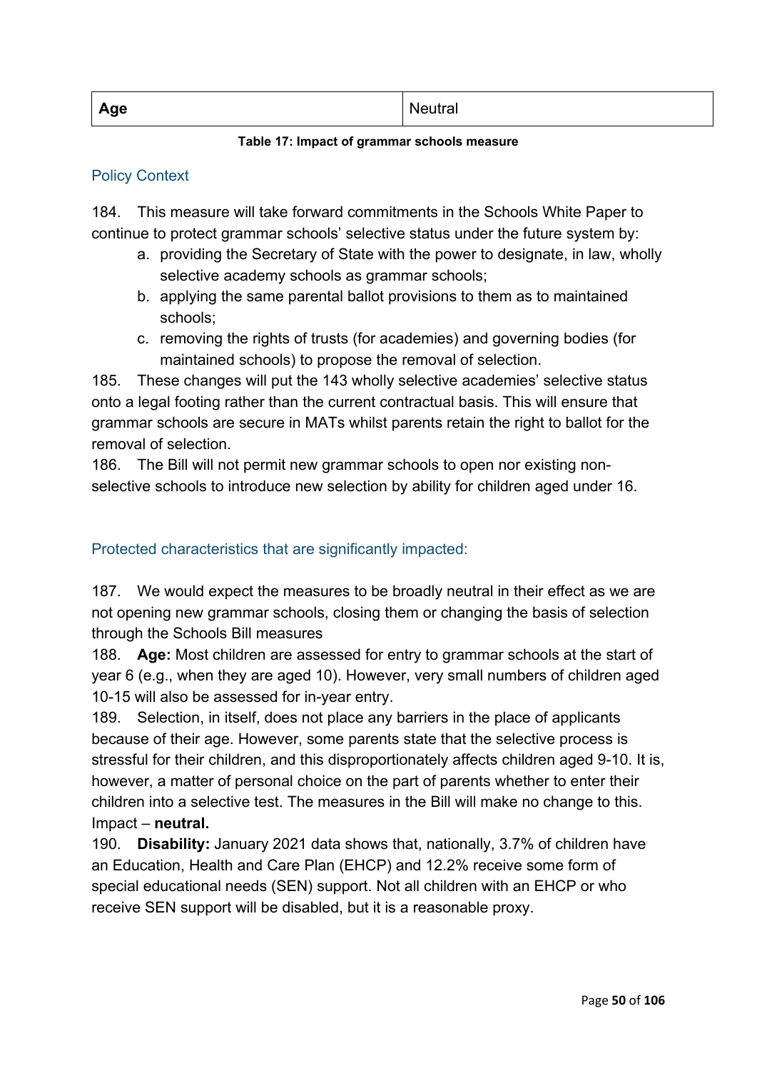| Age | Neutral |
|---|---|

**Table 17: Impact of grammar schools measure**

### Policy Context

184. This measure will take forward commitments in the Schools White Paper to continue to protect grammar schools' selective status under the future system by:

   a. providing the Secretary of State with the power to designate, in law, wholly selective academy schools as grammar schools;

   b. applying the same parental ballot provisions to them as to maintained schools;

   c. removing the rights of trusts (for academies) and governing bodies (for maintained schools) to propose the removal of selection.

185. These changes will put the 143 wholly selective academies' selective status onto a legal footing rather than the current contractual basis. This will ensure that grammar schools are secure in MATs whilst parents retain the right to ballot for the removal of selection.

186. The Bill will not permit new grammar schools to open nor existing non-selective schools to introduce new selection by ability for children aged under 16.

### Protected characteristics that are significantly impacted:

187. We would expect the measures to be broadly neutral in their effect as we are not opening new grammar schools, closing them or changing the basis of selection through the Schools Bill measures

188. **Age:** Most children are assessed for entry to grammar schools at the start of year 6 (e.g., when they are aged 10). However, very small numbers of children aged 10-15 will also be assessed for in-year entry.

189. Selection, in itself, does not place any barriers in the place of applicants because of their age. However, some parents state that the selective process is stressful for their children, and this disproportionately affects children aged 9-10. It is, however, a matter of personal choice on the part of parents whether to enter their children into a selective test. The measures in the Bill will make no change to this. Impact – **neutral.**

190. **Disability:** January 2021 data shows that, nationally, 3.7% of children have an Education, Health and Care Plan (EHCP) and 12.2% receive some form of special educational needs (SEN) support. Not all children with an EHCP or who receive SEN support will be disabled, but it is a reasonable proxy.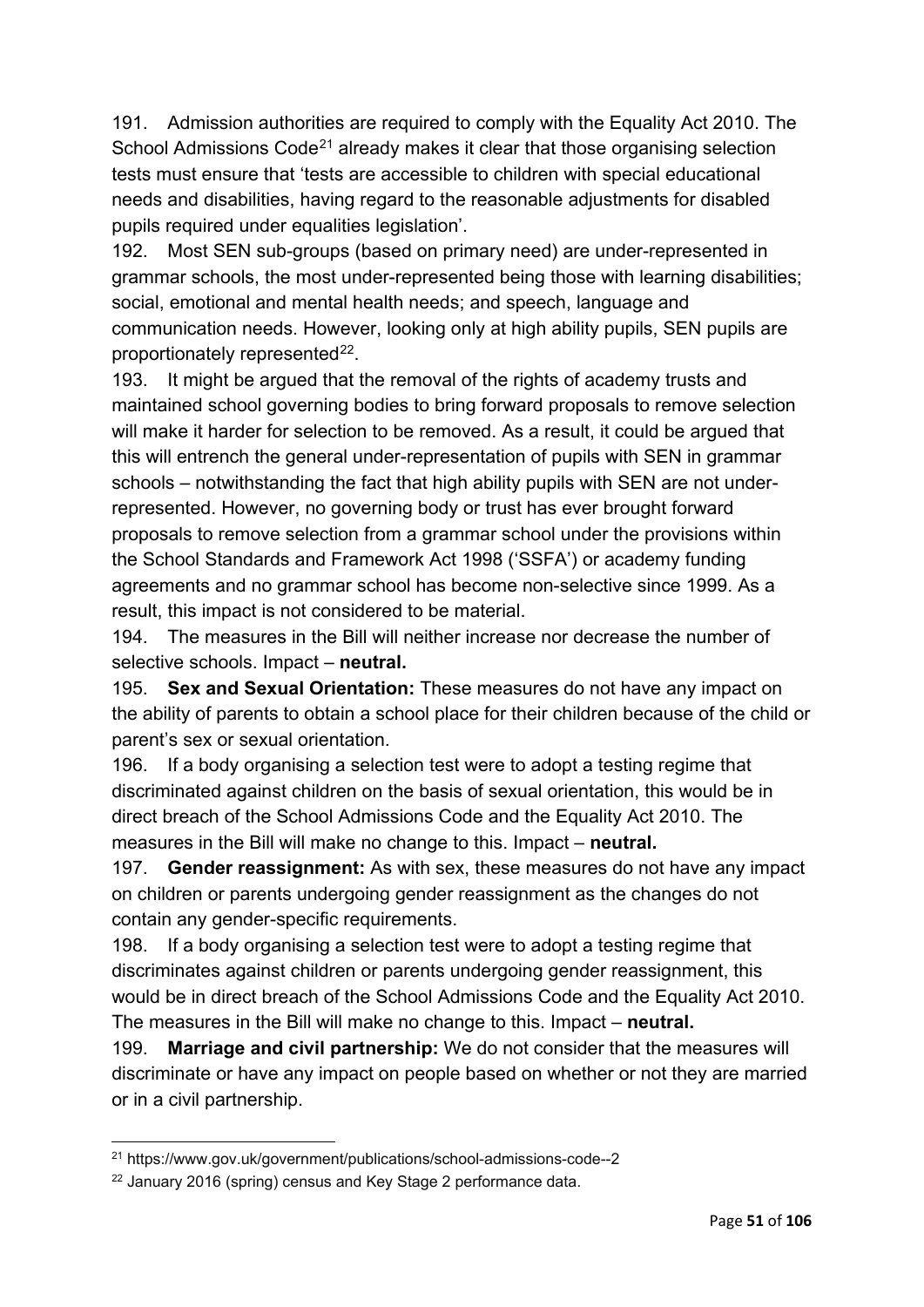191. Admission authorities are required to comply with the Equality Act 2010. The School Admissions Code[21] already makes it clear that those organising selection tests must ensure that 'tests are accessible to children with special educational needs and disabilities, having regard to the reasonable adjustments for disabled pupils required under equalities legislation'.

192. Most SEN sub-groups (based on primary need) are under-represented in grammar schools, the most under-represented being those with learning disabilities; social, emotional and mental health needs; and speech, language and communication needs. However, looking only at high ability pupils, SEN pupils are proportionately represented[22].

193. It might be argued that the removal of the rights of academy trusts and maintained school governing bodies to bring forward proposals to remove selection will make it harder for selection to be removed. As a result, it could be argued that this will entrench the general under-representation of pupils with SEN in grammar schools – notwithstanding the fact that high ability pupils with SEN are not under-represented. However, no governing body or trust has ever brought forward proposals to remove selection from a grammar school under the provisions within the School Standards and Framework Act 1998 ('SSFA') or academy funding agreements and no grammar school has become non-selective since 1999. As a result, this impact is not considered to be material.

194. The measures in the Bill will neither increase nor decrease the number of selective schools. Impact – **neutral.**

195. **Sex and Sexual Orientation:** These measures do not have any impact on the ability of parents to obtain a school place for their children because of the child or parent's sex or sexual orientation.

196. If a body organising a selection test were to adopt a testing regime that discriminated against children on the basis of sexual orientation, this would be in direct breach of the School Admissions Code and the Equality Act 2010. The measures in the Bill will make no change to this. Impact – **neutral.**

197. **Gender reassignment:** As with sex, these measures do not have any impact on children or parents undergoing gender reassignment as the changes do not contain any gender-specific requirements.

198. If a body organising a selection test were to adopt a testing regime that discriminates against children or parents undergoing gender reassignment, this would be in direct breach of the School Admissions Code and the Equality Act 2010. The measures in the Bill will make no change to this. Impact – **neutral.**

199. **Marriage and civil partnership:** We do not consider that the measures will discriminate or have any impact on people based on whether or not they are married or in a civil partnership.

---

[21] https://www.gov.uk/government/publications/school-admissions-code--2

[22] January 2016 (spring) census and Key Stage 2 performance data.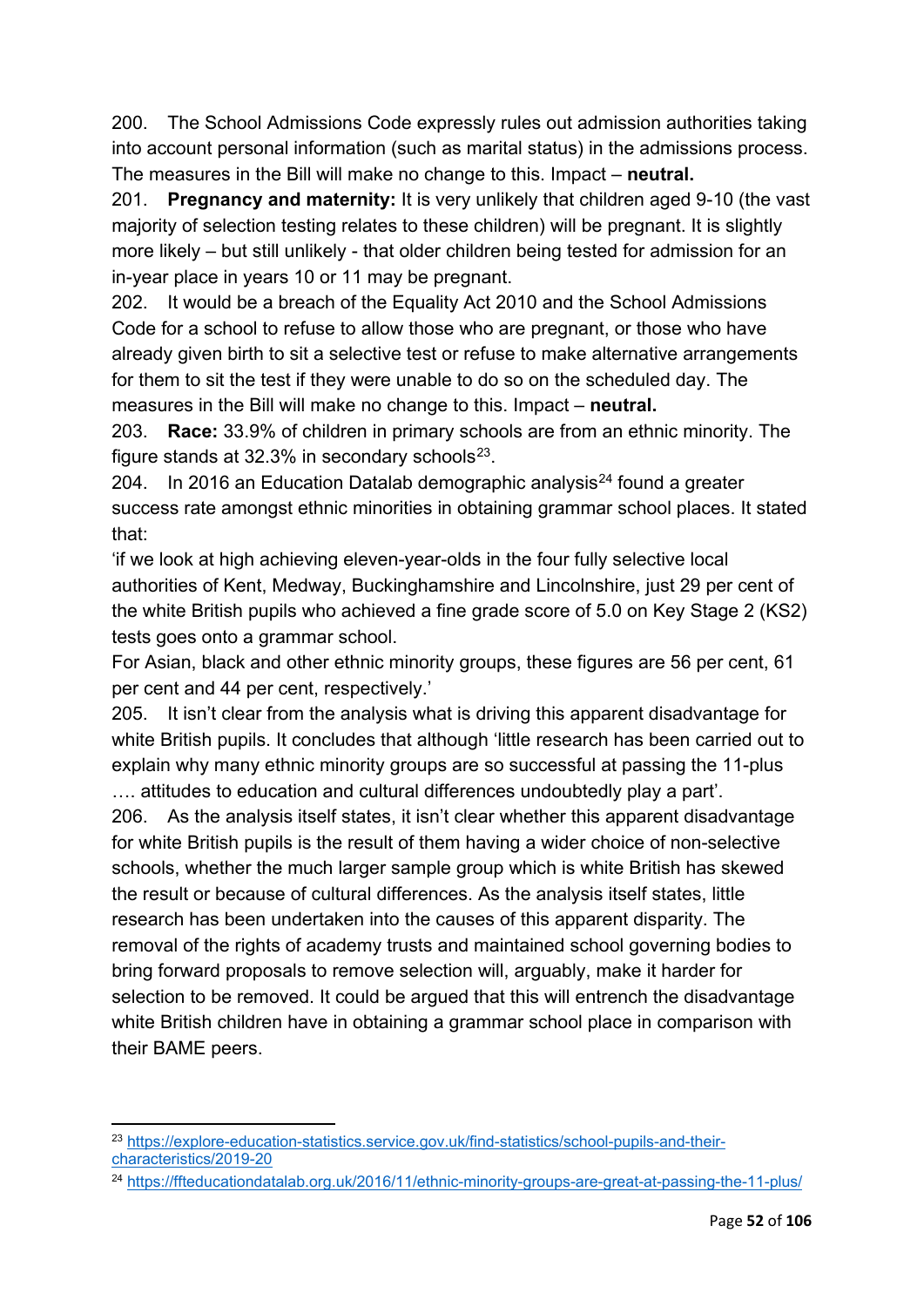200. The School Admissions Code expressly rules out admission authorities taking into account personal information (such as marital status) in the admissions process. The measures in the Bill will make no change to this. Impact – **neutral.**

201. **Pregnancy and maternity:** It is very unlikely that children aged 9-10 (the vast majority of selection testing relates to these children) will be pregnant. It is slightly more likely – but still unlikely - that older children being tested for admission for an in-year place in years 10 or 11 may be pregnant.

202. It would be a breach of the Equality Act 2010 and the School Admissions Code for a school to refuse to allow those who are pregnant, or those who have already given birth to sit a selective test or refuse to make alternative arrangements for them to sit the test if they were unable to do so on the scheduled day. The measures in the Bill will make no change to this. Impact – **neutral.**

203. **Race:** 33.9% of children in primary schools are from an ethnic minority. The figure stands at 32.3% in secondary schools[23].

204. In 2016 an Education Datalab demographic analysis[24] found a greater success rate amongst ethnic minorities in obtaining grammar school places. It stated that:

'if we look at high achieving eleven-year-olds in the four fully selective local authorities of Kent, Medway, Buckinghamshire and Lincolnshire, just 29 per cent of the white British pupils who achieved a fine grade score of 5.0 on Key Stage 2 (KS2) tests goes onto a grammar school.

For Asian, black and other ethnic minority groups, these figures are 56 per cent, 61 per cent and 44 per cent, respectively.'

205. It isn't clear from the analysis what is driving this apparent disadvantage for white British pupils. It concludes that although 'little research has been carried out to explain why many ethnic minority groups are so successful at passing the 11-plus …. attitudes to education and cultural differences undoubtedly play a part'.

206. As the analysis itself states, it isn't clear whether this apparent disadvantage for white British pupils is the result of them having a wider choice of non-selective schools, whether the much larger sample group which is white British has skewed the result or because of cultural differences. As the analysis itself states, little research has been undertaken into the causes of this apparent disparity. The removal of the rights of academy trusts and maintained school governing bodies to bring forward proposals to remove selection will, arguably, make it harder for selection to be removed. It could be argued that this will entrench the disadvantage white British children have in obtaining a grammar school place in comparison with their BAME peers.

---

[23] https://explore-education-statistics.service.gov.uk/find-statistics/school-pupils-and-their-characteristics/2019-20

[24] https://ffteducationdatalab.org.uk/2016/11/ethnic-minority-groups-are-great-at-passing-the-11-plus/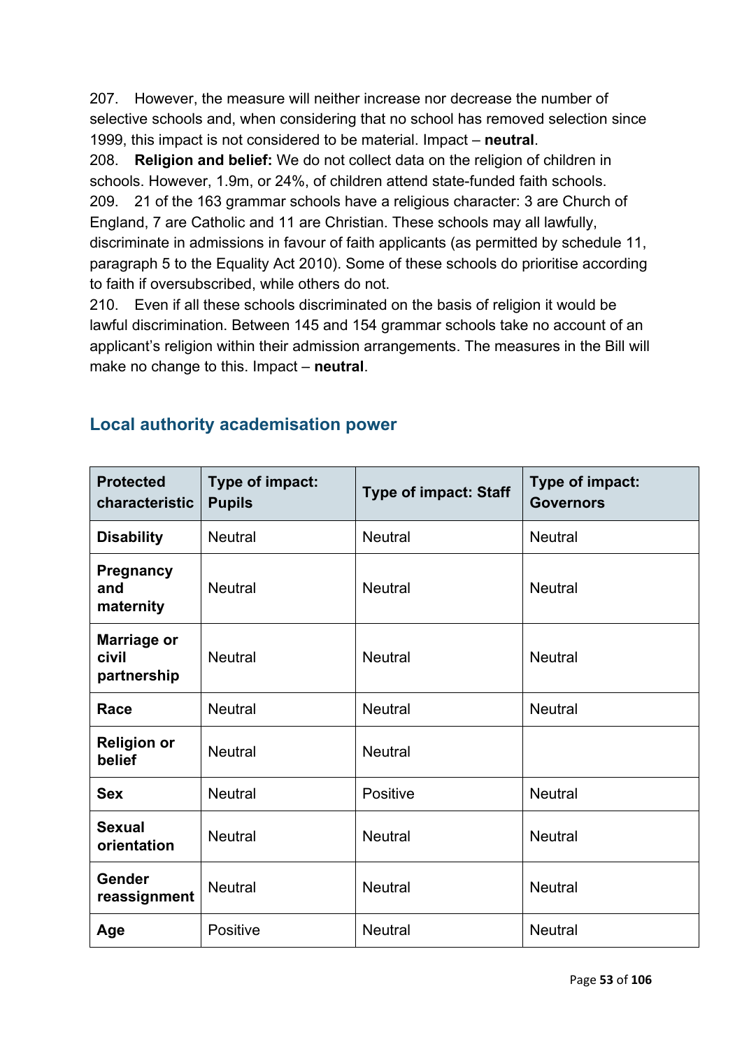207. However, the measure will neither increase nor decrease the number of selective schools and, when considering that no school has removed selection since 1999, this impact is not considered to be material. Impact – **neutral**.

208. **Religion and belief:** We do not collect data on the religion of children in schools. However, 1.9m, or 24%, of children attend state-funded faith schools.

209. 21 of the 163 grammar schools have a religious character: 3 are Church of England, 7 are Catholic and 11 are Christian. These schools may all lawfully, discriminate in admissions in favour of faith applicants (as permitted by schedule 11, paragraph 5 to the Equality Act 2010). Some of these schools do prioritise according to faith if oversubscribed, while others do not.

210. Even if all these schools discriminated on the basis of religion it would be lawful discrimination. Between 145 and 154 grammar schools take no account of an applicant's religion within their admission arrangements. The measures in the Bill will make no change to this. Impact – **neutral**.

## Local authority academisation power

| Protected characteristic | Type of impact: Pupils | Type of impact: Staff | Type of impact: Governors |
|---|---|---|---|
| **Disability** | Neutral | Neutral | Neutral |
| **Pregnancy and maternity** | Neutral | Neutral | Neutral |
| **Marriage or civil partnership** | Neutral | Neutral | Neutral |
| **Race** | Neutral | Neutral | Neutral |
| **Religion or belief** | Neutral | Neutral | |
| **Sex** | Neutral | Positive | Neutral |
| **Sexual orientation** | Neutral | Neutral | Neutral |
| **Gender reassignment** | Neutral | Neutral | Neutral |
| **Age** | Positive | Neutral | Neutral |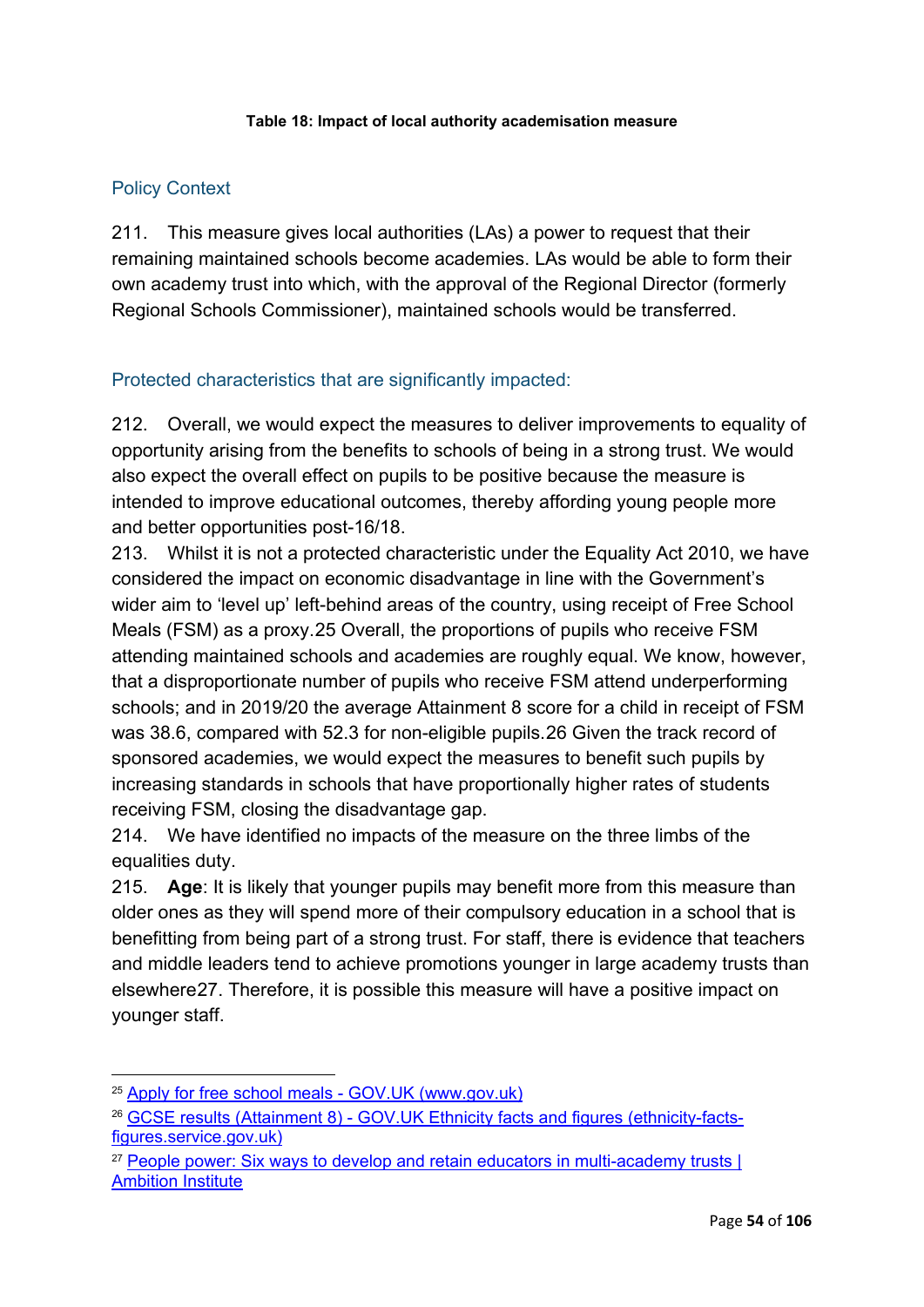**Table 18: Impact of local authority academisation measure**

## Policy Context

211. This measure gives local authorities (LAs) a power to request that their remaining maintained schools become academies. LAs would be able to form their own academy trust into which, with the approval of the Regional Director (formerly Regional Schools Commissioner), maintained schools would be transferred.

## Protected characteristics that are significantly impacted:

212. Overall, we would expect the measures to deliver improvements to equality of opportunity arising from the benefits to schools of being in a strong trust. We would also expect the overall effect on pupils to be positive because the measure is intended to improve educational outcomes, thereby affording young people more and better opportunities post-16/18.

213. Whilst it is not a protected characteristic under the Equality Act 2010, we have considered the impact on economic disadvantage in line with the Government's wider aim to 'level up' left-behind areas of the country, using receipt of Free School Meals (FSM) as a proxy.[25] Overall, the proportions of pupils who receive FSM attending maintained schools and academies are roughly equal. We know, however, that a disproportionate number of pupils who receive FSM attend underperforming schools; and in 2019/20 the average Attainment 8 score for a child in receipt of FSM was 38.6, compared with 52.3 for non-eligible pupils.[26] Given the track record of sponsored academies, we would expect the measures to benefit such pupils by increasing standards in schools that have proportionally higher rates of students receiving FSM, closing the disadvantage gap.

214. We have identified no impacts of the measure on the three limbs of the equalities duty.

215. **Age**: It is likely that younger pupils may benefit more from this measure than older ones as they will spend more of their compulsory education in a school that is benefitting from being part of a strong trust. For staff, there is evidence that teachers and middle leaders tend to achieve promotions younger in large academy trusts than elsewhere[27]. Therefore, it is possible this measure will have a positive impact on younger staff.

---

[25] Apply for free school meals - GOV.UK (www.gov.uk)

[26] GCSE results (Attainment 8) - GOV.UK Ethnicity facts and figures (ethnicity-facts-figures.service.gov.uk)

[27] People power: Six ways to develop and retain educators in multi-academy trusts | Ambition Institute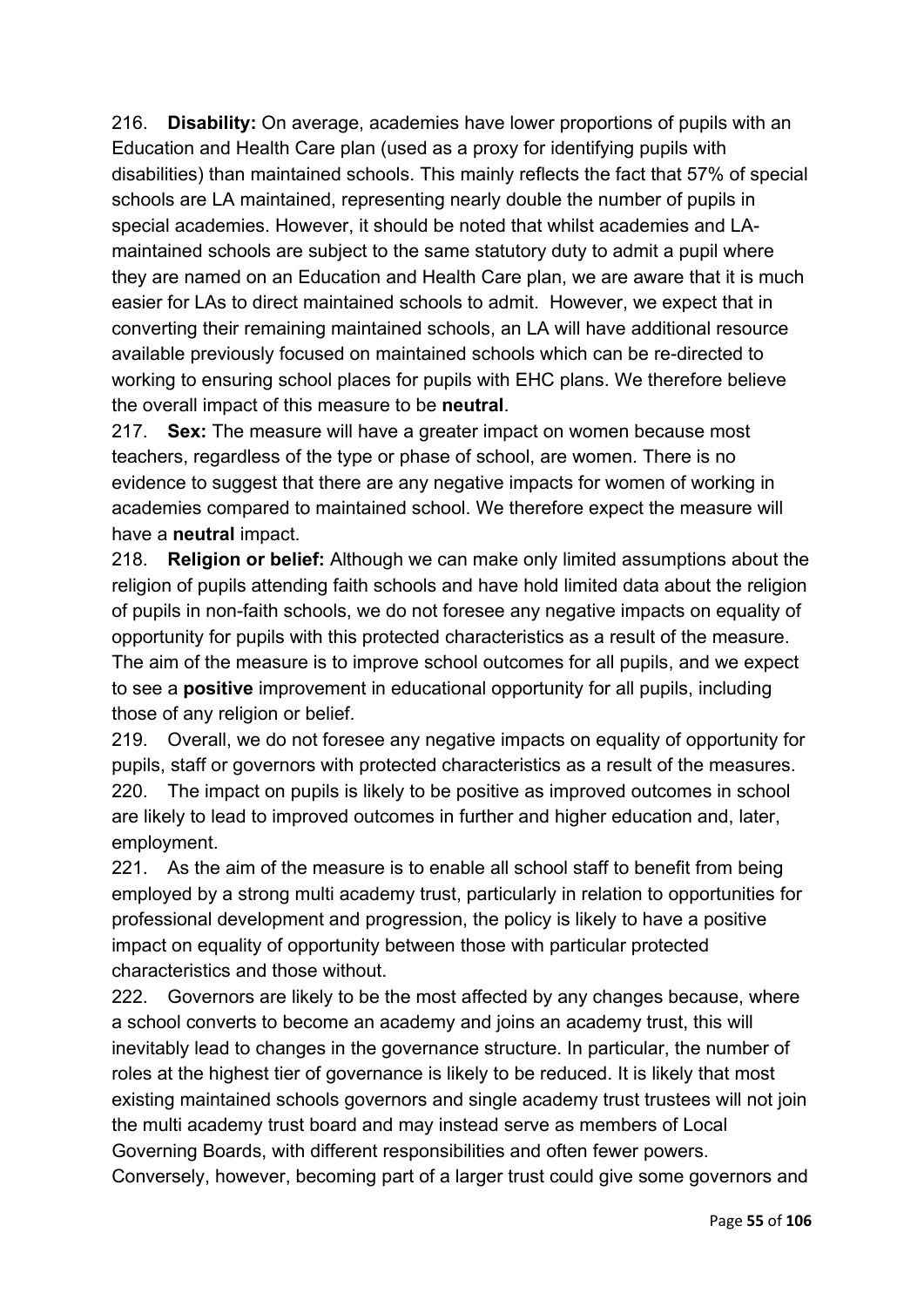216. **Disability:** On average, academies have lower proportions of pupils with an Education and Health Care plan (used as a proxy for identifying pupils with disabilities) than maintained schools. This mainly reflects the fact that 57% of special schools are LA maintained, representing nearly double the number of pupils in special academies. However, it should be noted that whilst academies and LA-maintained schools are subject to the same statutory duty to admit a pupil where they are named on an Education and Health Care plan, we are aware that it is much easier for LAs to direct maintained schools to admit. However, we expect that in converting their remaining maintained schools, an LA will have additional resource available previously focused on maintained schools which can be re-directed to working to ensuring school places for pupils with EHC plans. We therefore believe the overall impact of this measure to be **neutral**.

217. **Sex:** The measure will have a greater impact on women because most teachers, regardless of the type or phase of school, are women. There is no evidence to suggest that there are any negative impacts for women of working in academies compared to maintained school. We therefore expect the measure will have a **neutral** impact.

218. **Religion or belief:** Although we can make only limited assumptions about the religion of pupils attending faith schools and have hold limited data about the religion of pupils in non-faith schools, we do not foresee any negative impacts on equality of opportunity for pupils with this protected characteristics as a result of the measure. The aim of the measure is to improve school outcomes for all pupils, and we expect to see a **positive** improvement in educational opportunity for all pupils, including those of any religion or belief.

219. Overall, we do not foresee any negative impacts on equality of opportunity for pupils, staff or governors with protected characteristics as a result of the measures.

220. The impact on pupils is likely to be positive as improved outcomes in school are likely to lead to improved outcomes in further and higher education and, later, employment.

221. As the aim of the measure is to enable all school staff to benefit from being employed by a strong multi academy trust, particularly in relation to opportunities for professional development and progression, the policy is likely to have a positive impact on equality of opportunity between those with particular protected characteristics and those without.

222. Governors are likely to be the most affected by any changes because, where a school converts to become an academy and joins an academy trust, this will inevitably lead to changes in the governance structure. In particular, the number of roles at the highest tier of governance is likely to be reduced. It is likely that most existing maintained schools governors and single academy trust trustees will not join the multi academy trust board and may instead serve as members of Local Governing Boards, with different responsibilities and often fewer powers. Conversely, however, becoming part of a larger trust could give some governors and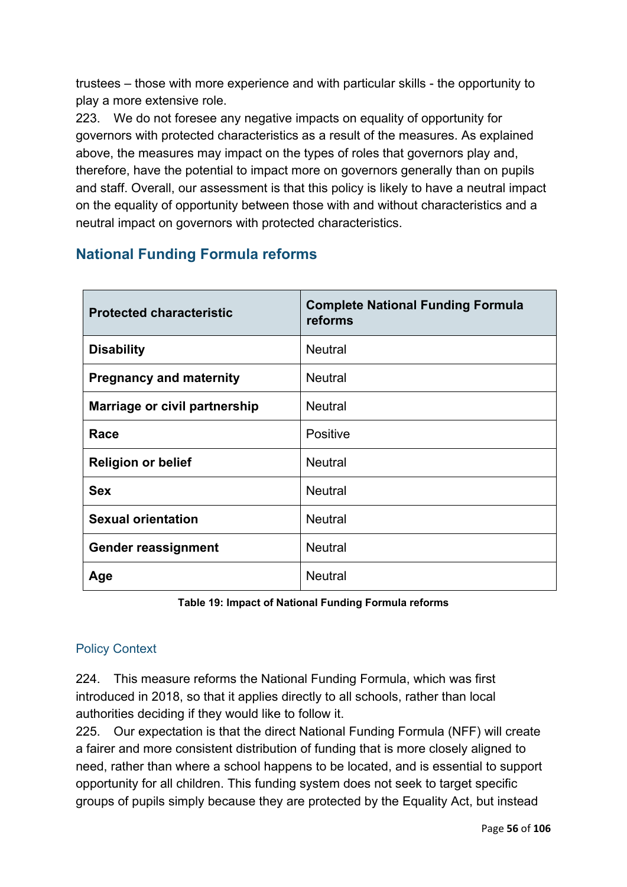trustees – those with more experience and with particular skills - the opportunity to play a more extensive role.

223. We do not foresee any negative impacts on equality of opportunity for governors with protected characteristics as a result of the measures. As explained above, the measures may impact on the types of roles that governors play and, therefore, have the potential to impact more on governors generally than on pupils and staff. Overall, our assessment is that this policy is likely to have a neutral impact on the equality of opportunity between those with and without characteristics and a neutral impact on governors with protected characteristics.

## National Funding Formula reforms

| Protected characteristic | Complete National Funding Formula reforms |
|---|---|
| **Disability** | Neutral |
| **Pregnancy and maternity** | Neutral |
| **Marriage or civil partnership** | Neutral |
| **Race** | Positive |
| **Religion or belief** | Neutral |
| **Sex** | Neutral |
| **Sexual orientation** | Neutral |
| **Gender reassignment** | Neutral |
| **Age** | Neutral |

**Table 19: Impact of National Funding Formula reforms**

### Policy Context

224. This measure reforms the National Funding Formula, which was first introduced in 2018, so that it applies directly to all schools, rather than local authorities deciding if they would like to follow it.

225. Our expectation is that the direct National Funding Formula (NFF) will create a fairer and more consistent distribution of funding that is more closely aligned to need, rather than where a school happens to be located, and is essential to support opportunity for all children. This funding system does not seek to target specific groups of pupils simply because they are protected by the Equality Act, but instead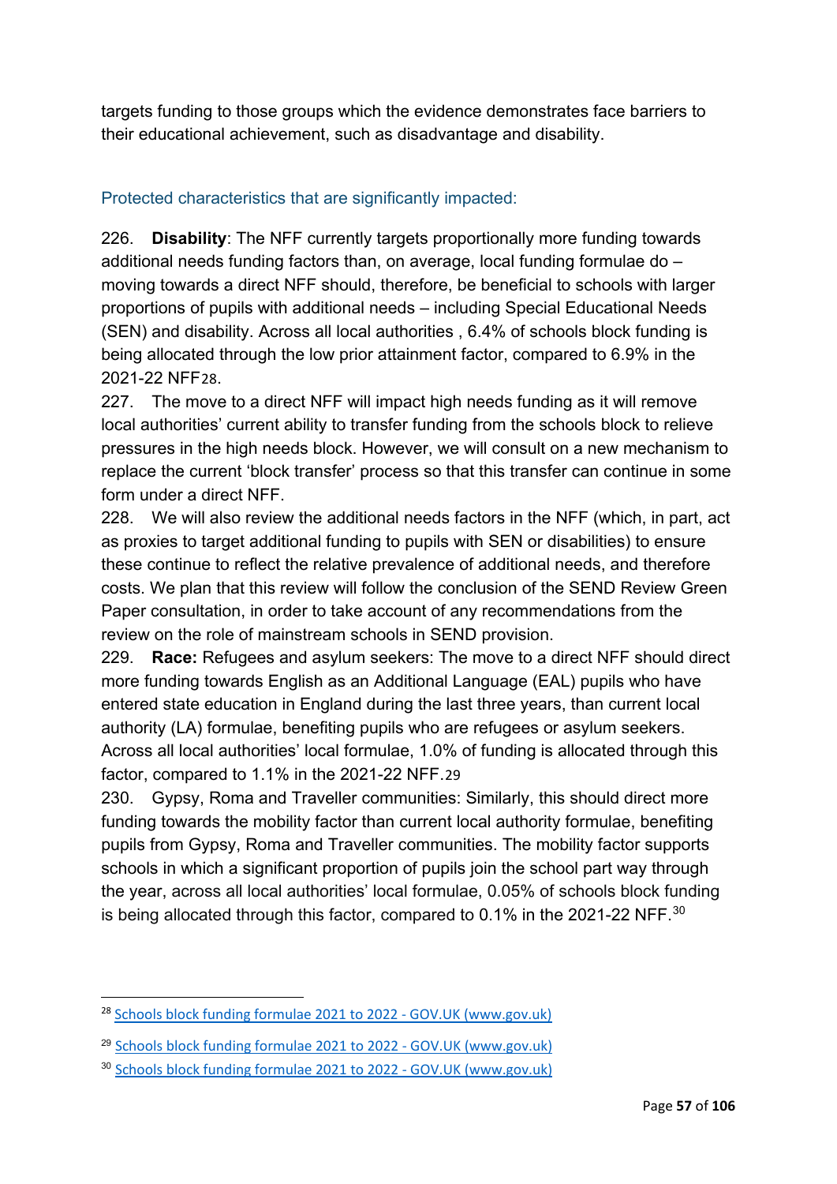targets funding to those groups which the evidence demonstrates face barriers to their educational achievement, such as disadvantage and disability.

### Protected characteristics that are significantly impacted:

226. **Disability**: The NFF currently targets proportionally more funding towards additional needs funding factors than, on average, local funding formulae do – moving towards a direct NFF should, therefore, be beneficial to schools with larger proportions of pupils with additional needs – including Special Educational Needs (SEN) and disability. Across all local authorities , 6.4% of schools block funding is being allocated through the low prior attainment factor, compared to 6.9% in the 2021-22 NFF[28].

227. The move to a direct NFF will impact high needs funding as it will remove local authorities' current ability to transfer funding from the schools block to relieve pressures in the high needs block. However, we will consult on a new mechanism to replace the current 'block transfer' process so that this transfer can continue in some form under a direct NFF.

228. We will also review the additional needs factors in the NFF (which, in part, act as proxies to target additional funding to pupils with SEN or disabilities) to ensure these continue to reflect the relative prevalence of additional needs, and therefore costs. We plan that this review will follow the conclusion of the SEND Review Green Paper consultation, in order to take account of any recommendations from the review on the role of mainstream schools in SEND provision.

229. **Race:** Refugees and asylum seekers: The move to a direct NFF should direct more funding towards English as an Additional Language (EAL) pupils who have entered state education in England during the last three years, than current local authority (LA) formulae, benefiting pupils who are refugees or asylum seekers. Across all local authorities' local formulae, 1.0% of funding is allocated through this factor, compared to 1.1% in the 2021-22 NFF.[29]

230. Gypsy, Roma and Traveller communities: Similarly, this should direct more funding towards the mobility factor than current local authority formulae, benefiting pupils from Gypsy, Roma and Traveller communities. The mobility factor supports schools in which a significant proportion of pupils join the school part way through the year, across all local authorities' local formulae, 0.05% of schools block funding is being allocated through this factor, compared to 0.1% in the 2021-22 NFF.[30]

---

[28] Schools block funding formulae 2021 to 2022 - GOV.UK (www.gov.uk)

[29] Schools block funding formulae 2021 to 2022 - GOV.UK (www.gov.uk)

[30] Schools block funding formulae 2021 to 2022 - GOV.UK (www.gov.uk)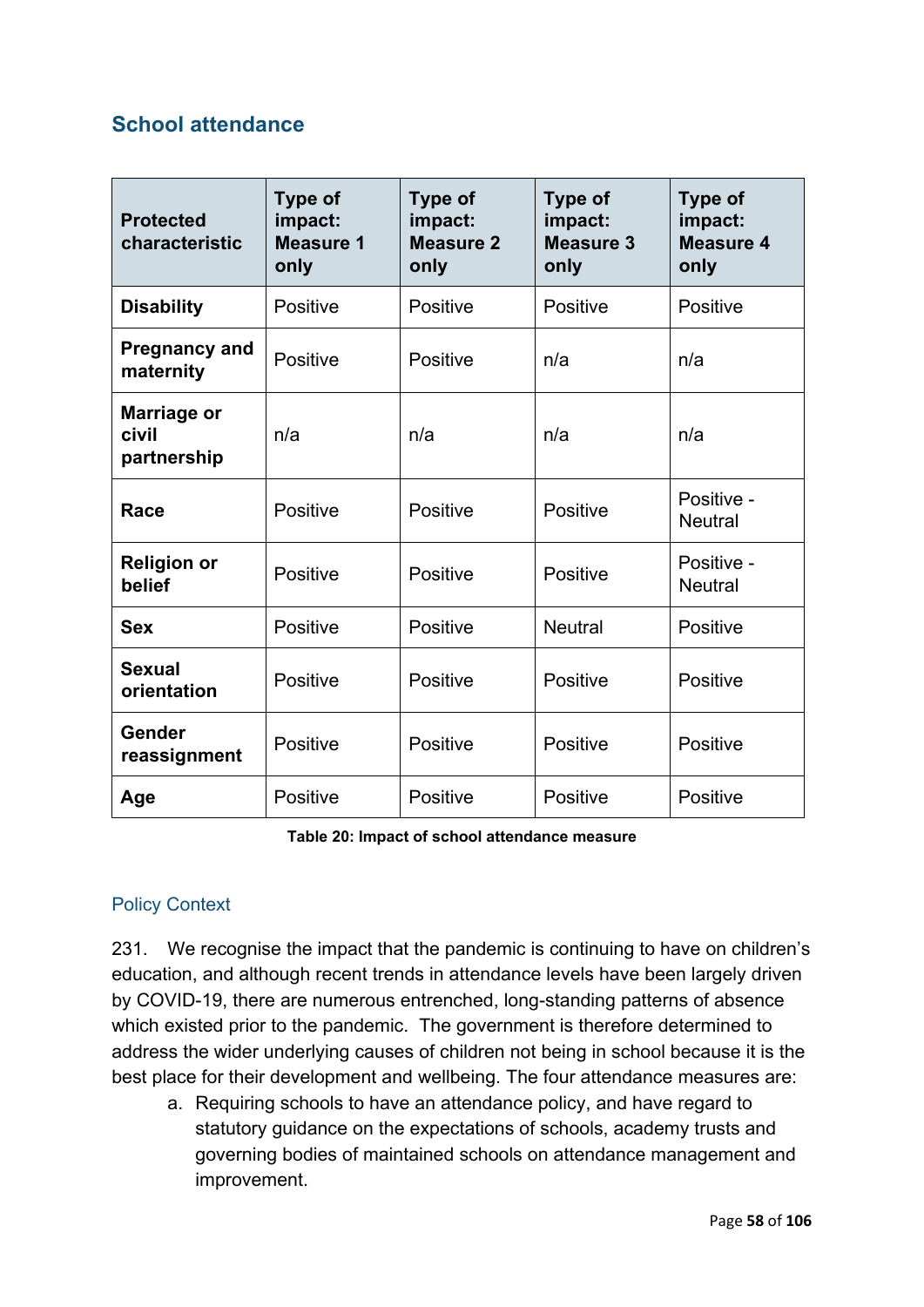## School attendance

| Protected characteristic | Type of impact: Measure 1 only | Type of impact: Measure 2 only | Type of impact: Measure 3 only | Type of impact: Measure 4 only |
|---|---|---|---|---|
| **Disability** | Positive | Positive | Positive | Positive |
| **Pregnancy and maternity** | Positive | Positive | n/a | n/a |
| **Marriage or civil partnership** | n/a | n/a | n/a | n/a |
| **Race** | Positive | Positive | Positive | Positive - Neutral |
| **Religion or belief** | Positive | Positive | Positive | Positive - Neutral |
| **Sex** | Positive | Positive | Neutral | Positive |
| **Sexual orientation** | Positive | Positive | Positive | Positive |
| **Gender reassignment** | Positive | Positive | Positive | Positive |
| **Age** | Positive | Positive | Positive | Positive |

**Table 20: Impact of school attendance measure**

### Policy Context

231. We recognise the impact that the pandemic is continuing to have on children's education, and although recent trends in attendance levels have been largely driven by COVID-19, there are numerous entrenched, long-standing patterns of absence which existed prior to the pandemic. The government is therefore determined to address the wider underlying causes of children not being in school because it is the best place for their development and wellbeing. The four attendance measures are:

   a. Requiring schools to have an attendance policy, and have regard to statutory guidance on the expectations of schools, academy trusts and governing bodies of maintained schools on attendance management and improvement.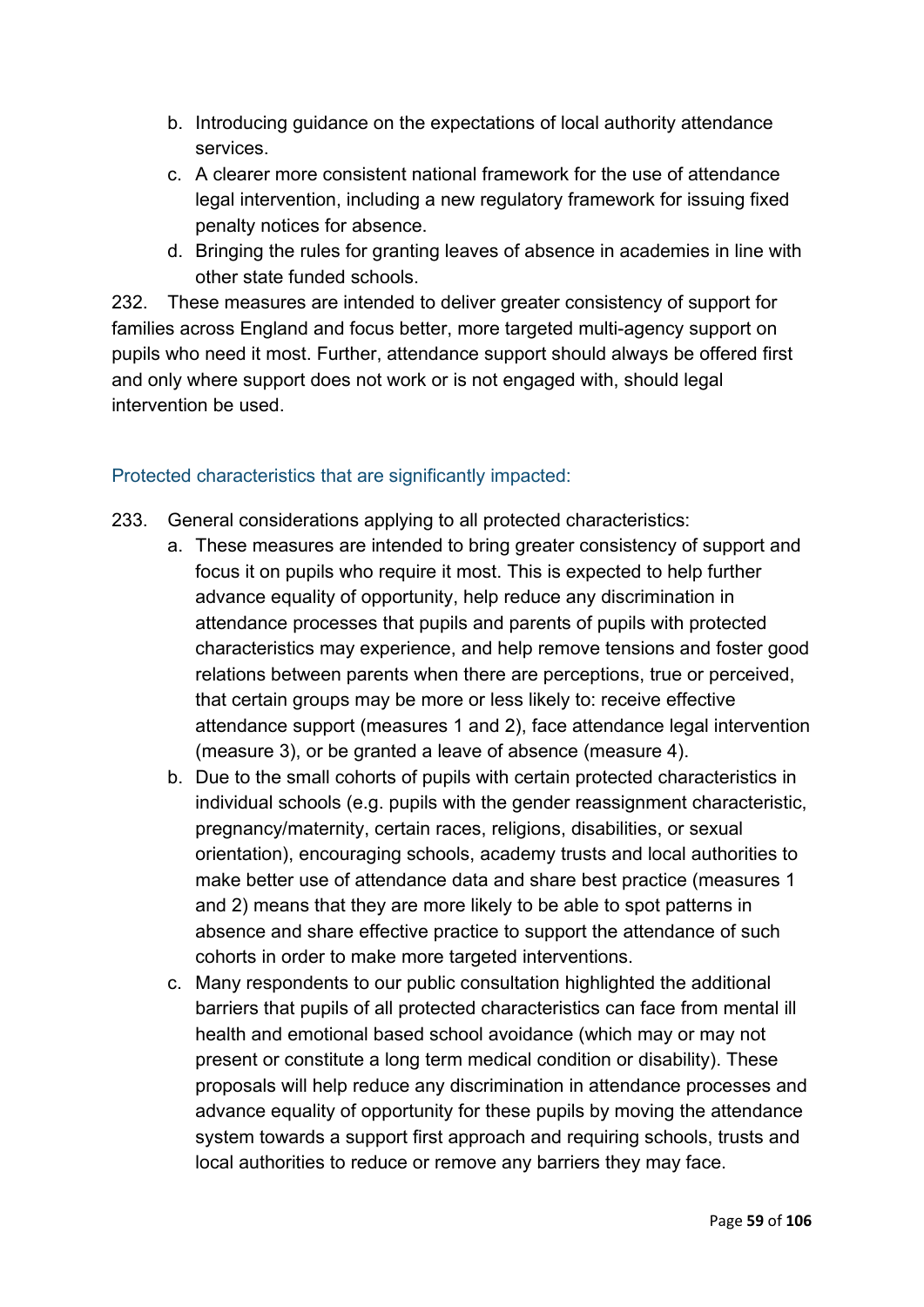b. Introducing guidance on the expectations of local authority attendance services.
c. A clearer more consistent national framework for the use of attendance legal intervention, including a new regulatory framework for issuing fixed penalty notices for absence.
d. Bringing the rules for granting leaves of absence in academies in line with other state funded schools.

232. These measures are intended to deliver greater consistency of support for families across England and focus better, more targeted multi-agency support on pupils who need it most. Further, attendance support should always be offered first and only where support does not work or is not engaged with, should legal intervention be used.

### Protected characteristics that are significantly impacted:

233. General considerations applying to all protected characteristics:

a. These measures are intended to bring greater consistency of support and focus it on pupils who require it most. This is expected to help further advance equality of opportunity, help reduce any discrimination in attendance processes that pupils and parents of pupils with protected characteristics may experience, and help remove tensions and foster good relations between parents when there are perceptions, true or perceived, that certain groups may be more or less likely to: receive effective attendance support (measures 1 and 2), face attendance legal intervention (measure 3), or be granted a leave of absence (measure 4).
b. Due to the small cohorts of pupils with certain protected characteristics in individual schools (e.g. pupils with the gender reassignment characteristic, pregnancy/maternity, certain races, religions, disabilities, or sexual orientation), encouraging schools, academy trusts and local authorities to make better use of attendance data and share best practice (measures 1 and 2) means that they are more likely to be able to spot patterns in absence and share effective practice to support the attendance of such cohorts in order to make more targeted interventions.
c. Many respondents to our public consultation highlighted the additional barriers that pupils of all protected characteristics can face from mental ill health and emotional based school avoidance (which may or may not present or constitute a long term medical condition or disability). These proposals will help reduce any discrimination in attendance processes and advance equality of opportunity for these pupils by moving the attendance system towards a support first approach and requiring schools, trusts and local authorities to reduce or remove any barriers they may face.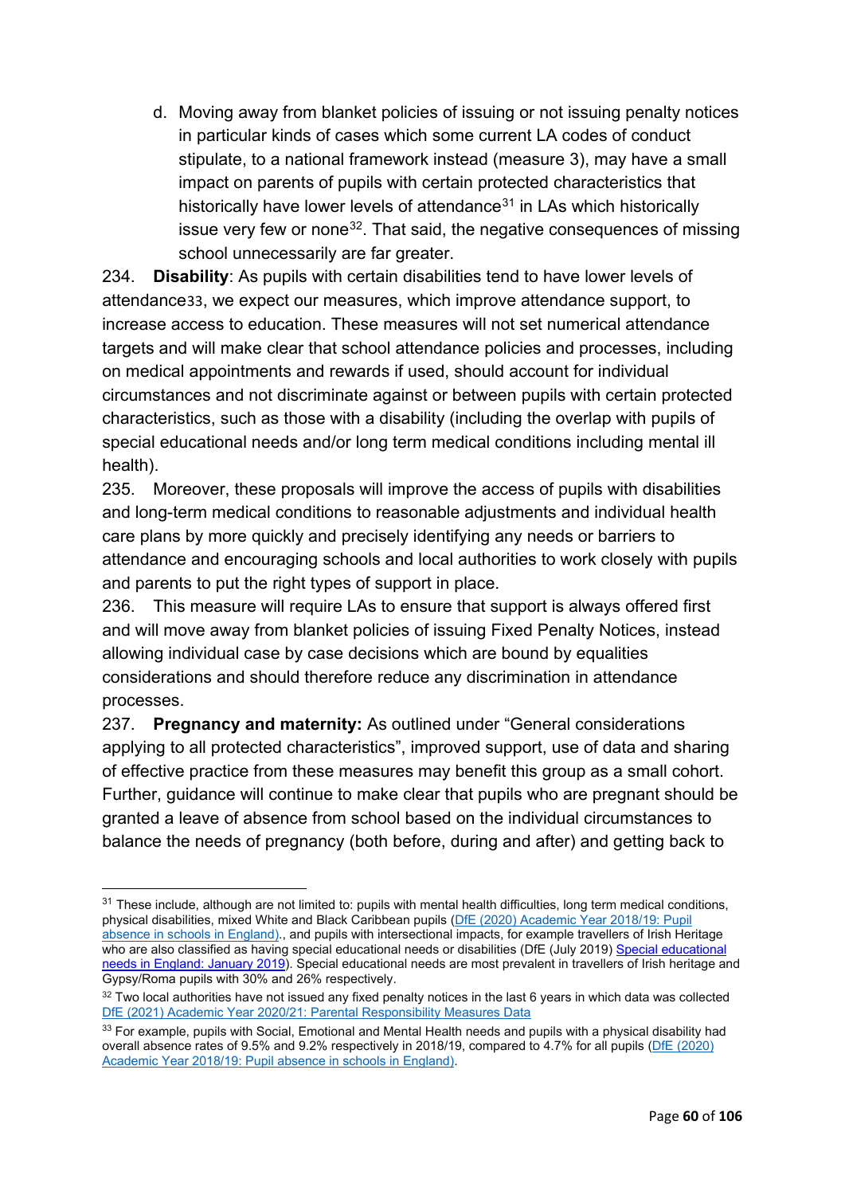d. Moving away from blanket policies of issuing or not issuing penalty notices in particular kinds of cases which some current LA codes of conduct stipulate, to a national framework instead (measure 3), may have a small impact on parents of pupils with certain protected characteristics that historically have lower levels of attendance[31] in LAs which historically issue very few or none[32]. That said, the negative consequences of missing school unnecessarily are far greater.

234. **Disability**: As pupils with certain disabilities tend to have lower levels of attendance[33], we expect our measures, which improve attendance support, to increase access to education. These measures will not set numerical attendance targets and will make clear that school attendance policies and processes, including on medical appointments and rewards if used, should account for individual circumstances and not discriminate against or between pupils with certain protected characteristics, such as those with a disability (including the overlap with pupils of special educational needs and/or long term medical conditions including mental ill health).

235. Moreover, these proposals will improve the access of pupils with disabilities and long-term medical conditions to reasonable adjustments and individual health care plans by more quickly and precisely identifying any needs or barriers to attendance and encouraging schools and local authorities to work closely with pupils and parents to put the right types of support in place.

236. This measure will require LAs to ensure that support is always offered first and will move away from blanket policies of issuing Fixed Penalty Notices, instead allowing individual case by case decisions which are bound by equalities considerations and should therefore reduce any discrimination in attendance processes.

237. **Pregnancy and maternity:** As outlined under "General considerations applying to all protected characteristics", improved support, use of data and sharing of effective practice from these measures may benefit this group as a small cohort. Further, guidance will continue to make clear that pupils who are pregnant should be granted a leave of absence from school based on the individual circumstances to balance the needs of pregnancy (both before, during and after) and getting back to

---

[31] These include, although are not limited to: pupils with mental health difficulties, long term medical conditions, physical disabilities, mixed White and Black Caribbean pupils (DfE (2020) Academic Year 2018/19: Pupil absence in schools in England)., and pupils with intersectional impacts, for example travellers of Irish Heritage who are also classified as having special educational needs or disabilities (DfE (July 2019) Special educational needs in England: January 2019). Special educational needs are most prevalent in travellers of Irish heritage and Gypsy/Roma pupils with 30% and 26% respectively.

[32] Two local authorities have not issued any fixed penalty notices in the last 6 years in which data was collected DfE (2021) Academic Year 2020/21: Parental Responsibility Measures Data

[33] For example, pupils with Social, Emotional and Mental Health needs and pupils with a physical disability had overall absence rates of 9.5% and 9.2% respectively in 2018/19, compared to 4.7% for all pupils (DfE (2020) Academic Year 2018/19: Pupil absence in schools in England).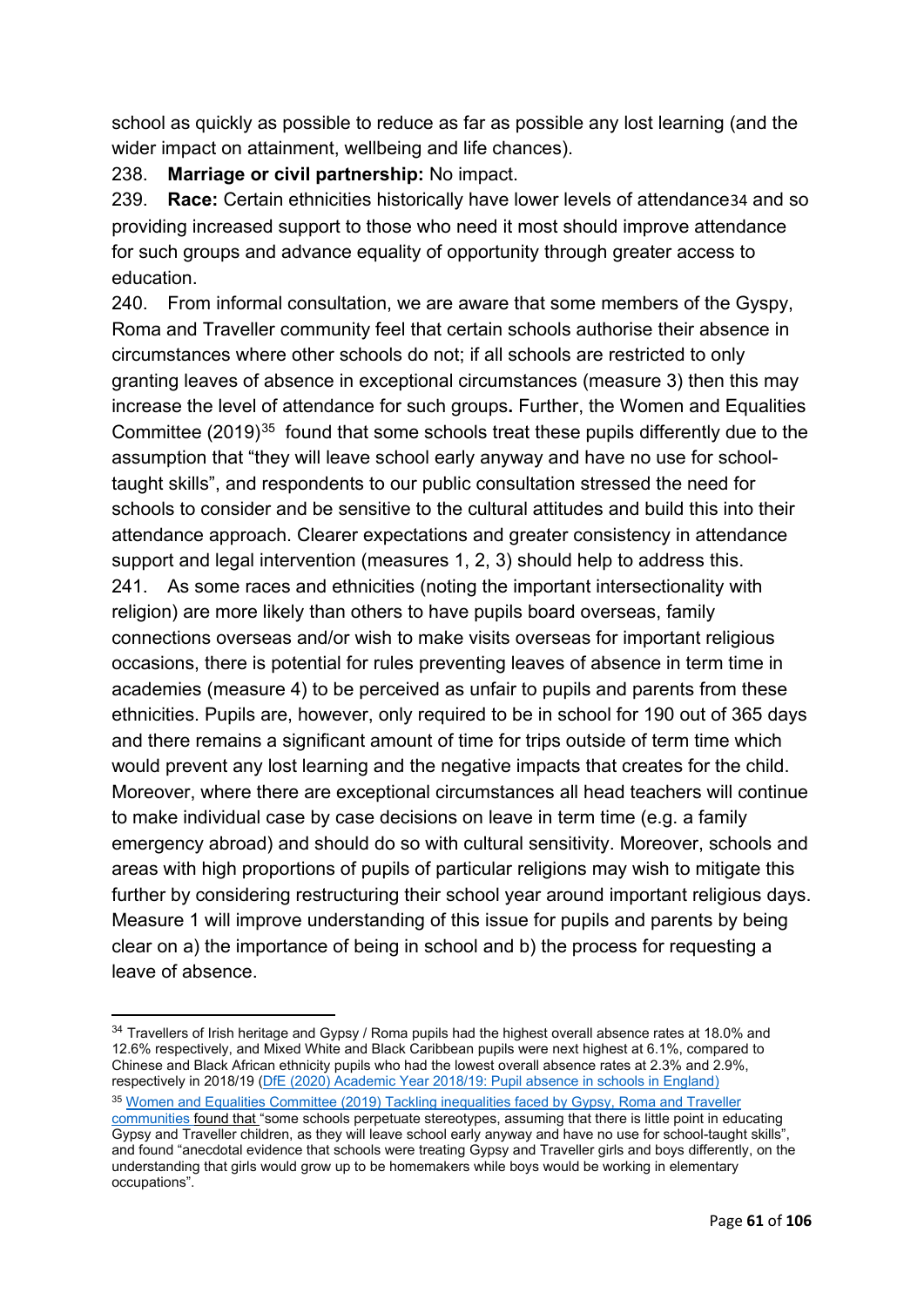school as quickly as possible to reduce as far as possible any lost learning (and the wider impact on attainment, wellbeing and life chances).

238. **Marriage or civil partnership:** No impact.

239. **Race:** Certain ethnicities historically have lower levels of attendance[34] and so providing increased support to those who need it most should improve attendance for such groups and advance equality of opportunity through greater access to education.

240. From informal consultation, we are aware that some members of the Gyspy, Roma and Traveller community feel that certain schools authorise their absence in circumstances where other schools do not; if all schools are restricted to only granting leaves of absence in exceptional circumstances (measure 3) then this may increase the level of attendance for such groups**.** Further, the Women and Equalities Committee (2019)[35] found that some schools treat these pupils differently due to the assumption that "they will leave school early anyway and have no use for school-taught skills", and respondents to our public consultation stressed the need for schools to consider and be sensitive to the cultural attitudes and build this into their attendance approach. Clearer expectations and greater consistency in attendance support and legal intervention (measures 1, 2, 3) should help to address this.

241. As some races and ethnicities (noting the important intersectionality with religion) are more likely than others to have pupils board overseas, family connections overseas and/or wish to make visits overseas for important religious occasions, there is potential for rules preventing leaves of absence in term time in academies (measure 4) to be perceived as unfair to pupils and parents from these ethnicities. Pupils are, however, only required to be in school for 190 out of 365 days and there remains a significant amount of time for trips outside of term time which would prevent any lost learning and the negative impacts that creates for the child. Moreover, where there are exceptional circumstances all head teachers will continue to make individual case by case decisions on leave in term time (e.g. a family emergency abroad) and should do so with cultural sensitivity. Moreover, schools and areas with high proportions of pupils of particular religions may wish to mitigate this further by considering restructuring their school year around important religious days. Measure 1 will improve understanding of this issue for pupils and parents by being clear on a) the importance of being in school and b) the process for requesting a leave of absence.

---

[34] Travellers of Irish heritage and Gypsy / Roma pupils had the highest overall absence rates at 18.0% and 12.6% respectively, and Mixed White and Black Caribbean pupils were next highest at 6.1%, compared to Chinese and Black African ethnicity pupils who had the lowest overall absence rates at 2.3% and 2.9%, respectively in 2018/19 (DfE (2020) Academic Year 2018/19: Pupil absence in schools in England)

[35] Women and Equalities Committee (2019) Tackling inequalities faced by Gypsy, Roma and Traveller communities found that "some schools perpetuate stereotypes, assuming that there is little point in educating Gypsy and Traveller children, as they will leave school early anyway and have no use for school-taught skills", and found "anecdotal evidence that schools were treating Gypsy and Traveller girls and boys differently, on the understanding that girls would grow up to be homemakers while boys would be working in elementary occupations".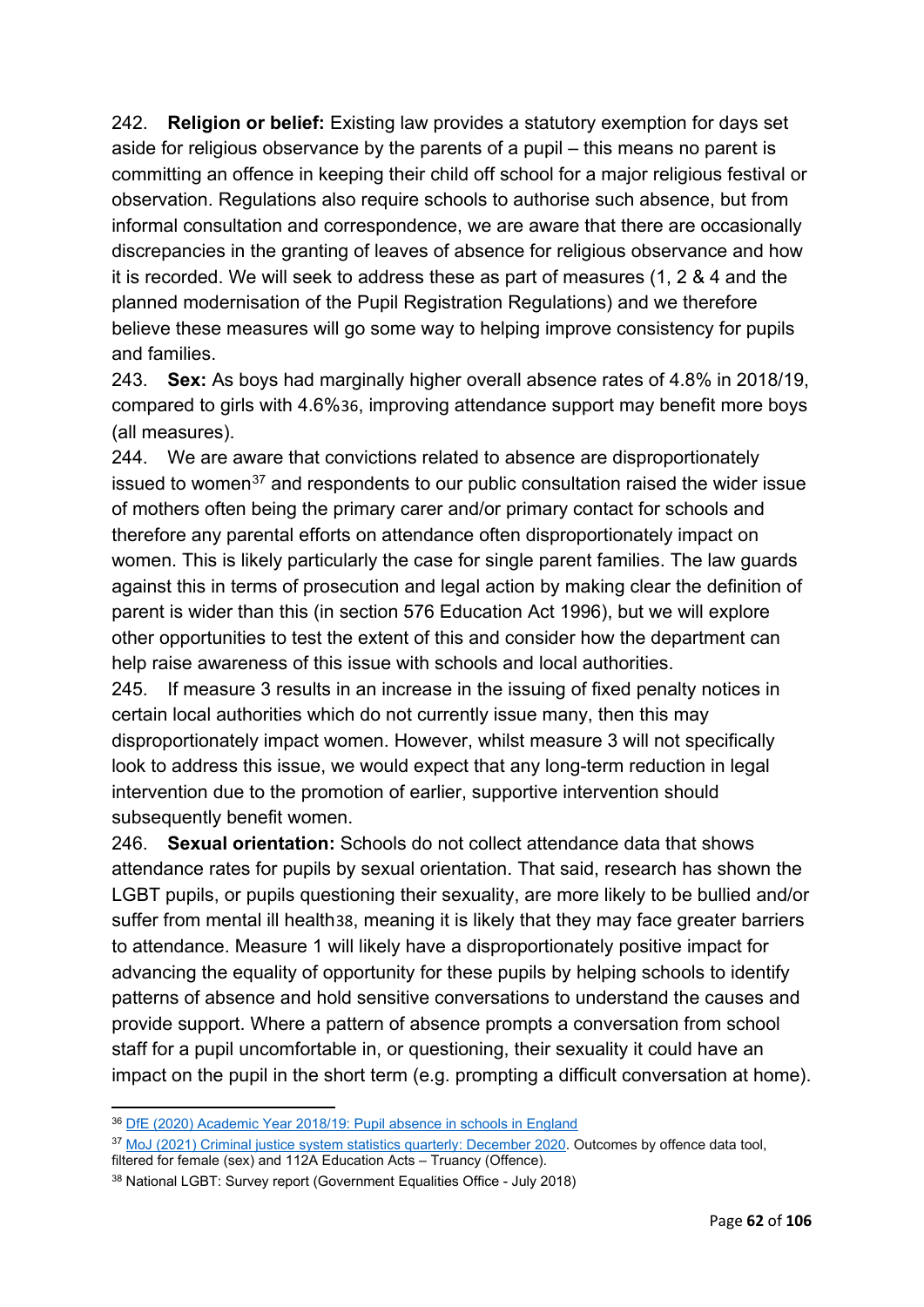242. **Religion or belief:** Existing law provides a statutory exemption for days set aside for religious observance by the parents of a pupil – this means no parent is committing an offence in keeping their child off school for a major religious festival or observation. Regulations also require schools to authorise such absence, but from informal consultation and correspondence, we are aware that there are occasionally discrepancies in the granting of leaves of absence for religious observance and how it is recorded. We will seek to address these as part of measures (1, 2 & 4 and the planned modernisation of the Pupil Registration Regulations) and we therefore believe these measures will go some way to helping improve consistency for pupils and families.

243. **Sex:** As boys had marginally higher overall absence rates of 4.8% in 2018/19, compared to girls with 4.6%[36], improving attendance support may benefit more boys (all measures).

244. We are aware that convictions related to absence are disproportionately issued to women[37] and respondents to our public consultation raised the wider issue of mothers often being the primary carer and/or primary contact for schools and therefore any parental efforts on attendance often disproportionately impact on women. This is likely particularly the case for single parent families. The law guards against this in terms of prosecution and legal action by making clear the definition of parent is wider than this (in section 576 Education Act 1996), but we will explore other opportunities to test the extent of this and consider how the department can help raise awareness of this issue with schools and local authorities.

245. If measure 3 results in an increase in the issuing of fixed penalty notices in certain local authorities which do not currently issue many, then this may disproportionately impact women. However, whilst measure 3 will not specifically look to address this issue, we would expect that any long-term reduction in legal intervention due to the promotion of earlier, supportive intervention should subsequently benefit women.

246. **Sexual orientation:** Schools do not collect attendance data that shows attendance rates for pupils by sexual orientation. That said, research has shown the LGBT pupils, or pupils questioning their sexuality, are more likely to be bullied and/or suffer from mental ill health[38], meaning it is likely that they may face greater barriers to attendance. Measure 1 will likely have a disproportionately positive impact for advancing the equality of opportunity for these pupils by helping schools to identify patterns of absence and hold sensitive conversations to understand the causes and provide support. Where a pattern of absence prompts a conversation from school staff for a pupil uncomfortable in, or questioning, their sexuality it could have an impact on the pupil in the short term (e.g. prompting a difficult conversation at home).

---

[36] DfE (2020) Academic Year 2018/19: Pupil absence in schools in England

[37] MoJ (2021) Criminal justice system statistics quarterly: December 2020. Outcomes by offence data tool, filtered for female (sex) and 112A Education Acts – Truancy (Offence).

[38] National LGBT: Survey report (Government Equalities Office - July 2018)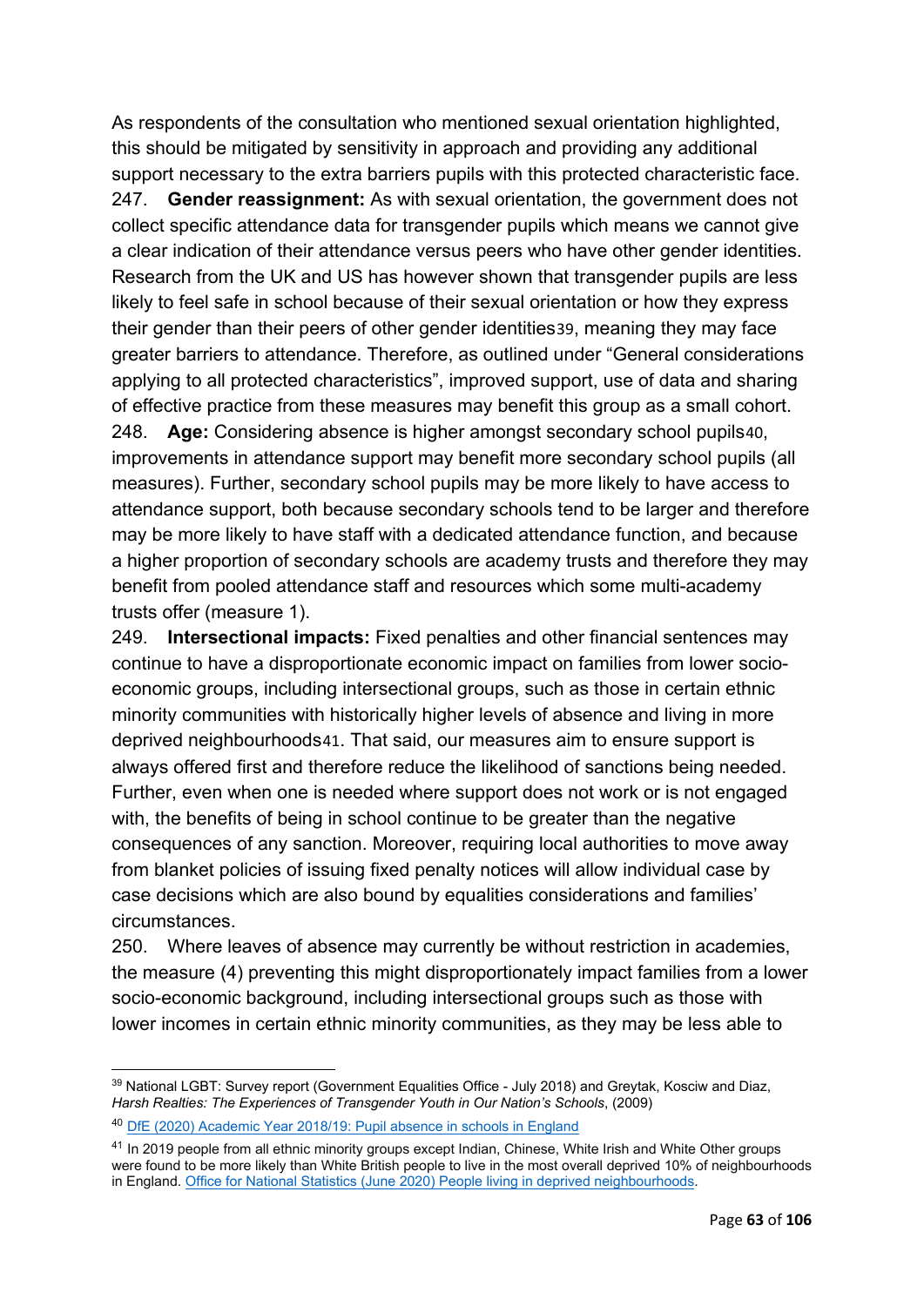As respondents of the consultation who mentioned sexual orientation highlighted, this should be mitigated by sensitivity in approach and providing any additional support necessary to the extra barriers pupils with this protected characteristic face.

247. **Gender reassignment:** As with sexual orientation, the government does not collect specific attendance data for transgender pupils which means we cannot give a clear indication of their attendance versus peers who have other gender identities. Research from the UK and US has however shown that transgender pupils are less likely to feel safe in school because of their sexual orientation or how they express their gender than their peers of other gender identities[39], meaning they may face greater barriers to attendance. Therefore, as outlined under "General considerations applying to all protected characteristics", improved support, use of data and sharing of effective practice from these measures may benefit this group as a small cohort.

248. **Age:** Considering absence is higher amongst secondary school pupils[40], improvements in attendance support may benefit more secondary school pupils (all measures). Further, secondary school pupils may be more likely to have access to attendance support, both because secondary schools tend to be larger and therefore may be more likely to have staff with a dedicated attendance function, and because a higher proportion of secondary schools are academy trusts and therefore they may benefit from pooled attendance staff and resources which some multi-academy trusts offer (measure 1).

249. **Intersectional impacts:** Fixed penalties and other financial sentences may continue to have a disproportionate economic impact on families from lower socio-economic groups, including intersectional groups, such as those in certain ethnic minority communities with historically higher levels of absence and living in more deprived neighbourhoods[41]. That said, our measures aim to ensure support is always offered first and therefore reduce the likelihood of sanctions being needed. Further, even when one is needed where support does not work or is not engaged with, the benefits of being in school continue to be greater than the negative consequences of any sanction. Moreover, requiring local authorities to move away from blanket policies of issuing fixed penalty notices will allow individual case by case decisions which are also bound by equalities considerations and families' circumstances.

250. Where leaves of absence may currently be without restriction in academies, the measure (4) preventing this might disproportionately impact families from a lower socio-economic background, including intersectional groups such as those with lower incomes in certain ethnic minority communities, as they may be less able to

---

[39] National LGBT: Survey report (Government Equalities Office - July 2018) and Greytak, Kosciw and Diaz, *Harsh Realties: The Experiences of Transgender Youth in Our Nation's Schools*, (2009)

[40] DfE (2020) Academic Year 2018/19: Pupil absence in schools in England

[41] In 2019 people from all ethnic minority groups except Indian, Chinese, White Irish and White Other groups were found to be more likely than White British people to live in the most overall deprived 10% of neighbourhoods in England. Office for National Statistics (June 2020) People living in deprived neighbourhoods.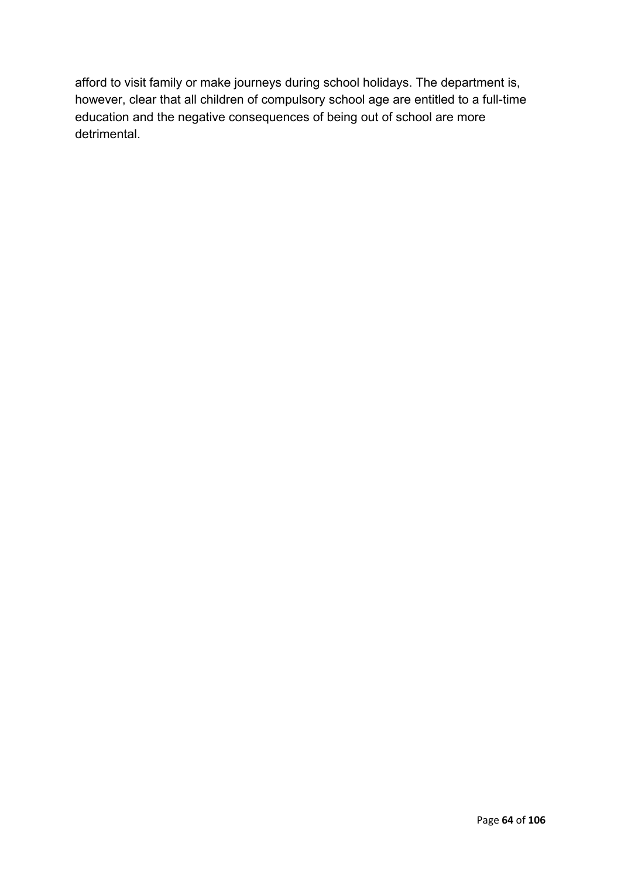afford to visit family or make journeys during school holidays. The department is, however, clear that all children of compulsory school age are entitled to a full-time education and the negative consequences of being out of school are more detrimental.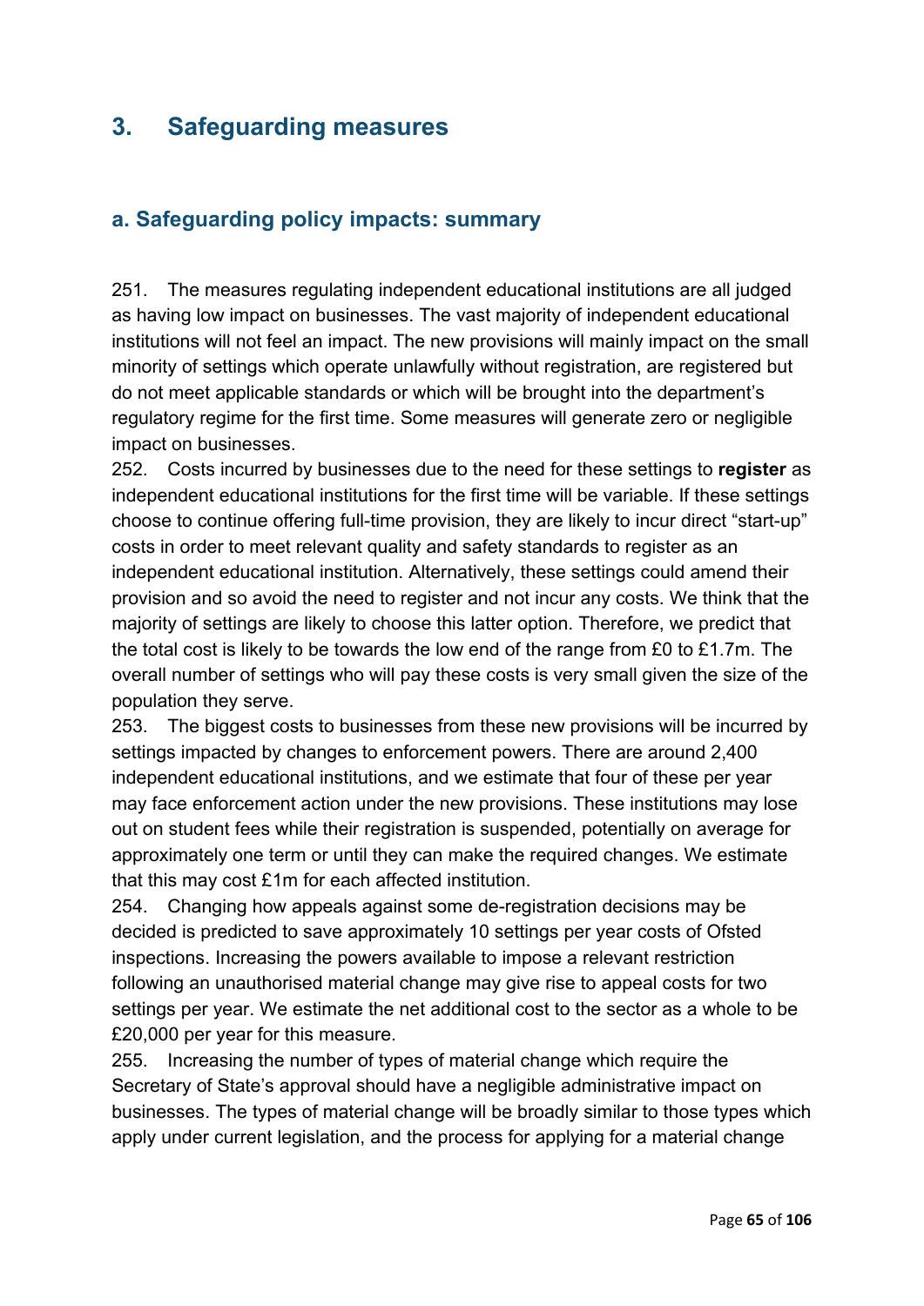## 3. Safeguarding measures

### a. Safeguarding policy impacts: summary

251. The measures regulating independent educational institutions are all judged as having low impact on businesses. The vast majority of independent educational institutions will not feel an impact. The new provisions will mainly impact on the small minority of settings which operate unlawfully without registration, are registered but do not meet applicable standards or which will be brought into the department's regulatory regime for the first time. Some measures will generate zero or negligible impact on businesses.

252. Costs incurred by businesses due to the need for these settings to **register** as independent educational institutions for the first time will be variable. If these settings choose to continue offering full-time provision, they are likely to incur direct "start-up" costs in order to meet relevant quality and safety standards to register as an independent educational institution. Alternatively, these settings could amend their provision and so avoid the need to register and not incur any costs. We think that the majority of settings are likely to choose this latter option. Therefore, we predict that the total cost is likely to be towards the low end of the range from £0 to £1.7m. The overall number of settings who will pay these costs is very small given the size of the population they serve.

253. The biggest costs to businesses from these new provisions will be incurred by settings impacted by changes to enforcement powers. There are around 2,400 independent educational institutions, and we estimate that four of these per year may face enforcement action under the new provisions. These institutions may lose out on student fees while their registration is suspended, potentially on average for approximately one term or until they can make the required changes. We estimate that this may cost £1m for each affected institution.

254. Changing how appeals against some de-registration decisions may be decided is predicted to save approximately 10 settings per year costs of Ofsted inspections. Increasing the powers available to impose a relevant restriction following an unauthorised material change may give rise to appeal costs for two settings per year. We estimate the net additional cost to the sector as a whole to be £20,000 per year for this measure.

255. Increasing the number of types of material change which require the Secretary of State's approval should have a negligible administrative impact on businesses. The types of material change will be broadly similar to those types which apply under current legislation, and the process for applying for a material change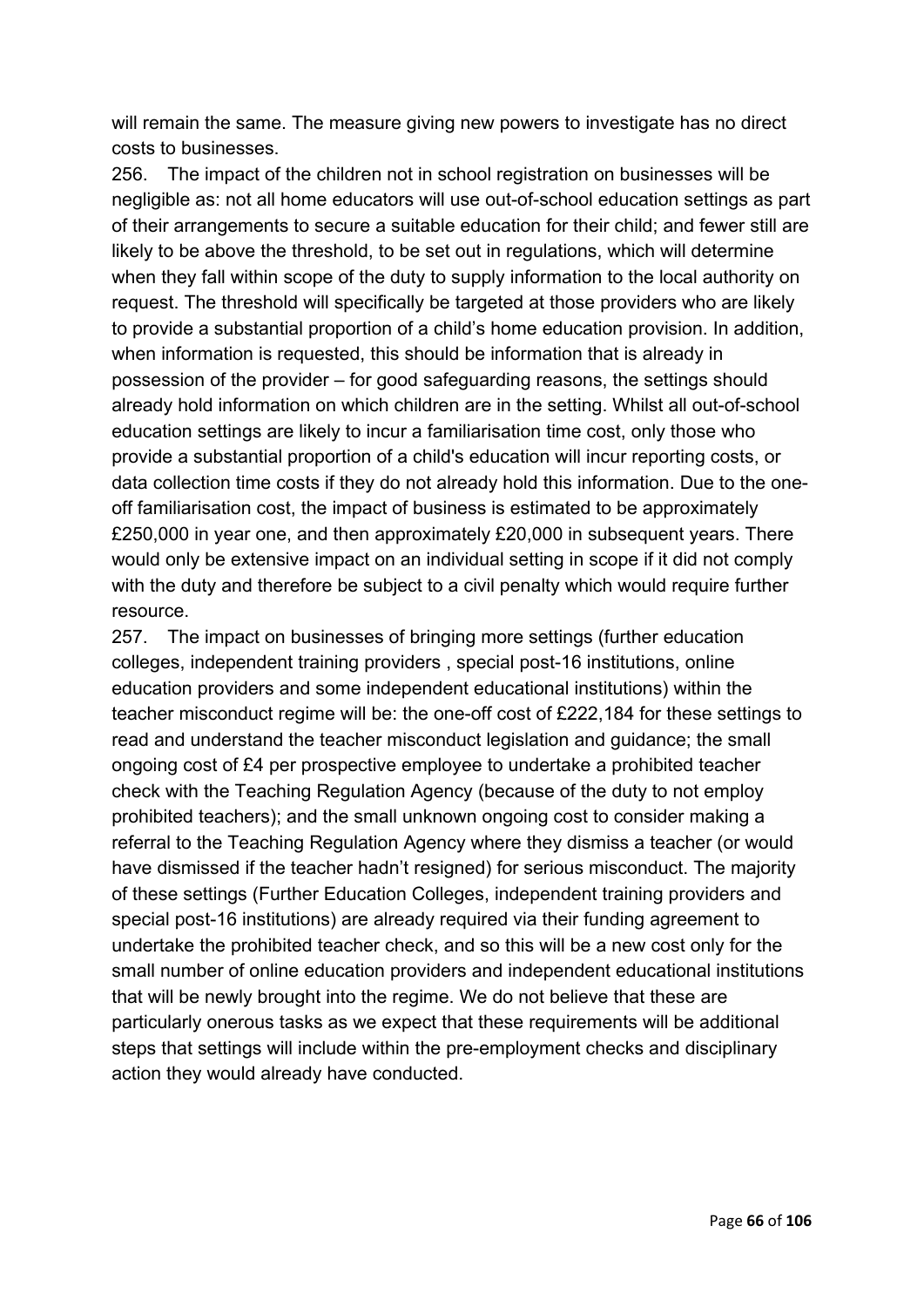will remain the same. The measure giving new powers to investigate has no direct costs to businesses.

256. The impact of the children not in school registration on businesses will be negligible as: not all home educators will use out-of-school education settings as part of their arrangements to secure a suitable education for their child; and fewer still are likely to be above the threshold, to be set out in regulations, which will determine when they fall within scope of the duty to supply information to the local authority on request. The threshold will specifically be targeted at those providers who are likely to provide a substantial proportion of a child's home education provision. In addition, when information is requested, this should be information that is already in possession of the provider – for good safeguarding reasons, the settings should already hold information on which children are in the setting. Whilst all out-of-school education settings are likely to incur a familiarisation time cost, only those who provide a substantial proportion of a child's education will incur reporting costs, or data collection time costs if they do not already hold this information. Due to the one-off familiarisation cost, the impact of business is estimated to be approximately £250,000 in year one, and then approximately £20,000 in subsequent years. There would only be extensive impact on an individual setting in scope if it did not comply with the duty and therefore be subject to a civil penalty which would require further resource.

257. The impact on businesses of bringing more settings (further education colleges, independent training providers , special post-16 institutions, online education providers and some independent educational institutions) within the teacher misconduct regime will be: the one-off cost of £222,184 for these settings to read and understand the teacher misconduct legislation and guidance; the small ongoing cost of £4 per prospective employee to undertake a prohibited teacher check with the Teaching Regulation Agency (because of the duty to not employ prohibited teachers); and the small unknown ongoing cost to consider making a referral to the Teaching Regulation Agency where they dismiss a teacher (or would have dismissed if the teacher hadn't resigned) for serious misconduct. The majority of these settings (Further Education Colleges, independent training providers and special post-16 institutions) are already required via their funding agreement to undertake the prohibited teacher check, and so this will be a new cost only for the small number of online education providers and independent educational institutions that will be newly brought into the regime. We do not believe that these are particularly onerous tasks as we expect that these requirements will be additional steps that settings will include within the pre-employment checks and disciplinary action they would already have conducted.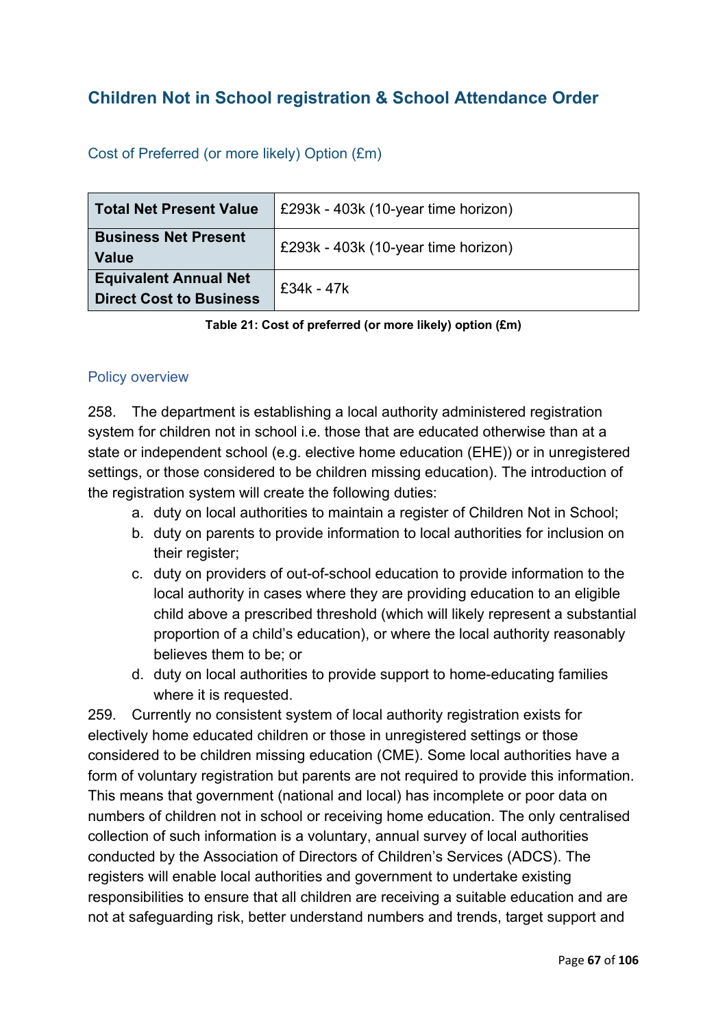## Children Not in School registration & School Attendance Order

### Cost of Preferred (or more likely) Option (£m)

| **Total Net Present Value** | £293k - 403k (10-year time horizon) |
|---|---|
| **Business Net Present Value** | £293k - 403k (10-year time horizon) |
| **Equivalent Annual Net Direct Cost to Business** | £34k - 47k |

**Table 21: Cost of preferred (or more likely) option (£m)**

### Policy overview

258. The department is establishing a local authority administered registration system for children not in school i.e. those that are educated otherwise than at a state or independent school (e.g. elective home education (EHE)) or in unregistered settings, or those considered to be children missing education). The introduction of the registration system will create the following duties:

a. duty on local authorities to maintain a register of Children Not in School;
b. duty on parents to provide information to local authorities for inclusion on their register;
c. duty on providers of out-of-school education to provide information to the local authority in cases where they are providing education to an eligible child above a prescribed threshold (which will likely represent a substantial proportion of a child's education), or where the local authority reasonably believes them to be; or
d. duty on local authorities to provide support to home-educating families where it is requested.

259. Currently no consistent system of local authority registration exists for electively home educated children or those in unregistered settings or those considered to be children missing education (CME). Some local authorities have a form of voluntary registration but parents are not required to provide this information. This means that government (national and local) has incomplete or poor data on numbers of children not in school or receiving home education. The only centralised collection of such information is a voluntary, annual survey of local authorities conducted by the Association of Directors of Children's Services (ADCS). The registers will enable local authorities and government to undertake existing responsibilities to ensure that all children are receiving a suitable education and are not at safeguarding risk, better understand numbers and trends, target support and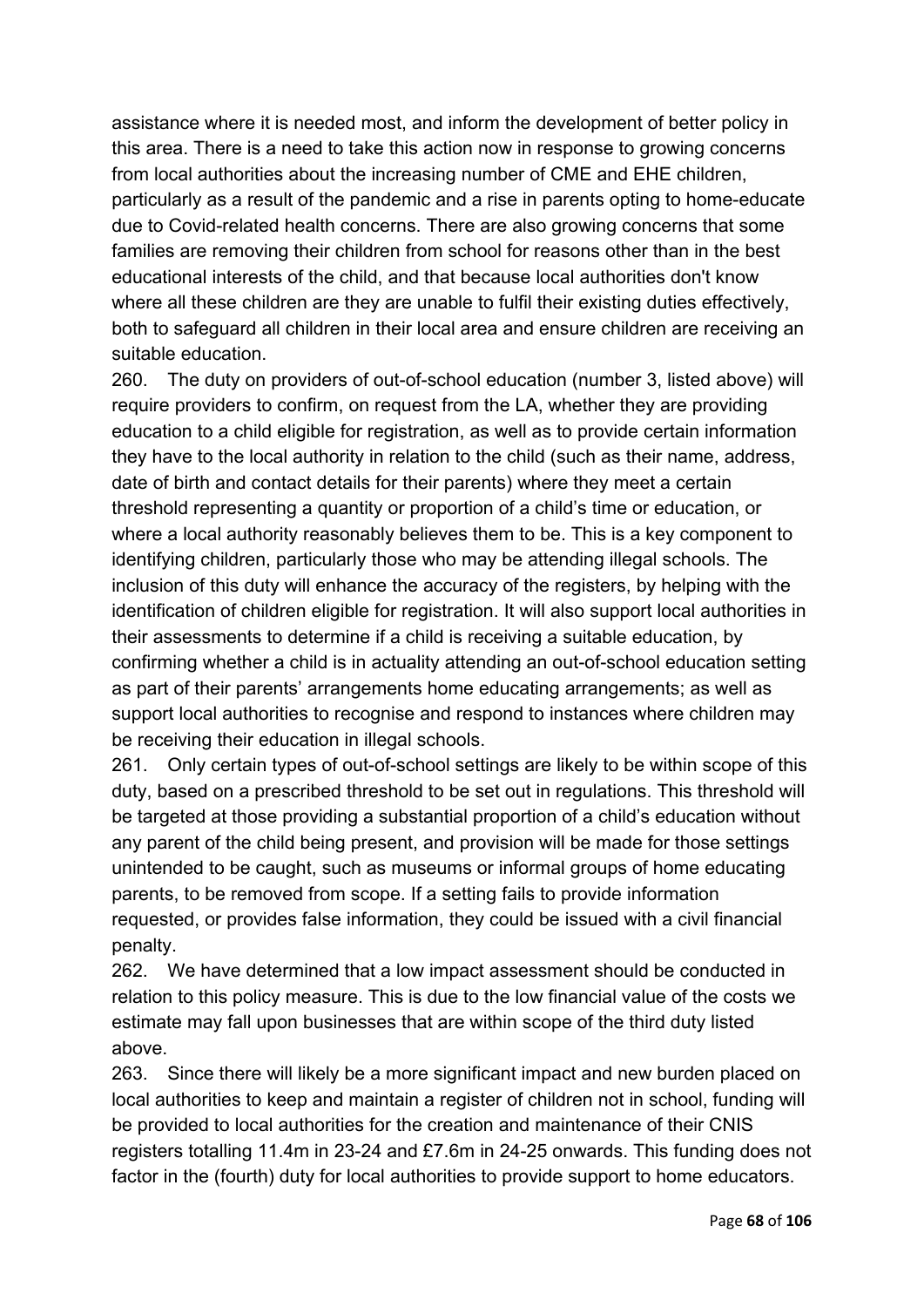assistance where it is needed most, and inform the development of better policy in this area. There is a need to take this action now in response to growing concerns from local authorities about the increasing number of CME and EHE children, particularly as a result of the pandemic and a rise in parents opting to home-educate due to Covid-related health concerns. There are also growing concerns that some families are removing their children from school for reasons other than in the best educational interests of the child, and that because local authorities don't know where all these children are they are unable to fulfil their existing duties effectively, both to safeguard all children in their local area and ensure children are receiving an suitable education.

260. The duty on providers of out-of-school education (number 3, listed above) will require providers to confirm, on request from the LA, whether they are providing education to a child eligible for registration, as well as to provide certain information they have to the local authority in relation to the child (such as their name, address, date of birth and contact details for their parents) where they meet a certain threshold representing a quantity or proportion of a child's time or education, or where a local authority reasonably believes them to be. This is a key component to identifying children, particularly those who may be attending illegal schools. The inclusion of this duty will enhance the accuracy of the registers, by helping with the identification of children eligible for registration. It will also support local authorities in their assessments to determine if a child is receiving a suitable education, by confirming whether a child is in actuality attending an out-of-school education setting as part of their parents' arrangements home educating arrangements; as well as support local authorities to recognise and respond to instances where children may be receiving their education in illegal schools.

261. Only certain types of out-of-school settings are likely to be within scope of this duty, based on a prescribed threshold to be set out in regulations. This threshold will be targeted at those providing a substantial proportion of a child's education without any parent of the child being present, and provision will be made for those settings unintended to be caught, such as museums or informal groups of home educating parents, to be removed from scope. If a setting fails to provide information requested, or provides false information, they could be issued with a civil financial penalty.

262. We have determined that a low impact assessment should be conducted in relation to this policy measure. This is due to the low financial value of the costs we estimate may fall upon businesses that are within scope of the third duty listed above.

263. Since there will likely be a more significant impact and new burden placed on local authorities to keep and maintain a register of children not in school, funding will be provided to local authorities for the creation and maintenance of their CNIS registers totalling 11.4m in 23-24 and £7.6m in 24-25 onwards. This funding does not factor in the (fourth) duty for local authorities to provide support to home educators.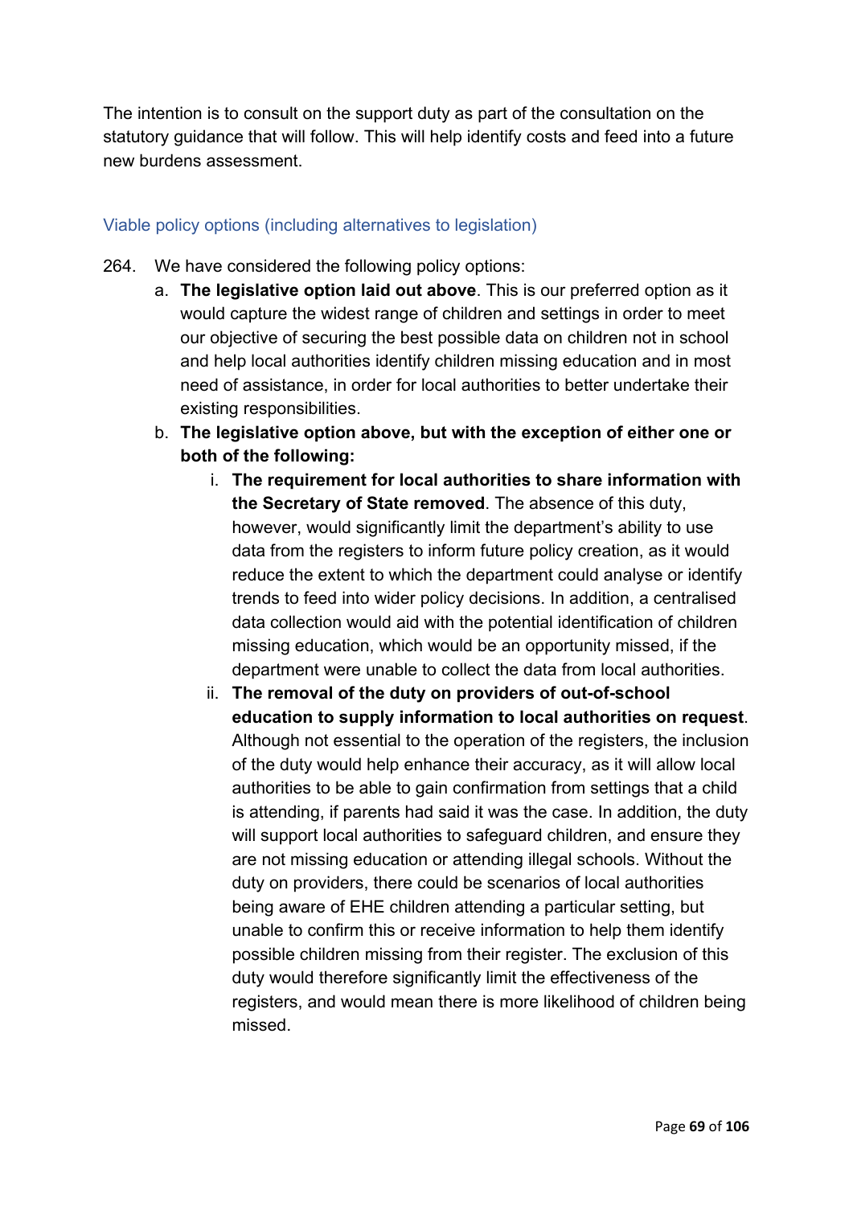The intention is to consult on the support duty as part of the consultation on the statutory guidance that will follow. This will help identify costs and feed into a future new burdens assessment.

### Viable policy options (including alternatives to legislation)

264. We have considered the following policy options:
    a. **The legislative option laid out above**. This is our preferred option as it would capture the widest range of children and settings in order to meet our objective of securing the best possible data on children not in school and help local authorities identify children missing education and in most need of assistance, in order for local authorities to better undertake their existing responsibilities.
    b. **The legislative option above, but with the exception of either one or both of the following:**
        i. **The requirement for local authorities to share information with the Secretary of State removed**. The absence of this duty, however, would significantly limit the department's ability to use data from the registers to inform future policy creation, as it would reduce the extent to which the department could analyse or identify trends to feed into wider policy decisions. In addition, a centralised data collection would aid with the potential identification of children missing education, which would be an opportunity missed, if the department were unable to collect the data from local authorities.
        ii. **The removal of the duty on providers of out-of-school education to supply information to local authorities on request**. Although not essential to the operation of the registers, the inclusion of the duty would help enhance their accuracy, as it will allow local authorities to be able to gain confirmation from settings that a child is attending, if parents had said it was the case. In addition, the duty will support local authorities to safeguard children, and ensure they are not missing education or attending illegal schools. Without the duty on providers, there could be scenarios of local authorities being aware of EHE children attending a particular setting, but unable to confirm this or receive information to help them identify possible children missing from their register. The exclusion of this duty would therefore significantly limit the effectiveness of the registers, and would mean there is more likelihood of children being missed.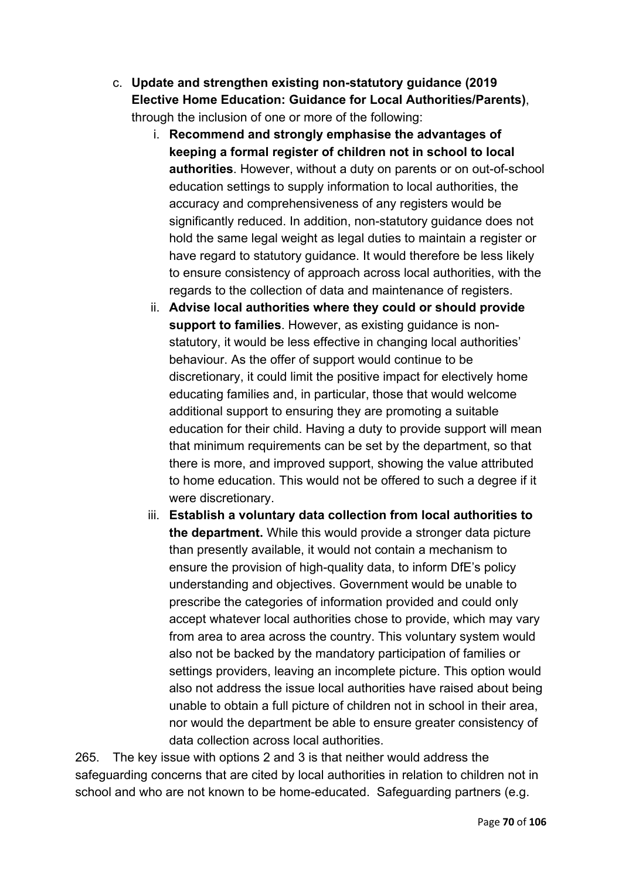c. **Update and strengthen existing non-statutory guidance (2019 Elective Home Education: Guidance for Local Authorities/Parents)**, through the inclusion of one or more of the following:

   i. **Recommend and strongly emphasise the advantages of keeping a formal register of children not in school to local authorities**. However, without a duty on parents or on out-of-school education settings to supply information to local authorities, the accuracy and comprehensiveness of any registers would be significantly reduced. In addition, non-statutory guidance does not hold the same legal weight as legal duties to maintain a register or have regard to statutory guidance. It would therefore be less likely to ensure consistency of approach across local authorities, with the regards to the collection of data and maintenance of registers.

   ii. **Advise local authorities where they could or should provide support to families**. However, as existing guidance is non-statutory, it would be less effective in changing local authorities' behaviour. As the offer of support would continue to be discretionary, it could limit the positive impact for electively home educating families and, in particular, those that would welcome additional support to ensuring they are promoting a suitable education for their child. Having a duty to provide support will mean that minimum requirements can be set by the department, so that there is more, and improved support, showing the value attributed to home education. This would not be offered to such a degree if it were discretionary.

   iii. **Establish a voluntary data collection from local authorities to the department.** While this would provide a stronger data picture than presently available, it would not contain a mechanism to ensure the provision of high-quality data, to inform DfE's policy understanding and objectives. Government would be unable to prescribe the categories of information provided and could only accept whatever local authorities chose to provide, which may vary from area to area across the country. This voluntary system would also not be backed by the mandatory participation of families or settings providers, leaving an incomplete picture. This option would also not address the issue local authorities have raised about being unable to obtain a full picture of children not in school in their area, nor would the department be able to ensure greater consistency of data collection across local authorities.

265. The key issue with options 2 and 3 is that neither would address the safeguarding concerns that are cited by local authorities in relation to children not in school and who are not known to be home-educated. Safeguarding partners (e.g.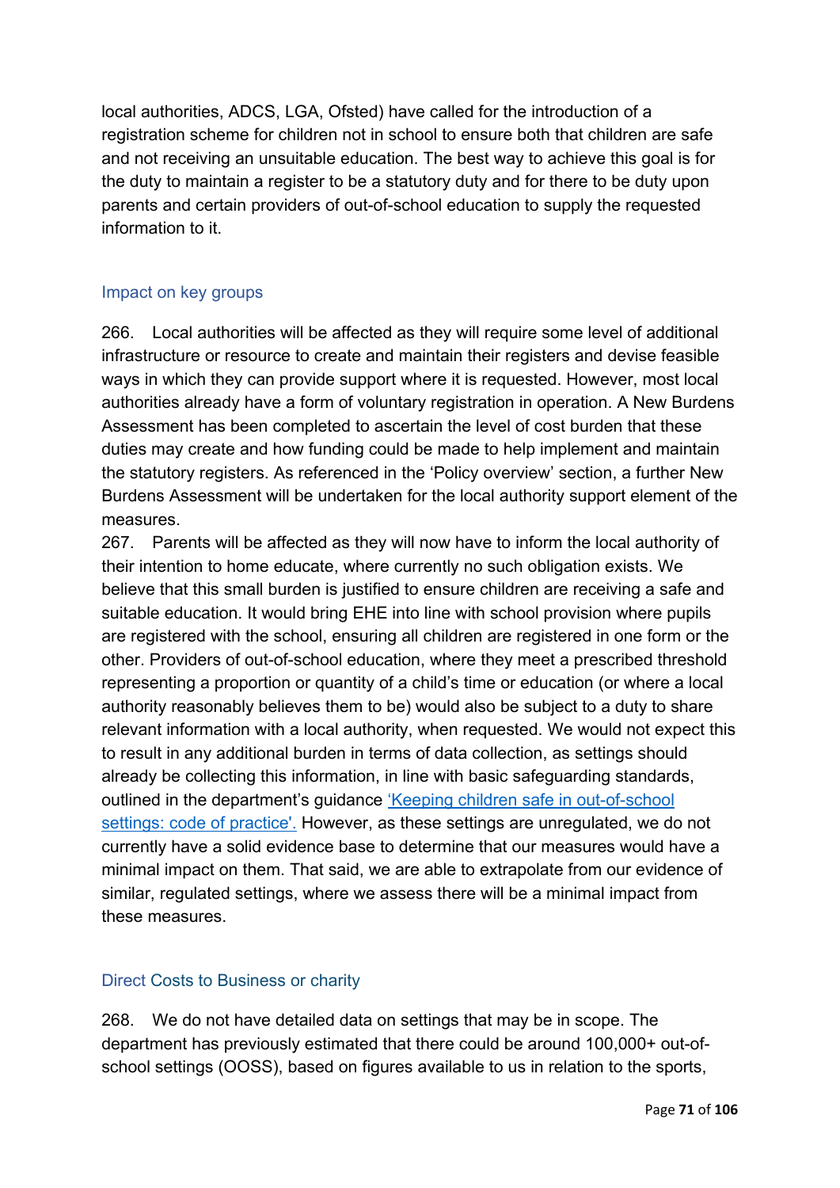local authorities, ADCS, LGA, Ofsted) have called for the introduction of a registration scheme for children not in school to ensure both that children are safe and not receiving an unsuitable education. The best way to achieve this goal is for the duty to maintain a register to be a statutory duty and for there to be duty upon parents and certain providers of out-of-school education to supply the requested information to it.

### Impact on key groups

266. Local authorities will be affected as they will require some level of additional infrastructure or resource to create and maintain their registers and devise feasible ways in which they can provide support where it is requested. However, most local authorities already have a form of voluntary registration in operation. A New Burdens Assessment has been completed to ascertain the level of cost burden that these duties may create and how funding could be made to help implement and maintain the statutory registers. As referenced in the 'Policy overview' section, a further New Burdens Assessment will be undertaken for the local authority support element of the measures.

267. Parents will be affected as they will now have to inform the local authority of their intention to home educate, where currently no such obligation exists. We believe that this small burden is justified to ensure children are receiving a safe and suitable education. It would bring EHE into line with school provision where pupils are registered with the school, ensuring all children are registered in one form or the other. Providers of out-of-school education, where they meet a prescribed threshold representing a proportion or quantity of a child's time or education (or where a local authority reasonably believes them to be) would also be subject to a duty to share relevant information with a local authority, when requested. We would not expect this to result in any additional burden in terms of data collection, as settings should already be collecting this information, in line with basic safeguarding standards, outlined in the department's guidance 'Keeping children safe in out-of-school settings: code of practice'. However, as these settings are unregulated, we do not currently have a solid evidence base to determine that our measures would have a minimal impact on them. That said, we are able to extrapolate from our evidence of similar, regulated settings, where we assess there will be a minimal impact from these measures.

### Direct Costs to Business or charity

268. We do not have detailed data on settings that may be in scope. The department has previously estimated that there could be around 100,000+ out-of-school settings (OOSS), based on figures available to us in relation to the sports,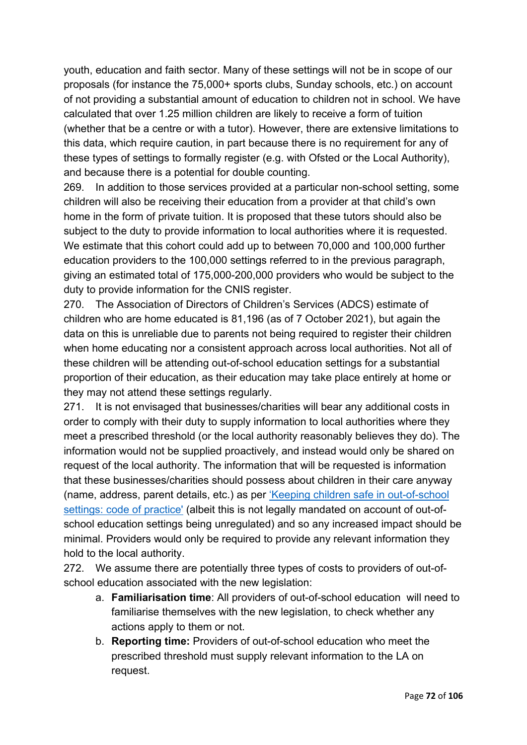youth, education and faith sector. Many of these settings will not be in scope of our proposals (for instance the 75,000+ sports clubs, Sunday schools, etc.) on account of not providing a substantial amount of education to children not in school. We have calculated that over 1.25 million children are likely to receive a form of tuition (whether that be a centre or with a tutor). However, there are extensive limitations to this data, which require caution, in part because there is no requirement for any of these types of settings to formally register (e.g. with Ofsted or the Local Authority), and because there is a potential for double counting.

269. In addition to those services provided at a particular non-school setting, some children will also be receiving their education from a provider at that child's own home in the form of private tuition. It is proposed that these tutors should also be subject to the duty to provide information to local authorities where it is requested. We estimate that this cohort could add up to between 70,000 and 100,000 further education providers to the 100,000 settings referred to in the previous paragraph, giving an estimated total of 175,000-200,000 providers who would be subject to the duty to provide information for the CNIS register.

270. The Association of Directors of Children's Services (ADCS) estimate of children who are home educated is 81,196 (as of 7 October 2021), but again the data on this is unreliable due to parents not being required to register their children when home educating nor a consistent approach across local authorities. Not all of these children will be attending out-of-school education settings for a substantial proportion of their education, as their education may take place entirely at home or they may not attend these settings regularly.

271. It is not envisaged that businesses/charities will bear any additional costs in order to comply with their duty to supply information to local authorities where they meet a prescribed threshold (or the local authority reasonably believes they do). The information would not be supplied proactively, and instead would only be shared on request of the local authority. The information that will be requested is information that these businesses/charities should possess about children in their care anyway (name, address, parent details, etc.) as per 'Keeping children safe in out-of-school settings: code of practice' (albeit this is not legally mandated on account of out-of-school education settings being unregulated) and so any increased impact should be minimal. Providers would only be required to provide any relevant information they hold to the local authority.

272. We assume there are potentially three types of costs to providers of out-of-school education associated with the new legislation:

a. **Familiarisation time**: All providers of out-of-school education will need to familiarise themselves with the new legislation, to check whether any actions apply to them or not.

b. **Reporting time:** Providers of out-of-school education who meet the prescribed threshold must supply relevant information to the LA on request.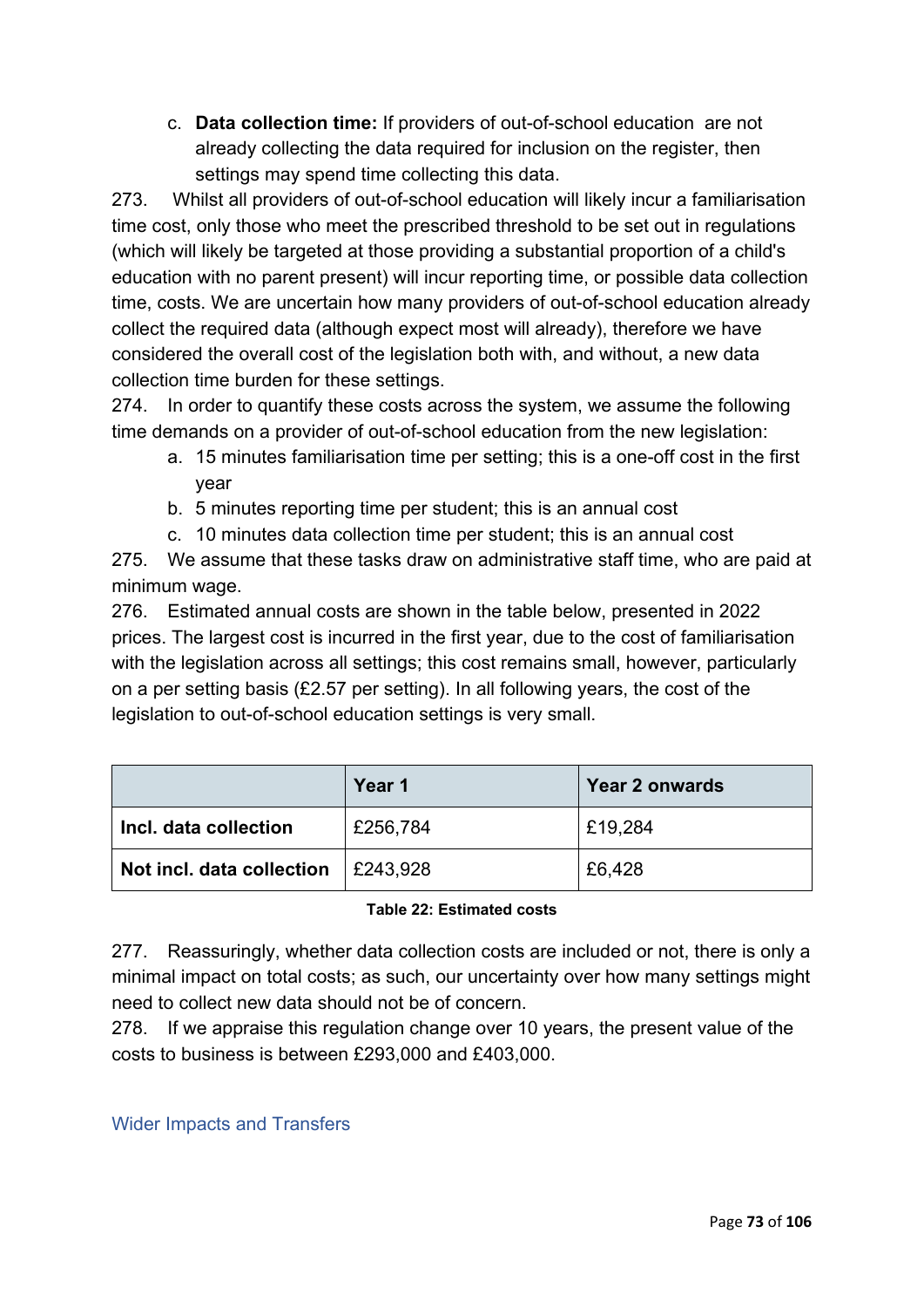c. **Data collection time:** If providers of out-of-school education are not already collecting the data required for inclusion on the register, then settings may spend time collecting this data.

273. Whilst all providers of out-of-school education will likely incur a familiarisation time cost, only those who meet the prescribed threshold to be set out in regulations (which will likely be targeted at those providing a substantial proportion of a child's education with no parent present) will incur reporting time, or possible data collection time, costs. We are uncertain how many providers of out-of-school education already collect the required data (although expect most will already), therefore we have considered the overall cost of the legislation both with, and without, a new data collection time burden for these settings.

274. In order to quantify these costs across the system, we assume the following time demands on a provider of out-of-school education from the new legislation:

a. 15 minutes familiarisation time per setting; this is a one-off cost in the first year
b. 5 minutes reporting time per student; this is an annual cost
c. 10 minutes data collection time per student; this is an annual cost

275. We assume that these tasks draw on administrative staff time, who are paid at minimum wage.

276. Estimated annual costs are shown in the table below, presented in 2022 prices. The largest cost is incurred in the first year, due to the cost of familiarisation with the legislation across all settings; this cost remains small, however, particularly on a per setting basis (£2.57 per setting). In all following years, the cost of the legislation to out-of-school education settings is very small.

| | **Year 1** | **Year 2 onwards** |
|---|---|---|
| **Incl. data collection** | £256,784 | £19,284 |
| **Not incl. data collection** | £243,928 | £6,428 |

**Table 22: Estimated costs**

277. Reassuringly, whether data collection costs are included or not, there is only a minimal impact on total costs; as such, our uncertainty over how many settings might need to collect new data should not be of concern.

278. If we appraise this regulation change over 10 years, the present value of the costs to business is between £293,000 and £403,000.

### Wider Impacts and Transfers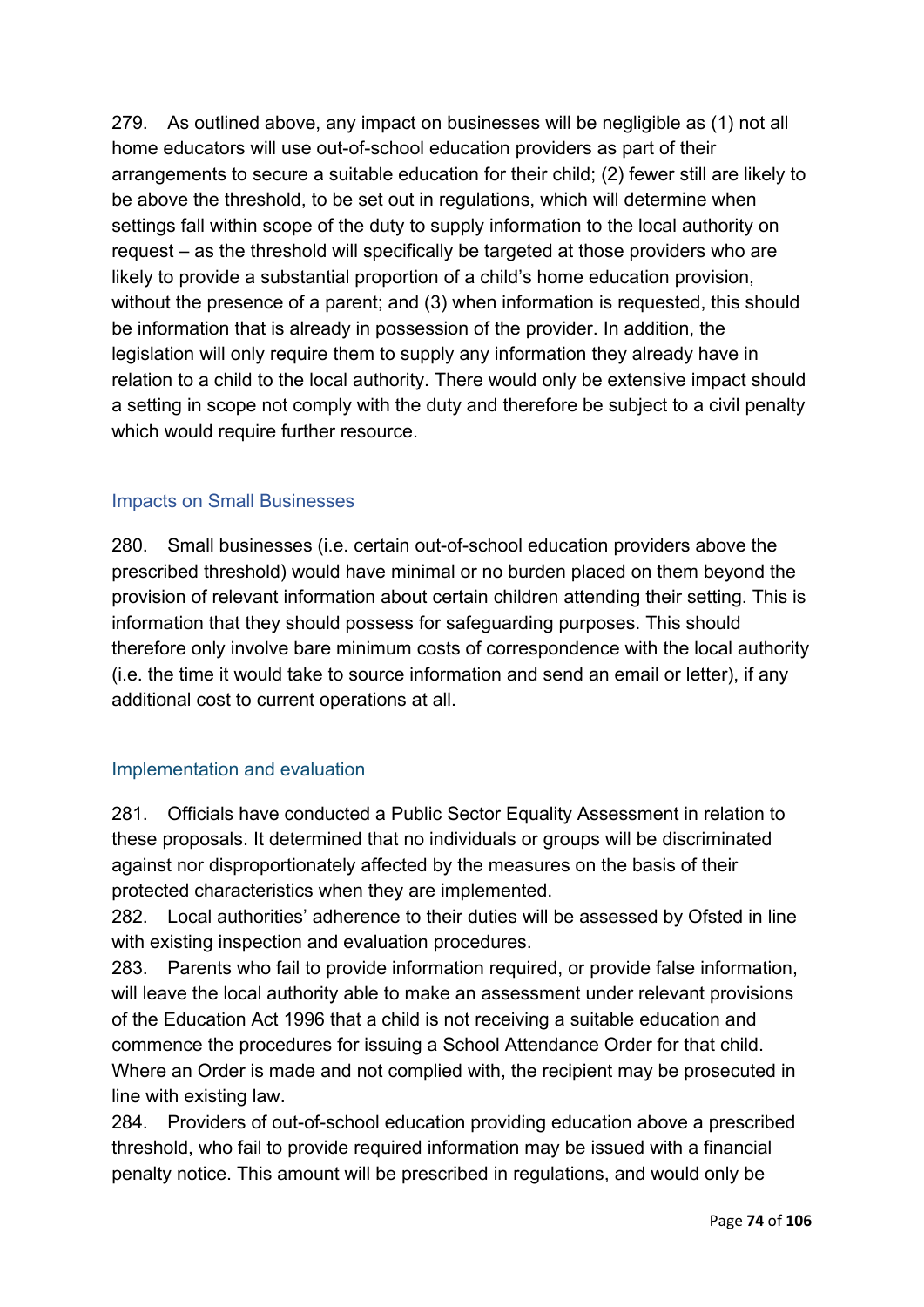279. As outlined above, any impact on businesses will be negligible as (1) not all home educators will use out-of-school education providers as part of their arrangements to secure a suitable education for their child; (2) fewer still are likely to be above the threshold, to be set out in regulations, which will determine when settings fall within scope of the duty to supply information to the local authority on request – as the threshold will specifically be targeted at those providers who are likely to provide a substantial proportion of a child's home education provision, without the presence of a parent; and (3) when information is requested, this should be information that is already in possession of the provider. In addition, the legislation will only require them to supply any information they already have in relation to a child to the local authority. There would only be extensive impact should a setting in scope not comply with the duty and therefore be subject to a civil penalty which would require further resource.

### Impacts on Small Businesses

280. Small businesses (i.e. certain out-of-school education providers above the prescribed threshold) would have minimal or no burden placed on them beyond the provision of relevant information about certain children attending their setting. This is information that they should possess for safeguarding purposes. This should therefore only involve bare minimum costs of correspondence with the local authority (i.e. the time it would take to source information and send an email or letter), if any additional cost to current operations at all.

### Implementation and evaluation

281. Officials have conducted a Public Sector Equality Assessment in relation to these proposals. It determined that no individuals or groups will be discriminated against nor disproportionately affected by the measures on the basis of their protected characteristics when they are implemented.

282. Local authorities' adherence to their duties will be assessed by Ofsted in line with existing inspection and evaluation procedures.

283. Parents who fail to provide information required, or provide false information, will leave the local authority able to make an assessment under relevant provisions of the Education Act 1996 that a child is not receiving a suitable education and commence the procedures for issuing a School Attendance Order for that child. Where an Order is made and not complied with, the recipient may be prosecuted in line with existing law.

284. Providers of out-of-school education providing education above a prescribed threshold, who fail to provide required information may be issued with a financial penalty notice. This amount will be prescribed in regulations, and would only be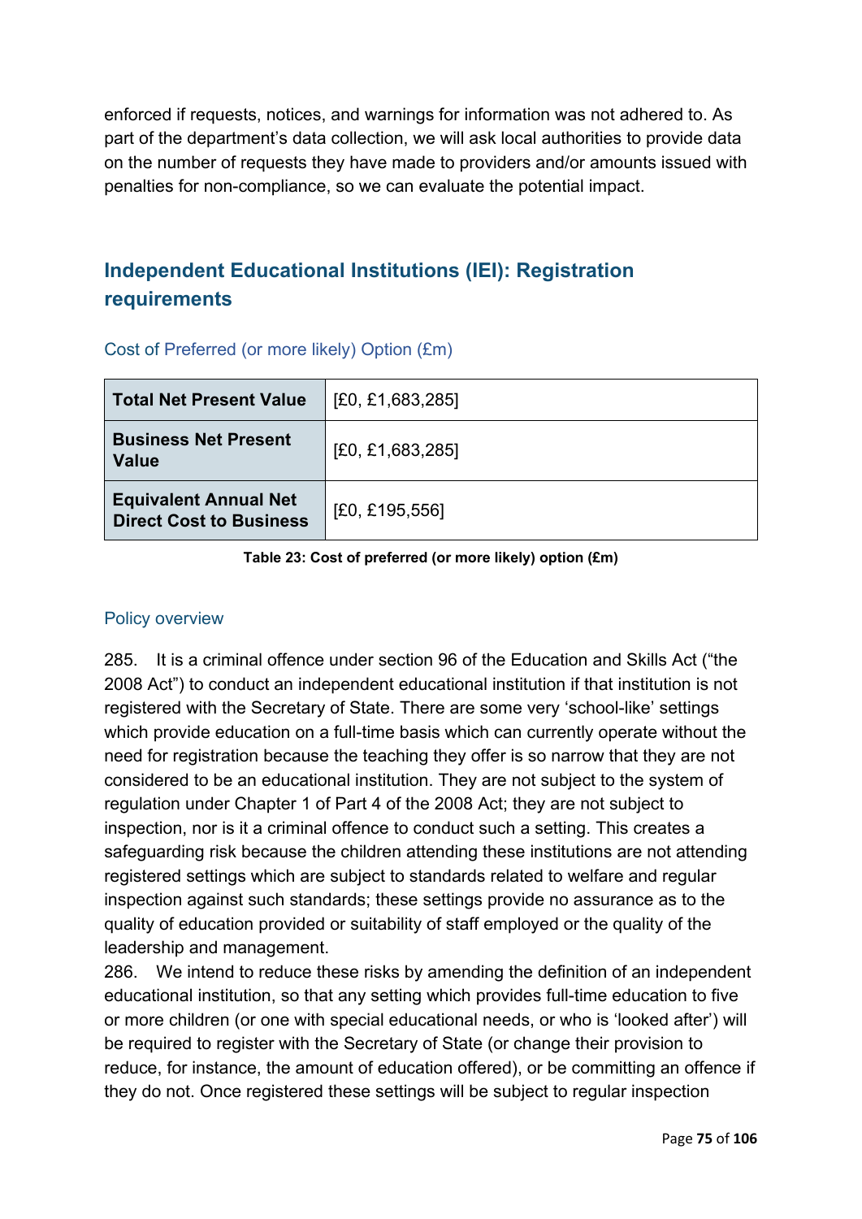enforced if requests, notices, and warnings for information was not adhered to. As part of the department's data collection, we will ask local authorities to provide data on the number of requests they have made to providers and/or amounts issued with penalties for non-compliance, so we can evaluate the potential impact.

## Independent Educational Institutions (IEI): Registration requirements

### Cost of Preferred (or more likely) Option (£m)

| | |
|---|---|
| **Total Net Present Value** | [£0, £1,683,285] |
| **Business Net Present Value** | [£0, £1,683,285] |
| **Equivalent Annual Net Direct Cost to Business** | [£0, £195,556] |

**Table 23: Cost of preferred (or more likely) option (£m)**

### Policy overview

285. It is a criminal offence under section 96 of the Education and Skills Act ("the 2008 Act") to conduct an independent educational institution if that institution is not registered with the Secretary of State. There are some very 'school-like' settings which provide education on a full-time basis which can currently operate without the need for registration because the teaching they offer is so narrow that they are not considered to be an educational institution. They are not subject to the system of regulation under Chapter 1 of Part 4 of the 2008 Act; they are not subject to inspection, nor is it a criminal offence to conduct such a setting. This creates a safeguarding risk because the children attending these institutions are not attending registered settings which are subject to standards related to welfare and regular inspection against such standards; these settings provide no assurance as to the quality of education provided or suitability of staff employed or the quality of the leadership and management.

286. We intend to reduce these risks by amending the definition of an independent educational institution, so that any setting which provides full-time education to five or more children (or one with special educational needs, or who is 'looked after') will be required to register with the Secretary of State (or change their provision to reduce, for instance, the amount of education offered), or be committing an offence if they do not. Once registered these settings will be subject to regular inspection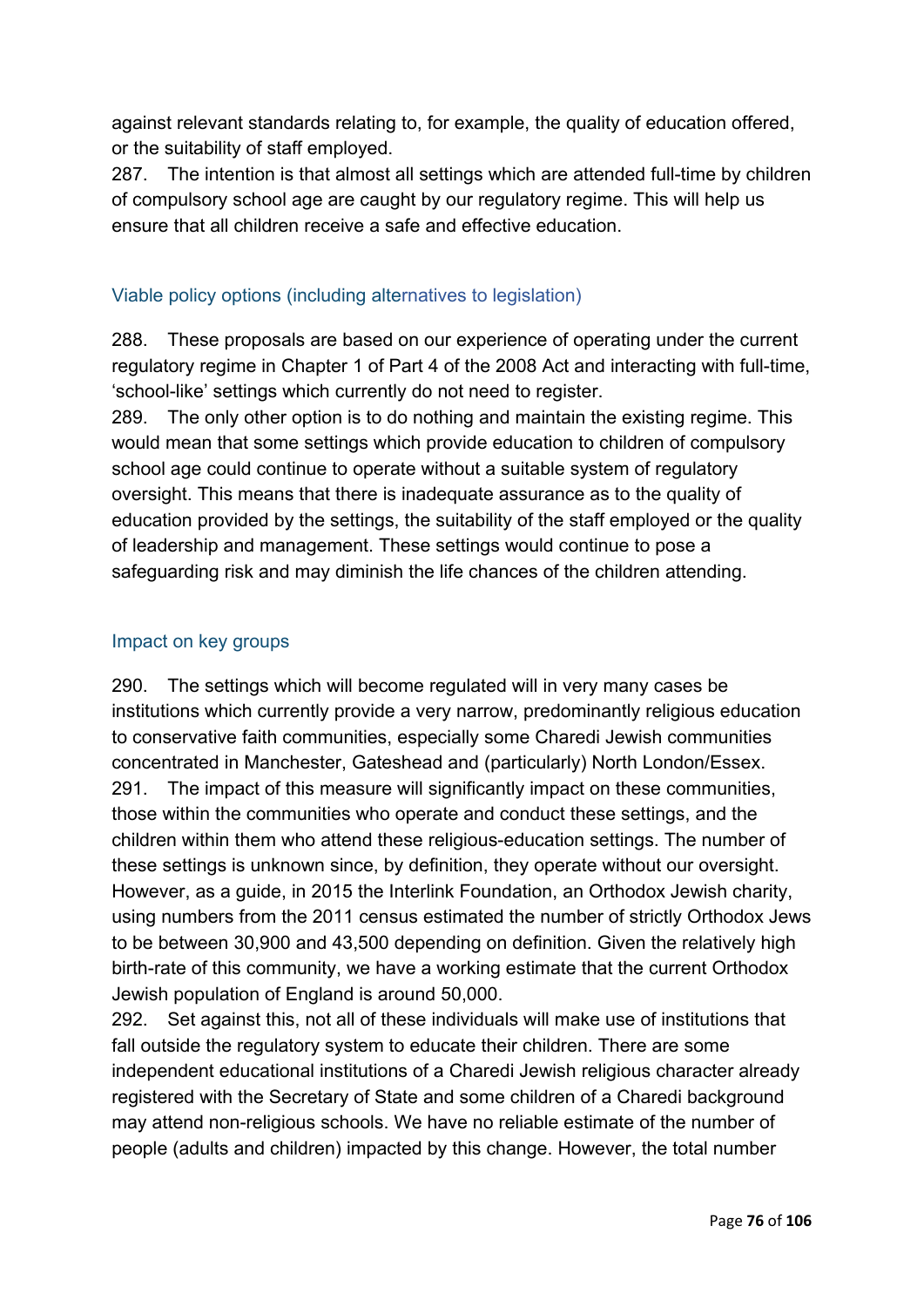against relevant standards relating to, for example, the quality of education offered, or the suitability of staff employed.

287. The intention is that almost all settings which are attended full-time by children of compulsory school age are caught by our regulatory regime. This will help us ensure that all children receive a safe and effective education.

## Viable policy options (including alternatives to legislation)

288. These proposals are based on our experience of operating under the current regulatory regime in Chapter 1 of Part 4 of the 2008 Act and interacting with full-time, 'school-like' settings which currently do not need to register.

289. The only other option is to do nothing and maintain the existing regime. This would mean that some settings which provide education to children of compulsory school age could continue to operate without a suitable system of regulatory oversight. This means that there is inadequate assurance as to the quality of education provided by the settings, the suitability of the staff employed or the quality of leadership and management. These settings would continue to pose a safeguarding risk and may diminish the life chances of the children attending.

## Impact on key groups

290. The settings which will become regulated will in very many cases be institutions which currently provide a very narrow, predominantly religious education to conservative faith communities, especially some Charedi Jewish communities concentrated in Manchester, Gateshead and (particularly) North London/Essex.

291. The impact of this measure will significantly impact on these communities, those within the communities who operate and conduct these settings, and the children within them who attend these religious-education settings. The number of these settings is unknown since, by definition, they operate without our oversight. However, as a guide, in 2015 the Interlink Foundation, an Orthodox Jewish charity, using numbers from the 2011 census estimated the number of strictly Orthodox Jews to be between 30,900 and 43,500 depending on definition. Given the relatively high birth-rate of this community, we have a working estimate that the current Orthodox Jewish population of England is around 50,000.

292. Set against this, not all of these individuals will make use of institutions that fall outside the regulatory system to educate their children. There are some independent educational institutions of a Charedi Jewish religious character already registered with the Secretary of State and some children of a Charedi background may attend non-religious schools. We have no reliable estimate of the number of people (adults and children) impacted by this change. However, the total number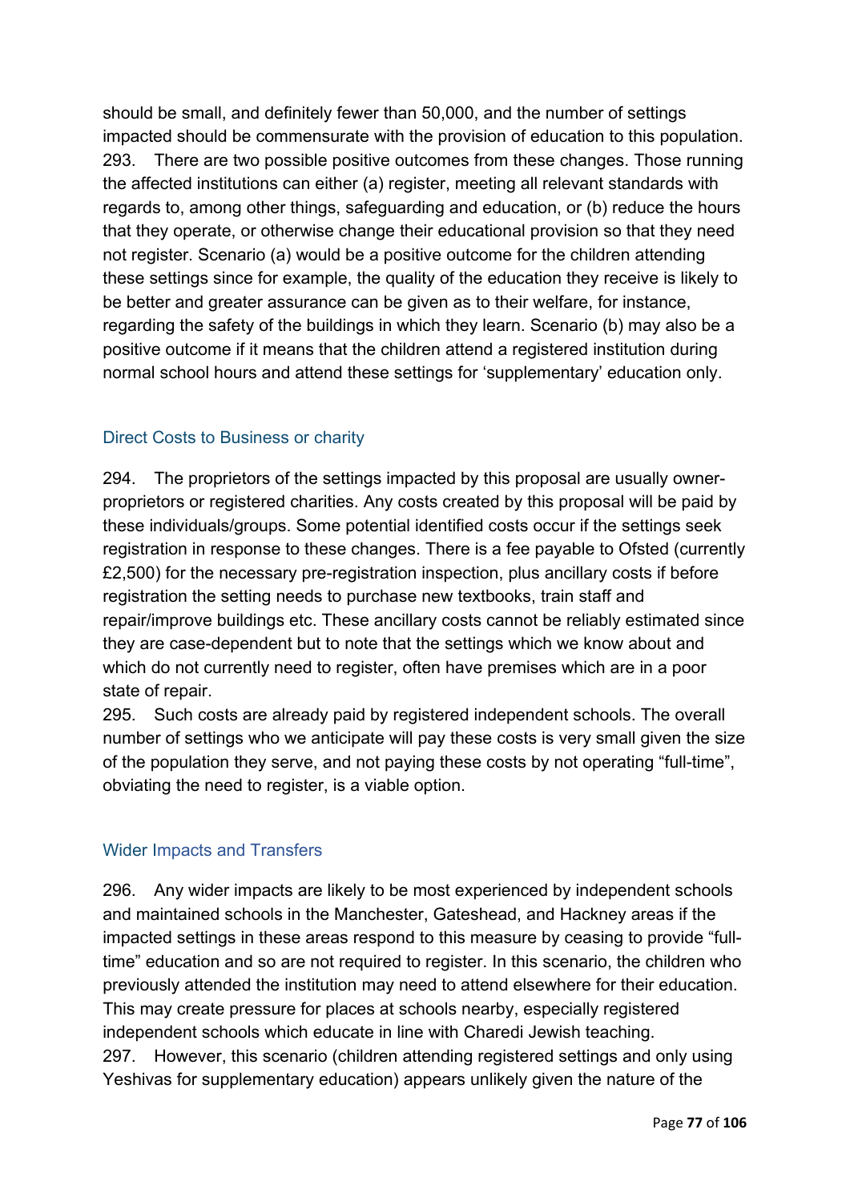should be small, and definitely fewer than 50,000, and the number of settings impacted should be commensurate with the provision of education to this population.

293. There are two possible positive outcomes from these changes. Those running the affected institutions can either (a) register, meeting all relevant standards with regards to, among other things, safeguarding and education, or (b) reduce the hours that they operate, or otherwise change their educational provision so that they need not register. Scenario (a) would be a positive outcome for the children attending these settings since for example, the quality of the education they receive is likely to be better and greater assurance can be given as to their welfare, for instance, regarding the safety of the buildings in which they learn. Scenario (b) may also be a positive outcome if it means that the children attend a registered institution during normal school hours and attend these settings for 'supplementary' education only.

### Direct Costs to Business or charity

294. The proprietors of the settings impacted by this proposal are usually owner-proprietors or registered charities. Any costs created by this proposal will be paid by these individuals/groups. Some potential identified costs occur if the settings seek registration in response to these changes. There is a fee payable to Ofsted (currently £2,500) for the necessary pre-registration inspection, plus ancillary costs if before registration the setting needs to purchase new textbooks, train staff and repair/improve buildings etc. These ancillary costs cannot be reliably estimated since they are case-dependent but to note that the settings which we know about and which do not currently need to register, often have premises which are in a poor state of repair.

295. Such costs are already paid by registered independent schools. The overall number of settings who we anticipate will pay these costs is very small given the size of the population they serve, and not paying these costs by not operating "full-time", obviating the need to register, is a viable option.

### Wider Impacts and Transfers

296. Any wider impacts are likely to be most experienced by independent schools and maintained schools in the Manchester, Gateshead, and Hackney areas if the impacted settings in these areas respond to this measure by ceasing to provide "full-time" education and so are not required to register. In this scenario, the children who previously attended the institution may need to attend elsewhere for their education. This may create pressure for places at schools nearby, especially registered independent schools which educate in line with Charedi Jewish teaching.

297. However, this scenario (children attending registered settings and only using Yeshivas for supplementary education) appears unlikely given the nature of the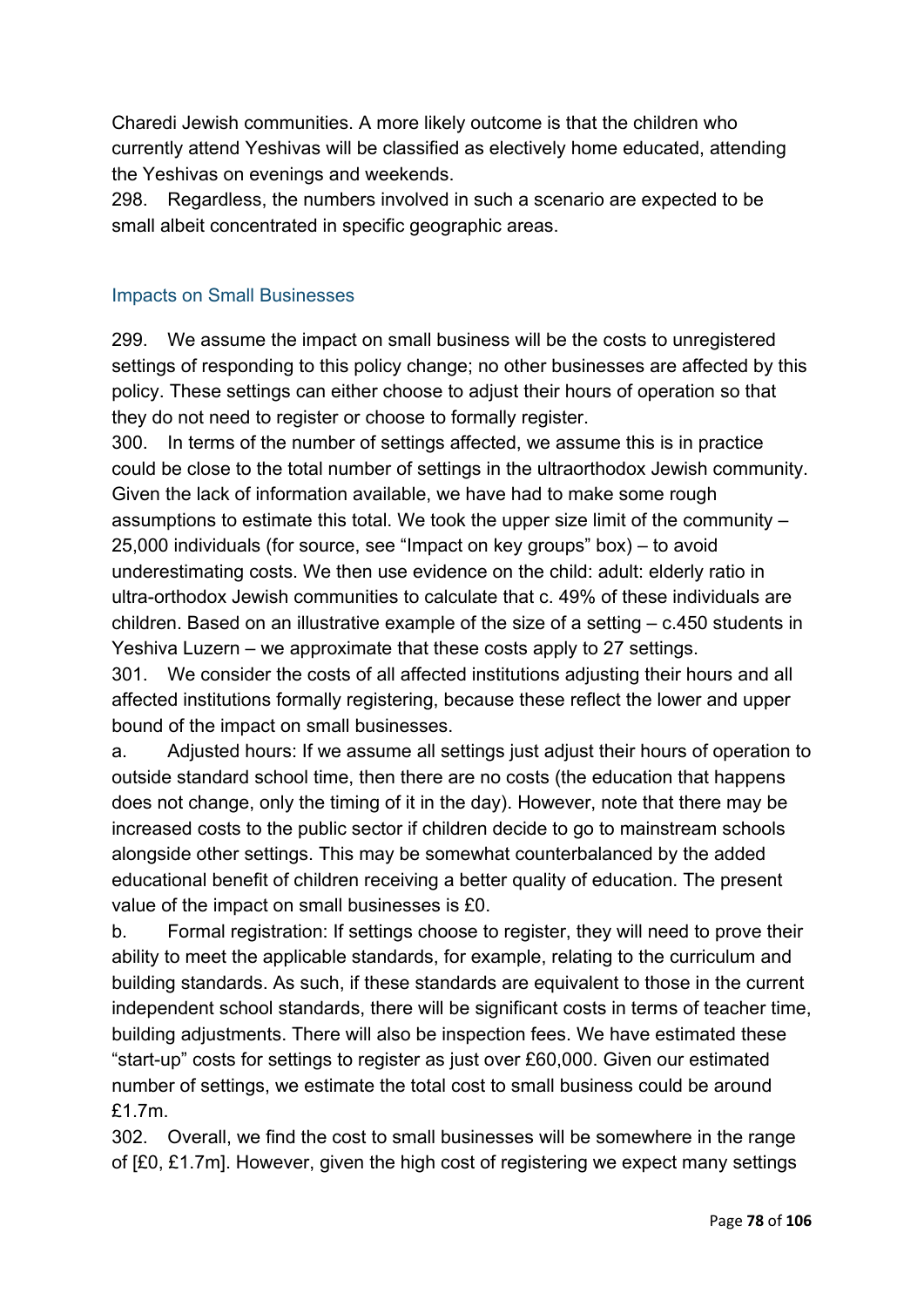Charedi Jewish communities. A more likely outcome is that the children who currently attend Yeshivas will be classified as electively home educated, attending the Yeshivas on evenings and weekends.

298. Regardless, the numbers involved in such a scenario are expected to be small albeit concentrated in specific geographic areas.

### Impacts on Small Businesses

299. We assume the impact on small business will be the costs to unregistered settings of responding to this policy change; no other businesses are affected by this policy. These settings can either choose to adjust their hours of operation so that they do not need to register or choose to formally register.

300. In terms of the number of settings affected, we assume this is in practice could be close to the total number of settings in the ultraorthodox Jewish community. Given the lack of information available, we have had to make some rough assumptions to estimate this total. We took the upper size limit of the community – 25,000 individuals (for source, see "Impact on key groups" box) – to avoid underestimating costs. We then use evidence on the child: adult: elderly ratio in ultra-orthodox Jewish communities to calculate that c. 49% of these individuals are children. Based on an illustrative example of the size of a setting – c.450 students in Yeshiva Luzern – we approximate that these costs apply to 27 settings.

301. We consider the costs of all affected institutions adjusting their hours and all affected institutions formally registering, because these reflect the lower and upper bound of the impact on small businesses.

a. Adjusted hours: If we assume all settings just adjust their hours of operation to outside standard school time, then there are no costs (the education that happens does not change, only the timing of it in the day). However, note that there may be increased costs to the public sector if children decide to go to mainstream schools alongside other settings. This may be somewhat counterbalanced by the added educational benefit of children receiving a better quality of education. The present value of the impact on small businesses is £0.

b. Formal registration: If settings choose to register, they will need to prove their ability to meet the applicable standards, for example, relating to the curriculum and building standards. As such, if these standards are equivalent to those in the current independent school standards, there will be significant costs in terms of teacher time, building adjustments. There will also be inspection fees. We have estimated these "start-up" costs for settings to register as just over £60,000. Given our estimated number of settings, we estimate the total cost to small business could be around £1.7m.

302. Overall, we find the cost to small businesses will be somewhere in the range of [£0, £1.7m]. However, given the high cost of registering we expect many settings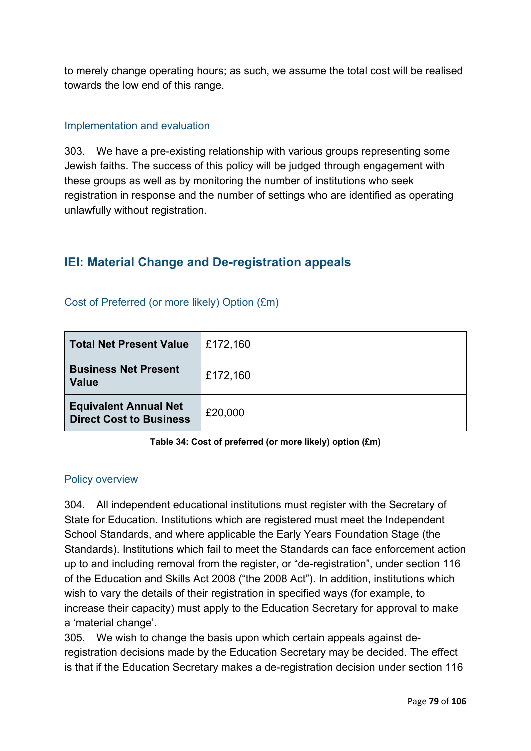to merely change operating hours; as such, we assume the total cost will be realised towards the low end of this range.

### Implementation and evaluation

303. We have a pre-existing relationship with various groups representing some Jewish faiths. The success of this policy will be judged through engagement with these groups as well as by monitoring the number of institutions who seek registration in response and the number of settings who are identified as operating unlawfully without registration.

## IEI: Material Change and De-registration appeals

### Cost of Preferred (or more likely) Option (£m)

| | |
|---|---|
| **Total Net Present Value** | £172,160 |
| **Business Net Present Value** | £172,160 |
| **Equivalent Annual Net Direct Cost to Business** | £20,000 |

**Table 34: Cost of preferred (or more likely) option (£m)**

### Policy overview

304. All independent educational institutions must register with the Secretary of State for Education. Institutions which are registered must meet the Independent School Standards, and where applicable the Early Years Foundation Stage (the Standards). Institutions which fail to meet the Standards can face enforcement action up to and including removal from the register, or "de-registration", under section 116 of the Education and Skills Act 2008 ("the 2008 Act"). In addition, institutions which wish to vary the details of their registration in specified ways (for example, to increase their capacity) must apply to the Education Secretary for approval to make a 'material change'.

305. We wish to change the basis upon which certain appeals against de-registration decisions made by the Education Secretary may be decided. The effect is that if the Education Secretary makes a de-registration decision under section 116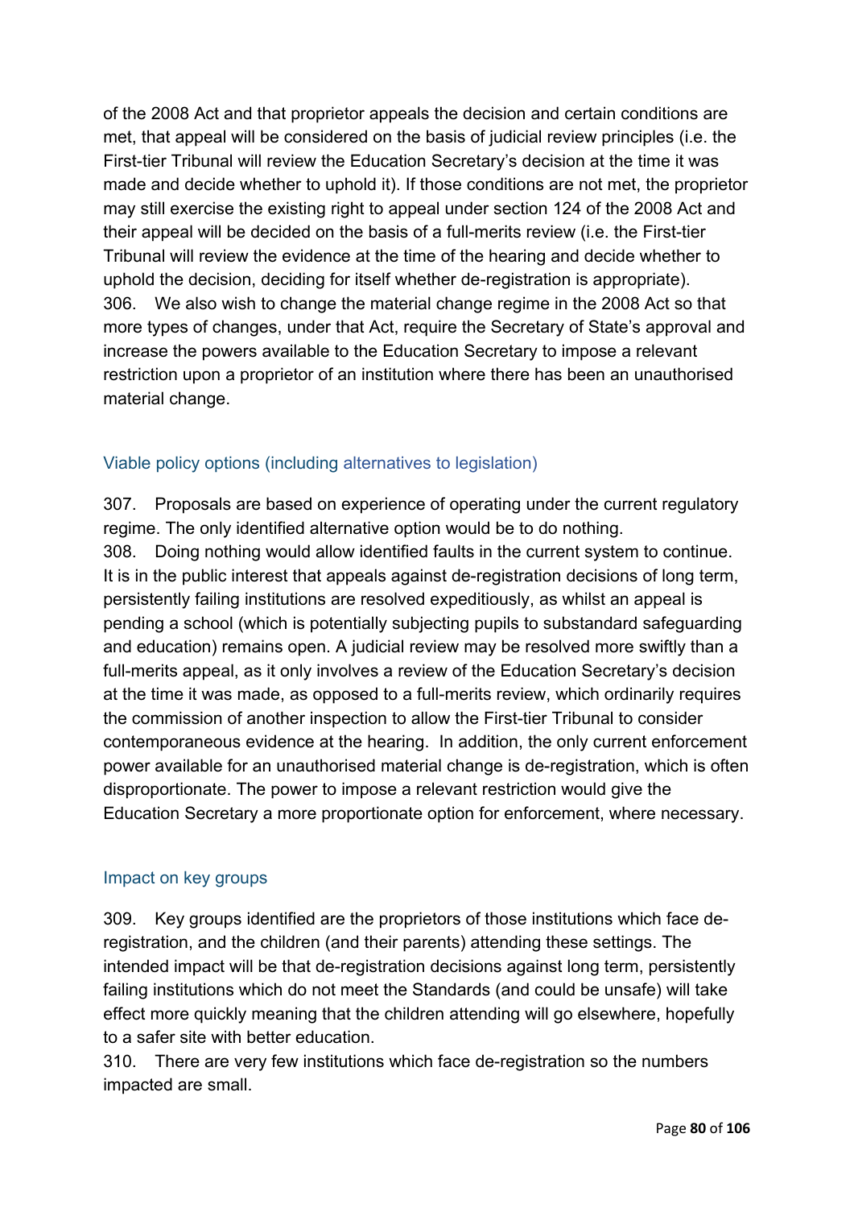of the 2008 Act and that proprietor appeals the decision and certain conditions are met, that appeal will be considered on the basis of judicial review principles (i.e. the First-tier Tribunal will review the Education Secretary's decision at the time it was made and decide whether to uphold it). If those conditions are not met, the proprietor may still exercise the existing right to appeal under section 124 of the 2008 Act and their appeal will be decided on the basis of a full-merits review (i.e. the First-tier Tribunal will review the evidence at the time of the hearing and decide whether to uphold the decision, deciding for itself whether de-registration is appropriate).

306. We also wish to change the material change regime in the 2008 Act so that more types of changes, under that Act, require the Secretary of State's approval and increase the powers available to the Education Secretary to impose a relevant restriction upon a proprietor of an institution where there has been an unauthorised material change.

### Viable policy options (including alternatives to legislation)

307. Proposals are based on experience of operating under the current regulatory regime. The only identified alternative option would be to do nothing.

308. Doing nothing would allow identified faults in the current system to continue. It is in the public interest that appeals against de-registration decisions of long term, persistently failing institutions are resolved expeditiously, as whilst an appeal is pending a school (which is potentially subjecting pupils to substandard safeguarding and education) remains open. A judicial review may be resolved more swiftly than a full-merits appeal, as it only involves a review of the Education Secretary's decision at the time it was made, as opposed to a full-merits review, which ordinarily requires the commission of another inspection to allow the First-tier Tribunal to consider contemporaneous evidence at the hearing. In addition, the only current enforcement power available for an unauthorised material change is de-registration, which is often disproportionate. The power to impose a relevant restriction would give the Education Secretary a more proportionate option for enforcement, where necessary.

### Impact on key groups

309. Key groups identified are the proprietors of those institutions which face de-registration, and the children (and their parents) attending these settings. The intended impact will be that de-registration decisions against long term, persistently failing institutions which do not meet the Standards (and could be unsafe) will take effect more quickly meaning that the children attending will go elsewhere, hopefully to a safer site with better education.

310. There are very few institutions which face de-registration so the numbers impacted are small.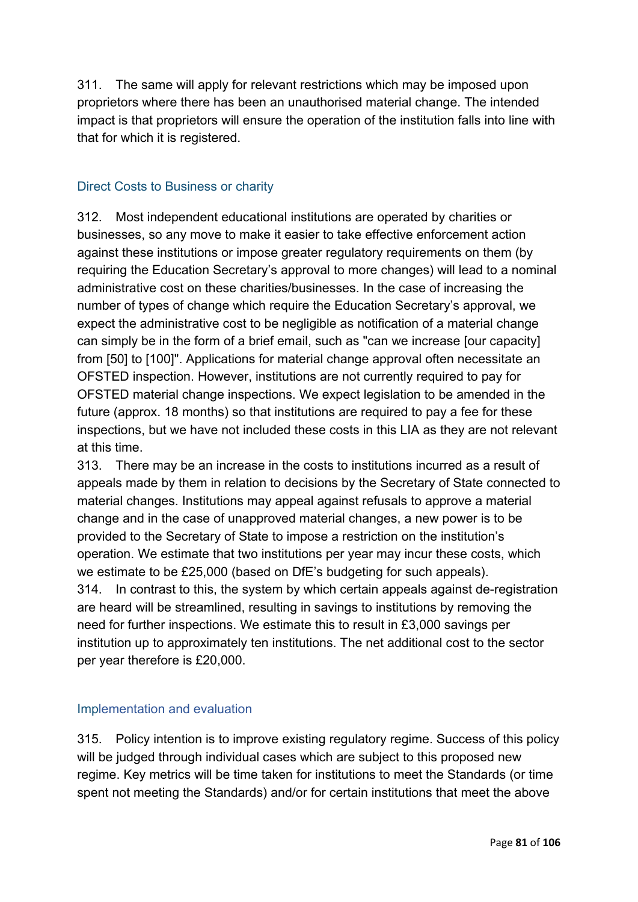311. The same will apply for relevant restrictions which may be imposed upon proprietors where there has been an unauthorised material change. The intended impact is that proprietors will ensure the operation of the institution falls into line with that for which it is registered.

### Direct Costs to Business or charity

312. Most independent educational institutions are operated by charities or businesses, so any move to make it easier to take effective enforcement action against these institutions or impose greater regulatory requirements on them (by requiring the Education Secretary's approval to more changes) will lead to a nominal administrative cost on these charities/businesses. In the case of increasing the number of types of change which require the Education Secretary's approval, we expect the administrative cost to be negligible as notification of a material change can simply be in the form of a brief email, such as "can we increase [our capacity] from [50] to [100]". Applications for material change approval often necessitate an OFSTED inspection. However, institutions are not currently required to pay for OFSTED material change inspections. We expect legislation to be amended in the future (approx. 18 months) so that institutions are required to pay a fee for these inspections, but we have not included these costs in this LIA as they are not relevant at this time.

313. There may be an increase in the costs to institutions incurred as a result of appeals made by them in relation to decisions by the Secretary of State connected to material changes. Institutions may appeal against refusals to approve a material change and in the case of unapproved material changes, a new power is to be provided to the Secretary of State to impose a restriction on the institution's operation. We estimate that two institutions per year may incur these costs, which we estimate to be £25,000 (based on DfE's budgeting for such appeals).

314. In contrast to this, the system by which certain appeals against de-registration are heard will be streamlined, resulting in savings to institutions by removing the need for further inspections. We estimate this to result in £3,000 savings per institution up to approximately ten institutions. The net additional cost to the sector per year therefore is £20,000.

### Implementation and evaluation

315. Policy intention is to improve existing regulatory regime. Success of this policy will be judged through individual cases which are subject to this proposed new regime. Key metrics will be time taken for institutions to meet the Standards (or time spent not meeting the Standards) and/or for certain institutions that meet the above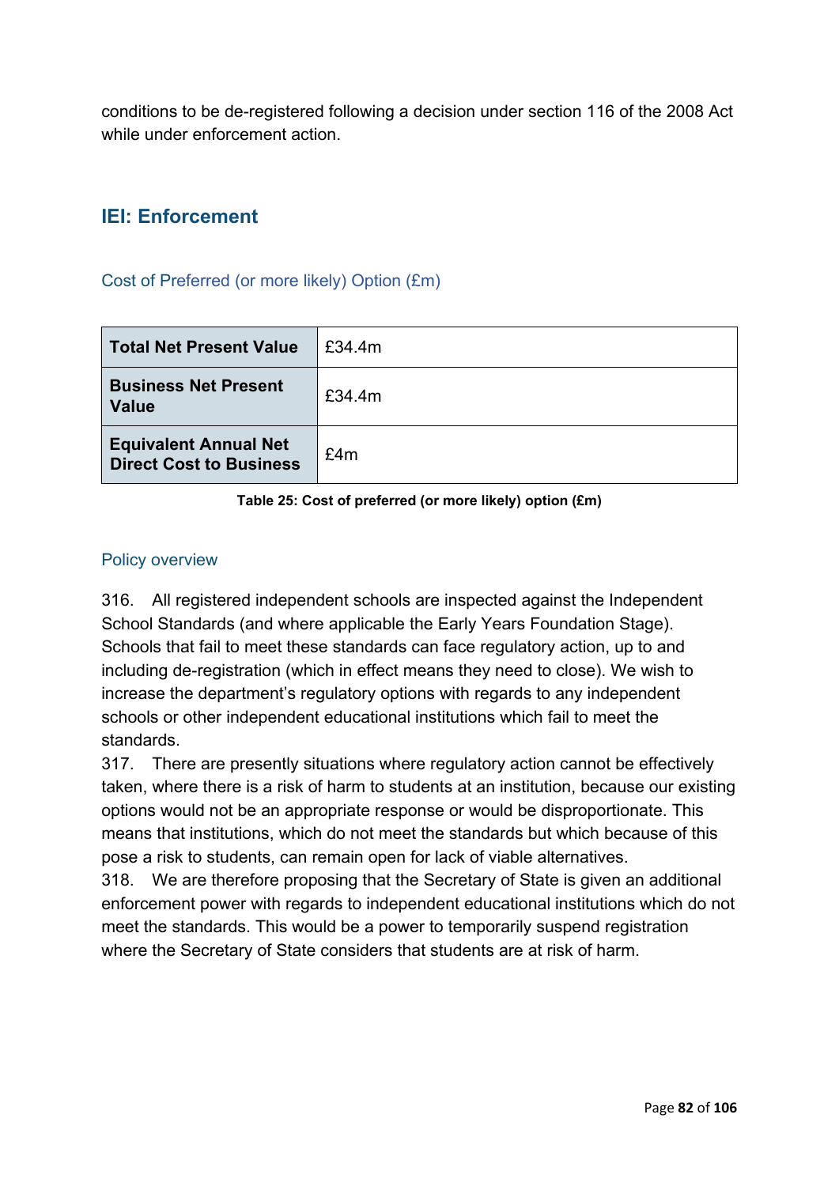conditions to be de-registered following a decision under section 116 of the 2008 Act while under enforcement action.

## IEI: Enforcement

### Cost of Preferred (or more likely) Option (£m)

| | |
|---|---|
| **Total Net Present Value** | £34.4m |
| **Business Net Present Value** | £34.4m |
| **Equivalent Annual Net Direct Cost to Business** | £4m |

**Table 25: Cost of preferred (or more likely) option (£m)**

### Policy overview

316. All registered independent schools are inspected against the Independent School Standards (and where applicable the Early Years Foundation Stage). Schools that fail to meet these standards can face regulatory action, up to and including de-registration (which in effect means they need to close). We wish to increase the department's regulatory options with regards to any independent schools or other independent educational institutions which fail to meet the standards.

317. There are presently situations where regulatory action cannot be effectively taken, where there is a risk of harm to students at an institution, because our existing options would not be an appropriate response or would be disproportionate. This means that institutions, which do not meet the standards but which because of this pose a risk to students, can remain open for lack of viable alternatives.

318. We are therefore proposing that the Secretary of State is given an additional enforcement power with regards to independent educational institutions which do not meet the standards. This would be a power to temporarily suspend registration where the Secretary of State considers that students are at risk of harm.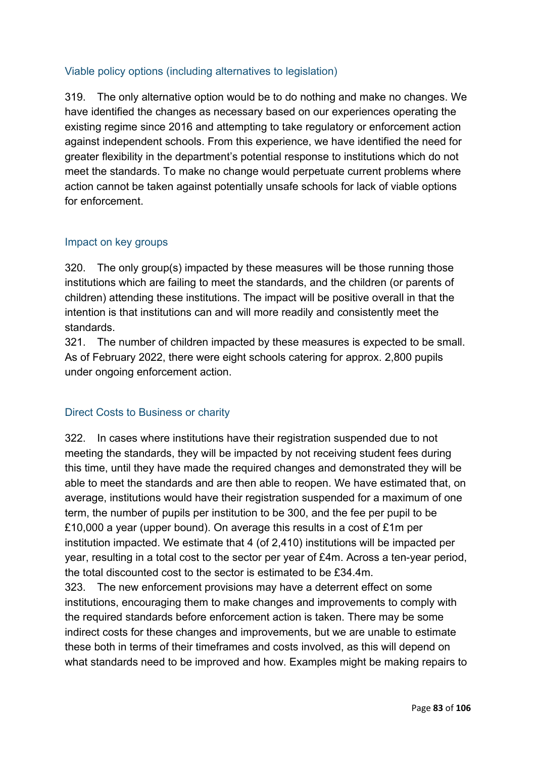### Viable policy options (including alternatives to legislation)

319. The only alternative option would be to do nothing and make no changes. We have identified the changes as necessary based on our experiences operating the existing regime since 2016 and attempting to take regulatory or enforcement action against independent schools. From this experience, we have identified the need for greater flexibility in the department's potential response to institutions which do not meet the standards. To make no change would perpetuate current problems where action cannot be taken against potentially unsafe schools for lack of viable options for enforcement.

### Impact on key groups

320. The only group(s) impacted by these measures will be those running those institutions which are failing to meet the standards, and the children (or parents of children) attending these institutions. The impact will be positive overall in that the intention is that institutions can and will more readily and consistently meet the standards.

321. The number of children impacted by these measures is expected to be small. As of February 2022, there were eight schools catering for approx. 2,800 pupils under ongoing enforcement action.

### Direct Costs to Business or charity

322. In cases where institutions have their registration suspended due to not meeting the standards, they will be impacted by not receiving student fees during this time, until they have made the required changes and demonstrated they will be able to meet the standards and are then able to reopen. We have estimated that, on average, institutions would have their registration suspended for a maximum of one term, the number of pupils per institution to be 300, and the fee per pupil to be £10,000 a year (upper bound). On average this results in a cost of £1m per institution impacted. We estimate that 4 (of 2,410) institutions will be impacted per year, resulting in a total cost to the sector per year of £4m. Across a ten-year period, the total discounted cost to the sector is estimated to be £34.4m.

323. The new enforcement provisions may have a deterrent effect on some institutions, encouraging them to make changes and improvements to comply with the required standards before enforcement action is taken. There may be some indirect costs for these changes and improvements, but we are unable to estimate these both in terms of their timeframes and costs involved, as this will depend on what standards need to be improved and how. Examples might be making repairs to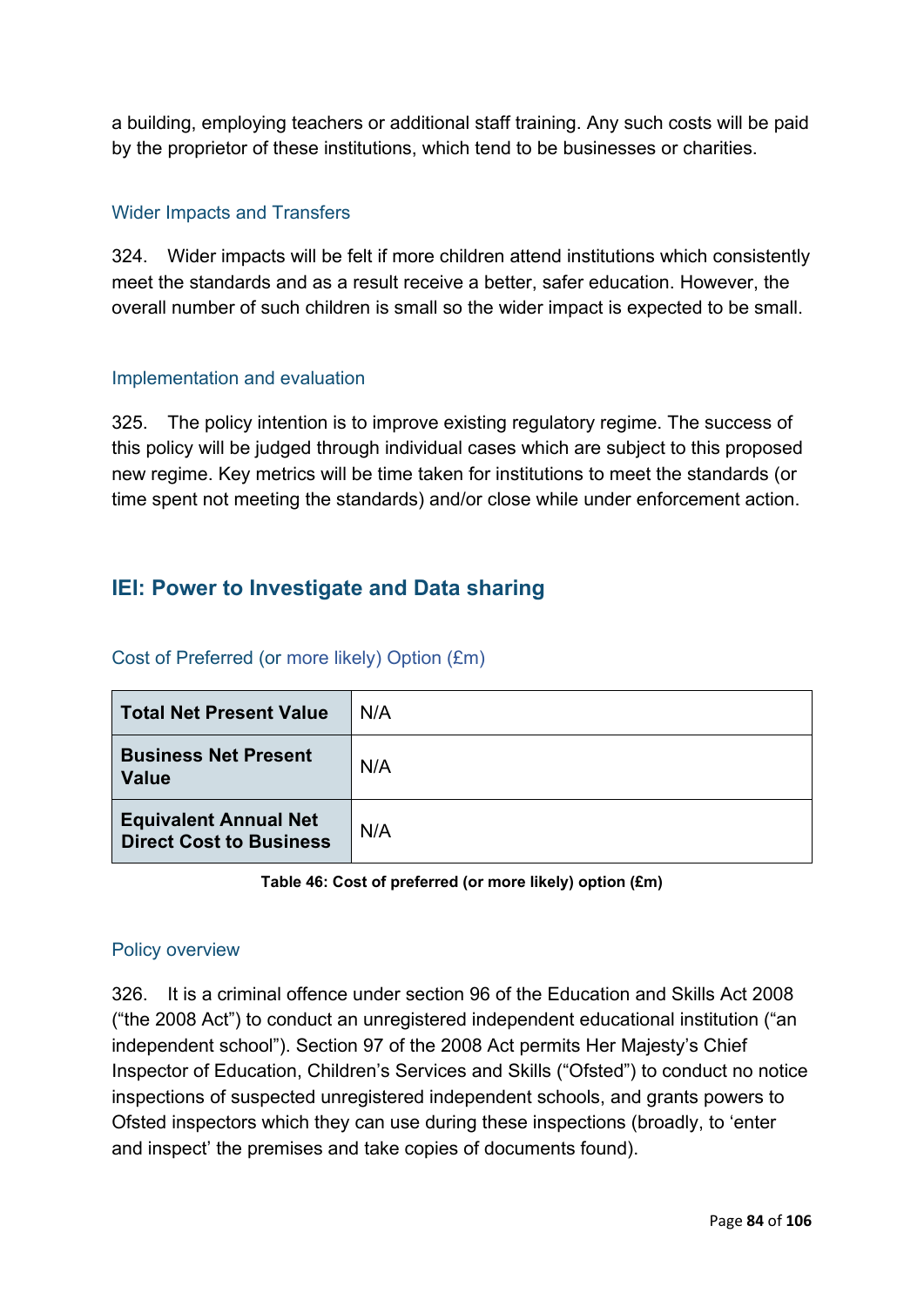a building, employing teachers or additional staff training. Any such costs will be paid by the proprietor of these institutions, which tend to be businesses or charities.

### Wider Impacts and Transfers

324. Wider impacts will be felt if more children attend institutions which consistently meet the standards and as a result receive a better, safer education. However, the overall number of such children is small so the wider impact is expected to be small.

### Implementation and evaluation

325. The policy intention is to improve existing regulatory regime. The success of this policy will be judged through individual cases which are subject to this proposed new regime. Key metrics will be time taken for institutions to meet the standards (or time spent not meeting the standards) and/or close while under enforcement action.

## IEI: Power to Investigate and Data sharing

### Cost of Preferred (or more likely) Option (£m)

| | |
|---|---|
| **Total Net Present Value** | N/A |
| **Business Net Present Value** | N/A |
| **Equivalent Annual Net Direct Cost to Business** | N/A |

**Table 46: Cost of preferred (or more likely) option (£m)**

### Policy overview

326. It is a criminal offence under section 96 of the Education and Skills Act 2008 (“the 2008 Act”) to conduct an unregistered independent educational institution (“an independent school”). Section 97 of the 2008 Act permits Her Majesty’s Chief Inspector of Education, Children’s Services and Skills (“Ofsted”) to conduct no notice inspections of suspected unregistered independent schools, and grants powers to Ofsted inspectors which they can use during these inspections (broadly, to ‘enter and inspect’ the premises and take copies of documents found).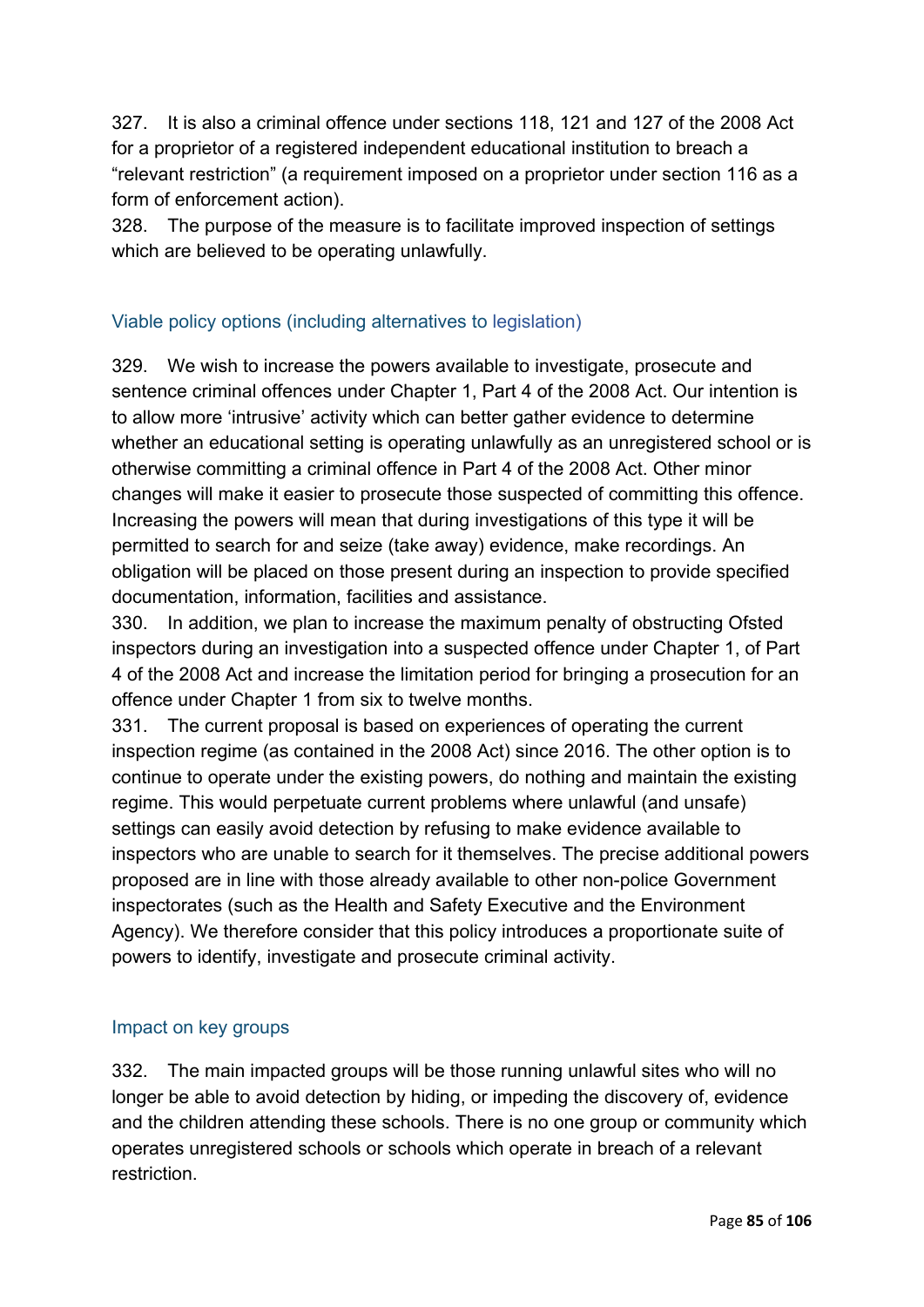327. It is also a criminal offence under sections 118, 121 and 127 of the 2008 Act for a proprietor of a registered independent educational institution to breach a "relevant restriction" (a requirement imposed on a proprietor under section 116 as a form of enforcement action).

328. The purpose of the measure is to facilitate improved inspection of settings which are believed to be operating unlawfully.

### Viable policy options (including alternatives to legislation)

329. We wish to increase the powers available to investigate, prosecute and sentence criminal offences under Chapter 1, Part 4 of the 2008 Act. Our intention is to allow more 'intrusive' activity which can better gather evidence to determine whether an educational setting is operating unlawfully as an unregistered school or is otherwise committing a criminal offence in Part 4 of the 2008 Act. Other minor changes will make it easier to prosecute those suspected of committing this offence. Increasing the powers will mean that during investigations of this type it will be permitted to search for and seize (take away) evidence, make recordings. An obligation will be placed on those present during an inspection to provide specified documentation, information, facilities and assistance.

330. In addition, we plan to increase the maximum penalty of obstructing Ofsted inspectors during an investigation into a suspected offence under Chapter 1, of Part 4 of the 2008 Act and increase the limitation period for bringing a prosecution for an offence under Chapter 1 from six to twelve months.

331. The current proposal is based on experiences of operating the current inspection regime (as contained in the 2008 Act) since 2016. The other option is to continue to operate under the existing powers, do nothing and maintain the existing regime. This would perpetuate current problems where unlawful (and unsafe) settings can easily avoid detection by refusing to make evidence available to inspectors who are unable to search for it themselves. The precise additional powers proposed are in line with those already available to other non-police Government inspectorates (such as the Health and Safety Executive and the Environment Agency). We therefore consider that this policy introduces a proportionate suite of powers to identify, investigate and prosecute criminal activity.

### Impact on key groups

332. The main impacted groups will be those running unlawful sites who will no longer be able to avoid detection by hiding, or impeding the discovery of, evidence and the children attending these schools. There is no one group or community which operates unregistered schools or schools which operate in breach of a relevant restriction.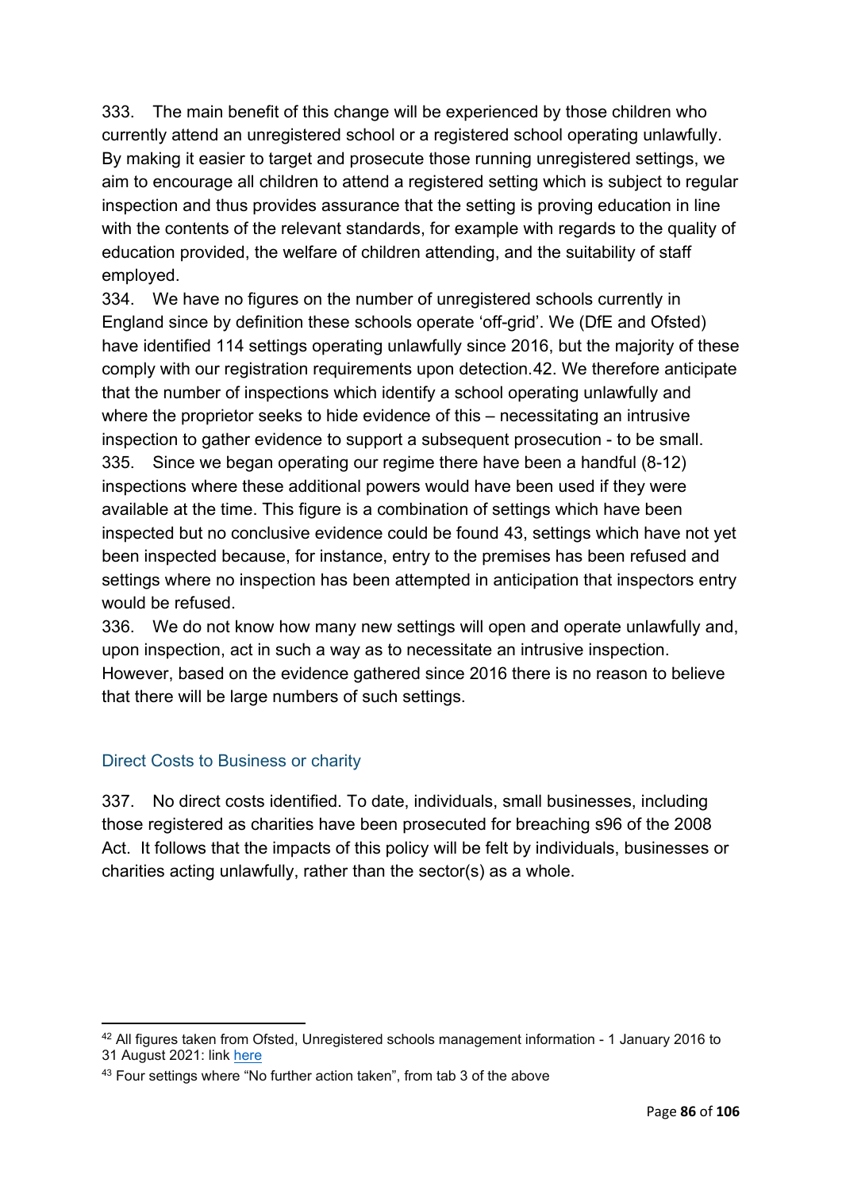333. The main benefit of this change will be experienced by those children who currently attend an unregistered school or a registered school operating unlawfully. By making it easier to target and prosecute those running unregistered settings, we aim to encourage all children to attend a registered setting which is subject to regular inspection and thus provides assurance that the setting is proving education in line with the contents of the relevant standards, for example with regards to the quality of education provided, the welfare of children attending, and the suitability of staff employed.

334. We have no figures on the number of unregistered schools currently in England since by definition these schools operate 'off-grid'. We (DfE and Ofsted) have identified 114 settings operating unlawfully since 2016, but the majority of these comply with our registration requirements upon detection.[42]. We therefore anticipate that the number of inspections which identify a school operating unlawfully and where the proprietor seeks to hide evidence of this – necessitating an intrusive inspection to gather evidence to support a subsequent prosecution - to be small.

335. Since we began operating our regime there have been a handful (8-12) inspections where these additional powers would have been used if they were available at the time. This figure is a combination of settings which have been inspected but no conclusive evidence could be found [43], settings which have not yet been inspected because, for instance, entry to the premises has been refused and settings where no inspection has been attempted in anticipation that inspectors entry would be refused.

336. We do not know how many new settings will open and operate unlawfully and, upon inspection, act in such a way as to necessitate an intrusive inspection. However, based on the evidence gathered since 2016 there is no reason to believe that there will be large numbers of such settings.

### Direct Costs to Business or charity

337. No direct costs identified. To date, individuals, small businesses, including those registered as charities have been prosecuted for breaching s96 of the 2008 Act. It follows that the impacts of this policy will be felt by individuals, businesses or charities acting unlawfully, rather than the sector(s) as a whole.

---

[42] All figures taken from Ofsted, Unregistered schools management information - 1 January 2016 to 31 August 2021: link here

[43] Four settings where "No further action taken", from tab 3 of the above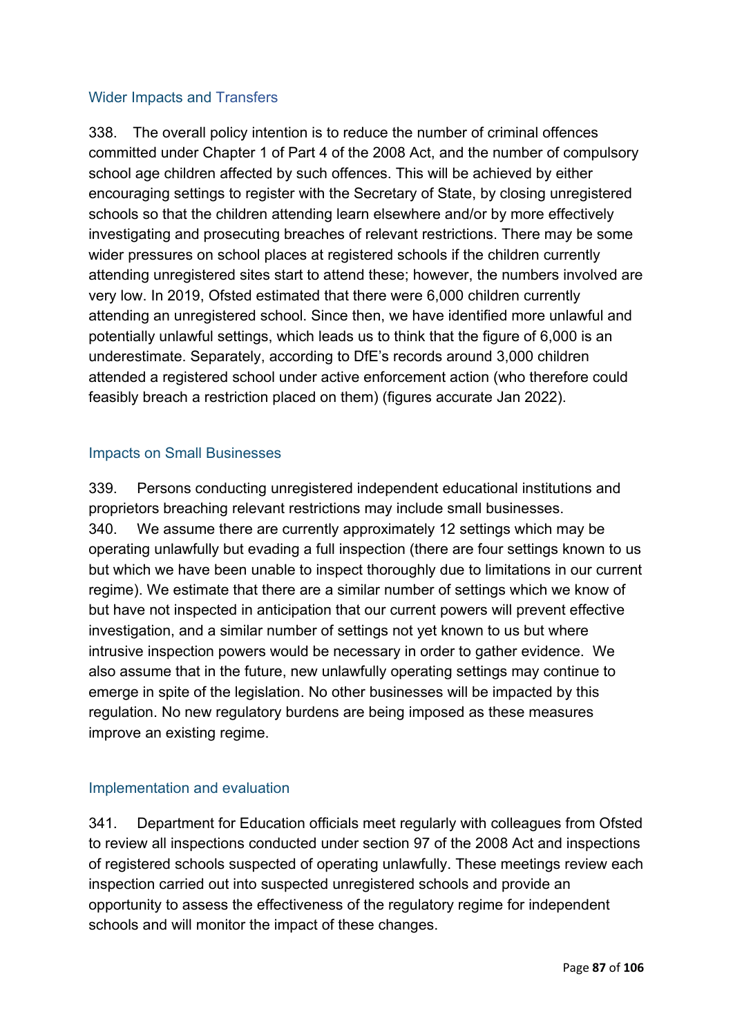### Wider Impacts and Transfers

338. The overall policy intention is to reduce the number of criminal offences committed under Chapter 1 of Part 4 of the 2008 Act, and the number of compulsory school age children affected by such offences. This will be achieved by either encouraging settings to register with the Secretary of State, by closing unregistered schools so that the children attending learn elsewhere and/or by more effectively investigating and prosecuting breaches of relevant restrictions. There may be some wider pressures on school places at registered schools if the children currently attending unregistered sites start to attend these; however, the numbers involved are very low. In 2019, Ofsted estimated that there were 6,000 children currently attending an unregistered school. Since then, we have identified more unlawful and potentially unlawful settings, which leads us to think that the figure of 6,000 is an underestimate. Separately, according to DfE's records around 3,000 children attended a registered school under active enforcement action (who therefore could feasibly breach a restriction placed on them) (figures accurate Jan 2022).

### Impacts on Small Businesses

339. Persons conducting unregistered independent educational institutions and proprietors breaching relevant restrictions may include small businesses.

340. We assume there are currently approximately 12 settings which may be operating unlawfully but evading a full inspection (there are four settings known to us but which we have been unable to inspect thoroughly due to limitations in our current regime). We estimate that there are a similar number of settings which we know of but have not inspected in anticipation that our current powers will prevent effective investigation, and a similar number of settings not yet known to us but where intrusive inspection powers would be necessary in order to gather evidence. We also assume that in the future, new unlawfully operating settings may continue to emerge in spite of the legislation. No other businesses will be impacted by this regulation. No new regulatory burdens are being imposed as these measures improve an existing regime.

### Implementation and evaluation

341. Department for Education officials meet regularly with colleagues from Ofsted to review all inspections conducted under section 97 of the 2008 Act and inspections of registered schools suspected of operating unlawfully. These meetings review each inspection carried out into suspected unregistered schools and provide an opportunity to assess the effectiveness of the regulatory regime for independent schools and will monitor the impact of these changes.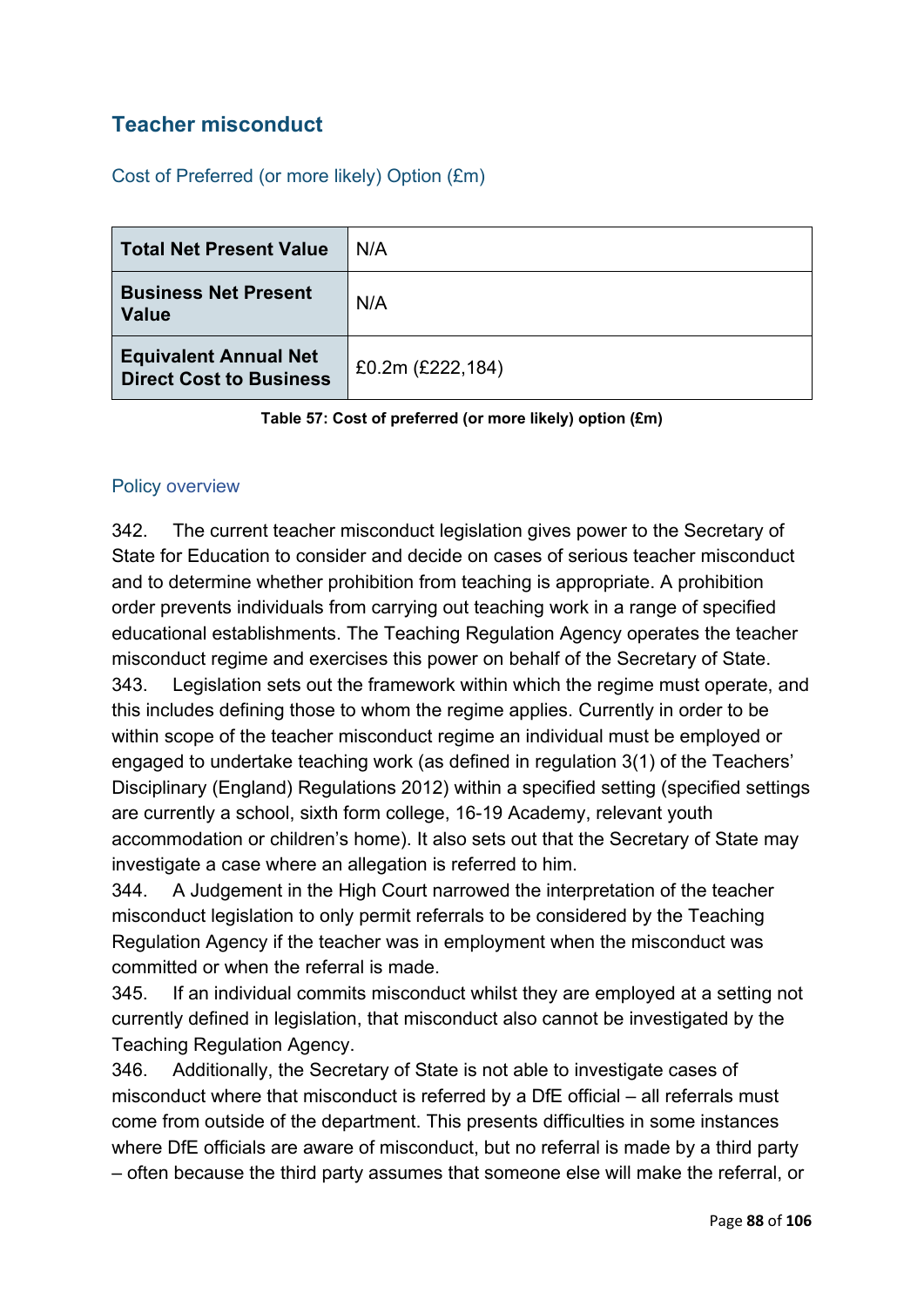## Teacher misconduct

### Cost of Preferred (or more likely) Option (£m)

| **Total Net Present Value** | N/A |
|---|---|
| **Business Net Present Value** | N/A |
| **Equivalent Annual Net Direct Cost to Business** | £0.2m (£222,184) |

**Table 57: Cost of preferred (or more likely) option (£m)**

### Policy overview

342. The current teacher misconduct legislation gives power to the Secretary of State for Education to consider and decide on cases of serious teacher misconduct and to determine whether prohibition from teaching is appropriate. A prohibition order prevents individuals from carrying out teaching work in a range of specified educational establishments. The Teaching Regulation Agency operates the teacher misconduct regime and exercises this power on behalf of the Secretary of State.

343. Legislation sets out the framework within which the regime must operate, and this includes defining those to whom the regime applies. Currently in order to be within scope of the teacher misconduct regime an individual must be employed or engaged to undertake teaching work (as defined in regulation 3(1) of the Teachers' Disciplinary (England) Regulations 2012) within a specified setting (specified settings are currently a school, sixth form college, 16-19 Academy, relevant youth accommodation or children's home). It also sets out that the Secretary of State may investigate a case where an allegation is referred to him.

344. A Judgement in the High Court narrowed the interpretation of the teacher misconduct legislation to only permit referrals to be considered by the Teaching Regulation Agency if the teacher was in employment when the misconduct was committed or when the referral is made.

345. If an individual commits misconduct whilst they are employed at a setting not currently defined in legislation, that misconduct also cannot be investigated by the Teaching Regulation Agency.

346. Additionally, the Secretary of State is not able to investigate cases of misconduct where that misconduct is referred by a DfE official – all referrals must come from outside of the department. This presents difficulties in some instances where DfE officials are aware of misconduct, but no referral is made by a third party – often because the third party assumes that someone else will make the referral, or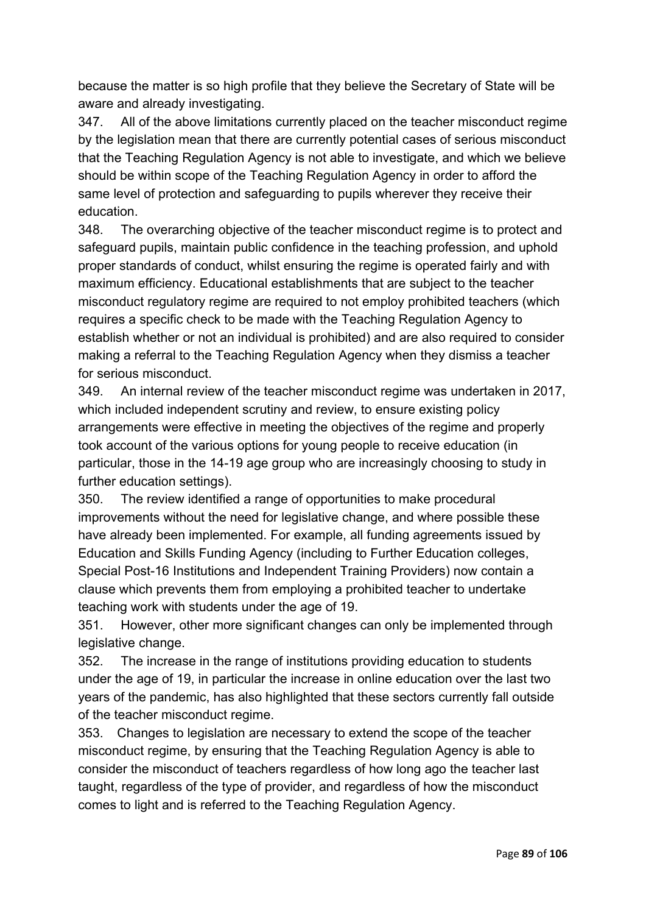because the matter is so high profile that they believe the Secretary of State will be aware and already investigating.

347. All of the above limitations currently placed on the teacher misconduct regime by the legislation mean that there are currently potential cases of serious misconduct that the Teaching Regulation Agency is not able to investigate, and which we believe should be within scope of the Teaching Regulation Agency in order to afford the same level of protection and safeguarding to pupils wherever they receive their education.

348. The overarching objective of the teacher misconduct regime is to protect and safeguard pupils, maintain public confidence in the teaching profession, and uphold proper standards of conduct, whilst ensuring the regime is operated fairly and with maximum efficiency. Educational establishments that are subject to the teacher misconduct regulatory regime are required to not employ prohibited teachers (which requires a specific check to be made with the Teaching Regulation Agency to establish whether or not an individual is prohibited) and are also required to consider making a referral to the Teaching Regulation Agency when they dismiss a teacher for serious misconduct.

349. An internal review of the teacher misconduct regime was undertaken in 2017, which included independent scrutiny and review, to ensure existing policy arrangements were effective in meeting the objectives of the regime and properly took account of the various options for young people to receive education (in particular, those in the 14-19 age group who are increasingly choosing to study in further education settings).

350. The review identified a range of opportunities to make procedural improvements without the need for legislative change, and where possible these have already been implemented. For example, all funding agreements issued by Education and Skills Funding Agency (including to Further Education colleges, Special Post-16 Institutions and Independent Training Providers) now contain a clause which prevents them from employing a prohibited teacher to undertake teaching work with students under the age of 19.

351. However, other more significant changes can only be implemented through legislative change.

352. The increase in the range of institutions providing education to students under the age of 19, in particular the increase in online education over the last two years of the pandemic, has also highlighted that these sectors currently fall outside of the teacher misconduct regime.

353. Changes to legislation are necessary to extend the scope of the teacher misconduct regime, by ensuring that the Teaching Regulation Agency is able to consider the misconduct of teachers regardless of how long ago the teacher last taught, regardless of the type of provider, and regardless of how the misconduct comes to light and is referred to the Teaching Regulation Agency.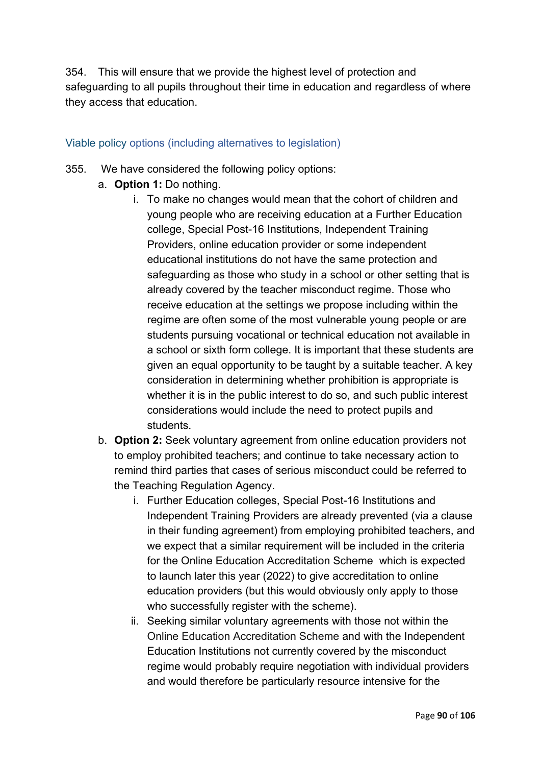354. This will ensure that we provide the highest level of protection and safeguarding to all pupils throughout their time in education and regardless of where they access that education.

### Viable policy options (including alternatives to legislation)

355. We have considered the following policy options:

   a. **Option 1:** Do nothing.

      i. To make no changes would mean that the cohort of children and young people who are receiving education at a Further Education college, Special Post-16 Institutions, Independent Training Providers, online education provider or some independent educational institutions do not have the same protection and safeguarding as those who study in a school or other setting that is already covered by the teacher misconduct regime. Those who receive education at the settings we propose including within the regime are often some of the most vulnerable young people or are students pursuing vocational or technical education not available in a school or sixth form college. It is important that these students are given an equal opportunity to be taught by a suitable teacher. A key consideration in determining whether prohibition is appropriate is whether it is in the public interest to do so, and such public interest considerations would include the need to protect pupils and students.

   b. **Option 2:** Seek voluntary agreement from online education providers not to employ prohibited teachers; and continue to take necessary action to remind third parties that cases of serious misconduct could be referred to the Teaching Regulation Agency.

      i. Further Education colleges, Special Post-16 Institutions and Independent Training Providers are already prevented (via a clause in their funding agreement) from employing prohibited teachers, and we expect that a similar requirement will be included in the criteria for the Online Education Accreditation Scheme which is expected to launch later this year (2022) to give accreditation to online education providers (but this would obviously only apply to those who successfully register with the scheme).

      ii. Seeking similar voluntary agreements with those not within the Online Education Accreditation Scheme and with the Independent Education Institutions not currently covered by the misconduct regime would probably require negotiation with individual providers and would therefore be particularly resource intensive for the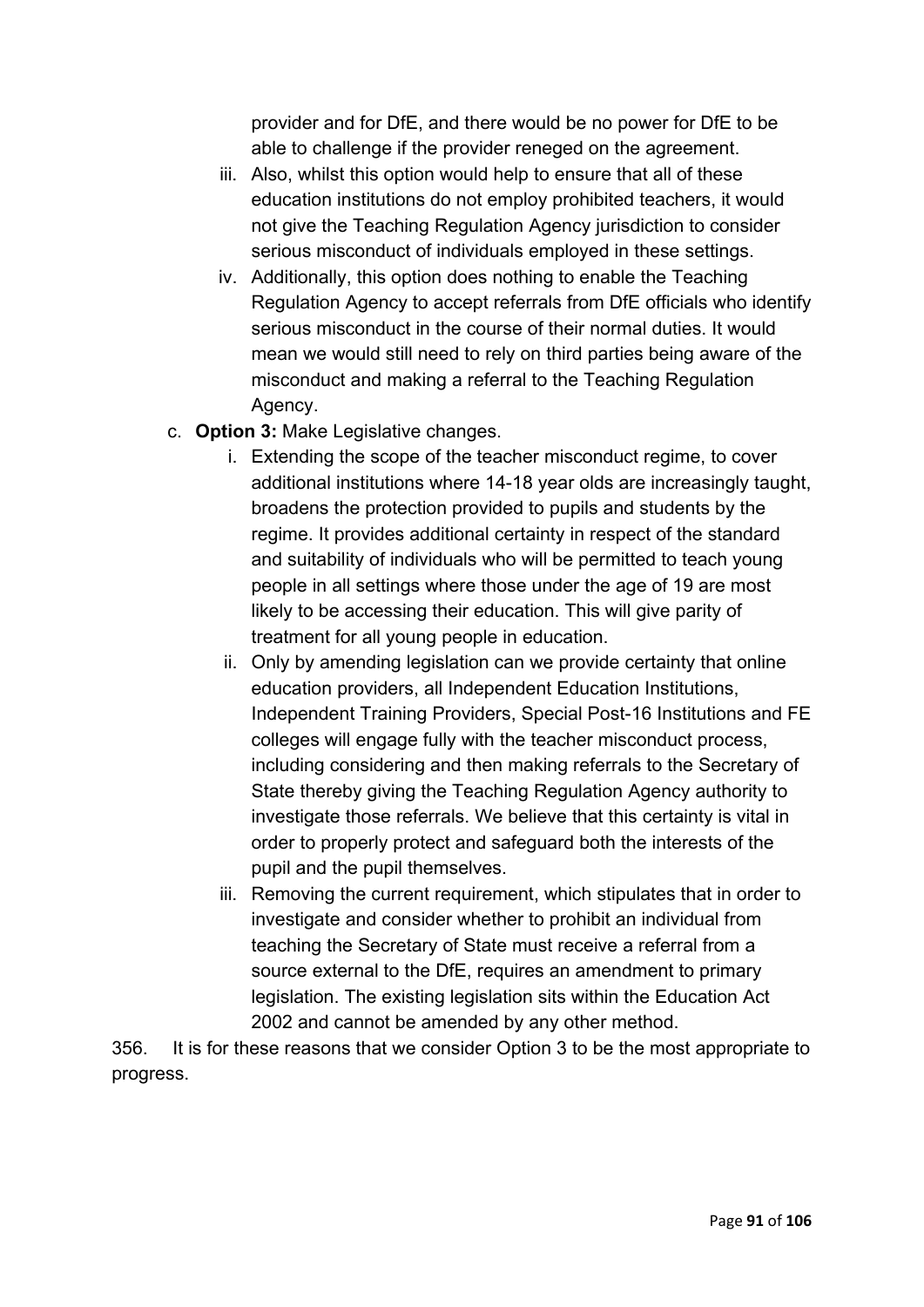provider and for DfE, and there would be no power for DfE to be able to challenge if the provider reneged on the agreement.

iii. Also, whilst this option would help to ensure that all of these education institutions do not employ prohibited teachers, it would not give the Teaching Regulation Agency jurisdiction to consider serious misconduct of individuals employed in these settings.

iv. Additionally, this option does nothing to enable the Teaching Regulation Agency to accept referrals from DfE officials who identify serious misconduct in the course of their normal duties. It would mean we would still need to rely on third parties being aware of the misconduct and making a referral to the Teaching Regulation Agency.

c. **Option 3:** Make Legislative changes.

i. Extending the scope of the teacher misconduct regime, to cover additional institutions where 14-18 year olds are increasingly taught, broadens the protection provided to pupils and students by the regime. It provides additional certainty in respect of the standard and suitability of individuals who will be permitted to teach young people in all settings where those under the age of 19 are most likely to be accessing their education. This will give parity of treatment for all young people in education.

ii. Only by amending legislation can we provide certainty that online education providers, all Independent Education Institutions, Independent Training Providers, Special Post-16 Institutions and FE colleges will engage fully with the teacher misconduct process, including considering and then making referrals to the Secretary of State thereby giving the Teaching Regulation Agency authority to investigate those referrals. We believe that this certainty is vital in order to properly protect and safeguard both the interests of the pupil and the pupil themselves.

iii. Removing the current requirement, which stipulates that in order to investigate and consider whether to prohibit an individual from teaching the Secretary of State must receive a referral from a source external to the DfE, requires an amendment to primary legislation. The existing legislation sits within the Education Act 2002 and cannot be amended by any other method.

356. It is for these reasons that we consider Option 3 to be the most appropriate to progress.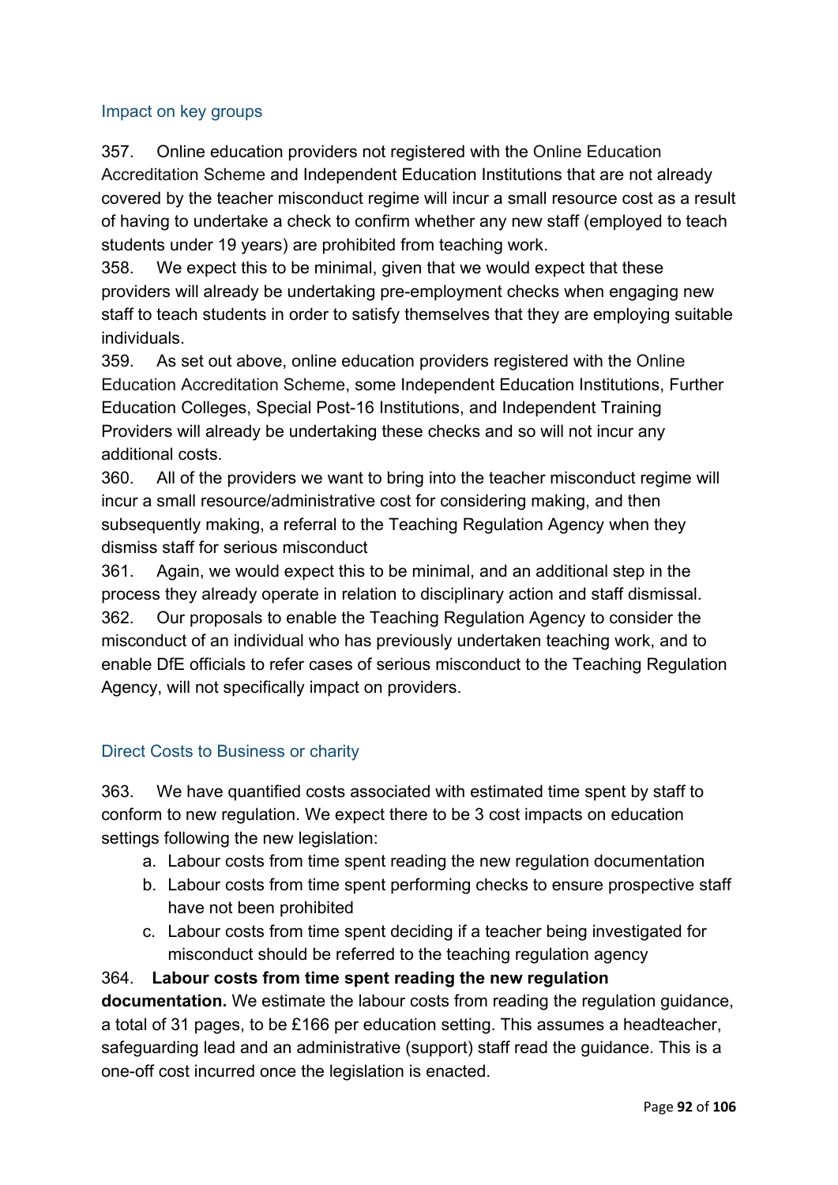### Impact on key groups

357. Online education providers not registered with the Online Education Accreditation Scheme and Independent Education Institutions that are not already covered by the teacher misconduct regime will incur a small resource cost as a result of having to undertake a check to confirm whether any new staff (employed to teach students under 19 years) are prohibited from teaching work.

358. We expect this to be minimal, given that we would expect that these providers will already be undertaking pre-employment checks when engaging new staff to teach students in order to satisfy themselves that they are employing suitable individuals.

359. As set out above, online education providers registered with the Online Education Accreditation Scheme, some Independent Education Institutions, Further Education Colleges, Special Post-16 Institutions, and Independent Training Providers will already be undertaking these checks and so will not incur any additional costs.

360. All of the providers we want to bring into the teacher misconduct regime will incur a small resource/administrative cost for considering making, and then subsequently making, a referral to the Teaching Regulation Agency when they dismiss staff for serious misconduct

361. Again, we would expect this to be minimal, and an additional step in the process they already operate in relation to disciplinary action and staff dismissal.

362. Our proposals to enable the Teaching Regulation Agency to consider the misconduct of an individual who has previously undertaken teaching work, and to enable DfE officials to refer cases of serious misconduct to the Teaching Regulation Agency, will not specifically impact on providers.

### Direct Costs to Business or charity

363. We have quantified costs associated with estimated time spent by staff to conform to new regulation. We expect there to be 3 cost impacts on education settings following the new legislation:

a. Labour costs from time spent reading the new regulation documentation
b. Labour costs from time spent performing checks to ensure prospective staff have not been prohibited
c. Labour costs from time spent deciding if a teacher being investigated for misconduct should be referred to the teaching regulation agency

364. **Labour costs from time spent reading the new regulation documentation.** We estimate the labour costs from reading the regulation guidance, a total of 31 pages, to be £166 per education setting. This assumes a headteacher, safeguarding lead and an administrative (support) staff read the guidance. This is a one-off cost incurred once the legislation is enacted.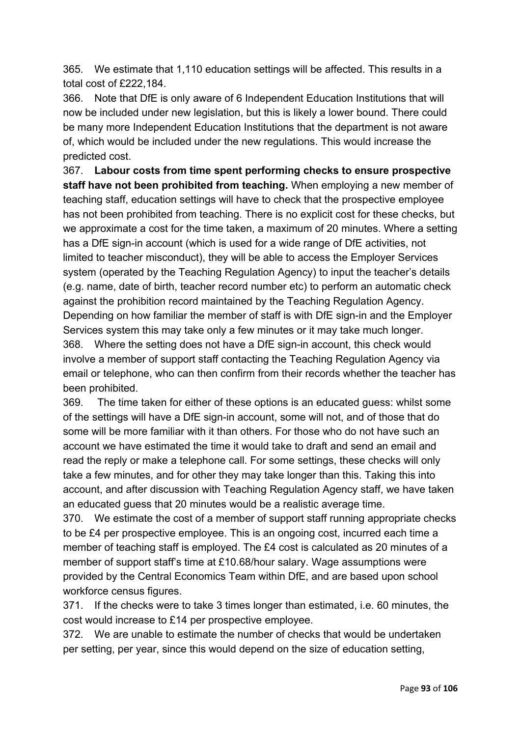365. We estimate that 1,110 education settings will be affected. This results in a total cost of £222,184.

366. Note that DfE is only aware of 6 Independent Education Institutions that will now be included under new legislation, but this is likely a lower bound. There could be many more Independent Education Institutions that the department is not aware of, which would be included under the new regulations. This would increase the predicted cost.

367. **Labour costs from time spent performing checks to ensure prospective staff have not been prohibited from teaching.** When employing a new member of teaching staff, education settings will have to check that the prospective employee has not been prohibited from teaching. There is no explicit cost for these checks, but we approximate a cost for the time taken, a maximum of 20 minutes. Where a setting has a DfE sign-in account (which is used for a wide range of DfE activities, not limited to teacher misconduct), they will be able to access the Employer Services system (operated by the Teaching Regulation Agency) to input the teacher's details (e.g. name, date of birth, teacher record number etc) to perform an automatic check against the prohibition record maintained by the Teaching Regulation Agency. Depending on how familiar the member of staff is with DfE sign-in and the Employer Services system this may take only a few minutes or it may take much longer.

368. Where the setting does not have a DfE sign-in account, this check would involve a member of support staff contacting the Teaching Regulation Agency via email or telephone, who can then confirm from their records whether the teacher has been prohibited.

369. The time taken for either of these options is an educated guess: whilst some of the settings will have a DfE sign-in account, some will not, and of those that do some will be more familiar with it than others. For those who do not have such an account we have estimated the time it would take to draft and send an email and read the reply or make a telephone call. For some settings, these checks will only take a few minutes, and for other they may take longer than this. Taking this into account, and after discussion with Teaching Regulation Agency staff, we have taken an educated guess that 20 minutes would be a realistic average time.

370. We estimate the cost of a member of support staff running appropriate checks to be £4 per prospective employee. This is an ongoing cost, incurred each time a member of teaching staff is employed. The £4 cost is calculated as 20 minutes of a member of support staff's time at £10.68/hour salary. Wage assumptions were provided by the Central Economics Team within DfE, and are based upon school workforce census figures.

371. If the checks were to take 3 times longer than estimated, i.e. 60 minutes, the cost would increase to £14 per prospective employee.

372. We are unable to estimate the number of checks that would be undertaken per setting, per year, since this would depend on the size of education setting,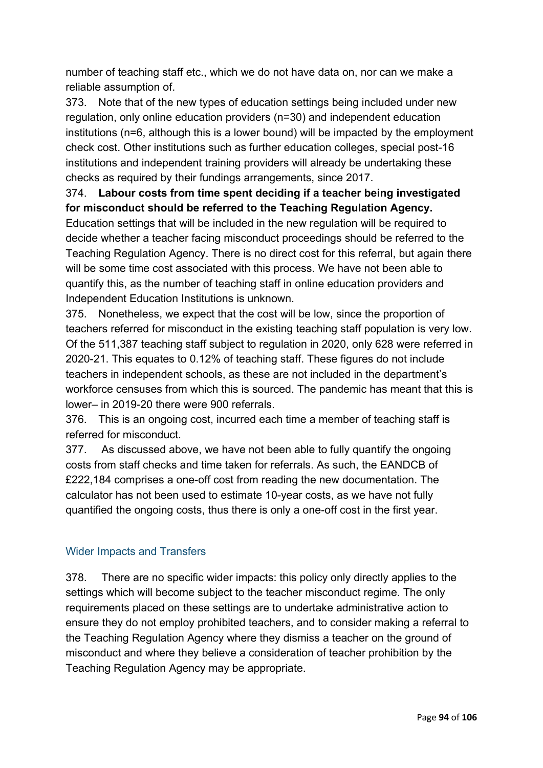number of teaching staff etc., which we do not have data on, nor can we make a reliable assumption of.

373. Note that of the new types of education settings being included under new regulation, only online education providers (n=30) and independent education institutions (n=6, although this is a lower bound) will be impacted by the employment check cost. Other institutions such as further education colleges, special post-16 institutions and independent training providers will already be undertaking these checks as required by their fundings arrangements, since 2017.

374. **Labour costs from time spent deciding if a teacher being investigated for misconduct should be referred to the Teaching Regulation Agency.** Education settings that will be included in the new regulation will be required to decide whether a teacher facing misconduct proceedings should be referred to the Teaching Regulation Agency. There is no direct cost for this referral, but again there will be some time cost associated with this process. We have not been able to quantify this, as the number of teaching staff in online education providers and Independent Education Institutions is unknown.

375. Nonetheless, we expect that the cost will be low, since the proportion of teachers referred for misconduct in the existing teaching staff population is very low. Of the 511,387 teaching staff subject to regulation in 2020, only 628 were referred in 2020-21. This equates to 0.12% of teaching staff. These figures do not include teachers in independent schools, as these are not included in the department's workforce censuses from which this is sourced. The pandemic has meant that this is lower– in 2019-20 there were 900 referrals.

376. This is an ongoing cost, incurred each time a member of teaching staff is referred for misconduct.

377. As discussed above, we have not been able to fully quantify the ongoing costs from staff checks and time taken for referrals. As such, the EANDCB of £222,184 comprises a one-off cost from reading the new documentation. The calculator has not been used to estimate 10-year costs, as we have not fully quantified the ongoing costs, thus there is only a one-off cost in the first year.

## Wider Impacts and Transfers

378. There are no specific wider impacts: this policy only directly applies to the settings which will become subject to the teacher misconduct regime. The only requirements placed on these settings are to undertake administrative action to ensure they do not employ prohibited teachers, and to consider making a referral to the Teaching Regulation Agency where they dismiss a teacher on the ground of misconduct and where they believe a consideration of teacher prohibition by the Teaching Regulation Agency may be appropriate.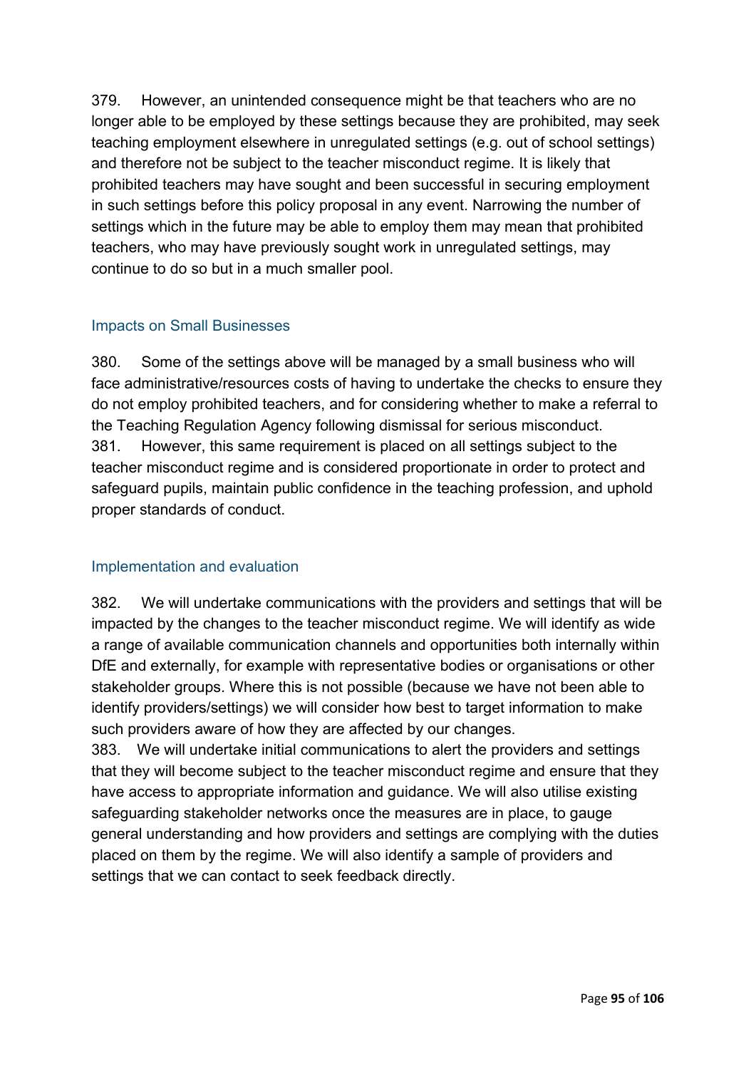379. However, an unintended consequence might be that teachers who are no longer able to be employed by these settings because they are prohibited, may seek teaching employment elsewhere in unregulated settings (e.g. out of school settings) and therefore not be subject to the teacher misconduct regime. It is likely that prohibited teachers may have sought and been successful in securing employment in such settings before this policy proposal in any event. Narrowing the number of settings which in the future may be able to employ them may mean that prohibited teachers, who may have previously sought work in unregulated settings, may continue to do so but in a much smaller pool.

### Impacts on Small Businesses

380. Some of the settings above will be managed by a small business who will face administrative/resources costs of having to undertake the checks to ensure they do not employ prohibited teachers, and for considering whether to make a referral to the Teaching Regulation Agency following dismissal for serious misconduct.

381. However, this same requirement is placed on all settings subject to the teacher misconduct regime and is considered proportionate in order to protect and safeguard pupils, maintain public confidence in the teaching profession, and uphold proper standards of conduct.

### Implementation and evaluation

382. We will undertake communications with the providers and settings that will be impacted by the changes to the teacher misconduct regime. We will identify as wide a range of available communication channels and opportunities both internally within DfE and externally, for example with representative bodies or organisations or other stakeholder groups. Where this is not possible (because we have not been able to identify providers/settings) we will consider how best to target information to make such providers aware of how they are affected by our changes.

383. We will undertake initial communications to alert the providers and settings that they will become subject to the teacher misconduct regime and ensure that they have access to appropriate information and guidance. We will also utilise existing safeguarding stakeholder networks once the measures are in place, to gauge general understanding and how providers and settings are complying with the duties placed on them by the regime. We will also identify a sample of providers and settings that we can contact to seek feedback directly.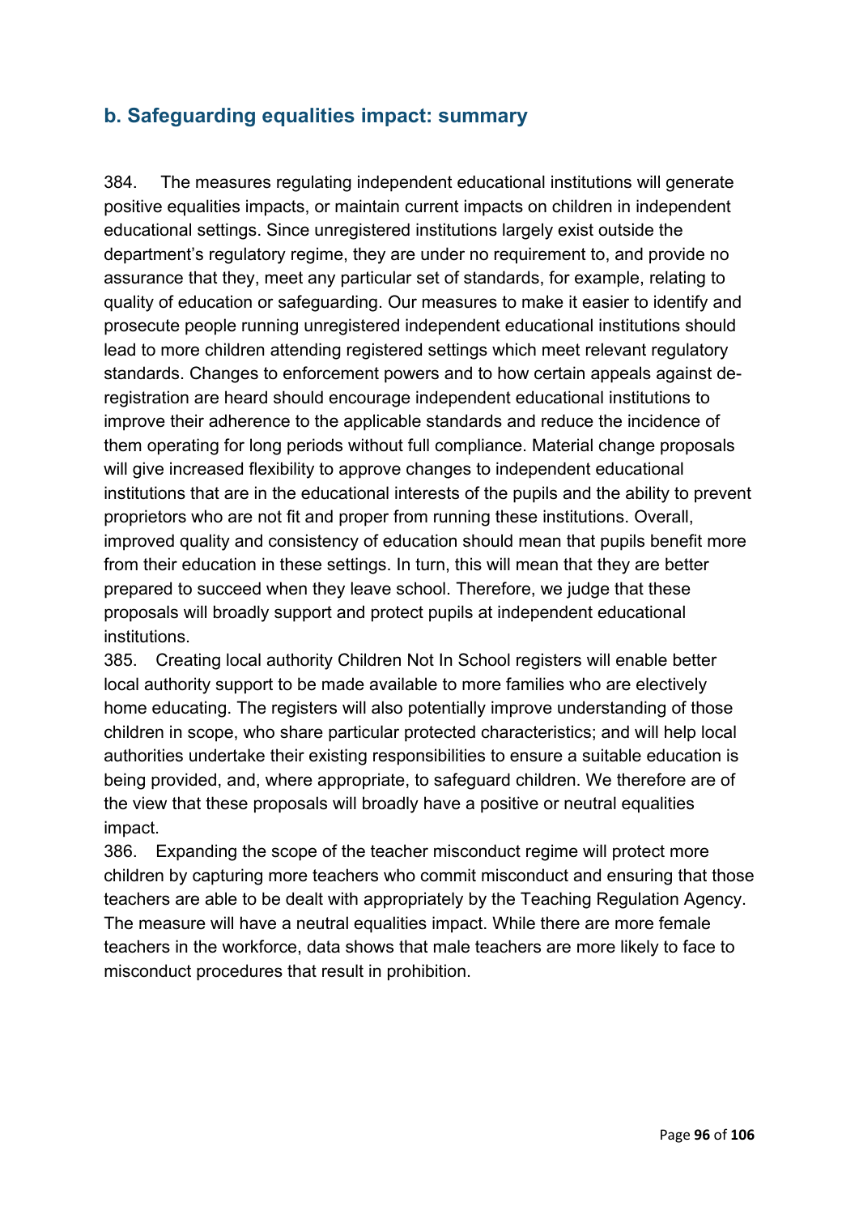## b. Safeguarding equalities impact: summary

384. The measures regulating independent educational institutions will generate positive equalities impacts, or maintain current impacts on children in independent educational settings. Since unregistered institutions largely exist outside the department's regulatory regime, they are under no requirement to, and provide no assurance that they, meet any particular set of standards, for example, relating to quality of education or safeguarding. Our measures to make it easier to identify and prosecute people running unregistered independent educational institutions should lead to more children attending registered settings which meet relevant regulatory standards. Changes to enforcement powers and to how certain appeals against de-registration are heard should encourage independent educational institutions to improve their adherence to the applicable standards and reduce the incidence of them operating for long periods without full compliance. Material change proposals will give increased flexibility to approve changes to independent educational institutions that are in the educational interests of the pupils and the ability to prevent proprietors who are not fit and proper from running these institutions. Overall, improved quality and consistency of education should mean that pupils benefit more from their education in these settings. In turn, this will mean that they are better prepared to succeed when they leave school. Therefore, we judge that these proposals will broadly support and protect pupils at independent educational institutions.

385. Creating local authority Children Not In School registers will enable better local authority support to be made available to more families who are electively home educating. The registers will also potentially improve understanding of those children in scope, who share particular protected characteristics; and will help local authorities undertake their existing responsibilities to ensure a suitable education is being provided, and, where appropriate, to safeguard children. We therefore are of the view that these proposals will broadly have a positive or neutral equalities impact.

386. Expanding the scope of the teacher misconduct regime will protect more children by capturing more teachers who commit misconduct and ensuring that those teachers are able to be dealt with appropriately by the Teaching Regulation Agency. The measure will have a neutral equalities impact. While there are more female teachers in the workforce, data shows that male teachers are more likely to face to misconduct procedures that result in prohibition.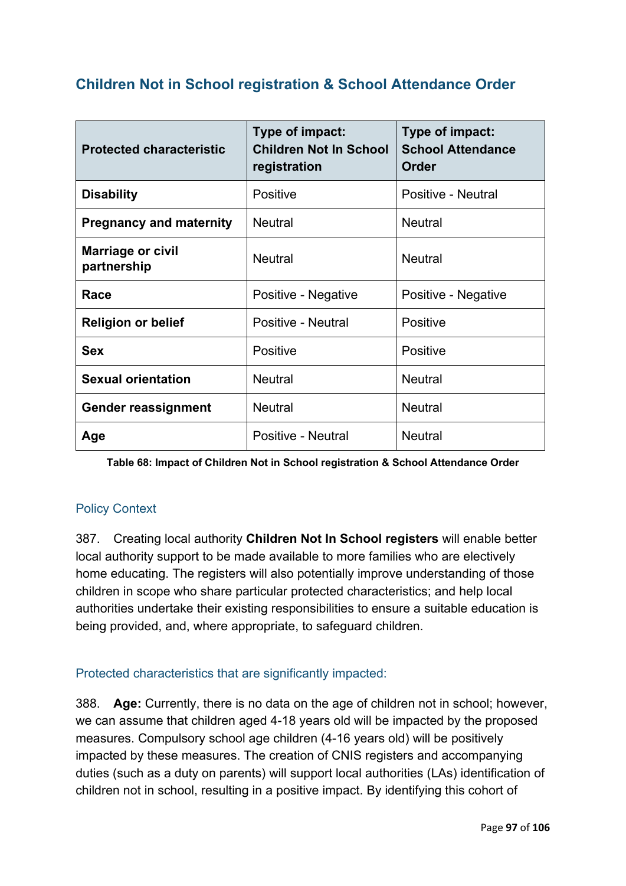## Children Not in School registration & School Attendance Order

| Protected characteristic | Type of impact: Children Not In School registration | Type of impact: School Attendance Order |
|---|---|---|
| **Disability** | Positive | Positive - Neutral |
| **Pregnancy and maternity** | Neutral | Neutral |
| **Marriage or civil partnership** | Neutral | Neutral |
| **Race** | Positive - Negative | Positive - Negative |
| **Religion or belief** | Positive - Neutral | Positive |
| **Sex** | Positive | Positive |
| **Sexual orientation** | Neutral | Neutral |
| **Gender reassignment** | Neutral | Neutral |
| **Age** | Positive - Neutral | Neutral |

**Table 68: Impact of Children Not in School registration & School Attendance Order**

### Policy Context

387. Creating local authority **Children Not In School registers** will enable better local authority support to be made available to more families who are electively home educating. The registers will also potentially improve understanding of those children in scope who share particular protected characteristics; and help local authorities undertake their existing responsibilities to ensure a suitable education is being provided, and, where appropriate, to safeguard children.

### Protected characteristics that are significantly impacted:

388. **Age:** Currently, there is no data on the age of children not in school; however, we can assume that children aged 4-18 years old will be impacted by the proposed measures. Compulsory school age children (4-16 years old) will be positively impacted by these measures. The creation of CNIS registers and accompanying duties (such as a duty on parents) will support local authorities (LAs) identification of children not in school, resulting in a positive impact. By identifying this cohort of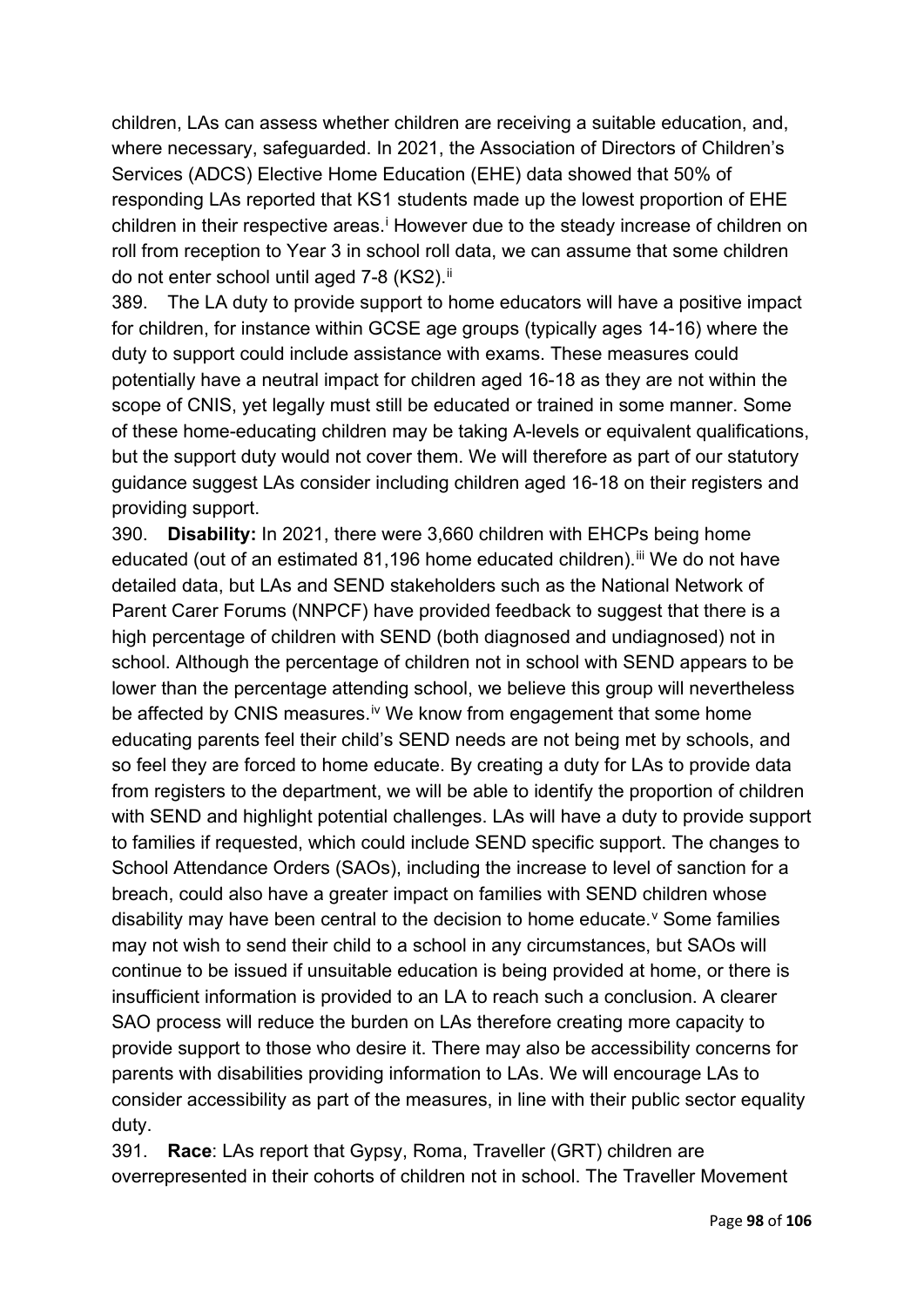children, LAs can assess whether children are receiving a suitable education, and, where necessary, safeguarded. In 2021, the Association of Directors of Children's Services (ADCS) Elective Home Education (EHE) data showed that 50% of responding LAs reported that KS1 students made up the lowest proportion of EHE children in their respective areas.[i] However due to the steady increase of children on roll from reception to Year 3 in school roll data, we can assume that some children do not enter school until aged 7-8 (KS2).[ii]

389. The LA duty to provide support to home educators will have a positive impact for children, for instance within GCSE age groups (typically ages 14-16) where the duty to support could include assistance with exams. These measures could potentially have a neutral impact for children aged 16-18 as they are not within the scope of CNIS, yet legally must still be educated or trained in some manner. Some of these home-educating children may be taking A-levels or equivalent qualifications, but the support duty would not cover them. We will therefore as part of our statutory guidance suggest LAs consider including children aged 16-18 on their registers and providing support.

390. **Disability:** In 2021, there were 3,660 children with EHCPs being home educated (out of an estimated 81,196 home educated children).[iii] We do not have detailed data, but LAs and SEND stakeholders such as the National Network of Parent Carer Forums (NNPCF) have provided feedback to suggest that there is a high percentage of children with SEND (both diagnosed and undiagnosed) not in school. Although the percentage of children not in school with SEND appears to be lower than the percentage attending school, we believe this group will nevertheless be affected by CNIS measures.[iv] We know from engagement that some home educating parents feel their child's SEND needs are not being met by schools, and so feel they are forced to home educate. By creating a duty for LAs to provide data from registers to the department, we will be able to identify the proportion of children with SEND and highlight potential challenges. LAs will have a duty to provide support to families if requested, which could include SEND specific support. The changes to School Attendance Orders (SAOs), including the increase to level of sanction for a breach, could also have a greater impact on families with SEND children whose disability may have been central to the decision to home educate.[v] Some families may not wish to send their child to a school in any circumstances, but SAOs will continue to be issued if unsuitable education is being provided at home, or there is insufficient information is provided to an LA to reach such a conclusion. A clearer SAO process will reduce the burden on LAs therefore creating more capacity to provide support to those who desire it. There may also be accessibility concerns for parents with disabilities providing information to LAs. We will encourage LAs to consider accessibility as part of the measures, in line with their public sector equality duty.

391. **Race**: LAs report that Gypsy, Roma, Traveller (GRT) children are overrepresented in their cohorts of children not in school. The Traveller Movement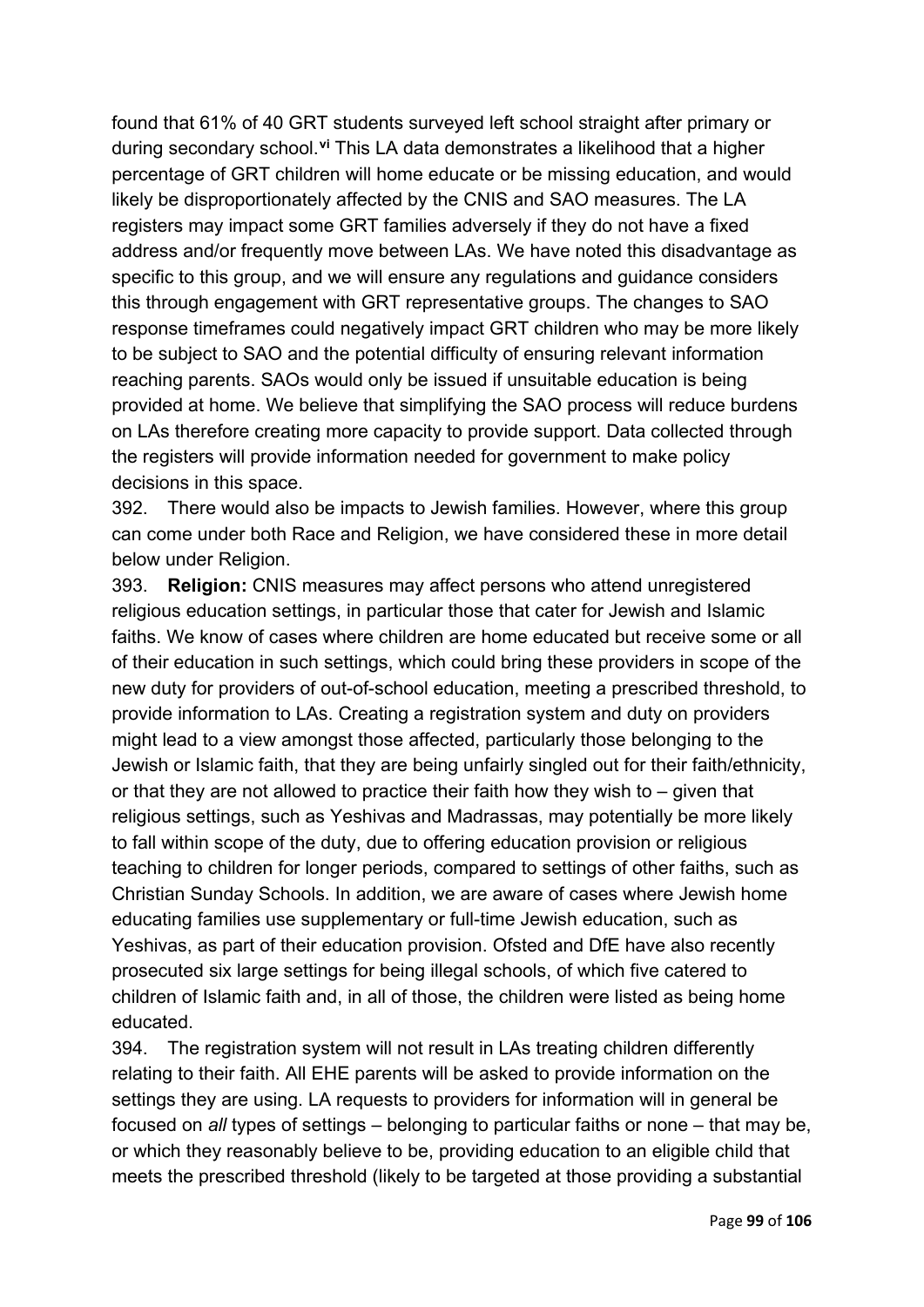found that 61% of 40 GRT students surveyed left school straight after primary or during secondary school.[vi] This LA data demonstrates a likelihood that a higher percentage of GRT children will home educate or be missing education, and would likely be disproportionately affected by the CNIS and SAO measures. The LA registers may impact some GRT families adversely if they do not have a fixed address and/or frequently move between LAs. We have noted this disadvantage as specific to this group, and we will ensure any regulations and guidance considers this through engagement with GRT representative groups. The changes to SAO response timeframes could negatively impact GRT children who may be more likely to be subject to SAO and the potential difficulty of ensuring relevant information reaching parents. SAOs would only be issued if unsuitable education is being provided at home. We believe that simplifying the SAO process will reduce burdens on LAs therefore creating more capacity to provide support. Data collected through the registers will provide information needed for government to make policy decisions in this space.

392. There would also be impacts to Jewish families. However, where this group can come under both Race and Religion, we have considered these in more detail below under Religion.

393. **Religion:** CNIS measures may affect persons who attend unregistered religious education settings, in particular those that cater for Jewish and Islamic faiths. We know of cases where children are home educated but receive some or all of their education in such settings, which could bring these providers in scope of the new duty for providers of out-of-school education, meeting a prescribed threshold, to provide information to LAs. Creating a registration system and duty on providers might lead to a view amongst those affected, particularly those belonging to the Jewish or Islamic faith, that they are being unfairly singled out for their faith/ethnicity, or that they are not allowed to practice their faith how they wish to – given that religious settings, such as Yeshivas and Madrassas, may potentially be more likely to fall within scope of the duty, due to offering education provision or religious teaching to children for longer periods, compared to settings of other faiths, such as Christian Sunday Schools. In addition, we are aware of cases where Jewish home educating families use supplementary or full-time Jewish education, such as Yeshivas, as part of their education provision. Ofsted and DfE have also recently prosecuted six large settings for being illegal schools, of which five catered to children of Islamic faith and, in all of those, the children were listed as being home educated.

394. The registration system will not result in LAs treating children differently relating to their faith. All EHE parents will be asked to provide information on the settings they are using. LA requests to providers for information will in general be focused on *all* types of settings – belonging to particular faiths or none – that may be, or which they reasonably believe to be, providing education to an eligible child that meets the prescribed threshold (likely to be targeted at those providing a substantial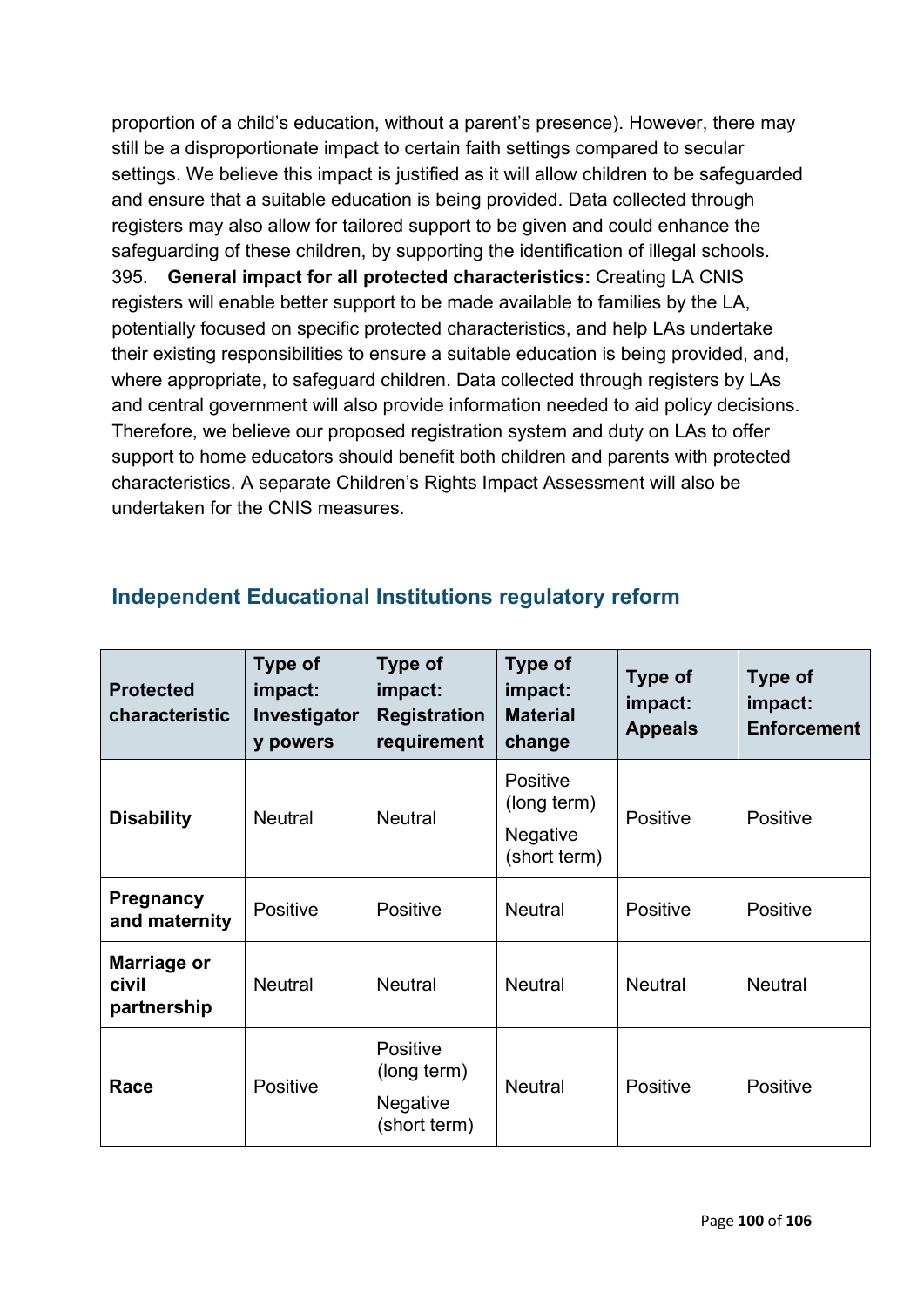proportion of a child's education, without a parent's presence). However, there may still be a disproportionate impact to certain faith settings compared to secular settings. We believe this impact is justified as it will allow children to be safeguarded and ensure that a suitable education is being provided. Data collected through registers may also allow for tailored support to be given and could enhance the safeguarding of these children, by supporting the identification of illegal schools.

395. **General impact for all protected characteristics:** Creating LA CNIS registers will enable better support to be made available to families by the LA, potentially focused on specific protected characteristics, and help LAs undertake their existing responsibilities to ensure a suitable education is being provided, and, where appropriate, to safeguard children. Data collected through registers by LAs and central government will also provide information needed to aid policy decisions. Therefore, we believe our proposed registration system and duty on LAs to offer support to home educators should benefit both children and parents with protected characteristics. A separate Children's Rights Impact Assessment will also be undertaken for the CNIS measures.

## Independent Educational Institutions regulatory reform

| Protected characteristic | Type of impact: Investigatory powers | Type of impact: Registration requirement | Type of impact: Material change | Type of impact: Appeals | Type of impact: Enforcement |
|---|---|---|---|---|---|
| **Disability** | Neutral | Neutral | Positive (long term) Negative (short term) | Positive | Positive |
| **Pregnancy and maternity** | Positive | Positive | Neutral | Positive | Positive |
| **Marriage or civil partnership** | Neutral | Neutral | Neutral | Neutral | Neutral |
| **Race** | Positive | Positive (long term) Negative (short term) | Neutral | Positive | Positive |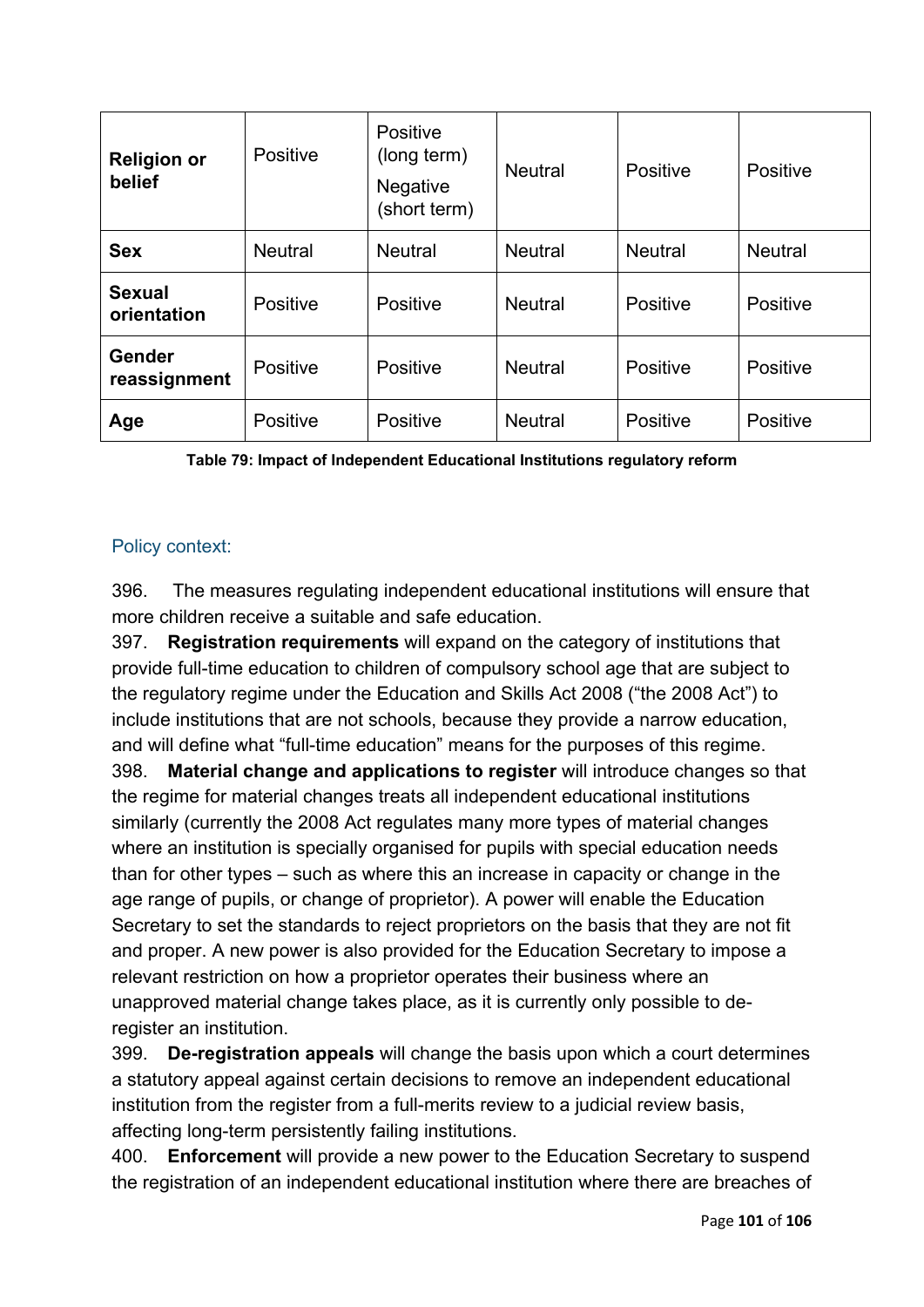| | | | | | |
|---|---|---|---|---|---|
| **Religion or belief** | Positive | Positive (long term) Negative (short term) | Neutral | Positive | Positive |
| **Sex** | Neutral | Neutral | Neutral | Neutral | Neutral |
| **Sexual orientation** | Positive | Positive | Neutral | Positive | Positive |
| **Gender reassignment** | Positive | Positive | Neutral | Positive | Positive |
| **Age** | Positive | Positive | Neutral | Positive | Positive |

**Table 79: Impact of Independent Educational Institutions regulatory reform**

## Policy context:

396. The measures regulating independent educational institutions will ensure that more children receive a suitable and safe education.

397. **Registration requirements** will expand on the category of institutions that provide full-time education to children of compulsory school age that are subject to the regulatory regime under the Education and Skills Act 2008 ("the 2008 Act") to include institutions that are not schools, because they provide a narrow education, and will define what "full-time education" means for the purposes of this regime.

398. **Material change and applications to register** will introduce changes so that the regime for material changes treats all independent educational institutions similarly (currently the 2008 Act regulates many more types of material changes where an institution is specially organised for pupils with special education needs than for other types – such as where this an increase in capacity or change in the age range of pupils, or change of proprietor). A power will enable the Education Secretary to set the standards to reject proprietors on the basis that they are not fit and proper. A new power is also provided for the Education Secretary to impose a relevant restriction on how a proprietor operates their business where an unapproved material change takes place, as it is currently only possible to de-register an institution.

399. **De-registration appeals** will change the basis upon which a court determines a statutory appeal against certain decisions to remove an independent educational institution from the register from a full-merits review to a judicial review basis, affecting long-term persistently failing institutions.

400. **Enforcement** will provide a new power to the Education Secretary to suspend the registration of an independent educational institution where there are breaches of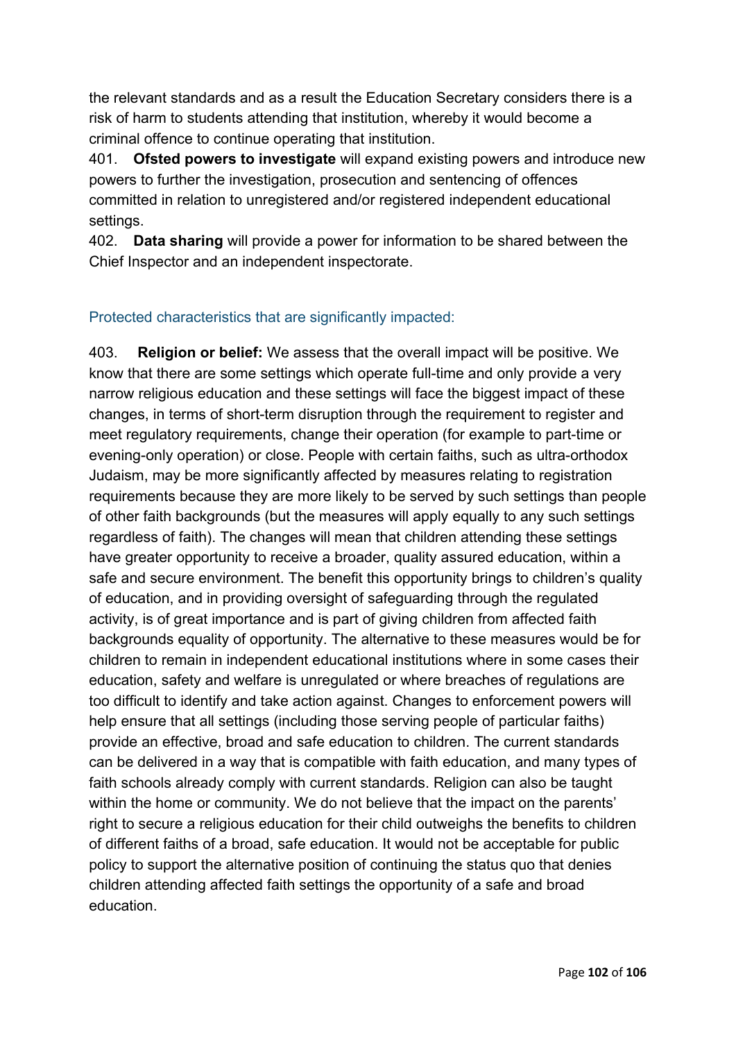the relevant standards and as a result the Education Secretary considers there is a risk of harm to students attending that institution, whereby it would become a criminal offence to continue operating that institution.

401. **Ofsted powers to investigate** will expand existing powers and introduce new powers to further the investigation, prosecution and sentencing of offences committed in relation to unregistered and/or registered independent educational settings.

402. **Data sharing** will provide a power for information to be shared between the Chief Inspector and an independent inspectorate.

### Protected characteristics that are significantly impacted:

403. **Religion or belief:** We assess that the overall impact will be positive. We know that there are some settings which operate full-time and only provide a very narrow religious education and these settings will face the biggest impact of these changes, in terms of short-term disruption through the requirement to register and meet regulatory requirements, change their operation (for example to part-time or evening-only operation) or close. People with certain faiths, such as ultra-orthodox Judaism, may be more significantly affected by measures relating to registration requirements because they are more likely to be served by such settings than people of other faith backgrounds (but the measures will apply equally to any such settings regardless of faith). The changes will mean that children attending these settings have greater opportunity to receive a broader, quality assured education, within a safe and secure environment. The benefit this opportunity brings to children's quality of education, and in providing oversight of safeguarding through the regulated activity, is of great importance and is part of giving children from affected faith backgrounds equality of opportunity. The alternative to these measures would be for children to remain in independent educational institutions where in some cases their education, safety and welfare is unregulated or where breaches of regulations are too difficult to identify and take action against. Changes to enforcement powers will help ensure that all settings (including those serving people of particular faiths) provide an effective, broad and safe education to children. The current standards can be delivered in a way that is compatible with faith education, and many types of faith schools already comply with current standards. Religion can also be taught within the home or community. We do not believe that the impact on the parents' right to secure a religious education for their child outweighs the benefits to children of different faiths of a broad, safe education. It would not be acceptable for public policy to support the alternative position of continuing the status quo that denies children attending affected faith settings the opportunity of a safe and broad education.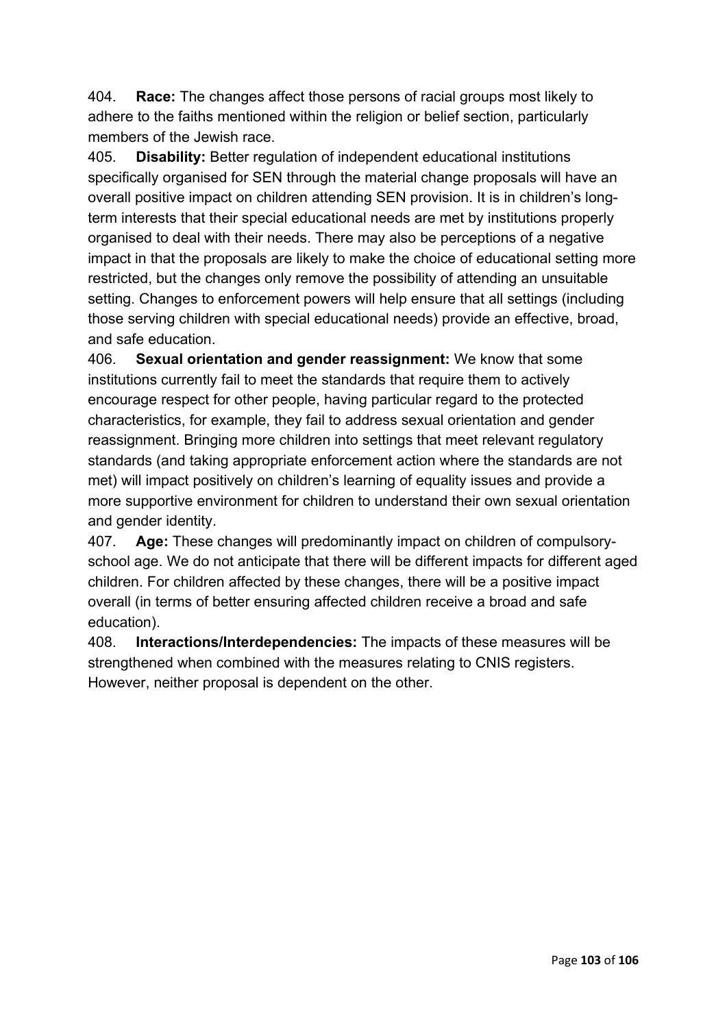404. **Race:** The changes affect those persons of racial groups most likely to adhere to the faiths mentioned within the religion or belief section, particularly members of the Jewish race.

405. **Disability:** Better regulation of independent educational institutions specifically organised for SEN through the material change proposals will have an overall positive impact on children attending SEN provision. It is in children's long-term interests that their special educational needs are met by institutions properly organised to deal with their needs. There may also be perceptions of a negative impact in that the proposals are likely to make the choice of educational setting more restricted, but the changes only remove the possibility of attending an unsuitable setting. Changes to enforcement powers will help ensure that all settings (including those serving children with special educational needs) provide an effective, broad, and safe education.

406. **Sexual orientation and gender reassignment:** We know that some institutions currently fail to meet the standards that require them to actively encourage respect for other people, having particular regard to the protected characteristics, for example, they fail to address sexual orientation and gender reassignment. Bringing more children into settings that meet relevant regulatory standards (and taking appropriate enforcement action where the standards are not met) will impact positively on children's learning of equality issues and provide a more supportive environment for children to understand their own sexual orientation and gender identity.

407. **Age:** These changes will predominantly impact on children of compulsory-school age. We do not anticipate that there will be different impacts for different aged children. For children affected by these changes, there will be a positive impact overall (in terms of better ensuring affected children receive a broad and safe education).

408. **Interactions/Interdependencies:** The impacts of these measures will be strengthened when combined with the measures relating to CNIS registers. However, neither proposal is dependent on the other.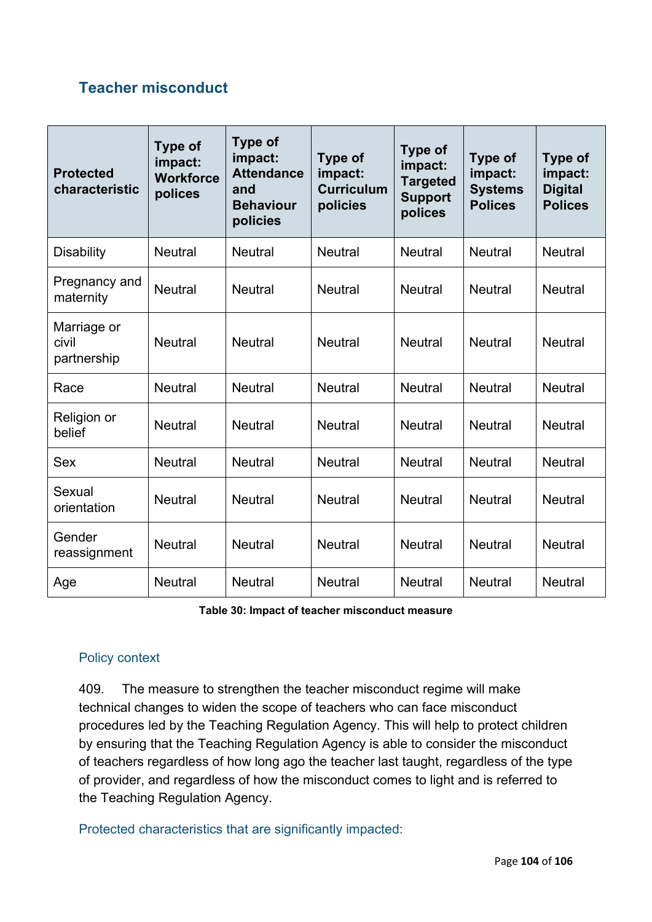## Teacher misconduct

| Protected characteristic | Type of impact: Workforce polices | Type of impact: Attendance and Behaviour policies | Type of impact: Curriculum policies | Type of impact: Targeted Support polices | Type of impact: Systems Polices | Type of impact: Digital Polices |
|---|---|---|---|---|---|---|
| Disability | Neutral | Neutral | Neutral | Neutral | Neutral | Neutral |
| Pregnancy and maternity | Neutral | Neutral | Neutral | Neutral | Neutral | Neutral |
| Marriage or civil partnership | Neutral | Neutral | Neutral | Neutral | Neutral | Neutral |
| Race | Neutral | Neutral | Neutral | Neutral | Neutral | Neutral |
| Religion or belief | Neutral | Neutral | Neutral | Neutral | Neutral | Neutral |
| Sex | Neutral | Neutral | Neutral | Neutral | Neutral | Neutral |
| Sexual orientation | Neutral | Neutral | Neutral | Neutral | Neutral | Neutral |
| Gender reassignment | Neutral | Neutral | Neutral | Neutral | Neutral | Neutral |
| Age | Neutral | Neutral | Neutral | Neutral | Neutral | Neutral |

**Table 30: Impact of teacher misconduct measure**

### Policy context

409. The measure to strengthen the teacher misconduct regime will make technical changes to widen the scope of teachers who can face misconduct procedures led by the Teaching Regulation Agency. This will help to protect children by ensuring that the Teaching Regulation Agency is able to consider the misconduct of teachers regardless of how long ago the teacher last taught, regardless of the type of provider, and regardless of how the misconduct comes to light and is referred to the Teaching Regulation Agency.

### Protected characteristics that are significantly impacted: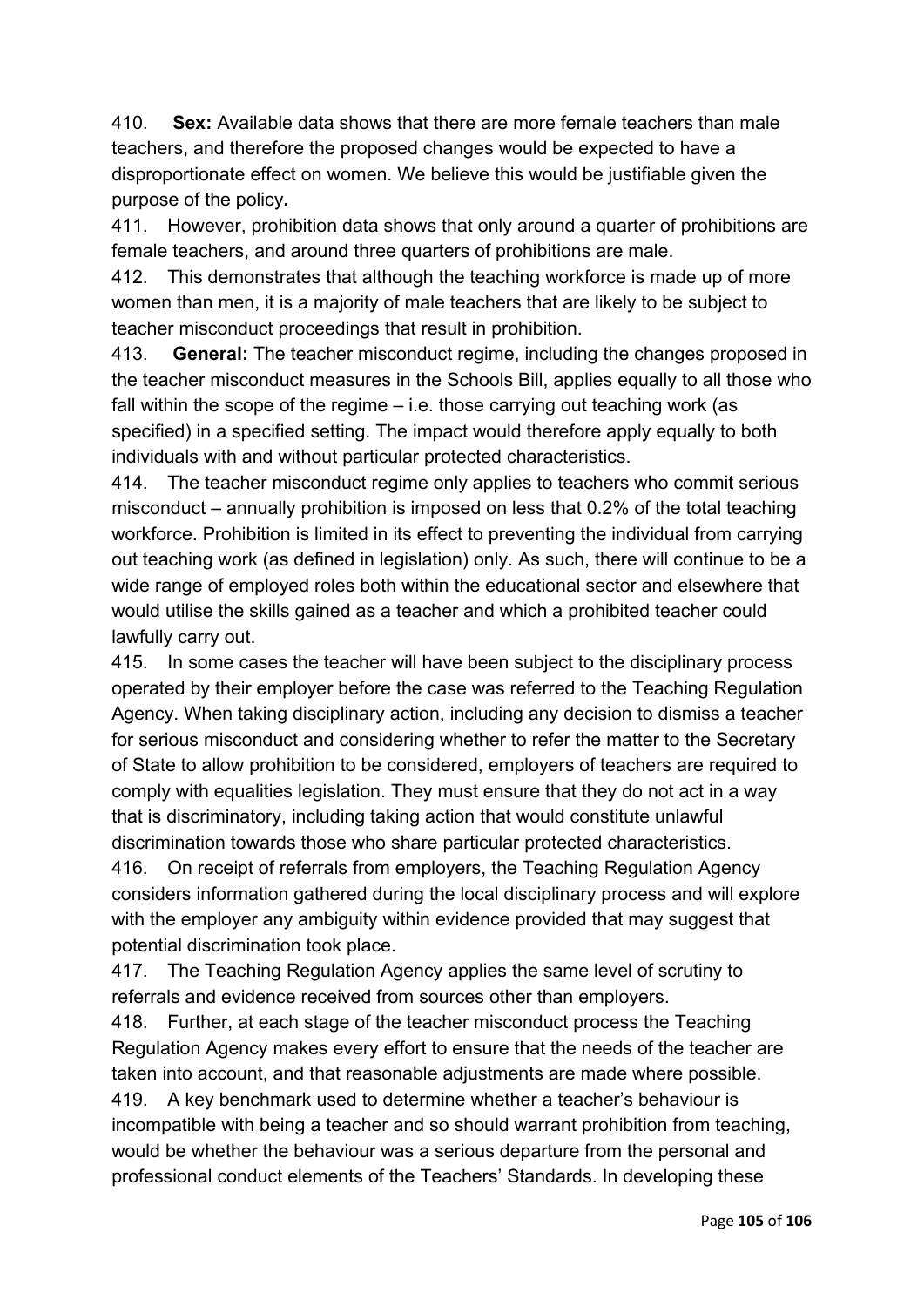410. **Sex:** Available data shows that there are more female teachers than male teachers, and therefore the proposed changes would be expected to have a disproportionate effect on women. We believe this would be justifiable given the purpose of the policy**.**

411. However, prohibition data shows that only around a quarter of prohibitions are female teachers, and around three quarters of prohibitions are male.

412. This demonstrates that although the teaching workforce is made up of more women than men, it is a majority of male teachers that are likely to be subject to teacher misconduct proceedings that result in prohibition.

413. **General:** The teacher misconduct regime, including the changes proposed in the teacher misconduct measures in the Schools Bill, applies equally to all those who fall within the scope of the regime – i.e. those carrying out teaching work (as specified) in a specified setting. The impact would therefore apply equally to both individuals with and without particular protected characteristics.

414. The teacher misconduct regime only applies to teachers who commit serious misconduct – annually prohibition is imposed on less that 0.2% of the total teaching workforce. Prohibition is limited in its effect to preventing the individual from carrying out teaching work (as defined in legislation) only. As such, there will continue to be a wide range of employed roles both within the educational sector and elsewhere that would utilise the skills gained as a teacher and which a prohibited teacher could lawfully carry out.

415. In some cases the teacher will have been subject to the disciplinary process operated by their employer before the case was referred to the Teaching Regulation Agency. When taking disciplinary action, including any decision to dismiss a teacher for serious misconduct and considering whether to refer the matter to the Secretary of State to allow prohibition to be considered, employers of teachers are required to comply with equalities legislation. They must ensure that they do not act in a way that is discriminatory, including taking action that would constitute unlawful discrimination towards those who share particular protected characteristics.

416. On receipt of referrals from employers, the Teaching Regulation Agency considers information gathered during the local disciplinary process and will explore with the employer any ambiguity within evidence provided that may suggest that potential discrimination took place.

417. The Teaching Regulation Agency applies the same level of scrutiny to referrals and evidence received from sources other than employers.

418. Further, at each stage of the teacher misconduct process the Teaching Regulation Agency makes every effort to ensure that the needs of the teacher are taken into account, and that reasonable adjustments are made where possible.

419. A key benchmark used to determine whether a teacher's behaviour is incompatible with being a teacher and so should warrant prohibition from teaching, would be whether the behaviour was a serious departure from the personal and professional conduct elements of the Teachers' Standards. In developing these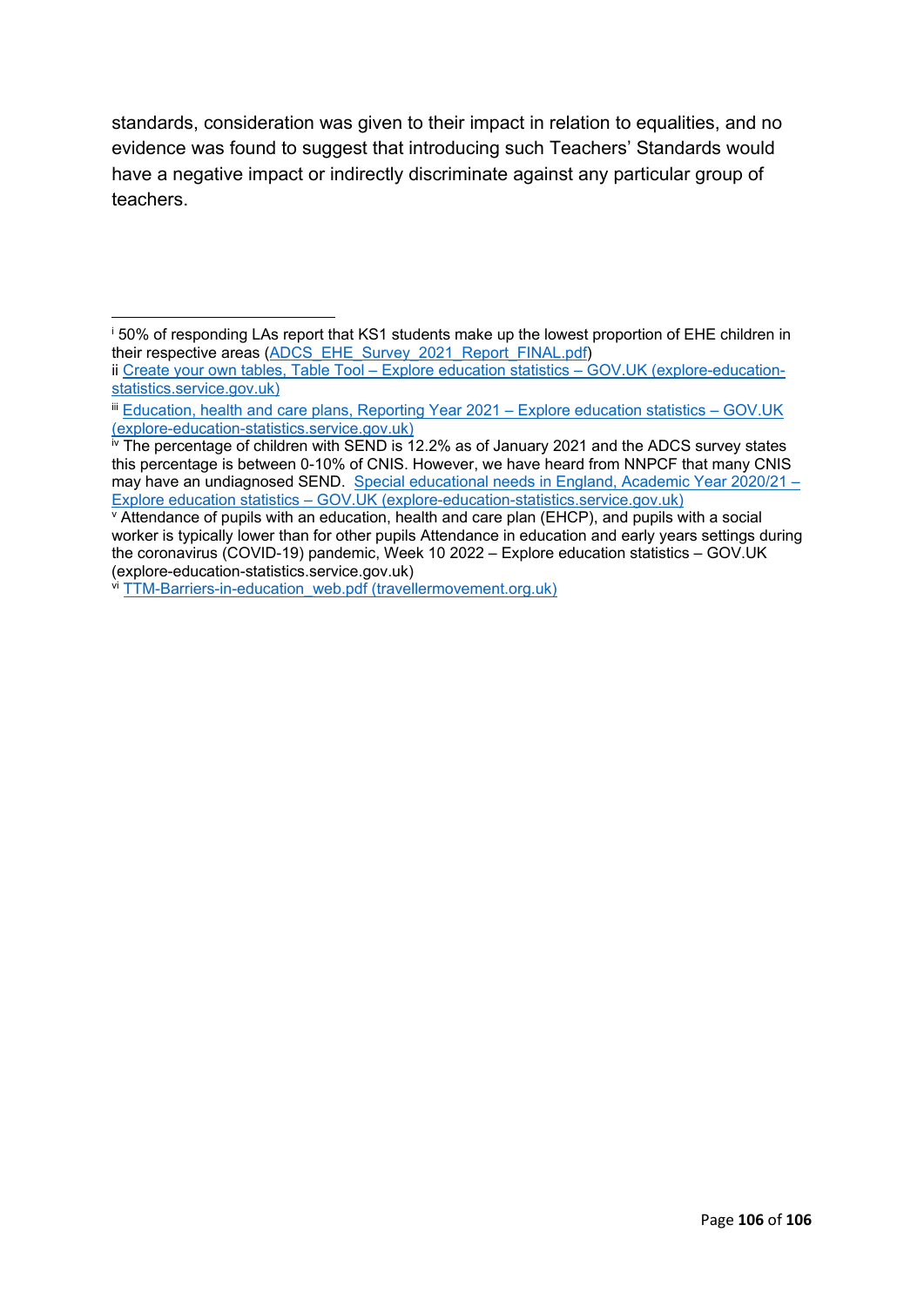standards, consideration was given to their impact in relation to equalities, and no evidence was found to suggest that introducing such Teachers' Standards would have a negative impact or indirectly discriminate against any particular group of teachers.

---

[i] 50% of responding LAs report that KS1 students make up the lowest proportion of EHE children in their respective areas (ADCS_EHE_Survey_2021_Report_FINAL.pdf)

ii Create your own tables, Table Tool – Explore education statistics – GOV.UK (explore-education-statistics.service.gov.uk)

[iii] Education, health and care plans, Reporting Year 2021 – Explore education statistics – GOV.UK (explore-education-statistics.service.gov.uk)

[iv] The percentage of children with SEND is 12.2% as of January 2021 and the ADCS survey states this percentage is between 0-10% of CNIS. However, we have heard from NNPCF that many CNIS may have an undiagnosed SEND. Special educational needs in England, Academic Year 2020/21 – Explore education statistics – GOV.UK (explore-education-statistics.service.gov.uk)

[v] Attendance of pupils with an education, health and care plan (EHCP), and pupils with a social worker is typically lower than for other pupils Attendance in education and early years settings during the coronavirus (COVID-19) pandemic, Week 10 2022 – Explore education statistics – GOV.UK (explore-education-statistics.service.gov.uk)

[vi] TTM-Barriers-in-education_web.pdf (travellermovement.org.uk)